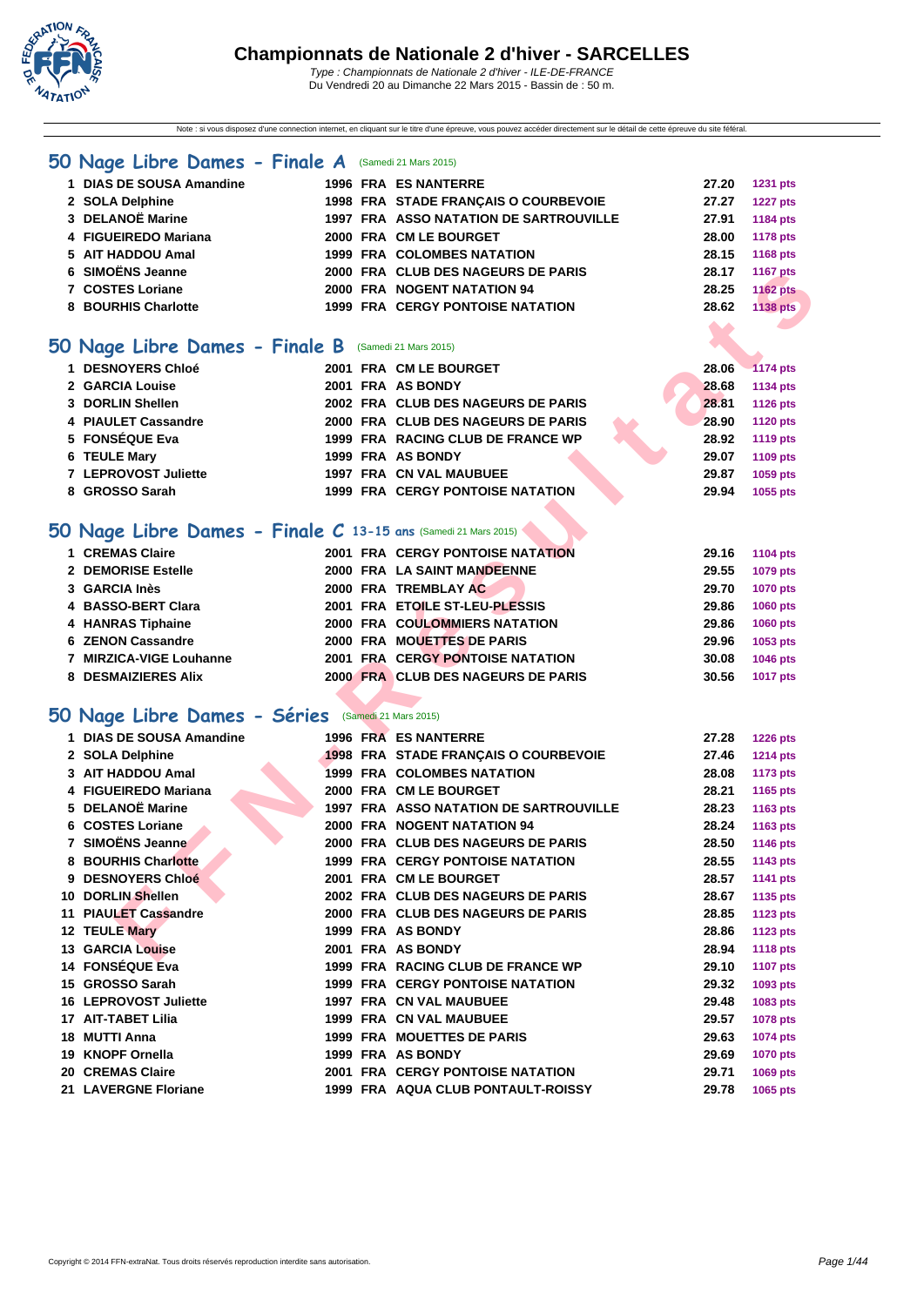# Championnats de Nationale 2 d'hiver - SARCELLES

*Type : Championnats de Nationale 2 d'hiver - ILE-DE-FRANCE*
Du Vendredi 20 au Dimanche 22 Mars 2015 - Bassin de : 50 m.

Note : si vous disposez d'une connexion internet, en cliquant sur le titre d'une épreuve, vous pouvez accéder directement sur le détail de cette épreuve du site féféral.

## 50 Nage Libre Dames - Finale A (Samedi 21 Mars 2015)

| | | | | | | |
|---|---|---|---|---|---|---|
| 1 | DIAS DE SOUSA Amandine | 1996 | FRA | ES NANTERRE | 27.20 | 1231 pts |
| 2 | SOLA Delphine | 1998 | FRA | STADE FRANÇAIS O COURBEVOIE | 27.27 | 1227 pts |
| 3 | DELANOË Marine | 1997 | FRA | ASSO NATATION DE SARTROUVILLE | 27.91 | 1184 pts |
| 4 | FIGUEIREDO Mariana | 2000 | FRA | CM LE BOURGET | 28.00 | 1178 pts |
| 5 | AIT HADDOU Amal | 1999 | FRA | COLOMBES NATATION | 28.15 | 1168 pts |
| 6 | SIMOËNS Jeanne | 2000 | FRA | CLUB DES NAGEURS DE PARIS | 28.17 | 1167 pts |
| 7 | COSTES Loriane | 2000 | FRA | NOGENT NATATION 94 | 28.25 | 1162 pts |
| 8 | BOURHIS Charlotte | 1999 | FRA | CERGY PONTOISE NATATION | 28.62 | 1138 pts |

## 50 Nage Libre Dames - Finale B (Samedi 21 Mars 2015)

| | | | | | | |
|---|---|---|---|---|---|---|
| 1 | DESNOYERS Chloé | 2001 | FRA | CM LE BOURGET | 28.06 | 1174 pts |
| 2 | GARCIA Louise | 2001 | FRA | AS BONDY | 28.68 | 1134 pts |
| 3 | DORLIN Shellen | 2002 | FRA | CLUB DES NAGEURS DE PARIS | 28.81 | 1126 pts |
| 4 | PIAULET Cassandre | 2000 | FRA | CLUB DES NAGEURS DE PARIS | 28.90 | 1120 pts |
| 5 | FONSÉQUE Eva | 1999 | FRA | RACING CLUB DE FRANCE WP | 28.92 | 1119 pts |
| 6 | TEULE Mary | 1999 | FRA | AS BONDY | 29.07 | 1109 pts |
| 7 | LEPROVOST Juliette | 1997 | FRA | CN VAL MAUBUEE | 29.87 | 1059 pts |
| 8 | GROSSO Sarah | 1999 | FRA | CERGY PONTOISE NATATION | 29.94 | 1055 pts |

## 50 Nage Libre Dames - Finale C 13-15 ans (Samedi 21 Mars 2015)

| | | | | | | |
|---|---|---|---|---|---|---|
| 1 | CREMAS Claire | 2001 | FRA | CERGY PONTOISE NATATION | 29.16 | 1104 pts |
| 2 | DEMORISE Estelle | 2000 | FRA | LA SAINT MANDEENNE | 29.55 | 1079 pts |
| 3 | GARCIA Inès | 2000 | FRA | TREMBLAY AC | 29.70 | 1070 pts |
| 4 | BASSO-BERT Clara | 2001 | FRA | ETOILE ST-LEU-PLESSIS | 29.86 | 1060 pts |
| 4 | HANRAS Tiphaine | 2000 | FRA | COULOMMIERS NATATION | 29.86 | 1060 pts |
| 6 | ZENON Cassandre | 2000 | FRA | MOUETTES DE PARIS | 29.96 | 1053 pts |
| 7 | MIRZICA-VIGE Louhanne | 2001 | FRA | CERGY PONTOISE NATATION | 30.08 | 1046 pts |
| 8 | DESMAIZIERES Alix | 2000 | FRA | CLUB DES NAGEURS DE PARIS | 30.56 | 1017 pts |

## 50 Nage Libre Dames - Séries (Samedi 21 Mars 2015)

| | | | | | | |
|---|---|---|---|---|---|---|
| 1 | DIAS DE SOUSA Amandine | 1996 | FRA | ES NANTERRE | 27.28 | 1226 pts |
| 2 | SOLA Delphine | 1998 | FRA | STADE FRANÇAIS O COURBEVOIE | 27.46 | 1214 pts |
| 3 | AIT HADDOU Amal | 1999 | FRA | COLOMBES NATATION | 28.08 | 1173 pts |
| 4 | FIGUEIREDO Mariana | 2000 | FRA | CM LE BOURGET | 28.21 | 1165 pts |
| 5 | DELANOË Marine | 1997 | FRA | ASSO NATATION DE SARTROUVILLE | 28.23 | 1163 pts |
| 6 | COSTES Loriane | 2000 | FRA | NOGENT NATATION 94 | 28.24 | 1163 pts |
| 7 | SIMOËNS Jeanne | 2000 | FRA | CLUB DES NAGEURS DE PARIS | 28.50 | 1146 pts |
| 8 | BOURHIS Charlotte | 1999 | FRA | CERGY PONTOISE NATATION | 28.55 | 1143 pts |
| 9 | DESNOYERS Chloé | 2001 | FRA | CM LE BOURGET | 28.57 | 1141 pts |
| 10 | DORLIN Shellen | 2002 | FRA | CLUB DES NAGEURS DE PARIS | 28.67 | 1135 pts |
| 11 | PIAULET Cassandre | 2000 | FRA | CLUB DES NAGEURS DE PARIS | 28.85 | 1123 pts |
| 12 | TEULE Mary | 1999 | FRA | AS BONDY | 28.86 | 1123 pts |
| 13 | GARCIA Louise | 2001 | FRA | AS BONDY | 28.94 | 1118 pts |
| 14 | FONSÉQUE Eva | 1999 | FRA | RACING CLUB DE FRANCE WP | 29.10 | 1107 pts |
| 15 | GROSSO Sarah | 1999 | FRA | CERGY PONTOISE NATATION | 29.32 | 1093 pts |
| 16 | LEPROVOST Juliette | 1997 | FRA | CN VAL MAUBUEE | 29.48 | 1083 pts |
| 17 | AIT-TABET Lilia | 1999 | FRA | CN VAL MAUBUEE | 29.57 | 1078 pts |
| 18 | MUTTI Anna | 1999 | FRA | MOUETTES DE PARIS | 29.63 | 1074 pts |
| 19 | KNOPF Ornella | 1999 | FRA | AS BONDY | 29.69 | 1070 pts |
| 20 | CREMAS Claire | 2001 | FRA | CERGY PONTOISE NATATION | 29.71 | 1069 pts |
| 21 | LAVERGNE Floriane | 1999 | FRA | AQUA CLUB PONTAULT-ROISSY | 29.78 | 1065 pts |

Copyright © 2014 FFN-extraNat. Tous droits réservés reproduction interdite sans autorisation.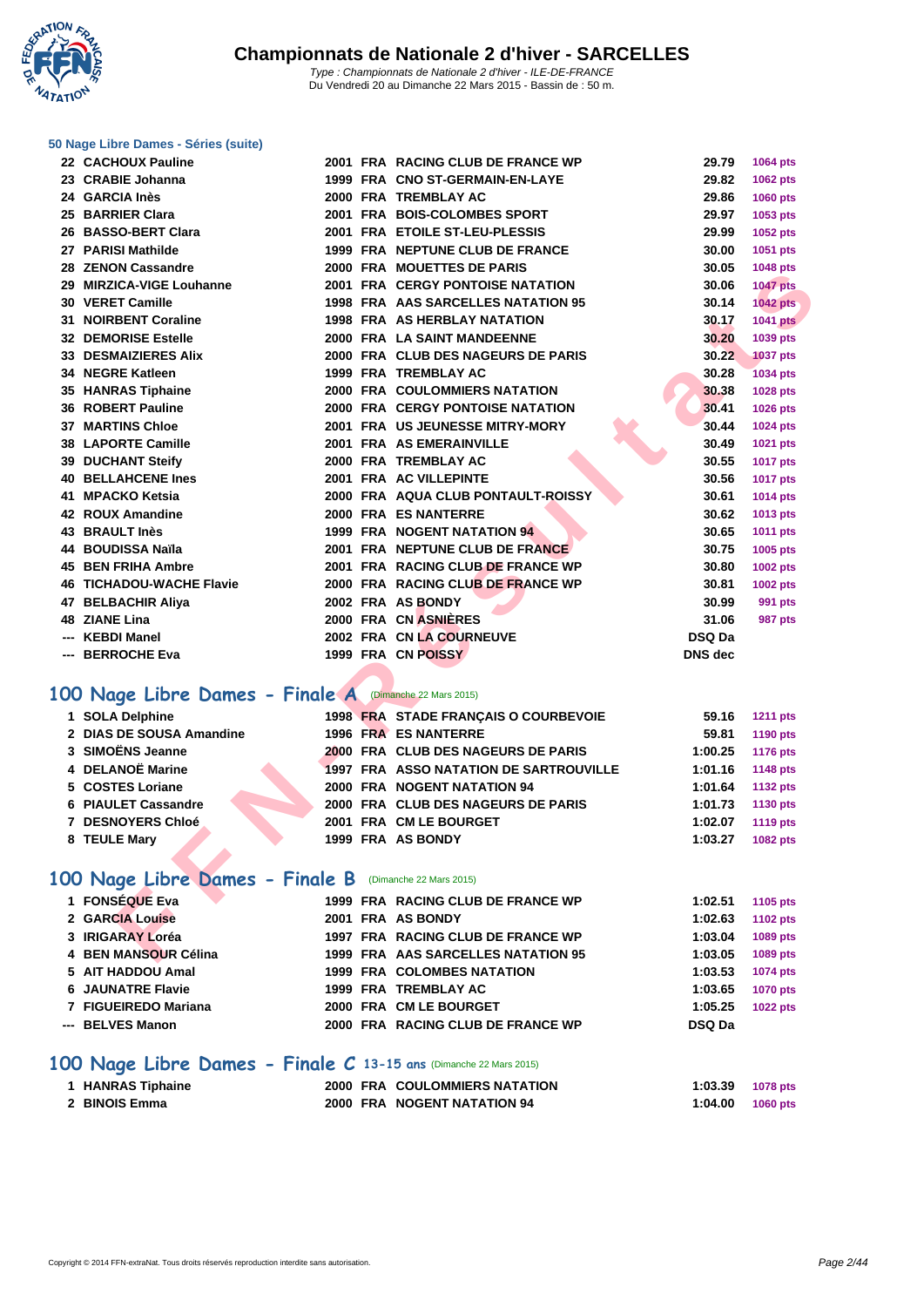# Championnats de Nationale 2 d'hiver - SARCELLES

*Type : Championnats de Nationale 2 d'hiver - ILE-DE-FRANCE*
Du Vendredi 20 au Dimanche 22 Mars 2015 - Bassin de : 50 m.

### 50 Nage Libre Dames - Séries (suite)

| Rang | Nom | Année | Nat. | Club | Temps | Points |
|---|---|---|---|---|---|---|
| 22 | CACHOUX Pauline | 2001 | FRA | RACING CLUB DE FRANCE WP | 29.79 | 1064 pts |
| 23 | CRABIE Johanna | 1999 | FRA | CNO ST-GERMAIN-EN-LAYE | 29.82 | 1062 pts |
| 24 | GARCIA Inès | 2000 | FRA | TREMBLAY AC | 29.86 | 1060 pts |
| 25 | BARRIER Clara | 2001 | FRA | BOIS-COLOMBES SPORT | 29.97 | 1053 pts |
| 26 | BASSO-BERT Clara | 2001 | FRA | ETOILE ST-LEU-PLESSIS | 29.99 | 1052 pts |
| 27 | PARISI Mathilde | 1999 | FRA | NEPTUNE CLUB DE FRANCE | 30.00 | 1051 pts |
| 28 | ZENON Cassandre | 2000 | FRA | MOUETTES DE PARIS | 30.05 | 1048 pts |
| 29 | MIRZICA-VIGE Louhanne | 2001 | FRA | CERGY PONTOISE NATATION | 30.06 | 1047 pts |
| 30 | VERET Camille | 1998 | FRA | AAS SARCELLES NATATION 95 | 30.14 | 1042 pts |
| 31 | NOIRBENT Coraline | 1998 | FRA | AS HERBLAY NATATION | 30.17 | 1041 pts |
| 32 | DEMORISE Estelle | 2000 | FRA | LA SAINT MANDEENNE | 30.20 | 1039 pts |
| 33 | DESMAIZIERES Alix | 2000 | FRA | CLUB DES NAGEURS DE PARIS | 30.22 | 1037 pts |
| 34 | NEGRE Katleen | 1999 | FRA | TREMBLAY AC | 30.28 | 1034 pts |
| 35 | HANRAS Tiphaine | 2000 | FRA | COULOMMIERS NATATION | 30.38 | 1028 pts |
| 36 | ROBERT Pauline | 2000 | FRA | CERGY PONTOISE NATATION | 30.41 | 1026 pts |
| 37 | MARTINS Chloe | 2001 | FRA | US JEUNESSE MITRY-MORY | 30.44 | 1024 pts |
| 38 | LAPORTE Camille | 2001 | FRA | AS EMERAINVILLE | 30.49 | 1021 pts |
| 39 | DUCHANT Steify | 2000 | FRA | TREMBLAY AC | 30.55 | 1017 pts |
| 40 | BELLAHCENE Ines | 2001 | FRA | AC VILLEPINTE | 30.56 | 1017 pts |
| 41 | MPACKO Ketsia | 2000 | FRA | AQUA CLUB PONTAULT-ROISSY | 30.61 | 1014 pts |
| 42 | ROUX Amandine | 2000 | FRA | ES NANTERRE | 30.62 | 1013 pts |
| 43 | BRAULT Inès | 1999 | FRA | NOGENT NATATION 94 | 30.65 | 1011 pts |
| 44 | BOUDISSA Naïla | 2001 | FRA | NEPTUNE CLUB DE FRANCE | 30.75 | 1005 pts |
| 45 | BEN FRIHA Ambre | 2001 | FRA | RACING CLUB DE FRANCE WP | 30.80 | 1002 pts |
| 46 | TICHADOU-WACHE Flavie | 2000 | FRA | RACING CLUB DE FRANCE WP | 30.81 | 1002 pts |
| 47 | BELBACHIR Aliya | 2002 | FRA | AS BONDY | 30.99 | 991 pts |
| 48 | ZIANE Lina | 2000 | FRA | CN ASNIÈRES | 31.06 | 987 pts |
| --- | KEBDI Manel | 2002 | FRA | CN LA COURNEUVE | DSQ Da | |
| --- | BERROCHE Eva | 1999 | FRA | CN POISSY | DNS dec | |

## 100 Nage Libre Dames - Finale A (Dimanche 22 Mars 2015)

| Rang | Nom | Année | Nat. | Club | Temps | Points |
|---|---|---|---|---|---|---|
| 1 | SOLA Delphine | 1998 | FRA | STADE FRANÇAIS O COURBEVOIE | 59.16 | 1211 pts |
| 2 | DIAS DE SOUSA Amandine | 1996 | FRA | ES NANTERRE | 59.81 | 1190 pts |
| 3 | SIMOËNS Jeanne | 2000 | FRA | CLUB DES NAGEURS DE PARIS | 1:00.25 | 1176 pts |
| 4 | DELANOË Marine | 1997 | FRA | ASSO NATATION DE SARTROUVILLE | 1:01.16 | 1148 pts |
| 5 | COSTES Loriane | 2000 | FRA | NOGENT NATATION 94 | 1:01.64 | 1132 pts |
| 6 | PIAULET Cassandre | 2000 | FRA | CLUB DES NAGEURS DE PARIS | 1:01.73 | 1130 pts |
| 7 | DESNOYERS Chloé | 2001 | FRA | CM LE BOURGET | 1:02.07 | 1119 pts |
| 8 | TEULE Mary | 1999 | FRA | AS BONDY | 1:03.27 | 1082 pts |

## 100 Nage Libre Dames - Finale B (Dimanche 22 Mars 2015)

| Rang | Nom | Année | Nat. | Club | Temps | Points |
|---|---|---|---|---|---|---|
| 1 | FONSÈQUE Eva | 1999 | FRA | RACING CLUB DE FRANCE WP | 1:02.51 | 1105 pts |
| 2 | GARCIA Louise | 2001 | FRA | AS BONDY | 1:02.63 | 1102 pts |
| 3 | IRIGARAY Loréa | 1997 | FRA | RACING CLUB DE FRANCE WP | 1:03.04 | 1089 pts |
| 4 | BEN MANSOUR Célina | 1999 | FRA | AAS SARCELLES NATATION 95 | 1:03.05 | 1089 pts |
| 5 | AIT HADDOU Amal | 1999 | FRA | COLOMBES NATATION | 1:03.53 | 1074 pts |
| 6 | JAUNATRE Flavie | 1999 | FRA | TREMBLAY AC | 1:03.65 | 1070 pts |
| 7 | FIGUEIREDO Mariana | 2000 | FRA | CM LE BOURGET | 1:05.25 | 1022 pts |
| --- | BELVES Manon | 2000 | FRA | RACING CLUB DE FRANCE WP | DSQ Da | |

## 100 Nage Libre Dames - Finale C 13-15 ans (Dimanche 22 Mars 2015)

| Rang | Nom | Année | Nat. | Club | Temps | Points |
|---|---|---|---|---|---|---|
| 1 | HANRAS Tiphaine | 2000 | FRA | COULOMMIERS NATATION | 1:03.39 | 1078 pts |
| 2 | BINOIS Emma | 2000 | FRA | NOGENT NATATION 94 | 1:04.00 | 1060 pts |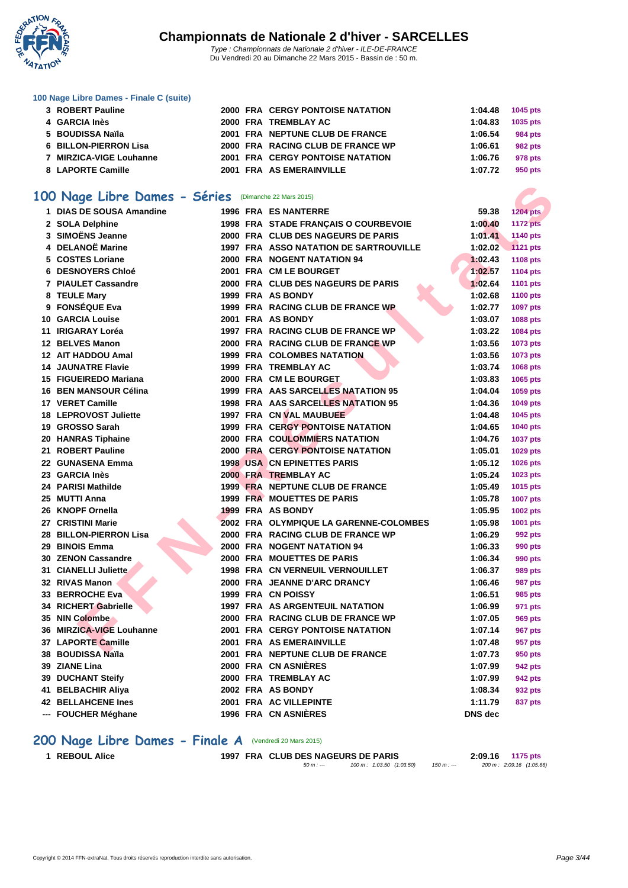### 100 Nage Libre Dames - Finale C (suite)

| | | | | | | |
|---|---|---|---|---|---|---|
| 3 | ROBERT Pauline | 2000 | FRA | CERGY PONTOISE NATATION | 1:04.48 | 1045 pts |
| 4 | GARCIA Inès | 2000 | FRA | TREMBLAY AC | 1:04.83 | 1035 pts |
| 5 | BOUDISSA Naïla | 2001 | FRA | NEPTUNE CLUB DE FRANCE | 1:06.54 | 984 pts |
| 6 | BILLON-PIERRON Lisa | 2000 | FRA | RACING CLUB DE FRANCE WP | 1:06.61 | 982 pts |
| 7 | MIRZICA-VIGE Louhanne | 2001 | FRA | CERGY PONTOISE NATATION | 1:06.76 | 978 pts |
| 8 | LAPORTE Camille | 2001 | FRA | AS EMERAINVILLE | 1:07.72 | 950 pts |

## 100 Nage Libre Dames - Séries (Dimanche 22 Mars 2015)

| | | | | | | |
|---|---|---|---|---|---|---|
| 1 | DIAS DE SOUSA Amandine | 1996 | FRA | ES NANTERRE | 59.38 | 1204 pts |
| 2 | SOLA Delphine | 1998 | FRA | STADE FRANÇAIS O COURBEVOIE | 1:00.40 | 1172 pts |
| 3 | SIMOËNS Jeanne | 2000 | FRA | CLUB DES NAGEURS DE PARIS | 1:01.41 | 1140 pts |
| 4 | DELANOË Marine | 1997 | FRA | ASSO NATATION DE SARTROUVILLE | 1:02.02 | 1121 pts |
| 5 | COSTES Loriane | 2000 | FRA | NOGENT NATATION 94 | 1:02.43 | 1108 pts |
| 6 | DESNOYERS Chloé | 2001 | FRA | CM LE BOURGET | 1:02.57 | 1104 pts |
| 7 | PIAULET Cassandre | 2000 | FRA | CLUB DES NAGEURS DE PARIS | 1:02.64 | 1101 pts |
| 8 | TEULE Mary | 1999 | FRA | AS BONDY | 1:02.68 | 1100 pts |
| 9 | FONSÉQUE Eva | 1999 | FRA | RACING CLUB DE FRANCE WP | 1:02.77 | 1097 pts |
| 10 | GARCIA Louise | 2001 | FRA | AS BONDY | 1:03.07 | 1088 pts |
| 11 | IRIGARAY Loréa | 1997 | FRA | RACING CLUB DE FRANCE WP | 1:03.22 | 1084 pts |
| 12 | BELVES Manon | 2000 | FRA | RACING CLUB DE FRANCE WP | 1:03.56 | 1073 pts |
| 12 | AIT HADDOU Amal | 1999 | FRA | COLOMBES NATATION | 1:03.56 | 1073 pts |
| 14 | JAUNATRE Flavie | 1999 | FRA | TREMBLAY AC | 1:03.74 | 1068 pts |
| 15 | FIGUEIREDO Mariana | 2000 | FRA | CM LE BOURGET | 1:03.83 | 1065 pts |
| 16 | BEN MANSOUR Célina | 1999 | FRA | AAS SARCELLES NATATION 95 | 1:04.04 | 1059 pts |
| 17 | VERET Camille | 1998 | FRA | AAS SARCELLES NATATION 95 | 1:04.36 | 1049 pts |
| 18 | LEPROVOST Juliette | 1997 | FRA | CN VAL MAUBUEE | 1:04.48 | 1045 pts |
| 19 | GROSSO Sarah | 1999 | FRA | CERGY PONTOISE NATATION | 1:04.65 | 1040 pts |
| 20 | HANRAS Tiphaine | 2000 | FRA | COULOMMIERS NATATION | 1:04.76 | 1037 pts |
| 21 | ROBERT Pauline | 2000 | FRA | CERGY PONTOISE NATATION | 1:05.01 | 1029 pts |
| 22 | GUNASENA Emma | 1998 | USA | CN EPINETTES PARIS | 1:05.12 | 1026 pts |
| 23 | GARCIA Inès | 2000 | FRA | TREMBLAY AC | 1:05.24 | 1023 pts |
| 24 | PARISI Mathilde | 1999 | FRA | NEPTUNE CLUB DE FRANCE | 1:05.49 | 1015 pts |
| 25 | MUTTI Anna | 1999 | FRA | MOUETTES DE PARIS | 1:05.78 | 1007 pts |
| 26 | KNOPF Ornella | 1999 | FRA | AS BONDY | 1:05.95 | 1002 pts |
| 27 | CRISTINI Marie | 2002 | FRA | OLYMPIQUE LA GARENNE-COLOMBES | 1:05.98 | 1001 pts |
| 28 | BILLON-PIERRON Lisa | 2000 | FRA | RACING CLUB DE FRANCE WP | 1:06.29 | 992 pts |
| 29 | BINOIS Emma | 2000 | FRA | NOGENT NATATION 94 | 1:06.33 | 990 pts |
| 30 | ZENON Cassandre | 2000 | FRA | MOUETTES DE PARIS | 1:06.34 | 990 pts |
| 31 | CIANELLI Juliette | 1998 | FRA | CN VERNEUIL VERNOUILLET | 1:06.37 | 989 pts |
| 32 | RIVAS Manon | 2000 | FRA | JEANNE D'ARC DRANCY | 1:06.46 | 987 pts |
| 33 | BERROCHE Eva | 1999 | FRA | CN POISSY | 1:06.51 | 985 pts |
| 34 | RICHERT Gabrielle | 1997 | FRA | AS ARGENTEUIL NATATION | 1:06.99 | 971 pts |
| 35 | NIN Colombe | 2000 | FRA | RACING CLUB DE FRANCE WP | 1:07.05 | 969 pts |
| 36 | MIRZICA-VIGE Louhanne | 2001 | FRA | CERGY PONTOISE NATATION | 1:07.14 | 967 pts |
| 37 | LAPORTE Camille | 2001 | FRA | AS EMERAINVILLE | 1:07.48 | 957 pts |
| 38 | BOUDISSA Naïla | 2001 | FRA | NEPTUNE CLUB DE FRANCE | 1:07.73 | 950 pts |
| 39 | ZIANE Lina | 2000 | FRA | CN ASNIÈRES | 1:07.99 | 942 pts |
| 39 | DUCHANT Steify | 2000 | FRA | TREMBLAY AC | 1:07.99 | 942 pts |
| 41 | BELBACHIR Aliya | 2002 | FRA | AS BONDY | 1:08.34 | 932 pts |
| 42 | BELLAHCENE Ines | 2001 | FRA | AC VILLEPINTE | 1:11.79 | 837 pts |
| --- | FOUCHER Méghane | 1996 | FRA | CN ASNIÈRES | DNS dec | |

## 200 Nage Libre Dames - Finale A (Vendredi 20 Mars 2015)

| | | | | | | |
|---|---|---|---|---|---|---|
| 1 | REBOUL Alice | 1997 | FRA | CLUB DES NAGEURS DE PARIS | 2:09.16 | 1175 pts |

50 m : --- 100 m : 1:03.50 (1:03.50) 150 m : --- 200 m : 2:09.16 (1:05.66)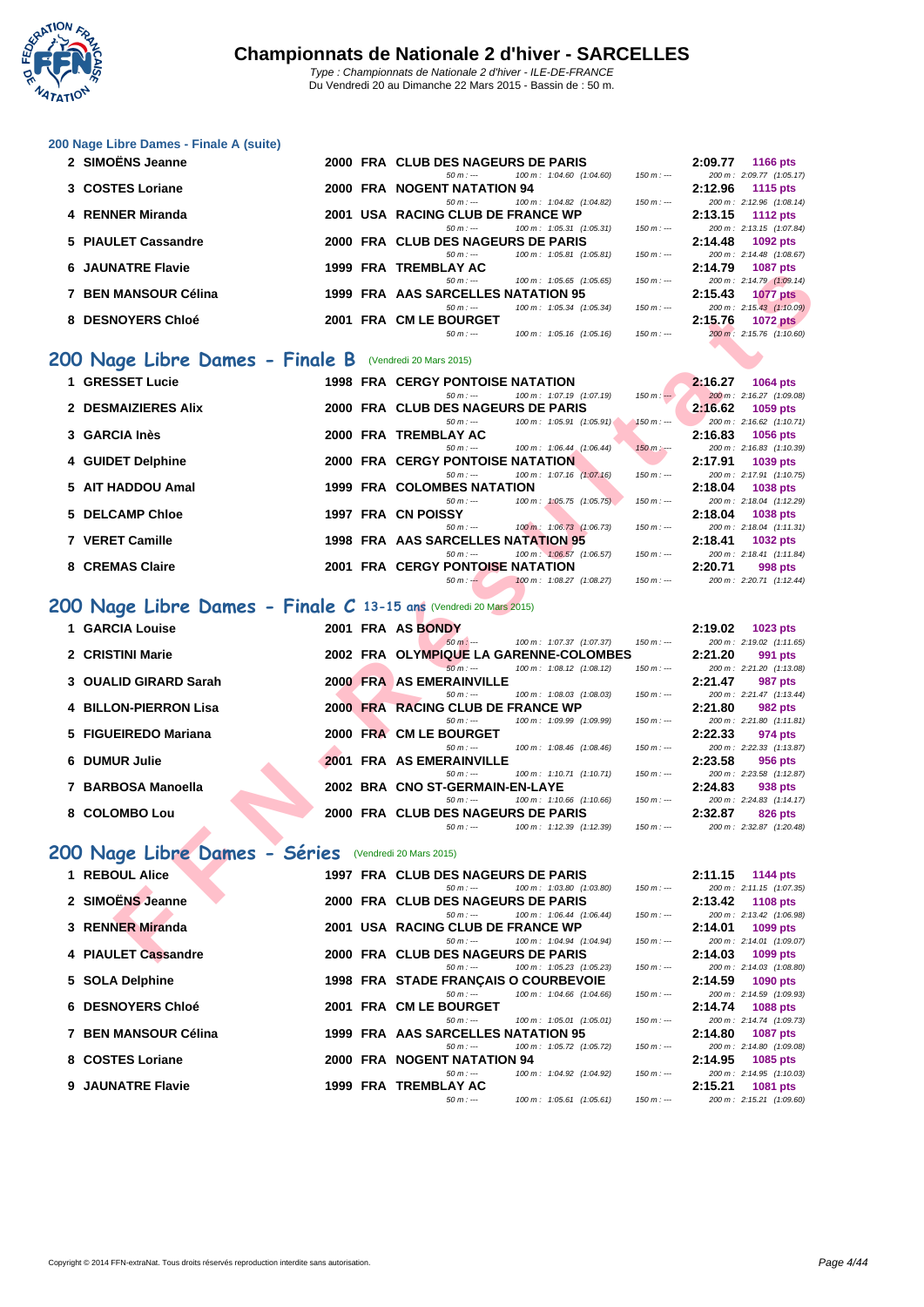# Championnats de Nationale 2 d'hiver - SARCELLES

Type : Championnats de Nationale 2 d'hiver - ILE-DE-FRANCE
Du Vendredi 20 au Dimanche 22 Mars 2015 - Bassin de : 50 m.

## 200 Nage Libre Dames - Finale A (suite)

| Place | Nom | Année | Nat. | Club | 50 m | 100 m | 150 m | 200 m | Temps | Points |
|---|---|---|---|---|---|---|---|---|---|---|
| 2 | SIMOËNS Jeanne | 2000 | FRA | CLUB DES NAGEURS DE PARIS | --- | 1:04.60 (1:04.60) | --- | 2:09.77 (1:05.17) | 2:09.77 | 1166 pts |
| 3 | COSTES Loriane | 2000 | FRA | NOGENT NATATION 94 | --- | 1:04.82 (1:04.82) | --- | 2:12.96 (1:08.14) | 2:12.96 | 1115 pts |
| 4 | RENNER Miranda | 2001 | USA | RACING CLUB DE FRANCE WP | --- | 1:05.31 (1:05.31) | --- | 2:13.15 (1:07.84) | 2:13.15 | 1112 pts |
| 5 | PIAULET Cassandre | 2000 | FRA | CLUB DES NAGEURS DE PARIS | --- | 1:05.81 (1:05.81) | --- | 2:14.48 (1:08.67) | 2:14.48 | 1092 pts |
| 6 | JAUNATRE Flavie | 1999 | FRA | TREMBLAY AC | --- | 1:05.65 (1:05.65) | --- | 2:14.79 (1:09.14) | 2:14.79 | 1087 pts |
| 7 | BEN MANSOUR Célina | 1999 | FRA | AAS SARCELLES NATATION 95 | --- | 1:05.34 (1:05.34) | --- | 2:15.43 (1:10.09) | 2:15.43 | 1077 pts |
| 8 | DESNOYERS Chloé | 2001 | FRA | CM LE BOURGET | --- | 1:05.16 (1:05.16) | --- | 2:15.76 (1:10.60) | 2:15.76 | 1072 pts |

## 200 Nage Libre Dames - Finale B (Vendredi 20 Mars 2015)

| Place | Nom | Année | Nat. | Club | 50 m | 100 m | 150 m | 200 m | Temps | Points |
|---|---|---|---|---|---|---|---|---|---|---|
| 1 | GRESSET Lucie | 1998 | FRA | CERGY PONTOISE NATATION | --- | 1:07.19 (1:07.19) | --- | 2:16.27 (1:09.08) | 2:16.27 | 1064 pts |
| 2 | DESMAIZIERES Alix | 2000 | FRA | CLUB DES NAGEURS DE PARIS | --- | 1:05.91 (1:05.91) | --- | 2:16.62 (1:10.71) | 2:16.62 | 1059 pts |
| 3 | GARCIA Inès | 2000 | FRA | TREMBLAY AC | --- | 1:06.44 (1:06.44) | --- | 2:16.83 (1:10.39) | 2:16.83 | 1056 pts |
| 4 | GUIDET Delphine | 2000 | FRA | CERGY PONTOISE NATATION | --- | 1:07.16 (1:07.16) | --- | 2:17.91 (1:10.75) | 2:17.91 | 1039 pts |
| 5 | AIT HADDOU Amal | 1999 | FRA | COLOMBES NATATION | --- | 1:05.75 (1:05.75) | --- | 2:18.04 (1:12.29) | 2:18.04 | 1038 pts |
| 5 | DELCAMP Chloe | 1997 | FRA | CN POISSY | --- | 1:06.73 (1:06.73) | --- | 2:18.04 (1:11.31) | 2:18.04 | 1038 pts |
| 7 | VERET Camille | 1998 | FRA | AAS SARCELLES NATATION 95 | --- | 1:06.57 (1:06.57) | --- | 2:18.41 (1:11.84) | 2:18.41 | 1032 pts |
| 8 | CREMAS Claire | 2001 | FRA | CERGY PONTOISE NATATION | --- | 1:08.27 (1:08.27) | --- | 2:20.71 (1:12.44) | 2:20.71 | 998 pts |

## 200 Nage Libre Dames - Finale C 13-15 ans (Vendredi 20 Mars 2015)

| Place | Nom | Année | Nat. | Club | 50 m | 100 m | 150 m | 200 m | Temps | Points |
|---|---|---|---|---|---|---|---|---|---|---|
| 1 | GARCIA Louise | 2001 | FRA | AS BONDY | --- | 1:07.37 (1:07.37) | --- | 2:19.02 (1:11.65) | 2:19.02 | 1023 pts |
| 2 | CRISTINI Marie | 2002 | FRA | OLYMPIQUE LA GARENNE-COLOMBES | --- | 1:08.12 (1:08.12) | --- | 2:21.20 (1:13.08) | 2:21.20 | 991 pts |
| 3 | OUALID GIRARD Sarah | 2000 | FRA | AS EMERAINVILLE | --- | 1:08.03 (1:08.03) | --- | 2:21.47 (1:13.44) | 2:21.47 | 987 pts |
| 4 | BILLON-PIERRON Lisa | 2000 | FRA | RACING CLUB DE FRANCE WP | --- | 1:09.99 (1:09.99) | --- | 2:21.80 (1:11.81) | 2:21.80 | 982 pts |
| 5 | FIGUEIREDO Mariana | 2000 | FRA | CM LE BOURGET | --- | 1:08.46 (1:08.46) | --- | 2:22.33 (1:13.87) | 2:22.33 | 974 pts |
| 6 | DUMUR Julie | 2001 | FRA | AS EMERAINVILLE | --- | 1:10.71 (1:10.71) | --- | 2:23.58 (1:12.87) | 2:23.58 | 956 pts |
| 7 | BARBOSA Manoella | 2002 | BRA | CNO ST-GERMAIN-EN-LAYE | --- | 1:10.66 (1:10.66) | --- | 2:24.83 (1:14.17) | 2:24.83 | 938 pts |
| 8 | COLOMBO Lou | 2000 | FRA | CLUB DES NAGEURS DE PARIS | --- | 1:12.39 (1:12.39) | --- | 2:32.87 (1:20.48) | 2:32.87 | 826 pts |

## 200 Nage Libre Dames - Séries (Vendredi 20 Mars 2015)

| Place | Nom | Année | Nat. | Club | 50 m | 100 m | 150 m | 200 m | Temps | Points |
|---|---|---|---|---|---|---|---|---|---|---|
| 1 | REBOUL Alice | 1997 | FRA | CLUB DES NAGEURS DE PARIS | --- | 1:03.80 (1:03.80) | --- | 2:11.15 (1:07.35) | 2:11.15 | 1144 pts |
| 2 | SIMOËNS Jeanne | 2000 | FRA | CLUB DES NAGEURS DE PARIS | --- | 1:06.44 (1:06.44) | --- | 2:13.42 (1:06.98) | 2:13.42 | 1108 pts |
| 3 | RENNER Miranda | 2001 | USA | RACING CLUB DE FRANCE WP | --- | 1:04.94 (1:04.94) | --- | 2:14.01 (1:09.07) | 2:14.01 | 1099 pts |
| 4 | PIAULET Cassandre | 2000 | FRA | CLUB DES NAGEURS DE PARIS | --- | 1:05.23 (1:05.23) | --- | 2:14.03 (1:08.80) | 2:14.03 | 1099 pts |
| 5 | SOLA Delphine | 1998 | FRA | STADE FRANÇAIS O COURBEVOIE | --- | 1:04.66 (1:04.66) | --- | 2:14.59 (1:09.93) | 2:14.59 | 1090 pts |
| 6 | DESNOYERS Chloé | 2001 | FRA | CM LE BOURGET | --- | 1:05.01 (1:05.01) | --- | 2:14.74 (1:09.73) | 2:14.74 | 1088 pts |
| 7 | BEN MANSOUR Célina | 1999 | FRA | AAS SARCELLES NATATION 95 | --- | 1:05.72 (1:05.72) | --- | 2:14.80 (1:09.08) | 2:14.80 | 1087 pts |
| 8 | COSTES Loriane | 2000 | FRA | NOGENT NATATION 94 | --- | 1:04.92 (1:04.92) | --- | 2:14.95 (1:10.03) | 2:14.95 | 1085 pts |
| 9 | JAUNATRE Flavie | 1999 | FRA | TREMBLAY AC | --- | 1:05.61 (1:05.61) | --- | 2:15.21 (1:09.60) | 2:15.21 | 1081 pts |

Copyright © 2014 FFN-extraNat. Tous droits réservés reproduction interdite sans autorisation.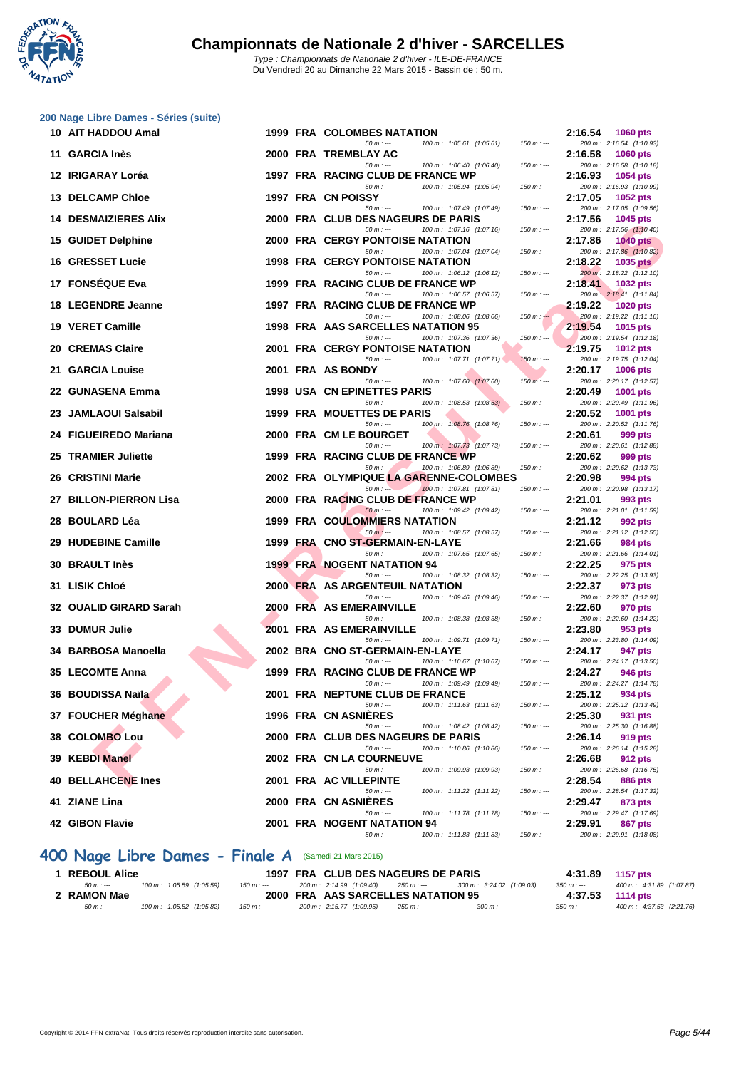# Championnats de Nationale 2 d'hiver - SARCELLES

Type : Championnats de Nationale 2 d'hiver - ILE-DE-FRANCE
Du Vendredi 20 au Dimanche 22 Mars 2015 - Bassin de : 50 m.

## 200 Nage Libre Dames - Séries (suite)

| Pl. | Nom | Année | Nat. | Club | Temps | Points | Splits |
|---|---|---|---|---|---|---|---|
| 10 | AIT HADDOU Amal | 1999 | FRA | COLOMBES NATATION | 2:16.54 | 1060 pts | 50 m : --- 100 m : 1:05.61 (1:05.61) 150 m : --- 200 m : 2:16.54 (1:10.93) |
| 11 | GARCIA Inès | 2000 | FRA | TREMBLAY AC | 2:16.58 | 1060 pts | 50 m : --- 100 m : 1:06.40 (1:06.40) 150 m : --- 200 m : 2:16.58 (1:10.18) |
| 12 | IRIGARAY Loréa | 1997 | FRA | RACING CLUB DE FRANCE WP | 2:16.93 | 1054 pts | 50 m : --- 100 m : 1:05.94 (1:05.94) 150 m : --- 200 m : 2:16.93 (1:10.99) |
| 13 | DELCAMP Chloe | 1997 | FRA | CN POISSY | 2:17.05 | 1052 pts | 50 m : --- 100 m : 1:07.49 (1:07.49) 150 m : --- 200 m : 2:17.05 (1:09.56) |
| 14 | DESMAIZIERES Alix | 2000 | FRA | CLUB DES NAGEURS DE PARIS | 2:17.56 | 1045 pts | 50 m : --- 100 m : 1:07.16 (1:07.16) 150 m : --- 200 m : 2:17.56 (1:10.40) |
| 15 | GUIDET Delphine | 2000 | FRA | CERGY PONTOISE NATATION | 2:17.86 | 1040 pts | 50 m : --- 100 m : 1:07.04 (1:07.04) 150 m : --- 200 m : 2:17.86 (1:10.82) |
| 16 | GRESSET Lucie | 1998 | FRA | CERGY PONTOISE NATATION | 2:18.22 | 1035 pts | 50 m : --- 100 m : 1:06.12 (1:06.12) 150 m : --- 200 m : 2:18.22 (1:12.10) |
| 17 | FONSÉQUE Eva | 1999 | FRA | RACING CLUB DE FRANCE WP | 2:18.41 | 1032 pts | 50 m : --- 100 m : 1:06.57 (1:06.57) 150 m : --- 200 m : 2:18.41 (1:11.84) |
| 18 | LEGENDRE Jeanne | 1997 | FRA | RACING CLUB DE FRANCE WP | 2:19.22 | 1020 pts | 50 m : --- 100 m : 1:08.06 (1:08.06) 150 m : --- 200 m : 2:19.22 (1:11.16) |
| 19 | VERET Camille | 1998 | FRA | AAS SARCELLES NATATION 95 | 2:19.54 | 1015 pts | 50 m : --- 100 m : 1:07.36 (1:07.36) 150 m : --- 200 m : 2:19.54 (1:12.18) |
| 20 | CREMAS Claire | 2001 | FRA | CERGY PONTOISE NATATION | 2:19.75 | 1012 pts | 50 m : --- 100 m : 1:07.71 (1:07.71) 150 m : --- 200 m : 2:19.75 (1:12.04) |
| 21 | GARCIA Louise | 2001 | FRA | AS BONDY | 2:20.17 | 1006 pts | 50 m : --- 100 m : 1:07.60 (1:07.60) 150 m : --- 200 m : 2:20.17 (1:12.57) |
| 22 | GUNASENA Emma | 1998 | USA | CN EPINETTES PARIS | 2:20.49 | 1001 pts | 50 m : --- 100 m : 1:08.53 (1:08.53) 150 m : --- 200 m : 2:20.49 (1:11.96) |
| 23 | JAMLAOUI Salsabil | 1999 | FRA | MOUETTES DE PARIS | 2:20.52 | 1001 pts | 50 m : --- 100 m : 1:08.76 (1:08.76) 150 m : --- 200 m : 2:20.52 (1:11.76) |
| 24 | FIGUEIREDO Mariana | 2000 | FRA | CM LE BOURGET | 2:20.61 | 999 pts | 50 m : --- 100 m : 1:07.73 (1:07.73) 150 m : --- 200 m : 2:20.61 (1:12.88) |
| 25 | TRAMIER Juliette | 1999 | FRA | RACING CLUB DE FRANCE WP | 2:20.62 | 999 pts | 50 m : --- 100 m : 1:06.89 (1:06.89) 150 m : --- 200 m : 2:20.62 (1:13.73) |
| 26 | CRISTINI Marie | 2002 | FRA | OLYMPIQUE LA GARENNE-COLOMBES | 2:20.98 | 994 pts | 50 m : --- 100 m : 1:07.81 (1:07.81) 150 m : --- 200 m : 2:20.98 (1:13.17) |
| 27 | BILLON-PIERRON Lisa | 2000 | FRA | RACING CLUB DE FRANCE WP | 2:21.01 | 993 pts | 50 m : --- 100 m : 1:09.42 (1:09.42) 150 m : --- 200 m : 2:21.01 (1:11.59) |
| 28 | BOULARD Léa | 1999 | FRA | COULOMMIERS NATATION | 2:21.12 | 992 pts | 50 m : --- 100 m : 1:08.57 (1:08.57) 150 m : --- 200 m : 2:21.12 (1:12.55) |
| 29 | HUDEBINE Camille | 1999 | FRA | CNO ST-GERMAIN-EN-LAYE | 2:21.66 | 984 pts | 50 m : --- 100 m : 1:07.65 (1:07.65) 150 m : --- 200 m : 2:21.66 (1:14.01) |
| 30 | BRAULT Inès | 1999 | FRA | NOGENT NATATION 94 | 2:22.25 | 975 pts | 50 m : --- 100 m : 1:08.32 (1:08.32) 150 m : --- 200 m : 2:22.25 (1:13.93) |
| 31 | LISIK Chloé | 2000 | FRA | AS ARGENTEUIL NATATION | 2:22.37 | 973 pts | 50 m : --- 100 m : 1:09.46 (1:09.46) 150 m : --- 200 m : 2:22.37 (1:12.91) |
| 32 | OUALID GIRARD Sarah | 2000 | FRA | AS EMERAINVILLE | 2:22.60 | 970 pts | 50 m : --- 100 m : 1:08.38 (1:08.38) 150 m : --- 200 m : 2:22.60 (1:14.22) |
| 33 | DUMUR Julie | 2001 | FRA | AS EMERAINVILLE | 2:23.80 | 953 pts | 50 m : --- 100 m : 1:09.71 (1:09.71) 150 m : --- 200 m : 2:23.80 (1:14.09) |
| 34 | BARBOSA Manoella | 2002 | BRA | CNO ST-GERMAIN-EN-LAYE | 2:24.17 | 947 pts | 50 m : --- 100 m : 1:10.67 (1:10.67) 150 m : --- 200 m : 2:24.17 (1:13.50) |
| 35 | LECOMTE Anna | 1999 | FRA | RACING CLUB DE FRANCE WP | 2:24.27 | 946 pts | 50 m : --- 100 m : 1:09.49 (1:09.49) 150 m : --- 200 m : 2:24.27 (1:14.78) |
| 36 | BOUDISSA Naïla | 2001 | FRA | NEPTUNE CLUB DE FRANCE | 2:25.12 | 934 pts | 50 m : --- 100 m : 1:11.63 (1:11.63) 150 m : --- 200 m : 2:25.12 (1:13.49) |
| 37 | FOUCHER Méghane | 1996 | FRA | CN ASNIÈRES | 2:25.30 | 931 pts | 50 m : --- 100 m : 1:08.42 (1:08.42) 150 m : --- 200 m : 2:25.30 (1:16.88) |
| 38 | COLOMBO Lou | 2000 | FRA | CLUB DES NAGEURS DE PARIS | 2:26.14 | 919 pts | 50 m : --- 100 m : 1:10.86 (1:10.86) 150 m : --- 200 m : 2:26.14 (1:15.28) |
| 39 | KEBDI Manel | 2002 | FRA | CN LA COURNEUVE | 2:26.68 | 912 pts | 50 m : --- 100 m : 1:09.93 (1:09.93) 150 m : --- 200 m : 2:26.68 (1:16.75) |
| 40 | BELLAHCENE Ines | 2001 | FRA | AC VILLEPINTE | 2:28.54 | 886 pts | 50 m : --- 100 m : 1:11.22 (1:11.22) 150 m : --- 200 m : 2:28.54 (1:17.32) |
| 41 | ZIANE Lina | 2000 | FRA | CN ASNIÈRES | 2:29.47 | 873 pts | 50 m : --- 100 m : 1:11.78 (1:11.78) 150 m : --- 200 m : 2:29.47 (1:17.69) |
| 42 | GIBON Flavie | 2001 | FRA | NOGENT NATATION 94 | 2:29.91 | 867 pts | 50 m : --- 100 m : 1:11.83 (1:11.83) 150 m : --- 200 m : 2:29.91 (1:18.08) |

## 400 Nage Libre Dames - Finale A (Samedi 21 Mars 2015)

| Pl. | Nom | Année | Nat. | Club | Temps | Points | Splits |
|---|---|---|---|---|---|---|---|
| 1 | REBOUL Alice | 1997 | FRA | CLUB DES NAGEURS DE PARIS | 4:31.89 | 1157 pts | 50 m : --- 100 m : 1:05.59 (1:05.59) 150 m : --- 200 m : 2:14.99 (1:09.40) 250 m : --- 300 m : 3:24.02 (1:09.03) 350 m : --- 400 m : 4:31.89 (1:07.87) |
| 2 | RAMON Mae | 2000 | FRA | AAS SARCELLES NATATION 95 | 4:37.53 | 1114 pts | 50 m : --- 100 m : 1:05.82 (1:05.82) 150 m : --- 200 m : 2:15.77 (1:09.95) 250 m : --- 300 m : --- 350 m : --- 400 m : 4:37.53 (2:21.76) |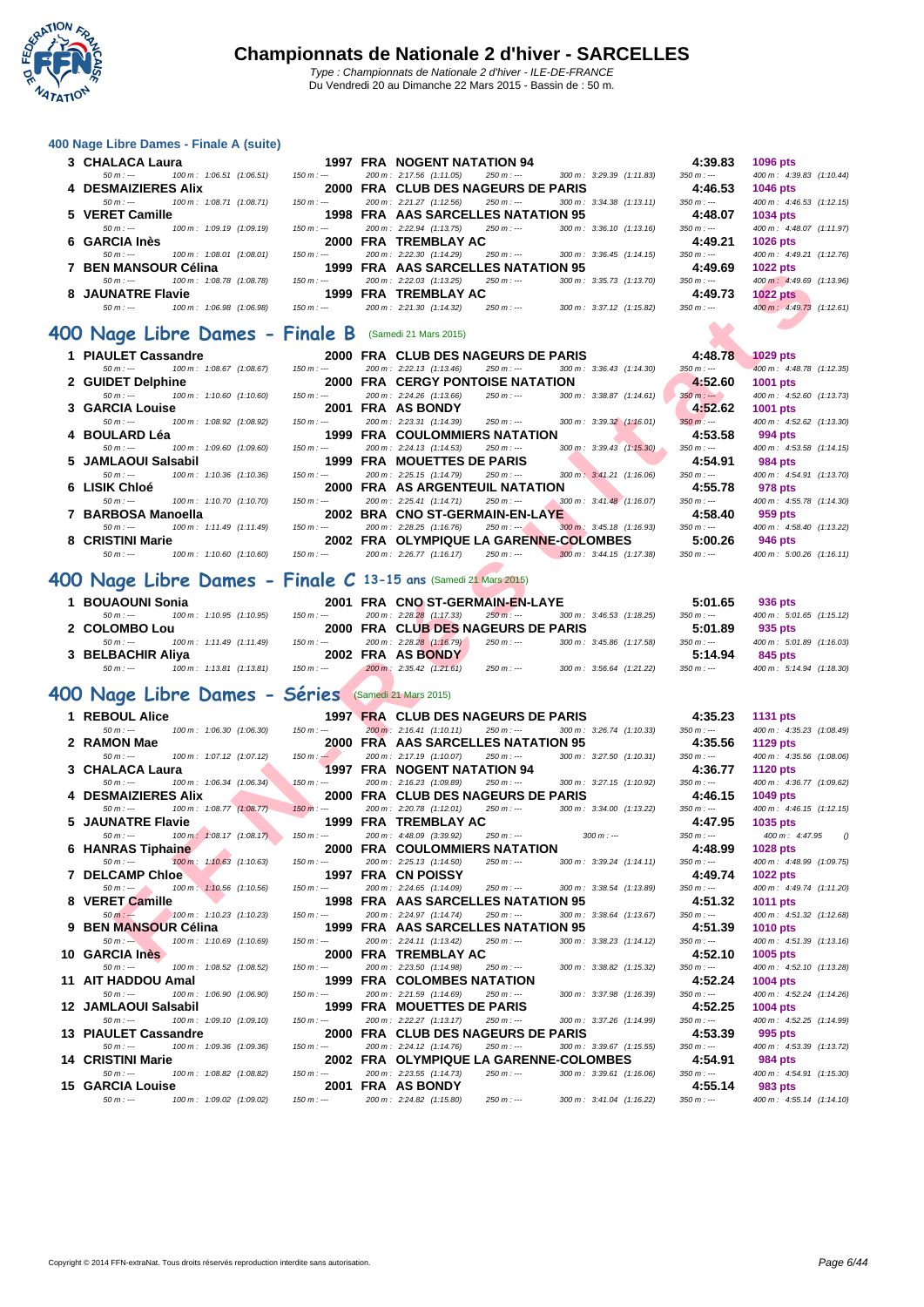# Championnats de Nationale 2 d'hiver - SARCELLES

*Type : Championnats de Nationale 2 d'hiver - ILE-DE-FRANCE*
Du Vendredi 20 au Dimanche 22 Mars 2015 - Bassin de : 50 m.

### 400 Nage Libre Dames - Finale A (suite)

| Rang | Nom | Année | Nat. | Club | Temps | Points |
|---|---|---|---|---|---|---|
| 3 | CHALACA Laura | 1997 | FRA | NOGENT NATATION 94 | 4:39.83 | 1096 pts |
| | 50 m : --- · 100 m : 1:06.51 (1:06.51) · 150 m : --- · 200 m : 2:17.56 (1:11.05) · 250 m : --- · 300 m : 3:29.39 (1:11.83) · 350 m : --- · 400 m : 4:39.83 (1:10.44) | | | | | |
| 4 | DESMAIZIERES Alix | 2000 | FRA | CLUB DES NAGEURS DE PARIS | 4:46.53 | 1046 pts |
| | 50 m : --- · 100 m : 1:08.71 (1:08.71) · 150 m : --- · 200 m : 2:21.27 (1:12.56) · 250 m : --- · 300 m : 3:34.38 (1:13.11) · 350 m : --- · 400 m : 4:46.53 (1:12.15) | | | | | |
| 5 | VERET Camille | 1998 | FRA | AAS SARCELLES NATATION 95 | 4:48.07 | 1034 pts |
| | 50 m : --- · 100 m : 1:09.19 (1:09.19) · 150 m : --- · 200 m : 2:22.94 (1:13.75) · 250 m : --- · 300 m : 3:36.10 (1:13.16) · 350 m : --- · 400 m : 4:48.07 (1:11.97) | | | | | |
| 6 | GARCIA Inès | 2000 | FRA | TREMBLAY AC | 4:49.21 | 1026 pts |
| | 50 m : --- · 100 m : 1:08.01 (1:08.01) · 150 m : --- · 200 m : 2:22.30 (1:14.29) · 250 m : --- · 300 m : 3:36.45 (1:14.15) · 350 m : --- · 400 m : 4:49.21 (1:12.76) | | | | | |
| 7 | BEN MANSOUR Célina | 1999 | FRA | AAS SARCELLES NATATION 95 | 4:49.69 | 1022 pts |
| | 50 m : --- · 100 m : 1:08.78 (1:08.78) · 150 m : --- · 200 m : 2:22.03 (1:13.25) · 250 m : --- · 300 m : 3:35.73 (1:13.70) · 350 m : --- · 400 m : 4:49.69 (1:13.96) | | | | | |
| 8 | JAUNATRE Flavie | 1999 | FRA | TREMBLAY AC | 4:49.73 | 1022 pts |
| | 50 m : --- · 100 m : 1:06.98 (1:06.98) · 150 m : --- · 200 m : 2:21.30 (1:14.32) · 250 m : --- · 300 m : 3:37.12 (1:15.82) · 350 m : --- · 400 m : 4:49.73 (1:12.61) | | | | | |

## 400 Nage Libre Dames - Finale B (Samedi 21 Mars 2015)

| Rang | Nom | Année | Nat. | Club | Temps | Points |
|---|---|---|---|---|---|---|
| 1 | PIAULET Cassandre | 2000 | FRA | CLUB DES NAGEURS DE PARIS | 4:48.78 | 1029 pts |
| | 50 m : --- · 100 m : 1:08.67 (1:08.67) · 150 m : --- · 200 m : 2:22.13 (1:13.46) · 250 m : --- · 300 m : 3:36.43 (1:14.30) · 350 m : --- · 400 m : 4:48.78 (1:12.35) | | | | | |
| 2 | GUIDET Delphine | 2000 | FRA | CERGY PONTOISE NATATION | 4:52.60 | 1001 pts |
| | 50 m : --- · 100 m : 1:10.60 (1:10.60) · 150 m : --- · 200 m : 2:24.26 (1:13.66) · 250 m : --- · 300 m : 3:38.87 (1:14.61) · 350 m : --- · 400 m : 4:52.60 (1:13.73) | | | | | |
| 3 | GARCIA Louise | 2001 | FRA | AS BONDY | 4:52.62 | 1001 pts |
| | 50 m : --- · 100 m : 1:08.92 (1:08.92) · 150 m : --- · 200 m : 2:23.31 (1:14.39) · 250 m : --- · 300 m : 3:39.32 (1:16.01) · 350 m : --- · 400 m : 4:52.62 (1:13.30) | | | | | |
| 4 | BOULARD Léa | 1999 | FRA | COULOMMIERS NATATION | 4:53.58 | 994 pts |
| | 50 m : --- · 100 m : 1:09.60 (1:09.60) · 150 m : --- · 200 m : 2:24.13 (1:14.53) · 250 m : --- · 300 m : 3:39.43 (1:15.30) · 350 m : --- · 400 m : 4:53.58 (1:14.15) | | | | | |
| 5 | JAMLAOUI Salsabil | 1999 | FRA | MOUETTES DE PARIS | 4:54.91 | 984 pts |
| | 50 m : --- · 100 m : 1:10.36 (1:10.36) · 150 m : --- · 200 m : 2:25.15 (1:14.79) · 250 m : --- · 300 m : 3:41.21 (1:16.06) · 350 m : --- · 400 m : 4:54.91 (1:13.70) | | | | | |
| 6 | LISIK Chloé | 2000 | FRA | AS ARGENTEUIL NATATION | 4:55.78 | 978 pts |
| | 50 m : --- · 100 m : 1:10.70 (1:10.70) · 150 m : --- · 200 m : 2:25.41 (1:14.71) · 250 m : --- · 300 m : 3:41.48 (1:16.07) · 350 m : --- · 400 m : 4:55.78 (1:14.30) | | | | | |
| 7 | BARBOSA Manoella | 2002 | BRA | CNO ST-GERMAIN-EN-LAYE | 4:58.40 | 959 pts |
| | 50 m : --- · 100 m : 1:11.49 (1:11.49) · 150 m : --- · 200 m : 2:28.25 (1:16.76) · 250 m : --- · 300 m : 3:45.18 (1:16.93) · 350 m : --- · 400 m : 4:58.40 (1:13.22) | | | | | |
| 8 | CRISTINI Marie | 2002 | FRA | OLYMPIQUE LA GARENNE-COLOMBES | 5:00.26 | 946 pts |
| | 50 m : --- · 100 m : 1:10.60 (1:10.60) · 150 m : --- · 200 m : 2:26.77 (1:16.17) · 250 m : --- · 300 m : 3:44.15 (1:17.38) · 350 m : --- · 400 m : 5:00.26 (1:16.11) | | | | | |

## 400 Nage Libre Dames - Finale C 13-15 ans (Samedi 21 Mars 2015)

| Rang | Nom | Année | Nat. | Club | Temps | Points |
|---|---|---|---|---|---|---|
| 1 | BOUAOUNI Sonia | 2001 | FRA | CNO ST-GERMAIN-EN-LAYE | 5:01.65 | 936 pts |
| | 50 m : --- · 100 m : 1:10.95 (1:10.95) · 150 m : --- · 200 m : 2:28.28 (1:17.33) · 250 m : --- · 300 m : 3:46.53 (1:18.25) · 350 m : --- · 400 m : 5:01.65 (1:15.12) | | | | | |
| 2 | COLOMBO Lou | 2000 | FRA | CLUB DES NAGEURS DE PARIS | 5:01.89 | 935 pts |
| | 50 m : --- · 100 m : 1:11.49 (1:11.49) · 150 m : --- · 200 m : 2:28.28 (1:16.79) · 250 m : --- · 300 m : 3:45.86 (1:17.58) · 350 m : --- · 400 m : 5:01.89 (1:16.03) | | | | | |
| 3 | BELBACHIR Aliya | 2002 | FRA | AS BONDY | 5:14.94 | 845 pts |
| | 50 m : --- · 100 m : 1:13.81 (1:13.81) · 150 m : --- · 200 m : 2:35.42 (1:21.61) · 250 m : --- · 300 m : 3:56.64 (1:21.22) · 350 m : --- · 400 m : 5:14.94 (1:18.30) | | | | | |

## 400 Nage Libre Dames - Séries (Samedi 21 Mars 2015)

| Rang | Nom | Année | Nat. | Club | Temps | Points |
|---|---|---|---|---|---|---|
| 1 | REBOUL Alice | 1997 | FRA | CLUB DES NAGEURS DE PARIS | 4:35.23 | 1131 pts |
| | 50 m : --- · 100 m : 1:06.30 (1:06.30) · 150 m : --- · 200 m : 2:16.41 (1:10.11) · 250 m : --- · 300 m : 3:26.74 (1:10.33) · 350 m : --- · 400 m : 4:35.23 (1:08.49) | | | | | |
| 2 | RAMON Mae | 2000 | FRA | AAS SARCELLES NATATION 95 | 4:35.56 | 1129 pts |
| | 50 m : --- · 100 m : 1:07.12 (1:07.12) · 150 m : --- · 200 m : 2:17.19 (1:10.07) · 250 m : --- · 300 m : 3:27.50 (1:10.31) · 350 m : --- · 400 m : 4:35.56 (1:08.06) | | | | | |
| 3 | CHALACA Laura | 1997 | FRA | NOGENT NATATION 94 | 4:36.77 | 1120 pts |
| | 50 m : --- · 100 m : 1:06.34 (1:06.34) · 150 m : --- · 200 m : 2:16.23 (1:09.89) · 250 m : --- · 300 m : 3:27.15 (1:10.92) · 350 m : --- · 400 m : 4:36.77 (1:09.62) | | | | | |
| 4 | DESMAIZIERES Alix | 2000 | FRA | CLUB DES NAGEURS DE PARIS | 4:46.15 | 1049 pts |
| | 50 m : --- · 100 m : 1:08.77 (1:08.77) · 150 m : --- · 200 m : 2:20.78 (1:12.01) · 250 m : --- · 300 m : 3:34.00 (1:13.22) · 350 m : --- · 400 m : 4:46.15 (1:12.15) | | | | | |
| 5 | JAUNATRE Flavie | 1999 | FRA | TREMBLAY AC | 4:47.95 | 1035 pts |
| | 50 m : --- · 100 m : 1:08.17 (1:08.17) · 150 m : --- · 200 m : 4:48.09 (3:39.92) · 250 m : --- · 300 m : --- · 350 m : --- · 400 m : 4:47.95 () | | | | | |
| 6 | HANRAS Tiphaine | 2000 | FRA | COULOMMIERS NATATION | 4:48.99 | 1028 pts |
| | 50 m : --- · 100 m : 1:10.63 (1:10.63) · 150 m : --- · 200 m : 2:25.13 (1:14.50) · 250 m : --- · 300 m : 3:39.24 (1:14.11) · 350 m : --- · 400 m : 4:48.99 (1:09.75) | | | | | |
| 7 | DELCAMP Chloe | 1997 | FRA | CN POISSY | 4:49.74 | 1022 pts |
| | 50 m : --- · 100 m : 1:10.56 (1:10.56) · 150 m : --- · 200 m : 2:24.65 (1:14.09) · 250 m : --- · 300 m : 3:38.54 (1:13.89) · 350 m : --- · 400 m : 4:49.74 (1:11.20) | | | | | |
| 8 | VERET Camille | 1998 | FRA | AAS SARCELLES NATATION 95 | 4:51.32 | 1011 pts |
| | 50 m : --- · 100 m : 1:10.23 (1:10.23) · 150 m : --- · 200 m : 2:24.97 (1:14.74) · 250 m : --- · 300 m : 3:38.64 (1:13.67) · 350 m : --- · 400 m : 4:51.32 (1:12.68) | | | | | |
| 9 | BEN MANSOUR Célina | 1999 | FRA | AAS SARCELLES NATATION 95 | 4:51.39 | 1010 pts |
| | 50 m : --- · 100 m : 1:10.69 (1:10.69) · 150 m : --- · 200 m : 2:24.11 (1:13.42) · 250 m : --- · 300 m : 3:38.23 (1:14.12) · 350 m : --- · 400 m : 4:51.39 (1:13.16) | | | | | |
| 10 | GARCIA Inès | 2000 | FRA | TREMBLAY AC | 4:52.10 | 1005 pts |
| | 50 m : --- · 100 m : 1:08.52 (1:08.52) · 150 m : --- · 200 m : 2:23.50 (1:14.98) · 250 m : --- · 300 m : 3:38.82 (1:15.32) · 350 m : --- · 400 m : 4:52.10 (1:13.28) | | | | | |
| 11 | AIT HADDOU Amal | 1999 | FRA | COLOMBES NATATION | 4:52.24 | 1004 pts |
| | 50 m : --- · 100 m : 1:06.90 (1:06.90) · 150 m : --- · 200 m : 2:21.59 (1:14.69) · 250 m : --- · 300 m : 3:37.98 (1:16.39) · 350 m : --- · 400 m : 4:52.24 (1:14.26) | | | | | |
| 12 | JAMLAOUI Salsabil | 1999 | FRA | MOUETTES DE PARIS | 4:52.25 | 1004 pts |
| | 50 m : --- · 100 m : 1:09.10 (1:09.10) · 150 m : --- · 200 m : 2:22.27 (1:13.17) · 250 m : --- · 300 m : 3:37.26 (1:14.99) · 350 m : --- · 400 m : 4:52.25 (1:14.99) | | | | | |
| 13 | PIAULET Cassandre | 2000 | FRA | CLUB DES NAGEURS DE PARIS | 4:53.39 | 995 pts |
| | 50 m : --- · 100 m : 1:09.36 (1:09.36) · 150 m : --- · 200 m : 2:24.12 (1:14.76) · 250 m : --- · 300 m : 3:39.67 (1:15.55) · 350 m : --- · 400 m : 4:53.39 (1:13.72) | | | | | |
| 14 | CRISTINI Marie | 2002 | FRA | OLYMPIQUE LA GARENNE-COLOMBES | 4:54.91 | 984 pts |
| | 50 m : --- · 100 m : 1:08.82 (1:08.82) · 150 m : --- · 200 m : 2:23.55 (1:14.73) · 250 m : --- · 300 m : 3:39.61 (1:16.06) · 350 m : --- · 400 m : 4:54.91 (1:15.30) | | | | | |
| 15 | GARCIA Louise | 2001 | FRA | AS BONDY | 4:55.14 | 983 pts |
| | 50 m : --- · 100 m : 1:09.02 (1:09.02) · 150 m : --- · 200 m : 2:24.82 (1:15.80) · 250 m : --- · 300 m : 3:41.04 (1:16.22) · 350 m : --- · 400 m : 4:55.14 (1:14.10) | | | | | |

Copyright © 2014 FFN-extraNat. Tous droits réservés reproduction interdite sans autorisation.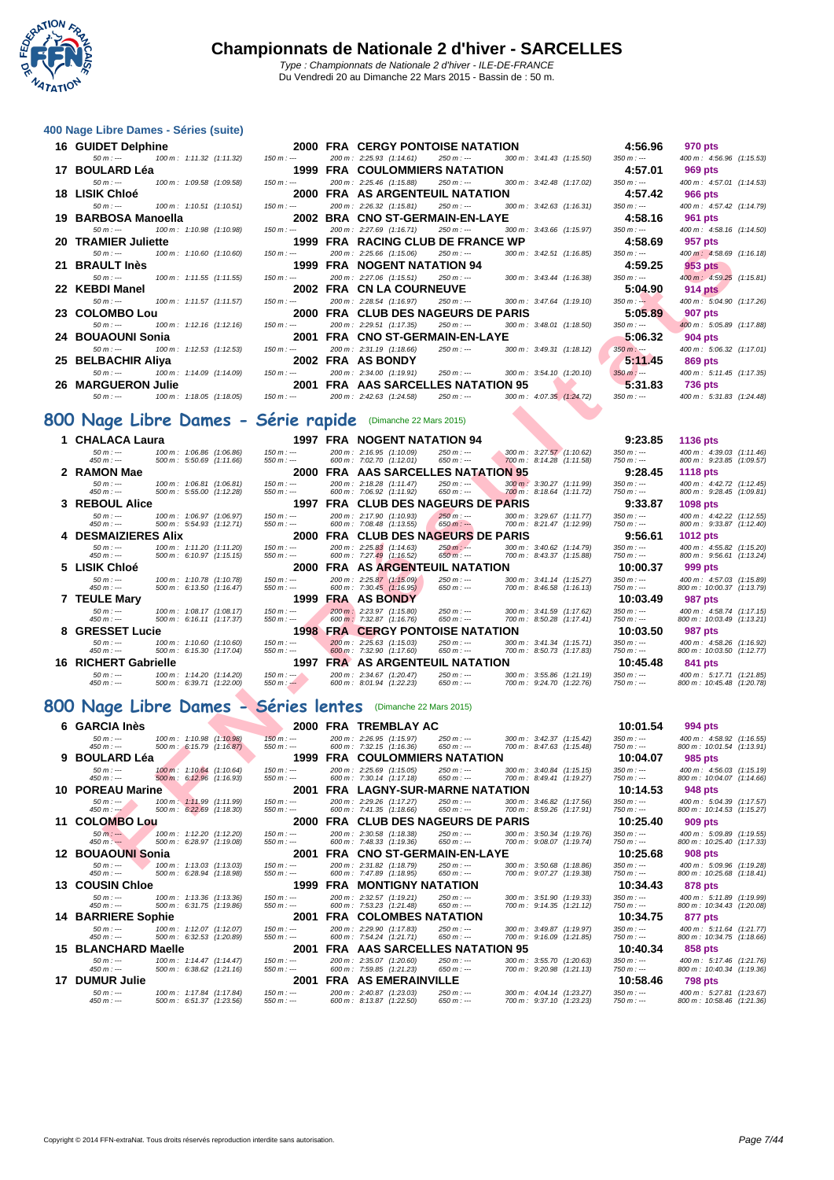# Championnats de Nationale 2 d'hiver - SARCELLES

*Type : Championnats de Nationale 2 d'hiver - ILE-DE-FRANCE*
Du Vendredi 20 au Dimanche 22 Mars 2015 - Bassin de : 50 m.

## 400 Nage Libre Dames - Séries (suite)

| Rg | Nom | Année | Nat | Club | Temps | Points |
|---|---|---|---|---|---|---|
| 16 | GUIDET Delphine | 2000 | FRA | CERGY PONTOISE NATATION | 4:56.96 | 970 pts |
| | 50 m : --- / 100 m : 1:11.32 (1:11.32) / 150 m : --- / 200 m : 2:25.93 (1:14.61) / 250 m : --- / 300 m : 3:41.43 (1:15.50) / 350 m : --- / 400 m : 4:56.96 (1:15.53) | | | | | |
| 17 | BOULARD Léa | 1999 | FRA | COULOMMIERS NATATION | 4:57.01 | 969 pts |
| | 50 m : --- / 100 m : 1:09.58 (1:09.58) / 150 m : --- / 200 m : 2:25.46 (1:15.88) / 250 m : --- / 300 m : 3:42.48 (1:17.02) / 350 m : --- / 400 m : 4:57.01 (1:14.53) | | | | | |
| 18 | LISIK Chloé | 2000 | FRA | AS ARGENTEUIL NATATION | 4:57.42 | 966 pts |
| | 50 m : --- / 100 m : 1:10.51 (1:10.51) / 150 m : --- / 200 m : 2:26.32 (1:15.81) / 250 m : --- / 300 m : 3:42.63 (1:16.31) / 350 m : --- / 400 m : 4:57.42 (1:14.79) | | | | | |
| 19 | BARBOSA Manoella | 2002 | BRA | CNO ST-GERMAIN-EN-LAYE | 4:58.16 | 961 pts |
| | 50 m : --- / 100 m : 1:10.98 (1:10.98) / 150 m : --- / 200 m : 2:27.69 (1:16.71) / 250 m : --- / 300 m : 3:43.66 (1:15.97) / 350 m : --- / 400 m : 4:58.16 (1:14.50) | | | | | |
| 20 | TRAMIER Juliette | 1999 | FRA | RACING CLUB DE FRANCE WP | 4:58.69 | 957 pts |
| | 50 m : --- / 100 m : 1:10.60 (1:10.60) / 150 m : --- / 200 m : 2:25.66 (1:15.06) / 250 m : --- / 300 m : 3:42.51 (1:16.85) / 350 m : --- / 400 m : 4:58.69 (1:16.18) | | | | | |
| 21 | BRAULT Inès | 1999 | FRA | NOGENT NATATION 94 | 4:59.25 | 953 pts |
| | 50 m : --- / 100 m : 1:11.55 (1:11.55) / 150 m : --- / 200 m : 2:27.06 (1:15.51) / 250 m : --- / 300 m : 3:43.44 (1:16.38) / 350 m : --- / 400 m : 4:59.25 (1:15.81) | | | | | |
| 22 | KEBDI Manel | 2002 | FRA | CN LA COURNEUVE | 5:04.90 | 914 pts |
| | 50 m : --- / 100 m : 1:11.57 (1:11.57) / 150 m : --- / 200 m : 2:28.54 (1:16.97) / 250 m : --- / 300 m : 3:47.64 (1:19.10) / 350 m : --- / 400 m : 5:04.90 (1:17.26) | | | | | |
| 23 | COLOMBO Lou | 2000 | FRA | CLUB DES NAGEURS DE PARIS | 5:05.89 | 907 pts |
| | 50 m : --- / 100 m : 1:12.16 (1:12.16) / 150 m : --- / 200 m : 2:29.51 (1:17.35) / 250 m : --- / 300 m : 3:48.01 (1:18.50) / 350 m : --- / 400 m : 5:05.89 (1:17.88) | | | | | |
| 24 | BOUAOUNI Sonia | 2001 | FRA | CNO ST-GERMAIN-EN-LAYE | 5:06.32 | 904 pts |
| | 50 m : --- / 100 m : 1:12.53 (1:12.53) / 150 m : --- / 200 m : 2:31.19 (1:18.66) / 250 m : --- / 300 m : 3:49.31 (1:18.12) / 350 m : --- / 400 m : 5:06.32 (1:17.01) | | | | | |
| 25 | BELBACHIR Aliya | 2002 | FRA | AS BONDY | 5:11.45 | 869 pts |
| | 50 m : --- / 100 m : 1:14.09 (1:14.09) / 150 m : --- / 200 m : 2:34.00 (1:19.91) / 250 m : --- / 300 m : 3:54.10 (1:20.10) / 350 m : --- / 400 m : 5:11.45 (1:17.35) | | | | | |
| 26 | MARGUERON Julie | 2001 | FRA | AAS SARCELLES NATATION 95 | 5:31.83 | 736 pts |
| | 50 m : --- / 100 m : 1:18.05 (1:18.05) / 150 m : --- / 200 m : 2:42.63 (1:24.58) / 250 m : --- / 300 m : 4:07.35 (1:24.72) / 350 m : --- / 400 m : 5:31.83 (1:24.48) | | | | | |

## 800 Nage Libre Dames - Série rapide (Dimanche 22 Mars 2015)

| Rg | Nom | Année | Nat | Club | Temps | Points |
|---|---|---|---|---|---|---|
| 1 | CHALACA Laura | 1997 | FRA | NOGENT NATATION 94 | 9:23.85 | 1136 pts |
| | 50 m : --- / 100 m : 1:06.86 (1:06.86) / 150 m : --- / 200 m : 2:16.95 (1:10.09) / 250 m : --- / 300 m : 3:27.57 (1:10.62) / 350 m : --- / 400 m : 4:39.03 (1:11.46) | | | | | |
| | 450 m : --- / 500 m : 5:50.69 (1:11.66) / 550 m : --- / 600 m : 7:02.70 (1:12.01) / 650 m : --- / 700 m : 8:14.28 (1:11.58) / 750 m : --- / 800 m : 9:23.85 (1:09.57) | | | | | |
| 2 | RAMON Mae | 2000 | FRA | AAS SARCELLES NATATION 95 | 9:28.45 | 1118 pts |
| | 50 m : --- / 100 m : 1:06.81 (1:06.81) / 150 m : --- / 200 m : 2:18.28 (1:11.47) / 250 m : --- / 300 m : 3:30.27 (1:11.99) / 350 m : --- / 400 m : 4:42.72 (1:12.45) | | | | | |
| | 450 m : --- / 500 m : 5:55.00 (1:12.28) / 550 m : --- / 600 m : 7:06.92 (1:11.92) / 650 m : --- / 700 m : 8:18.64 (1:11.72) / 750 m : --- / 800 m : 9:28.45 (1:09.81) | | | | | |
| 3 | REBOUL Alice | 1997 | FRA | CLUB DES NAGEURS DE PARIS | 9:33.87 | 1098 pts |
| | 50 m : --- / 100 m : 1:06.97 (1:06.97) / 150 m : --- / 200 m : 2:17.90 (1:10.93) / 250 m : --- / 300 m : 3:29.67 (1:11.77) / 350 m : --- / 400 m : 4:42.22 (1:12.55) | | | | | |
| | 450 m : --- / 500 m : 5:54.93 (1:12.71) / 550 m : --- / 600 m : 7:08.48 (1:13.55) / 650 m : --- / 700 m : 8:21.47 (1:12.99) / 750 m : --- / 800 m : 9:33.87 (1:12.40) | | | | | |
| 4 | DESMAIZIERES Alix | 2000 | FRA | CLUB DES NAGEURS DE PARIS | 9:56.61 | 1012 pts |
| | 50 m : --- / 100 m : 1:11.20 (1:11.20) / 150 m : --- / 200 m : 2:25.83 (1:14.63) / 250 m : --- / 300 m : 3:40.62 (1:14.79) / 350 m : --- / 400 m : 4:55.82 (1:15.20) | | | | | |
| | 450 m : --- / 500 m : 6:10.97 (1:15.15) / 550 m : --- / 600 m : 7:27.49 (1:16.52) / 650 m : --- / 700 m : 8:43.37 (1:15.88) / 750 m : --- / 800 m : 9:56.61 (1:13.24) | | | | | |
| 5 | LISIK Chloé | 2000 | FRA | AS ARGENTEUIL NATATION | 10:00.37 | 999 pts |
| | 50 m : --- / 100 m : 1:10.78 (1:10.78) / 150 m : --- / 200 m : 2:25.87 (1:15.09) / 250 m : --- / 300 m : 3:41.14 (1:15.27) / 350 m : --- / 400 m : 4:57.03 (1:15.89) | | | | | |
| | 450 m : --- / 500 m : 6:13.50 (1:16.47) / 550 m : --- / 600 m : 7:30.45 (1:16.95) / 650 m : --- / 700 m : 8:46.58 (1:16.13) / 750 m : --- / 800 m : 10:00.37 (1:13.79) | | | | | |
| 7 | TEULE Mary | 1999 | FRA | AS BONDY | 10:03.49 | 987 pts |
| | 50 m : --- / 100 m : 1:08.17 (1:08.17) / 150 m : --- / 200 m : 2:23.97 (1:15.80) / 250 m : --- / 300 m : 3:41.59 (1:17.62) / 350 m : --- / 400 m : 4:58.74 (1:17.15) | | | | | |
| | 450 m : --- / 500 m : 6:16.11 (1:17.37) / 550 m : --- / 600 m : 7:32.87 (1:16.76) / 650 m : --- / 700 m : 8:50.28 (1:17.41) / 750 m : --- / 800 m : 10:03.49 (1:13.21) | | | | | |
| 8 | GRESSET Lucie | 1998 | FRA | CERGY PONTOISE NATATION | 10:03.50 | 987 pts |
| | 50 m : --- / 100 m : 1:10.60 (1:10.60) / 150 m : --- / 200 m : 2:25.63 (1:15.03) / 250 m : --- / 300 m : 3:41.34 (1:15.71) / 350 m : --- / 400 m : 4:58.26 (1:16.92) | | | | | |
| | 450 m : --- / 500 m : 6:15.30 (1:17.04) / 550 m : --- / 600 m : 7:32.90 (1:17.60) / 650 m : --- / 700 m : 8:50.73 (1:17.83) / 750 m : --- / 800 m : 10:03.50 (1:12.77) | | | | | |
| 16 | RICHERT Gabrielle | 1997 | FRA | AS ARGENTEUIL NATATION | 10:45.48 | 841 pts |
| | 50 m : --- / 100 m : 1:14.20 (1:14.20) / 150 m : --- / 200 m : 2:34.67 (1:20.47) / 250 m : --- / 300 m : 3:55.86 (1:21.19) / 350 m : --- / 400 m : 5:17.71 (1:21.85) | | | | | |
| | 450 m : --- / 500 m : 6:39.71 (1:22.00) / 550 m : --- / 600 m : 8:01.94 (1:22.23) / 650 m : --- / 700 m : 9:24.70 (1:22.76) / 750 m : --- / 800 m : 10:45.48 (1:20.78) | | | | | |

## 800 Nage Libre Dames - Séries lentes (Dimanche 22 Mars 2015)

| Rg | Nom | Année | Nat | Club | Temps | Points |
|---|---|---|---|---|---|---|
| 6 | GARCIA Inès | 2000 | FRA | TREMBLAY AC | 10:01.54 | 994 pts |
| | 50 m : --- / 100 m : 1:10.98 (1:10.98) / 150 m : --- / 200 m : 2:26.95 (1:15.97) / 250 m : --- / 300 m : 3:42.37 (1:15.42) / 350 m : --- / 400 m : 4:58.92 (1:16.55) | | | | | |
| | 450 m : --- / 500 m : 6:15.79 (1:16.87) / 550 m : --- / 600 m : 7:32.15 (1:16.36) / 650 m : --- / 700 m : 8:47.63 (1:15.48) / 750 m : --- / 800 m : 10:01.54 (1:13.91) | | | | | |
| 9 | BOULARD Léa | 1999 | FRA | COULOMMIERS NATATION | 10:04.07 | 985 pts |
| | 50 m : --- / 100 m : 1:10.64 (1:10.64) / 150 m : --- / 200 m : 2:25.69 (1:15.05) / 250 m : --- / 300 m : 3:40.84 (1:15.15) / 350 m : --- / 400 m : 4:56.03 (1:15.19) | | | | | |
| | 450 m : --- / 500 m : 6:12.96 (1:16.93) / 550 m : --- / 600 m : 7:30.14 (1:17.18) / 650 m : --- / 700 m : 8:49.41 (1:19.27) / 750 m : --- / 800 m : 10:04.07 (1:14.66) | | | | | |
| 10 | POREAU Marine | 2001 | FRA | LAGNY-SUR-MARNE NATATION | 10:14.53 | 948 pts |
| | 50 m : --- / 100 m : 1:11.99 (1:11.99) / 150 m : --- / 200 m : 2:29.26 (1:17.27) / 250 m : --- / 300 m : 3:46.82 (1:17.56) / 350 m : --- / 400 m : 5:04.39 (1:17.57) | | | | | |
| | 450 m : --- / 500 m : 6:22.69 (1:18.30) / 550 m : --- / 600 m : 7:41.35 (1:18.66) / 650 m : --- / 700 m : 8:59.26 (1:17.91) / 750 m : --- / 800 m : 10:14.53 (1:15.27) | | | | | |
| 11 | COLOMBO Lou | 2000 | FRA | CLUB DES NAGEURS DE PARIS | 10:25.40 | 909 pts |
| | 50 m : --- / 100 m : 1:12.20 (1:12.20) / 150 m : --- / 200 m : 2:30.58 (1:18.38) / 250 m : --- / 300 m : 3:50.34 (1:19.76) / 350 m : --- / 400 m : 5:09.89 (1:19.55) | | | | | |
| | 450 m : --- / 500 m : 6:28.97 (1:19.08) / 550 m : --- / 600 m : 7:48.33 (1:19.36) / 650 m : --- / 700 m : 9:08.07 (1:19.74) / 750 m : --- / 800 m : 10:25.40 (1:17.33) | | | | | |
| 12 | BOUAOUNI Sonia | 2001 | FRA | CNO ST-GERMAIN-EN-LAYE | 10:25.68 | 908 pts |
| | 50 m : --- / 100 m : 1:13.03 (1:13.03) / 150 m : --- / 200 m : 2:31.82 (1:18.79) / 250 m : --- / 300 m : 3:50.68 (1:18.86) / 350 m : --- / 400 m : 5:09.96 (1:19.28) | | | | | |
| | 450 m : --- / 500 m : 6:28.94 (1:18.98) / 550 m : --- / 600 m : 7:47.89 (1:18.95) / 650 m : --- / 700 m : 9:07.27 (1:19.38) / 750 m : --- / 800 m : 10:25.68 (1:18.41) | | | | | |
| 13 | COUSIN Chloe | 1999 | FRA | MONTIGNY NATATION | 10:34.43 | 878 pts |
| | 50 m : --- / 100 m : 1:13.36 (1:13.36) / 150 m : --- / 200 m : 2:32.57 (1:19.21) / 250 m : --- / 300 m : 3:51.90 (1:19.33) / 350 m : --- / 400 m : 5:11.89 (1:19.99) | | | | | |
| | 450 m : --- / 500 m : 6:31.75 (1:19.86) / 550 m : --- / 600 m : 7:53.23 (1:21.48) / 650 m : --- / 700 m : 9:14.35 (1:21.12) / 750 m : --- / 800 m : 10:34.43 (1:20.08) | | | | | |
| 14 | BARRIERE Sophie | 2001 | FRA | COLOMBES NATATION | 10:34.75 | 877 pts |
| | 50 m : --- / 100 m : 1:12.07 (1:12.07) / 150 m : --- / 200 m : 2:29.90 (1:17.83) / 250 m : --- / 300 m : 3:49.87 (1:19.97) / 350 m : --- / 400 m : 5:11.64 (1:21.77) | | | | | |
| | 450 m : --- / 500 m : 6:32.53 (1:20.89) / 550 m : --- / 600 m : 7:54.24 (1:21.71) / 650 m : --- / 700 m : 9:16.09 (1:21.85) / 750 m : --- / 800 m : 10:34.75 (1:18.66) | | | | | |
| 15 | BLANCHARD Maelle | 2001 | FRA | AAS SARCELLES NATATION 95 | 10:40.34 | 858 pts |
| | 50 m : --- / 100 m : 1:14.47 (1:14.47) / 150 m : --- / 200 m : 2:35.07 (1:20.60) / 250 m : --- / 300 m : 3:55.70 (1:20.63) / 350 m : --- / 400 m : 5:17.46 (1:21.76) | | | | | |
| | 450 m : --- / 500 m : 6:38.62 (1:21.16) / 550 m : --- / 600 m : 7:59.85 (1:21.23) / 650 m : --- / 700 m : 9:20.98 (1:21.13) / 750 m : --- / 800 m : 10:40.34 (1:19.36) | | | | | |
| 17 | DUMUR Julie | 2001 | FRA | AS EMERAINVILLE | 10:58.46 | 798 pts |
| | 50 m : --- / 100 m : 1:17.84 (1:17.84) / 150 m : --- / 200 m : 2:40.87 (1:23.03) / 250 m : --- / 300 m : 4:04.14 (1:23.27) / 350 m : --- / 400 m : 5:27.81 (1:23.67) | | | | | |
| | 450 m : --- / 500 m : 6:51.37 (1:23.56) / 550 m : --- / 600 m : 8:13.87 (1:22.50) / 650 m : --- / 700 m : 9:37.10 (1:23.23) / 750 m : --- / 800 m : 10:58.46 (1:21.36) | | | | | |

Copyright © 2014 FFN-extraNat. Tous droits réservés reproduction interdite sans autorisation.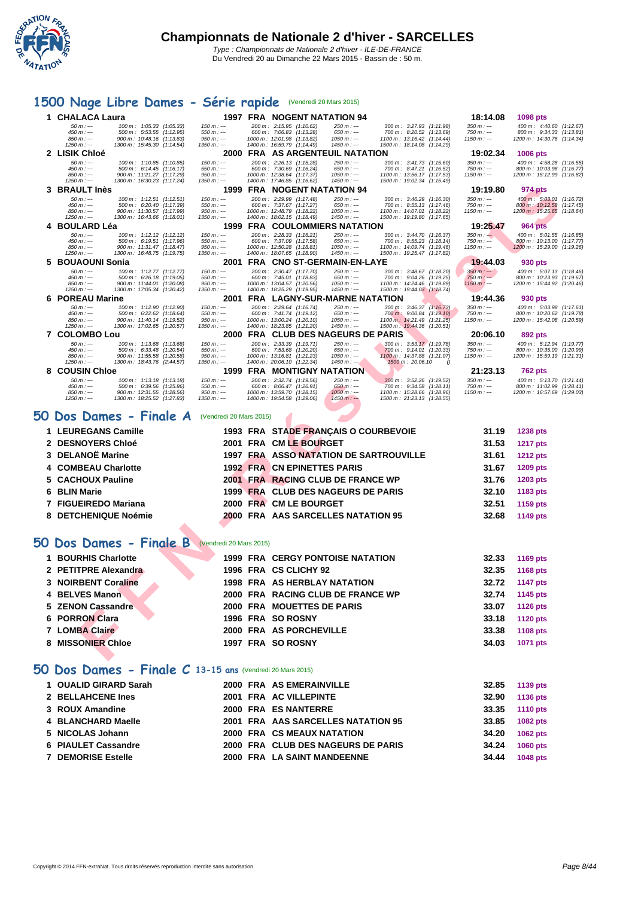# Championnats de Nationale 2 d'hiver - SARCELLES

*Type : Championnats de Nationale 2 d'hiver - ILE-DE-FRANCE*
Du Vendredi 20 au Dimanche 22 Mars 2015 - Bassin de : 50 m.

## 1500 Nage Libre Dames - Série rapide (Vendredi 20 Mars 2015)

| Rang | Nom | Année | Nat | Club | Temps | Points |
|---|---|---|---|---|---|---|
| 1 | CHALACA Laura | 1997 | FRA | NOGENT NATATION 94 | 18:14.08 | 1098 pts |
| 2 | LISIK Chloé | 2000 | FRA | AS ARGENTEUIL NATATION | 19:02.34 | 1006 pts |
| 3 | BRAULT Inès | 1999 | FRA | NOGENT NATATION 94 | 19:19.80 | 974 pts |
| 4 | BOULARD Léa | 1999 | FRA | COULOMMIERS NATATION | 19:25.47 | 964 pts |
| 5 | BOUAOUNI Sonia | 2001 | FRA | CNO ST-GERMAIN-EN-LAYE | 19:44.03 | 930 pts |
| 6 | POREAU Marine | 2001 | FRA | LAGNY-SUR-MARNE NATATION | 19:44.36 | 930 pts |
| 7 | COLOMBO Lou | 2000 | FRA | CLUB DES NAGEURS DE PARIS | 20:06.10 | 892 pts |
| 8 | COUSIN Chloe | 1999 | FRA | MONTIGNY NATATION | 21:23.13 | 762 pts |

Temps intermédiaires :

1. CHALACA Laura : 100 m : 1:05.33 (1:05.33) ; 200 m : 2:15.95 (1:10.62) ; 300 m : 3:27.93 (1:11.98) ; 400 m : 4:40.60 (1:12.67) ; 500 m : 5:53.55 (1:12.95) ; 600 m : 7:06.83 (1:13.28) ; 700 m : 8:20.52 (1:13.69) ; 800 m : 9:34.33 (1:13.81) ; 900 m : 10:48.16 (1:13.83) ; 1000 m : 12:01.98 (1:13.82) ; 1100 m : 13:16.42 (1:14.44) ; 1200 m : 14:30.76 (1:14.34) ; 1300 m : 15:45.30 (1:14.54) ; 1400 m : 16:59.79 (1:14.49) ; 1500 m : 18:14.08 (1:14.29)
2. LISIK Chloé : 100 m : 1:10.85 (1:10.85) ; 200 m : 2:26.13 (1:15.28) ; 300 m : 3:41.73 (1:15.60) ; 400 m : 4:58.28 (1:16.55) ; 500 m : 6:14.45 (1:16.17) ; 600 m : 7:30.69 (1:16.24) ; 700 m : 8:47.21 (1:16.52) ; 800 m : 10:03.98 (1:16.77) ; 900 m : 11:21.27 (1:17.29) ; 1000 m : 12:38.64 (1:17.37) ; 1100 m : 13:56.17 (1:17.53) ; 1200 m : 15:12.99 (1:16.82) ; 1300 m : 16:30.23 (1:17.24) ; 1400 m : 17:46.85 (1:16.62) ; 1500 m : 19:02.34 (1:15.49)
3. BRAULT Inès : 100 m : 1:12.51 (1:12.51) ; 200 m : 2:29.99 (1:17.48) ; 300 m : 3:46.29 (1:16.30) ; 400 m : 5:03.01 (1:16.72) ; 500 m : 6:20.40 (1:17.39) ; 600 m : 7:37.67 (1:17.27) ; 700 m : 8:55.13 (1:17.46) ; 800 m : 10:12.58 (1:17.45) ; 900 m : 11:30.57 (1:17.99) ; 1000 m : 12:48.79 (1:18.22) ; 1100 m : 14:07.01 (1:18.22) ; 1200 m : 15:25.65 (1:18.64) ; 1300 m : 16:43.66 (1:18.01) ; 1400 m : 18:02.15 (1:18.49) ; 1500 m : 19:19.80 (1:17.65)
4. BOULARD Léa : 100 m : 1:12.12 (1:12.12) ; 200 m : 2:28.33 (1:16.21) ; 300 m : 3:44.70 (1:16.37) ; 400 m : 5:01.55 (1:16.85) ; 500 m : 6:19.51 (1:17.96) ; 600 m : 7:37.09 (1:17.58) ; 700 m : 8:55.23 (1:18.14) ; 800 m : 10:13.00 (1:17.77) ; 900 m : 11:31.47 (1:18.47) ; 1000 m : 12:50.28 (1:18.81) ; 1100 m : 14:09.74 (1:19.46) ; 1200 m : 15:29.00 (1:19.26) ; 1300 m : 16:48.75 (1:19.75) ; 1400 m : 18:07.65 (1:18.90) ; 1500 m : 19:25.47 (1:17.82)
5. BOUAOUNI Sonia : 100 m : 1:12.77 (1:12.77) ; 200 m : 2:30.47 (1:17.70) ; 300 m : 3:48.67 (1:18.20) ; 400 m : 5:07.13 (1:18.46) ; 500 m : 6:26.18 (1:19.05) ; 600 m : 7:45.01 (1:18.83) ; 700 m : 9:04.26 (1:19.25) ; 800 m : 10:23.93 (1:19.67) ; 900 m : 11:44.01 (1:20.08) ; 1000 m : 13:04.57 (1:20.56) ; 1100 m : 14:24.46 (1:19.89) ; 1200 m : 15:44.92 (1:20.46) ; 1300 m : 17:05.34 (1:20.42) ; 1400 m : 18:25.29 (1:19.95) ; 1500 m : 19:44.03 (1:18.74)
6. POREAU Marine : 100 m : 1:12.90 (1:12.90) ; 200 m : 2:29.64 (1:16.74) ; 300 m : 3:46.37 (1:16.73) ; 400 m : 5:03.98 (1:17.61) ; 500 m : 6:22.62 (1:18.64) ; 600 m : 7:41.74 (1:19.12) ; 700 m : 9:00.84 (1:19.10) ; 800 m : 10:20.62 (1:19.78) ; 900 m : 11:40.14 (1:19.52) ; 1000 m : 13:00.24 (1:20.10) ; 1100 m : 14:21.49 (1:21.25) ; 1200 m : 15:42.08 (1:20.59) ; 1300 m : 17:02.65 (1:20.57) ; 1400 m : 18:23.85 (1:21.20) ; 1500 m : 19:44.36 (1:20.51)
7. COLOMBO Lou : 100 m : 1:13.68 (1:13.68) ; 200 m : 2:33.39 (1:19.71) ; 300 m : 3:53.17 (1:19.78) ; 400 m : 5:12.94 (1:19.77) ; 500 m : 6:33.48 (1:20.54) ; 600 m : 7:53.68 (1:20.20) ; 700 m : 9:14.01 (1:20.33) ; 800 m : 10:35.00 (1:20.99) ; 900 m : 11:55.58 (1:20.58) ; 1000 m : 13:16.81 (1:21.23) ; 1100 m : 14:37.88 (1:21.07) ; 1200 m : 15:59.19 (1:21.31) ; 1300 m : 18:43.76 (2:44.57) ; 1400 m : 20:06.10 (1:22.34) ; 1500 m : 20:06.10 ()
8. COUSIN Chloe : 100 m : 1:13.18 (1:13.18) ; 200 m : 2:32.74 (1:19.56) ; 300 m : 3:52.26 (1:19.52) ; 400 m : 5:13.70 (1:21.44) ; 500 m : 6:39.56 (1:25.86) ; 600 m : 8:06.47 (1:26.91) ; 700 m : 9:34.58 (1:28.11) ; 800 m : 11:02.99 (1:28.41) ; 900 m : 12:31.55 (1:28.56) ; 1000 m : 13:59.70 (1:28.15) ; 1100 m : 15:28.66 (1:28.96) ; 1200 m : 16:57.69 (1:29.03) ; 1300 m : 18:25.52 (1:27.83) ; 1400 m : 19:54.58 (1:29.06) ; 1500 m : 21:23.13 (1:28.55)

## 50 Dos Dames - Finale A (Vendredi 20 Mars 2015)

| Rang | Nom | Année | Nat | Club | Temps | Points |
|---|---|---|---|---|---|---|
| 1 | LEUREGANS Camille | 1993 | FRA | STADE FRANÇAIS O COURBEVOIE | 31.19 | 1238 pts |
| 2 | DESNOYERS Chloé | 2001 | FRA | CM LE BOURGET | 31.53 | 1217 pts |
| 3 | DELANOË Marine | 1997 | FRA | ASSO NATATION DE SARTROUVILLE | 31.61 | 1212 pts |
| 4 | COMBEAU Charlotte | 1992 | FRA | CN EPINETTES PARIS | 31.67 | 1209 pts |
| 5 | CACHOUX Pauline | 2001 | FRA | RACING CLUB DE FRANCE WP | 31.76 | 1203 pts |
| 6 | BLIN Marie | 1999 | FRA | CLUB DES NAGEURS DE PARIS | 32.10 | 1183 pts |
| 7 | FIGUEIREDO Mariana | 2000 | FRA | CM LE BOURGET | 32.51 | 1159 pts |
| 8 | DETCHENIQUE Noémie | 2000 | FRA | AAS SARCELLES NATATION 95 | 32.68 | 1149 pts |

## 50 Dos Dames - Finale B (Vendredi 20 Mars 2015)

| Rang | Nom | Année | Nat | Club | Temps | Points |
|---|---|---|---|---|---|---|
| 1 | BOURHIS Charlotte | 1999 | FRA | CERGY PONTOISE NATATION | 32.33 | 1169 pts |
| 2 | PETITPRE Alexandra | 1996 | FRA | CS CLICHY 92 | 32.35 | 1168 pts |
| 3 | NOIRBENT Coraline | 1998 | FRA | AS HERBLAY NATATION | 32.72 | 1147 pts |
| 4 | BELVES Manon | 2000 | FRA | RACING CLUB DE FRANCE WP | 32.74 | 1145 pts |
| 5 | ZENON Cassandre | 2000 | FRA | MOUETTES DE PARIS | 33.07 | 1126 pts |
| 6 | PORRON Clara | 1996 | FRA | SO ROSNY | 33.18 | 1120 pts |
| 7 | LOMBA Claire | 2000 | FRA | AS PORCHEVILLE | 33.38 | 1108 pts |
| 8 | MISSONIER Chloe | 1997 | FRA | SO ROSNY | 34.03 | 1071 pts |

## 50 Dos Dames - Finale C 13-15 ans (Vendredi 20 Mars 2015)

| Rang | Nom | Année | Nat | Club | Temps | Points |
|---|---|---|---|---|---|---|
| 1 | OUALID GIRARD Sarah | 2000 | FRA | AS EMERAINVILLE | 32.85 | 1139 pts |
| 2 | BELLAHCENE Ines | 2001 | FRA | AC VILLEPINTE | 32.90 | 1136 pts |
| 3 | ROUX Amandine | 2000 | FRA | ES NANTERRE | 33.35 | 1110 pts |
| 4 | BLANCHARD Maelle | 2001 | FRA | AAS SARCELLES NATATION 95 | 33.85 | 1082 pts |
| 5 | NICOLAS Johann | 2000 | FRA | CS MEAUX NATATION | 34.20 | 1062 pts |
| 6 | PIAULET Cassandre | 2000 | FRA | CLUB DES NAGEURS DE PARIS | 34.24 | 1060 pts |
| 7 | DEMORISE Estelle | 2000 | FRA | LA SAINT MANDEENNE | 34.44 | 1048 pts |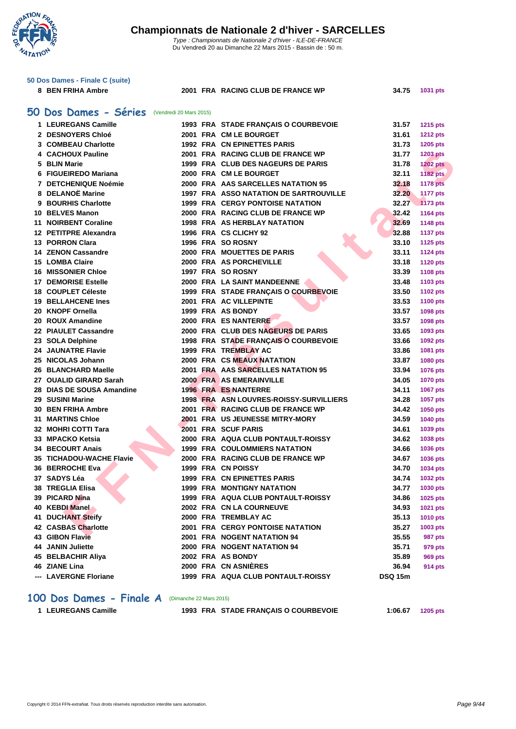### 50 Dos Dames - Finale C (suite)

| | | | | | | |
|---|---|---|---|---|---|---|
| 8 | BEN FRIHA Ambre | 2001 | FRA | RACING CLUB DE FRANCE WP | 34.75 | 1031 pts |

## 50 Dos Dames - Séries (Vendredi 20 Mars 2015)

| | | | | | | |
|---|---|---|---|---|---|---|
| 1 | LEUREGANS Camille | 1993 | FRA | STADE FRANÇAIS O COURBEVOIE | 31.57 | 1215 pts |
| 2 | DESNOYERS Chloé | 2001 | FRA | CM LE BOURGET | 31.61 | 1212 pts |
| 3 | COMBEAU Charlotte | 1992 | FRA | CN EPINETTES PARIS | 31.73 | 1205 pts |
| 4 | CACHOUX Pauline | 2001 | FRA | RACING CLUB DE FRANCE WP | 31.77 | 1203 pts |
| 5 | BLIN Marie | 1999 | FRA | CLUB DES NAGEURS DE PARIS | 31.78 | 1202 pts |
| 6 | FIGUEIREDO Mariana | 2000 | FRA | CM LE BOURGET | 32.11 | 1182 pts |
| 7 | DETCHENIQUE Noémie | 2000 | FRA | AAS SARCELLES NATATION 95 | 32.18 | 1178 pts |
| 8 | DELANOË Marine | 1997 | FRA | ASSO NATATION DE SARTROUVILLE | 32.20 | 1177 pts |
| 9 | BOURHIS Charlotte | 1999 | FRA | CERGY PONTOISE NATATION | 32.27 | 1173 pts |
| 10 | BELVES Manon | 2000 | FRA | RACING CLUB DE FRANCE WP | 32.42 | 1164 pts |
| 11 | NOIRBENT Coraline | 1998 | FRA | AS HERBLAY NATATION | 32.69 | 1148 pts |
| 12 | PETITPRE Alexandra | 1996 | FRA | CS CLICHY 92 | 32.88 | 1137 pts |
| 13 | PORRON Clara | 1996 | FRA | SO ROSNY | 33.10 | 1125 pts |
| 14 | ZENON Cassandre | 2000 | FRA | MOUETTES DE PARIS | 33.11 | 1124 pts |
| 15 | LOMBA Claire | 2000 | FRA | AS PORCHEVILLE | 33.18 | 1120 pts |
| 16 | MISSONIER Chloe | 1997 | FRA | SO ROSNY | 33.39 | 1108 pts |
| 17 | DEMORISE Estelle | 2000 | FRA | LA SAINT MANDEENNE | 33.48 | 1103 pts |
| 18 | COUPLET Céleste | 1999 | FRA | STADE FRANÇAIS O COURBEVOIE | 33.50 | 1102 pts |
| 19 | BELLAHCENE Ines | 2001 | FRA | AC VILLEPINTE | 33.53 | 1100 pts |
| 20 | KNOPF Ornella | 1999 | FRA | AS BONDY | 33.57 | 1098 pts |
| 20 | ROUX Amandine | 2000 | FRA | ES NANTERRE | 33.57 | 1098 pts |
| 22 | PIAULET Cassandre | 2000 | FRA | CLUB DES NAGEURS DE PARIS | 33.65 | 1093 pts |
| 23 | SOLA Delphine | 1998 | FRA | STADE FRANÇAIS O COURBEVOIE | 33.66 | 1092 pts |
| 24 | JAUNATRE Flavie | 1999 | FRA | TREMBLAY AC | 33.86 | 1081 pts |
| 25 | NICOLAS Johann | 2000 | FRA | CS MEAUX NATATION | 33.87 | 1080 pts |
| 26 | BLANCHARD Maelle | 2001 | FRA | AAS SARCELLES NATATION 95 | 33.94 | 1076 pts |
| 27 | OUALID GIRARD Sarah | 2000 | FRA | AS EMERAINVILLE | 34.05 | 1070 pts |
| 28 | DIAS DE SOUSA Amandine | 1996 | FRA | ES NANTERRE | 34.11 | 1067 pts |
| 29 | SUSINI Marine | 1998 | FRA | ASN LOUVRES-ROISSY-SURVILLIERS | 34.28 | 1057 pts |
| 30 | BEN FRIHA Ambre | 2001 | FRA | RACING CLUB DE FRANCE WP | 34.42 | 1050 pts |
| 31 | MARTINS Chloe | 2001 | FRA | US JEUNESSE MITRY-MORY | 34.59 | 1040 pts |
| 32 | MOHRI COTTI Tara | 2001 | FRA | SCUF PARIS | 34.61 | 1039 pts |
| 33 | MPACKO Ketsia | 2000 | FRA | AQUA CLUB PONTAULT-ROISSY | 34.62 | 1038 pts |
| 34 | BECOURT Anais | 1999 | FRA | COULOMMIERS NATATION | 34.66 | 1036 pts |
| 35 | TICHADOU-WACHE Flavie | 2000 | FRA | RACING CLUB DE FRANCE WP | 34.67 | 1036 pts |
| 36 | BERROCHE Eva | 1999 | FRA | CN POISSY | 34.70 | 1034 pts |
| 37 | SADYS Léa | 1999 | FRA | CN EPINETTES PARIS | 34.74 | 1032 pts |
| 38 | TREGLIA Elisa | 1999 | FRA | MONTIGNY NATATION | 34.77 | 1030 pts |
| 39 | PICARD Nina | 1999 | FRA | AQUA CLUB PONTAULT-ROISSY | 34.86 | 1025 pts |
| 40 | KEBDI Manel | 2002 | FRA | CN LA COURNEUVE | 34.93 | 1021 pts |
| 41 | DUCHANT Steify | 2000 | FRA | TREMBLAY AC | 35.13 | 1010 pts |
| 42 | CASBAS Charlotte | 2001 | FRA | CERGY PONTOISE NATATION | 35.27 | 1003 pts |
| 43 | GIBON Flavie | 2001 | FRA | NOGENT NATATION 94 | 35.55 | 987 pts |
| 44 | JANIN Juliette | 2000 | FRA | NOGENT NATATION 94 | 35.71 | 979 pts |
| 45 | BELBACHIR Aliya | 2002 | FRA | AS BONDY | 35.89 | 969 pts |
| 46 | ZIANE Lina | 2000 | FRA | CN ASNIÈRES | 36.94 | 914 pts |
| --- | LAVERGNE Floriane | 1999 | FRA | AQUA CLUB PONTAULT-ROISSY | DSQ 15m | |

## 100 Dos Dames - Finale A (Dimanche 22 Mars 2015)

| | | | | | | |
|---|---|---|---|---|---|---|
| 1 | LEUREGANS Camille | 1993 | FRA | STADE FRANÇAIS O COURBEVOIE | 1:06.67 | 1205 pts |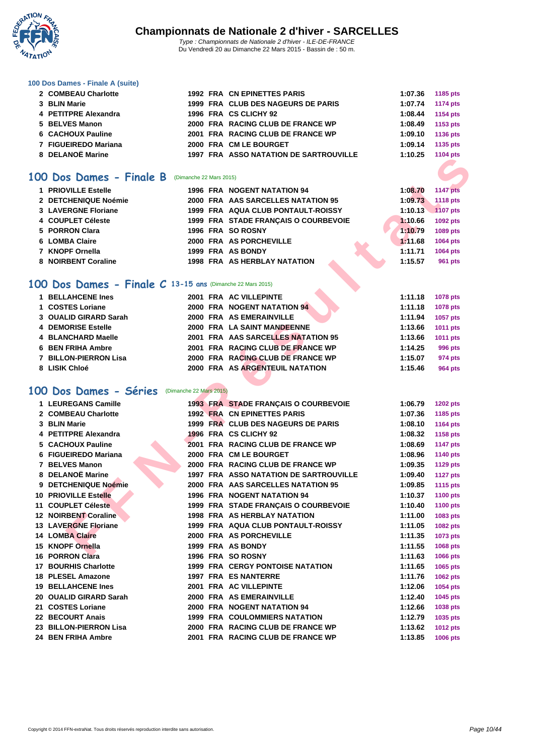# Championnats de Nationale 2 d'hiver - SARCELLES

*Type : Championnats de Nationale 2 d'hiver - ILE-DE-FRANCE*
Du Vendredi 20 au Dimanche 22 Mars 2015 - Bassin de : 50 m.

### 100 Dos Dames - Finale A (suite)

| | | | | | | |
|---|---|---|---|---|---|---|
| 2 | COMBEAU Charlotte | 1992 | FRA | CN EPINETTES PARIS | 1:07.36 | 1185 pts |
| 3 | BLIN Marie | 1999 | FRA | CLUB DES NAGEURS DE PARIS | 1:07.74 | 1174 pts |
| 4 | PETITPRE Alexandra | 1996 | FRA | CS CLICHY 92 | 1:08.44 | 1154 pts |
| 5 | BELVES Manon | 2000 | FRA | RACING CLUB DE FRANCE WP | 1:08.49 | 1153 pts |
| 6 | CACHOUX Pauline | 2001 | FRA | RACING CLUB DE FRANCE WP | 1:09.10 | 1136 pts |
| 7 | FIGUEIREDO Mariana | 2000 | FRA | CM LE BOURGET | 1:09.14 | 1135 pts |
| 8 | DELANOË Marine | 1997 | FRA | ASSO NATATION DE SARTROUVILLE | 1:10.25 | 1104 pts |

## 100 Dos Dames - Finale B (Dimanche 22 Mars 2015)

| | | | | | | |
|---|---|---|---|---|---|---|
| 1 | PRIOVILLE Estelle | 1996 | FRA | NOGENT NATATION 94 | 1:08.70 | 1147 pts |
| 2 | DETCHENIQUE Noémie | 2000 | FRA | AAS SARCELLES NATATION 95 | 1:09.73 | 1118 pts |
| 3 | LAVERGNE Floriane | 1999 | FRA | AQUA CLUB PONTAULT-ROISSY | 1:10.13 | 1107 pts |
| 4 | COUPLET Céleste | 1999 | FRA | STADE FRANÇAIS O COURBEVOIE | 1:10.66 | 1092 pts |
| 5 | PORRON Clara | 1996 | FRA | SO ROSNY | 1:10.79 | 1089 pts |
| 6 | LOMBA Claire | 2000 | FRA | AS PORCHEVILLE | 1:11.68 | 1064 pts |
| 7 | KNOPF Ornella | 1999 | FRA | AS BONDY | 1:11.71 | 1064 pts |
| 8 | NOIRBENT Coraline | 1998 | FRA | AS HERBLAY NATATION | 1:15.57 | 961 pts |

## 100 Dos Dames - Finale C 13-15 ans (Dimanche 22 Mars 2015)

| | | | | | | |
|---|---|---|---|---|---|---|
| 1 | BELLAHCENE Ines | 2001 | FRA | AC VILLEPINTE | 1:11.18 | 1078 pts |
| 1 | COSTES Loriane | 2000 | FRA | NOGENT NATATION 94 | 1:11.18 | 1078 pts |
| 3 | OUALID GIRARD Sarah | 2000 | FRA | AS EMERAINVILLE | 1:11.94 | 1057 pts |
| 4 | DEMORISE Estelle | 2000 | FRA | LA SAINT MANDEENNE | 1:13.66 | 1011 pts |
| 4 | BLANCHARD Maelle | 2001 | FRA | AAS SARCELLES NATATION 95 | 1:13.66 | 1011 pts |
| 6 | BEN FRIHA Ambre | 2001 | FRA | RACING CLUB DE FRANCE WP | 1:14.25 | 996 pts |
| 7 | BILLON-PIERRON Lisa | 2000 | FRA | RACING CLUB DE FRANCE WP | 1:15.07 | 974 pts |
| 8 | LISIK Chloé | 2000 | FRA | AS ARGENTEUIL NATATION | 1:15.46 | 964 pts |

## 100 Dos Dames - Séries (Dimanche 22 Mars 2015)

| | | | | | | |
|---|---|---|---|---|---|---|
| 1 | LEUREGANS Camille | 1993 | FRA | STADE FRANÇAIS O COURBEVOIE | 1:06.79 | 1202 pts |
| 2 | COMBEAU Charlotte | 1992 | FRA | CN EPINETTES PARIS | 1:07.36 | 1185 pts |
| 3 | BLIN Marie | 1999 | FRA | CLUB DES NAGEURS DE PARIS | 1:08.10 | 1164 pts |
| 4 | PETITPRE Alexandra | 1996 | FRA | CS CLICHY 92 | 1:08.32 | 1158 pts |
| 5 | CACHOUX Pauline | 2001 | FRA | RACING CLUB DE FRANCE WP | 1:08.69 | 1147 pts |
| 6 | FIGUEIREDO Mariana | 2000 | FRA | CM LE BOURGET | 1:08.96 | 1140 pts |
| 7 | BELVES Manon | 2000 | FRA | RACING CLUB DE FRANCE WP | 1:09.35 | 1129 pts |
| 8 | DELANOË Marine | 1997 | FRA | ASSO NATATION DE SARTROUVILLE | 1:09.40 | 1127 pts |
| 9 | DETCHENIQUE Noémie | 2000 | FRA | AAS SARCELLES NATATION 95 | 1:09.85 | 1115 pts |
| 10 | PRIOVILLE Estelle | 1996 | FRA | NOGENT NATATION 94 | 1:10.37 | 1100 pts |
| 11 | COUPLET Céleste | 1999 | FRA | STADE FRANÇAIS O COURBEVOIE | 1:10.40 | 1100 pts |
| 12 | NOIRBENT Coraline | 1998 | FRA | AS HERBLAY NATATION | 1:11.00 | 1083 pts |
| 13 | LAVERGNE Floriane | 1999 | FRA | AQUA CLUB PONTAULT-ROISSY | 1:11.05 | 1082 pts |
| 14 | LOMBA Claire | 2000 | FRA | AS PORCHEVILLE | 1:11.35 | 1073 pts |
| 15 | KNOPF Ornella | 1999 | FRA | AS BONDY | 1:11.55 | 1068 pts |
| 16 | PORRON Clara | 1996 | FRA | SO ROSNY | 1:11.63 | 1066 pts |
| 17 | BOURHIS Charlotte | 1999 | FRA | CERGY PONTOISE NATATION | 1:11.65 | 1065 pts |
| 18 | PLESEL Amazone | 1997 | FRA | ES NANTERRE | 1:11.76 | 1062 pts |
| 19 | BELLAHCENE Ines | 2001 | FRA | AC VILLEPINTE | 1:12.06 | 1054 pts |
| 20 | OUALID GIRARD Sarah | 2000 | FRA | AS EMERAINVILLE | 1:12.40 | 1045 pts |
| 21 | COSTES Loriane | 2000 | FRA | NOGENT NATATION 94 | 1:12.66 | 1038 pts |
| 22 | BECOURT Anais | 1999 | FRA | COULOMMIERS NATATION | 1:12.79 | 1035 pts |
| 23 | BILLON-PIERRON Lisa | 2000 | FRA | RACING CLUB DE FRANCE WP | 1:13.62 | 1012 pts |
| 24 | BEN FRIHA Ambre | 2001 | FRA | RACING CLUB DE FRANCE WP | 1:13.85 | 1006 pts |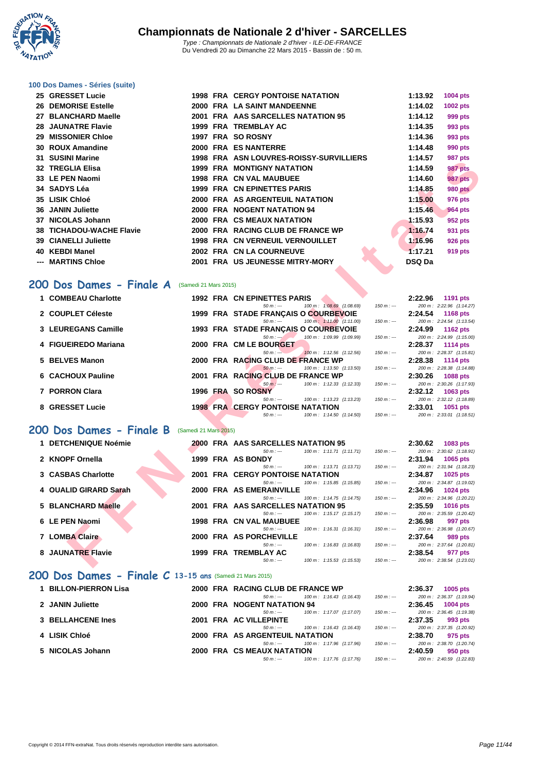# Championnats de Nationale 2 d'hiver - SARCELLES

*Type : Championnats de Nationale 2 d'hiver - ILE-DE-FRANCE*
*Du Vendredi 20 au Dimanche 22 Mars 2015 - Bassin de : 50 m.*

### 100 Dos Dames - Séries (suite)

| Rang | Nom | Année | Nat | Club | Temps | Points |
|---|---|---|---|---|---|---|
| 25 | GRESSET Lucie | 1998 | FRA | CERGY PONTOISE NATATION | 1:13.92 | 1004 pts |
| 26 | DEMORISE Estelle | 2000 | FRA | LA SAINT MANDEENNE | 1:14.02 | 1002 pts |
| 27 | BLANCHARD Maelle | 2001 | FRA | AAS SARCELLES NATATION 95 | 1:14.12 | 999 pts |
| 28 | JAUNATRE Flavie | 1999 | FRA | TREMBLAY AC | 1:14.35 | 993 pts |
| 29 | MISSONIER Chloe | 1997 | FRA | SO ROSNY | 1:14.36 | 993 pts |
| 30 | ROUX Amandine | 2000 | FRA | ES NANTERRE | 1:14.48 | 990 pts |
| 31 | SUSINI Marine | 1998 | FRA | ASN LOUVRES-ROISSY-SURVILLIERS | 1:14.57 | 987 pts |
| 32 | TREGLIA Elisa | 1999 | FRA | MONTIGNY NATATION | 1:14.59 | 987 pts |
| 33 | LE PEN Naomi | 1998 | FRA | CN VAL MAUBUEE | 1:14.60 | 987 pts |
| 34 | SADYS Léa | 1999 | FRA | CN EPINETTES PARIS | 1:14.85 | 980 pts |
| 35 | LISIK Chloé | 2000 | FRA | AS ARGENTEUIL NATATION | 1:15.00 | 976 pts |
| 36 | JANIN Juliette | 2000 | FRA | NOGENT NATATION 94 | 1:15.46 | 964 pts |
| 37 | NICOLAS Johann | 2000 | FRA | CS MEAUX NATATION | 1:15.93 | 952 pts |
| 38 | TICHADOU-WACHE Flavie | 2000 | FRA | RACING CLUB DE FRANCE WP | 1:16.74 | 931 pts |
| 39 | CIANELLI Juliette | 1998 | FRA | CN VERNEUIL VERNOUILLET | 1:16.96 | 926 pts |
| 40 | KEBDI Manel | 2002 | FRA | CN LA COURNEUVE | 1:17.21 | 919 pts |
| --- | MARTINS Chloe | 2001 | FRA | US JEUNESSE MITRY-MORY | DSQ Da | |

## 200 Dos Dames - Finale A (Samedi 21 Mars 2015)

| Rang | Nom | Année | Nat | Club | Temps | Points | 50 m | 100 m | 150 m | 200 m |
|---|---|---|---|---|---|---|---|---|---|---|
| 1 | COMBEAU Charlotte | 1992 | FRA | CN EPINETTES PARIS | 2:22.96 | 1191 pts | --- | 1:08.69 (1:08.69) | --- | 2:22.96 (1:14.27) |
| 2 | COUPLET Céleste | 1999 | FRA | STADE FRANÇAIS O COURBEVOIE | 2:24.54 | 1168 pts | --- | 1:11.00 (1:11.00) | --- | 2:24.54 (1:13.54) |
| 3 | LEUREGANS Camille | 1993 | FRA | STADE FRANÇAIS O COURBEVOIE | 2:24.99 | 1162 pts | --- | 1:09.99 (1:09.99) | --- | 2:24.99 (1:15.00) |
| 4 | FIGUEIREDO Mariana | 2000 | FRA | CM LE BOURGET | 2:28.37 | 1114 pts | --- | 1:12.56 (1:12.56) | --- | 2:28.37 (1:15.81) |
| 5 | BELVES Manon | 2000 | FRA | RACING CLUB DE FRANCE WP | 2:28.38 | 1114 pts | --- | 1:13.50 (1:13.50) | --- | 2:28.38 (1:14.88) |
| 6 | CACHOUX Pauline | 2001 | FRA | RACING CLUB DE FRANCE WP | 2:30.26 | 1088 pts | --- | 1:12.33 (1:12.33) | --- | 2:30.26 (1:17.93) |
| 7 | PORRON Clara | 1996 | FRA | SO ROSNY | 2:32.12 | 1063 pts | --- | 1:13.23 (1:13.23) | --- | 2:32.12 (1:18.89) |
| 8 | GRESSET Lucie | 1998 | FRA | CERGY PONTOISE NATATION | 2:33.01 | 1051 pts | --- | 1:14.50 (1:14.50) | --- | 2:33.01 (1:18.51) |

## 200 Dos Dames - Finale B (Samedi 21 Mars 2015)

| Rang | Nom | Année | Nat | Club | Temps | Points | 50 m | 100 m | 150 m | 200 m |
|---|---|---|---|---|---|---|---|---|---|---|
| 1 | DETCHENIQUE Noémie | 2000 | FRA | AAS SARCELLES NATATION 95 | 2:30.62 | 1083 pts | --- | 1:11.71 (1:11.71) | --- | 2:30.62 (1:18.91) |
| 2 | KNOPF Ornella | 1999 | FRA | AS BONDY | 2:31.94 | 1065 pts | --- | 1:13.71 (1:13.71) | --- | 2:31.94 (1:18.23) |
| 3 | CASBAS Charlotte | 2001 | FRA | CERGY PONTOISE NATATION | 2:34.87 | 1025 pts | --- | 1:15.85 (1:15.85) | --- | 2:34.87 (1:19.02) |
| 4 | OUALID GIRARD Sarah | 2000 | FRA | AS EMERAINVILLE | 2:34.96 | 1024 pts | --- | 1:14.75 (1:14.75) | --- | 2:34.96 (1:20.21) |
| 5 | BLANCHARD Maelle | 2001 | FRA | AAS SARCELLES NATATION 95 | 2:35.59 | 1016 pts | --- | 1:15.17 (1:15.17) | --- | 2:35.59 (1:20.42) |
| 6 | LE PEN Naomi | 1998 | FRA | CN VAL MAUBUEE | 2:36.98 | 997 pts | --- | 1:16.31 (1:16.31) | --- | 2:36.98 (1:20.67) |
| 7 | LOMBA Claire | 2000 | FRA | AS PORCHEVILLE | 2:37.64 | 989 pts | --- | 1:16.83 (1:16.83) | --- | 2:37.64 (1:20.81) |
| 8 | JAUNATRE Flavie | 1999 | FRA | TREMBLAY AC | 2:38.54 | 977 pts | --- | 1:15.53 (1:15.53) | --- | 2:38.54 (1:23.01) |

## 200 Dos Dames - Finale C 13-15 ans (Samedi 21 Mars 2015)

| Rang | Nom | Année | Nat | Club | Temps | Points | 50 m | 100 m | 150 m | 200 m |
|---|---|---|---|---|---|---|---|---|---|---|
| 1 | BILLON-PIERRON Lisa | 2000 | FRA | RACING CLUB DE FRANCE WP | 2:36.37 | 1005 pts | --- | 1:16.43 (1:16.43) | --- | 2:36.37 (1:19.94) |
| 2 | JANIN Juliette | 2000 | FRA | NOGENT NATATION 94 | 2:36.45 | 1004 pts | --- | 1:17.07 (1:17.07) | --- | 2:36.45 (1:19.38) |
| 3 | BELLAHCENE Ines | 2001 | FRA | AC VILLEPINTE | 2:37.35 | 993 pts | --- | 1:16.43 (1:16.43) | --- | 2:37.35 (1:20.92) |
| 4 | LISIK Chloé | 2000 | FRA | AS ARGENTEUIL NATATION | 2:38.70 | 975 pts | --- | 1:17.96 (1:17.96) | --- | 2:38.70 (1:20.74) |
| 5 | NICOLAS Johann | 2000 | FRA | CS MEAUX NATATION | 2:40.59 | 950 pts | --- | 1:17.76 (1:17.76) | --- | 2:40.59 (1:22.83) |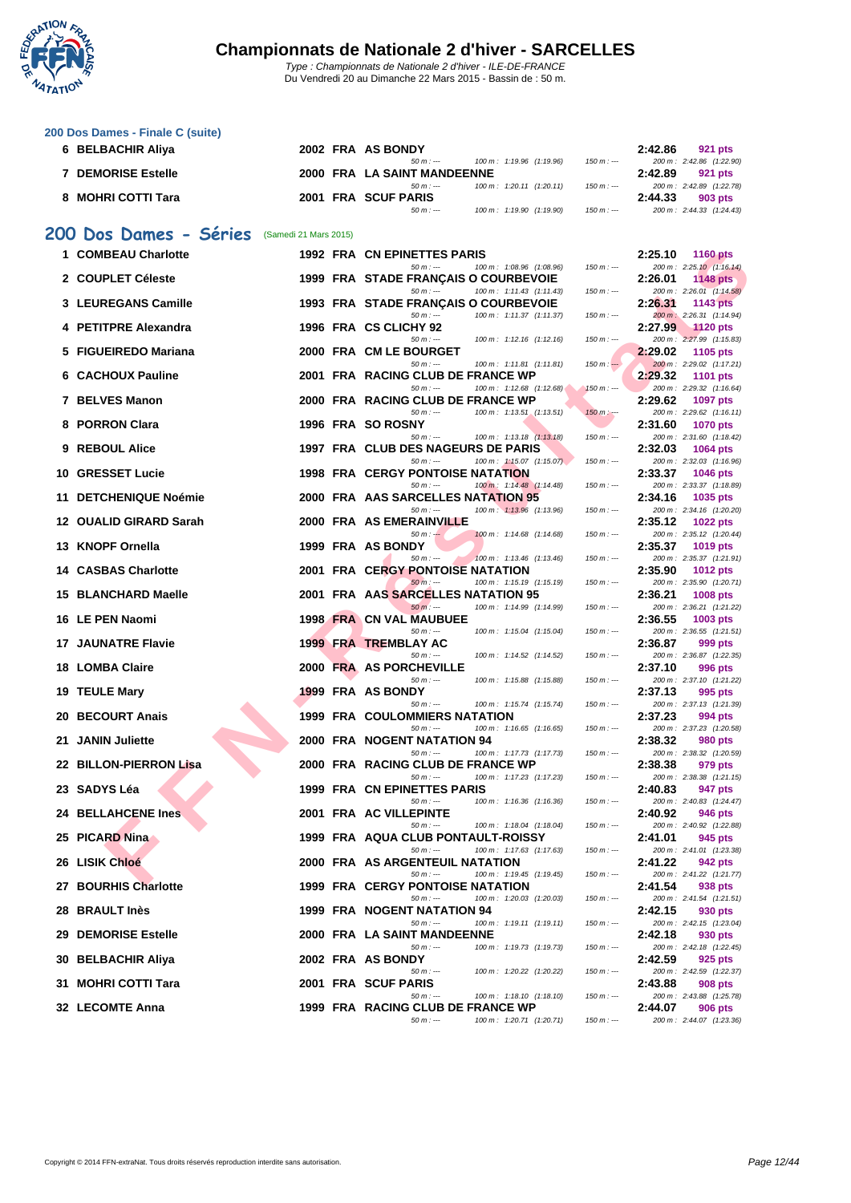# Championnats de Nationale 2 d'hiver - SARCELLES

Type : Championnats de Nationale 2 d'hiver - ILE-DE-FRANCE
Du Vendredi 20 au Dimanche 22 Mars 2015 - Bassin de : 50 m.

### 200 Dos Dames - Finale C (suite)

| Rang | Nom | Année | Nat | Club | Temps | Points |
|---|---|---|---|---|---|---|
| 6 | BELBACHIR Aliya | 2002 | FRA | AS BONDY | 2:42.86 | 921 pts |
| | | | | 50 m : --- / 100 m : 1:19.96 (1:19.96) / 150 m : --- | 200 m : 2:42.86 (1:22.90) | |
| 7 | DEMORISE Estelle | 2000 | FRA | LA SAINT MANDEENNE | 2:42.89 | 921 pts |
| | | | | 50 m : --- / 100 m : 1:20.11 (1:20.11) / 150 m : --- | 200 m : 2:42.89 (1:22.78) | |
| 8 | MOHRI COTTI Tara | 2001 | FRA | SCUF PARIS | 2:44.33 | 903 pts |
| | | | | 50 m : --- / 100 m : 1:19.90 (1:19.90) / 150 m : --- | 200 m : 2:44.33 (1:24.43) | |

## 200 Dos Dames - Séries (Samedi 21 Mars 2015)

| Rang | Nom | Année | Nat | Club | Temps | Points |
|---|---|---|---|---|---|---|
| 1 | COMBEAU Charlotte | 1992 | FRA | CN EPINETTES PARIS | 2:25.10 | 1160 pts |
| | | | | 50 m : --- / 100 m : 1:08.96 (1:08.96) / 150 m : --- | 200 m : 2:25.10 (1:16.14) | |
| 2 | COUPLET Céleste | 1999 | FRA | STADE FRANÇAIS O COURBEVOIE | 2:26.01 | 1148 pts |
| | | | | 50 m : --- / 100 m : 1:11.43 (1:11.43) / 150 m : --- | 200 m : 2:26.01 (1:14.58) | |
| 3 | LEUREGANS Camille | 1993 | FRA | STADE FRANÇAIS O COURBEVOIE | 2:26.31 | 1143 pts |
| | | | | 50 m : --- / 100 m : 1:11.37 (1:11.37) / 150 m : --- | 200 m : 2:26.31 (1:14.94) | |
| 4 | PETITPRE Alexandra | 1996 | FRA | CS CLICHY 92 | 2:27.99 | 1120 pts |
| | | | | 50 m : --- / 100 m : 1:12.16 (1:12.16) / 150 m : --- | 200 m : 2:27.99 (1:15.83) | |
| 5 | FIGUEIREDO Mariana | 2000 | FRA | CM LE BOURGET | 2:29.02 | 1105 pts |
| | | | | 50 m : --- / 100 m : 1:11.81 (1:11.81) / 150 m : --- | 200 m : 2:29.02 (1:17.21) | |
| 6 | CACHOUX Pauline | 2001 | FRA | RACING CLUB DE FRANCE WP | 2:29.32 | 1101 pts |
| | | | | 50 m : --- / 100 m : 1:12.68 (1:12.68) / 150 m : --- | 200 m : 2:29.32 (1:16.64) | |
| 7 | BELVES Manon | 2000 | FRA | RACING CLUB DE FRANCE WP | 2:29.62 | 1097 pts |
| | | | | 50 m : --- / 100 m : 1:13.51 (1:13.51) / 150 m : --- | 200 m : 2:29.62 (1:16.11) | |
| 8 | PORRON Clara | 1996 | FRA | SO ROSNY | 2:31.60 | 1070 pts |
| | | | | 50 m : --- / 100 m : 1:13.18 (1:13.18) / 150 m : --- | 200 m : 2:31.60 (1:18.42) | |
| 9 | REBOUL Alice | 1997 | FRA | CLUB DES NAGEURS DE PARIS | 2:32.03 | 1064 pts |
| | | | | 50 m : --- / 100 m : 1:15.07 (1:15.07) / 150 m : --- | 200 m : 2:32.03 (1:16.96) | |
| 10 | GRESSET Lucie | 1998 | FRA | CERGY PONTOISE NATATION | 2:33.37 | 1046 pts |
| | | | | 50 m : --- / 100 m : 1:14.48 (1:14.48) / 150 m : --- | 200 m : 2:33.37 (1:18.89) | |
| 11 | DETCHENIQUE Noémie | 2000 | FRA | AAS SARCELLES NATATION 95 | 2:34.16 | 1035 pts |
| | | | | 50 m : --- / 100 m : 1:13.96 (1:13.96) / 150 m : --- | 200 m : 2:34.16 (1:20.20) | |
| 12 | OUALID GIRARD Sarah | 2000 | FRA | AS EMERAINVILLE | 2:35.12 | 1022 pts |
| | | | | 50 m : --- / 100 m : 1:14.68 (1:14.68) / 150 m : --- | 200 m : 2:35.12 (1:20.44) | |
| 13 | KNOPF Ornella | 1999 | FRA | AS BONDY | 2:35.37 | 1019 pts |
| | | | | 50 m : --- / 100 m : 1:13.46 (1:13.46) / 150 m : --- | 200 m : 2:35.37 (1:21.91) | |
| 14 | CASBAS Charlotte | 2001 | FRA | CERGY PONTOISE NATATION | 2:35.90 | 1012 pts |
| | | | | 50 m : --- / 100 m : 1:15.19 (1:15.19) / 150 m : --- | 200 m : 2:35.90 (1:20.71) | |
| 15 | BLANCHARD Maelle | 2001 | FRA | AAS SARCELLES NATATION 95 | 2:36.21 | 1008 pts |
| | | | | 50 m : --- / 100 m : 1:14.99 (1:14.99) / 150 m : --- | 200 m : 2:36.21 (1:21.22) | |
| 16 | LE PEN Naomi | 1998 | FRA | CN VAL MAUBUEE | 2:36.55 | 1003 pts |
| | | | | 50 m : --- / 100 m : 1:15.04 (1:15.04) / 150 m : --- | 200 m : 2:36.55 (1:21.51) | |
| 17 | JAUNATRE Flavie | 1999 | FRA | TREMBLAY AC | 2:36.87 | 999 pts |
| | | | | 50 m : --- / 100 m : 1:14.52 (1:14.52) / 150 m : --- | 200 m : 2:36.87 (1:22.35) | |
| 18 | LOMBA Claire | 2000 | FRA | AS PORCHEVILLE | 2:37.10 | 996 pts |
| | | | | 50 m : --- / 100 m : 1:15.88 (1:15.88) / 150 m : --- | 200 m : 2:37.10 (1:21.22) | |
| 19 | TEULE Mary | 1999 | FRA | AS BONDY | 2:37.13 | 995 pts |
| | | | | 50 m : --- / 100 m : 1:15.74 (1:15.74) / 150 m : --- | 200 m : 2:37.13 (1:21.39) | |
| 20 | BECOURT Anais | 1999 | FRA | COULOMMIERS NATATION | 2:37.23 | 994 pts |
| | | | | 50 m : --- / 100 m : 1:16.65 (1:16.65) / 150 m : --- | 200 m : 2:37.23 (1:20.58) | |
| 21 | JANIN Juliette | 2000 | FRA | NOGENT NATATION 94 | 2:38.32 | 980 pts |
| | | | | 50 m : --- / 100 m : 1:17.73 (1:17.73) / 150 m : --- | 200 m : 2:38.32 (1:20.59) | |
| 22 | BILLON-PIERRON Lisa | 2000 | FRA | RACING CLUB DE FRANCE WP | 2:38.38 | 979 pts |
| | | | | 50 m : --- / 100 m : 1:17.23 (1:17.23) / 150 m : --- | 200 m : 2:38.38 (1:21.15) | |
| 23 | SADYS Léa | 1999 | FRA | CN EPINETTES PARIS | 2:40.83 | 947 pts |
| | | | | 50 m : --- / 100 m : 1:16.36 (1:16.36) / 150 m : --- | 200 m : 2:40.83 (1:24.47) | |
| 24 | BELLAHCENE Ines | 2001 | FRA | AC VILLEPINTE | 2:40.92 | 946 pts |
| | | | | 50 m : --- / 100 m : 1:18.04 (1:18.04) / 150 m : --- | 200 m : 2:40.92 (1:22.88) | |
| 25 | PICARD Nina | 1999 | FRA | AQUA CLUB PONTAULT-ROISSY | 2:41.01 | 945 pts |
| | | | | 50 m : --- / 100 m : 1:17.63 (1:17.63) / 150 m : --- | 200 m : 2:41.01 (1:23.38) | |
| 26 | LISIK Chloé | 2000 | FRA | AS ARGENTEUIL NATATION | 2:41.22 | 942 pts |
| | | | | 50 m : --- / 100 m : 1:19.45 (1:19.45) / 150 m : --- | 200 m : 2:41.22 (1:21.77) | |
| 27 | BOURHIS Charlotte | 1999 | FRA | CERGY PONTOISE NATATION | 2:41.54 | 938 pts |
| | | | | 50 m : --- / 100 m : 1:20.03 (1:20.03) / 150 m : --- | 200 m : 2:41.54 (1:21.51) | |
| 28 | BRAULT Inès | 1999 | FRA | NOGENT NATATION 94 | 2:42.15 | 930 pts |
| | | | | 50 m : --- / 100 m : 1:19.11 (1:19.11) / 150 m : --- | 200 m : 2:42.15 (1:23.04) | |
| 29 | DEMORISE Estelle | 2000 | FRA | LA SAINT MANDEENNE | 2:42.18 | 930 pts |
| | | | | 50 m : --- / 100 m : 1:19.73 (1:19.73) / 150 m : --- | 200 m : 2:42.18 (1:22.45) | |
| 30 | BELBACHIR Aliya | 2002 | FRA | AS BONDY | 2:42.59 | 925 pts |
| | | | | 50 m : --- / 100 m : 1:20.22 (1:20.22) / 150 m : --- | 200 m : 2:42.59 (1:22.37) | |
| 31 | MOHRI COTTI Tara | 2001 | FRA | SCUF PARIS | 2:43.88 | 908 pts |
| | | | | 50 m : --- / 100 m : 1:18.10 (1:18.10) / 150 m : --- | 200 m : 2:43.88 (1:25.78) | |
| 32 | LECOMTE Anna | 1999 | FRA | RACING CLUB DE FRANCE WP | 2:44.07 | 906 pts |
| | | | | 50 m : --- / 100 m : 1:20.71 (1:20.71) / 150 m : --- | 200 m : 2:44.07 (1:23.36) | |

Copyright © 2014 FFN-extraNat. Tous droits réservés reproduction interdite sans autorisation.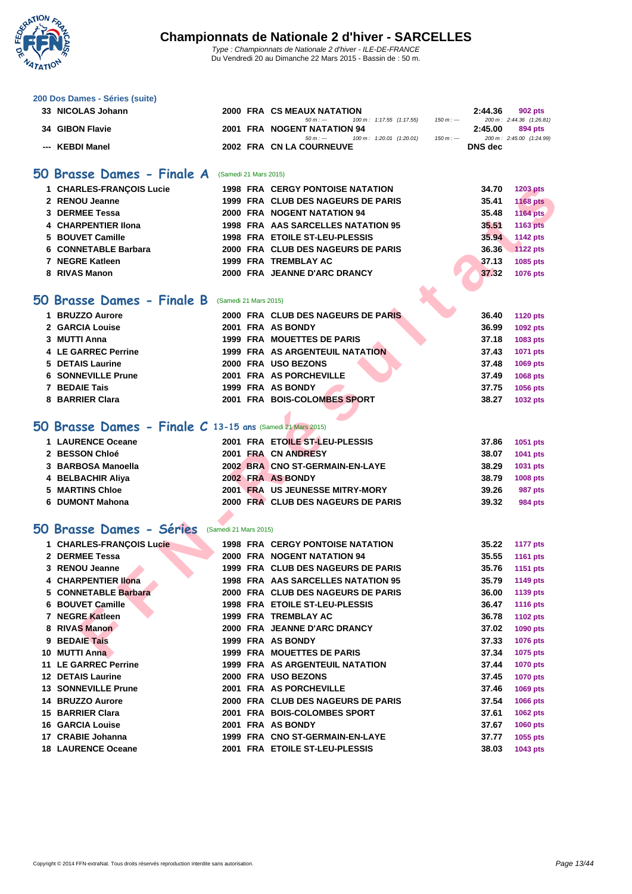# Championnats de Nationale 2 d'hiver - SARCELLES

*Type : Championnats de Nationale 2 d'hiver - ILE-DE-FRANCE*
Du Vendredi 20 au Dimanche 22 Mars 2015 - Bassin de : 50 m.

### 200 Dos Dames - Séries (suite)

| | | | | | | |
|---|---|---|---|---|---|---|
| 33 | NICOLAS Johann | 2000 | FRA | CS MEAUX NATATION | 2:44.36 | 902 pts |
| | | | | 50 m : --- 100 m : 1:17.55 (1:17.55) 150 m : --- | | 200 m : 2:44.36 (1:26.81) |
| 34 | GIBON Flavie | 2001 | FRA | NOGENT NATATION 94 | 2:45.00 | 894 pts |
| | | | | 50 m : --- 100 m : 1:20.01 (1:20.01) 150 m : --- | | 200 m : 2:45.00 (1:24.99) |
| --- | KEBDI Manel | 2002 | FRA | CN LA COURNEUVE | DNS dec | |

## 50 Brasse Dames - Finale A (Samedi 21 Mars 2015)

| | | | | | | |
|---|---|---|---|---|---|---|
| 1 | CHARLES-FRANÇOIS Lucie | 1998 | FRA | CERGY PONTOISE NATATION | 34.70 | 1203 pts |
| 2 | RENOU Jeanne | 1999 | FRA | CLUB DES NAGEURS DE PARIS | 35.41 | 1168 pts |
| 3 | DERMEE Tessa | 2000 | FRA | NOGENT NATATION 94 | 35.48 | 1164 pts |
| 4 | CHARPENTIER Ilona | 1998 | FRA | AAS SARCELLES NATATION 95 | 35.51 | 1163 pts |
| 5 | BOUVET Camille | 1998 | FRA | ETOILE ST-LEU-PLESSIS | 35.94 | 1142 pts |
| 6 | CONNETABLE Barbara | 2000 | FRA | CLUB DES NAGEURS DE PARIS | 36.36 | 1122 pts |
| 7 | NEGRE Katleen | 1999 | FRA | TREMBLAY AC | 37.13 | 1085 pts |
| 8 | RIVAS Manon | 2000 | FRA | JEANNE D'ARC DRANCY | 37.32 | 1076 pts |

## 50 Brasse Dames - Finale B (Samedi 21 Mars 2015)

| | | | | | | |
|---|---|---|---|---|---|---|
| 1 | BRUZZO Aurore | 2000 | FRA | CLUB DES NAGEURS DE PARIS | 36.40 | 1120 pts |
| 2 | GARCIA Louise | 2001 | FRA | AS BONDY | 36.99 | 1092 pts |
| 3 | MUTTI Anna | 1999 | FRA | MOUETTES DE PARIS | 37.18 | 1083 pts |
| 4 | LE GARREC Perrine | 1999 | FRA | AS ARGENTEUIL NATATION | 37.43 | 1071 pts |
| 5 | DETAIS Laurine | 2000 | FRA | USO BEZONS | 37.48 | 1069 pts |
| 6 | SONNEVILLE Prune | 2001 | FRA | AS PORCHEVILLE | 37.49 | 1068 pts |
| 7 | BEDAIE Tais | 1999 | FRA | AS BONDY | 37.75 | 1056 pts |
| 8 | BARRIER Clara | 2001 | FRA | BOIS-COLOMBES SPORT | 38.27 | 1032 pts |

## 50 Brasse Dames - Finale C 13-15 ans (Samedi 21 Mars 2015)

| | | | | | | |
|---|---|---|---|---|---|---|
| 1 | LAURENCE Oceane | 2001 | FRA | ETOILE ST-LEU-PLESSIS | 37.86 | 1051 pts |
| 2 | BESSON Chloé | 2001 | FRA | CN ANDRESY | 38.07 | 1041 pts |
| 3 | BARBOSA Manoella | 2002 | BRA | CNO ST-GERMAIN-EN-LAYE | 38.29 | 1031 pts |
| 4 | BELBACHIR Aliya | 2002 | FRA | AS BONDY | 38.79 | 1008 pts |
| 5 | MARTINS Chloe | 2001 | FRA | US JEUNESSE MITRY-MORY | 39.26 | 987 pts |
| 6 | DUMONT Mahona | 2000 | FRA | CLUB DES NAGEURS DE PARIS | 39.32 | 984 pts |

## 50 Brasse Dames - Séries (Samedi 21 Mars 2015)

| | | | | | | |
|---|---|---|---|---|---|---|
| 1 | CHARLES-FRANÇOIS Lucie | 1998 | FRA | CERGY PONTOISE NATATION | 35.22 | 1177 pts |
| 2 | DERMEE Tessa | 2000 | FRA | NOGENT NATATION 94 | 35.55 | 1161 pts |
| 3 | RENOU Jeanne | 1999 | FRA | CLUB DES NAGEURS DE PARIS | 35.76 | 1151 pts |
| 4 | CHARPENTIER Ilona | 1998 | FRA | AAS SARCELLES NATATION 95 | 35.79 | 1149 pts |
| 5 | CONNETABLE Barbara | 2000 | FRA | CLUB DES NAGEURS DE PARIS | 36.00 | 1139 pts |
| 6 | BOUVET Camille | 1998 | FRA | ETOILE ST-LEU-PLESSIS | 36.47 | 1116 pts |
| 7 | NEGRE Katleen | 1999 | FRA | TREMBLAY AC | 36.78 | 1102 pts |
| 8 | RIVAS Manon | 2000 | FRA | JEANNE D'ARC DRANCY | 37.02 | 1090 pts |
| 9 | BEDAIE Tais | 1999 | FRA | AS BONDY | 37.33 | 1076 pts |
| 10 | MUTTI Anna | 1999 | FRA | MOUETTES DE PARIS | 37.34 | 1075 pts |
| 11 | LE GARREC Perrine | 1999 | FRA | AS ARGENTEUIL NATATION | 37.44 | 1070 pts |
| 12 | DETAIS Laurine | 2000 | FRA | USO BEZONS | 37.45 | 1070 pts |
| 13 | SONNEVILLE Prune | 2001 | FRA | AS PORCHEVILLE | 37.46 | 1069 pts |
| 14 | BRUZZO Aurore | 2000 | FRA | CLUB DES NAGEURS DE PARIS | 37.54 | 1066 pts |
| 15 | BARRIER Clara | 2001 | FRA | BOIS-COLOMBES SPORT | 37.61 | 1062 pts |
| 16 | GARCIA Louise | 2001 | FRA | AS BONDY | 37.67 | 1060 pts |
| 17 | CRABIE Johanna | 1999 | FRA | CNO ST-GERMAIN-EN-LAYE | 37.77 | 1055 pts |
| 18 | LAURENCE Oceane | 2001 | FRA | ETOILE ST-LEU-PLESSIS | 38.03 | 1043 pts |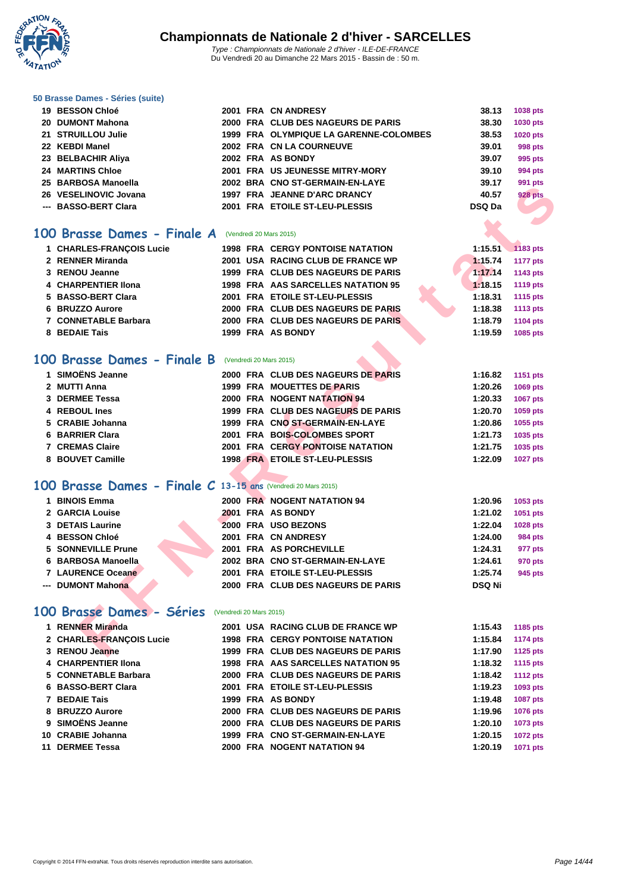# Championnats de Nationale 2 d'hiver - SARCELLES

*Type : Championnats de Nationale 2 d'hiver - ILE-DE-FRANCE*
Du Vendredi 20 au Dimanche 22 Mars 2015 - Bassin de : 50 m.

### 50 Brasse Dames - Séries (suite)

| | | | | | | |
|---|---|---|---|---|---|---|
| 19 | BESSON Chloé | 2001 | FRA | CN ANDRESY | 38.13 | 1038 pts |
| 20 | DUMONT Mahona | 2000 | FRA | CLUB DES NAGEURS DE PARIS | 38.30 | 1030 pts |
| 21 | STRUILLOU Julie | 1999 | FRA | OLYMPIQUE LA GARENNE-COLOMBES | 38.53 | 1020 pts |
| 22 | KEBDI Manel | 2002 | FRA | CN LA COURNEUVE | 39.01 | 998 pts |
| 23 | BELBACHIR Aliya | 2002 | FRA | AS BONDY | 39.07 | 995 pts |
| 24 | MARTINS Chloe | 2001 | FRA | US JEUNESSE MITRY-MORY | 39.10 | 994 pts |
| 25 | BARBOSA Manoella | 2002 | BRA | CNO ST-GERMAIN-EN-LAYE | 39.17 | 991 pts |
| 26 | VESELINOVIC Jovana | 1997 | FRA | JEANNE D'ARC DRANCY | 40.57 | 928 pts |
| --- | BASSO-BERT Clara | 2001 | FRA | ETOILE ST-LEU-PLESSIS | DSQ Da | |

## 100 Brasse Dames - Finale A (Vendredi 20 Mars 2015)

| | | | | | | |
|---|---|---|---|---|---|---|
| 1 | CHARLES-FRANÇOIS Lucie | 1998 | FRA | CERGY PONTOISE NATATION | 1:15.51 | 1183 pts |
| 2 | RENNER Miranda | 2001 | USA | RACING CLUB DE FRANCE WP | 1:15.74 | 1177 pts |
| 3 | RENOU Jeanne | 1999 | FRA | CLUB DES NAGEURS DE PARIS | 1:17.14 | 1143 pts |
| 4 | CHARPENTIER Ilona | 1998 | FRA | AAS SARCELLES NATATION 95 | 1:18.15 | 1119 pts |
| 5 | BASSO-BERT Clara | 2001 | FRA | ETOILE ST-LEU-PLESSIS | 1:18.31 | 1115 pts |
| 6 | BRUZZO Aurore | 2000 | FRA | CLUB DES NAGEURS DE PARIS | 1:18.38 | 1113 pts |
| 7 | CONNETABLE Barbara | 2000 | FRA | CLUB DES NAGEURS DE PARIS | 1:18.79 | 1104 pts |
| 8 | BEDAIE Tais | 1999 | FRA | AS BONDY | 1:19.59 | 1085 pts |

## 100 Brasse Dames - Finale B (Vendredi 20 Mars 2015)

| | | | | | | |
|---|---|---|---|---|---|---|
| 1 | SIMOËNS Jeanne | 2000 | FRA | CLUB DES NAGEURS DE PARIS | 1:16.82 | 1151 pts |
| 2 | MUTTI Anna | 1999 | FRA | MOUETTES DE PARIS | 1:20.26 | 1069 pts |
| 3 | DERMEE Tessa | 2000 | FRA | NOGENT NATATION 94 | 1:20.33 | 1067 pts |
| 4 | REBOUL Ines | 1999 | FRA | CLUB DES NAGEURS DE PARIS | 1:20.70 | 1059 pts |
| 5 | CRABIE Johanna | 1999 | FRA | CNO ST-GERMAIN-EN-LAYE | 1:20.86 | 1055 pts |
| 6 | BARRIER Clara | 2001 | FRA | BOIS-COLOMBES SPORT | 1:21.73 | 1035 pts |
| 7 | CREMAS Claire | 2001 | FRA | CERGY PONTOISE NATATION | 1:21.75 | 1035 pts |
| 8 | BOUVET Camille | 1998 | FRA | ETOILE ST-LEU-PLESSIS | 1:22.09 | 1027 pts |

## 100 Brasse Dames - Finale C 13-15 ans (Vendredi 20 Mars 2015)

| | | | | | | |
|---|---|---|---|---|---|---|
| 1 | BINOIS Emma | 2000 | FRA | NOGENT NATATION 94 | 1:20.96 | 1053 pts |
| 2 | GARCIA Louise | 2001 | FRA | AS BONDY | 1:21.02 | 1051 pts |
| 3 | DETAIS Laurine | 2000 | FRA | USO BEZONS | 1:22.04 | 1028 pts |
| 4 | BESSON Chloé | 2001 | FRA | CN ANDRESY | 1:24.00 | 984 pts |
| 5 | SONNEVILLE Prune | 2001 | FRA | AS PORCHEVILLE | 1:24.31 | 977 pts |
| 6 | BARBOSA Manoella | 2002 | BRA | CNO ST-GERMAIN-EN-LAYE | 1:24.61 | 970 pts |
| 7 | LAURENCE Oceane | 2001 | FRA | ETOILE ST-LEU-PLESSIS | 1:25.74 | 945 pts |
| --- | DUMONT Mahona | 2000 | FRA | CLUB DES NAGEURS DE PARIS | DSQ Ni | |

## 100 Brasse Dames - Séries (Vendredi 20 Mars 2015)

| | | | | | | |
|---|---|---|---|---|---|---|
| 1 | RENNER Miranda | 2001 | USA | RACING CLUB DE FRANCE WP | 1:15.43 | 1185 pts |
| 2 | CHARLES-FRANÇOIS Lucie | 1998 | FRA | CERGY PONTOISE NATATION | 1:15.84 | 1174 pts |
| 3 | RENOU Jeanne | 1999 | FRA | CLUB DES NAGEURS DE PARIS | 1:17.90 | 1125 pts |
| 4 | CHARPENTIER Ilona | 1998 | FRA | AAS SARCELLES NATATION 95 | 1:18.32 | 1115 pts |
| 5 | CONNETABLE Barbara | 2000 | FRA | CLUB DES NAGEURS DE PARIS | 1:18.42 | 1112 pts |
| 6 | BASSO-BERT Clara | 2001 | FRA | ETOILE ST-LEU-PLESSIS | 1:19.23 | 1093 pts |
| 7 | BEDAIE Tais | 1999 | FRA | AS BONDY | 1:19.48 | 1087 pts |
| 8 | BRUZZO Aurore | 2000 | FRA | CLUB DES NAGEURS DE PARIS | 1:19.96 | 1076 pts |
| 9 | SIMOËNS Jeanne | 2000 | FRA | CLUB DES NAGEURS DE PARIS | 1:20.10 | 1073 pts |
| 10 | CRABIE Johanna | 1999 | FRA | CNO ST-GERMAIN-EN-LAYE | 1:20.15 | 1072 pts |
| 11 | DERMEE Tessa | 2000 | FRA | NOGENT NATATION 94 | 1:20.19 | 1071 pts |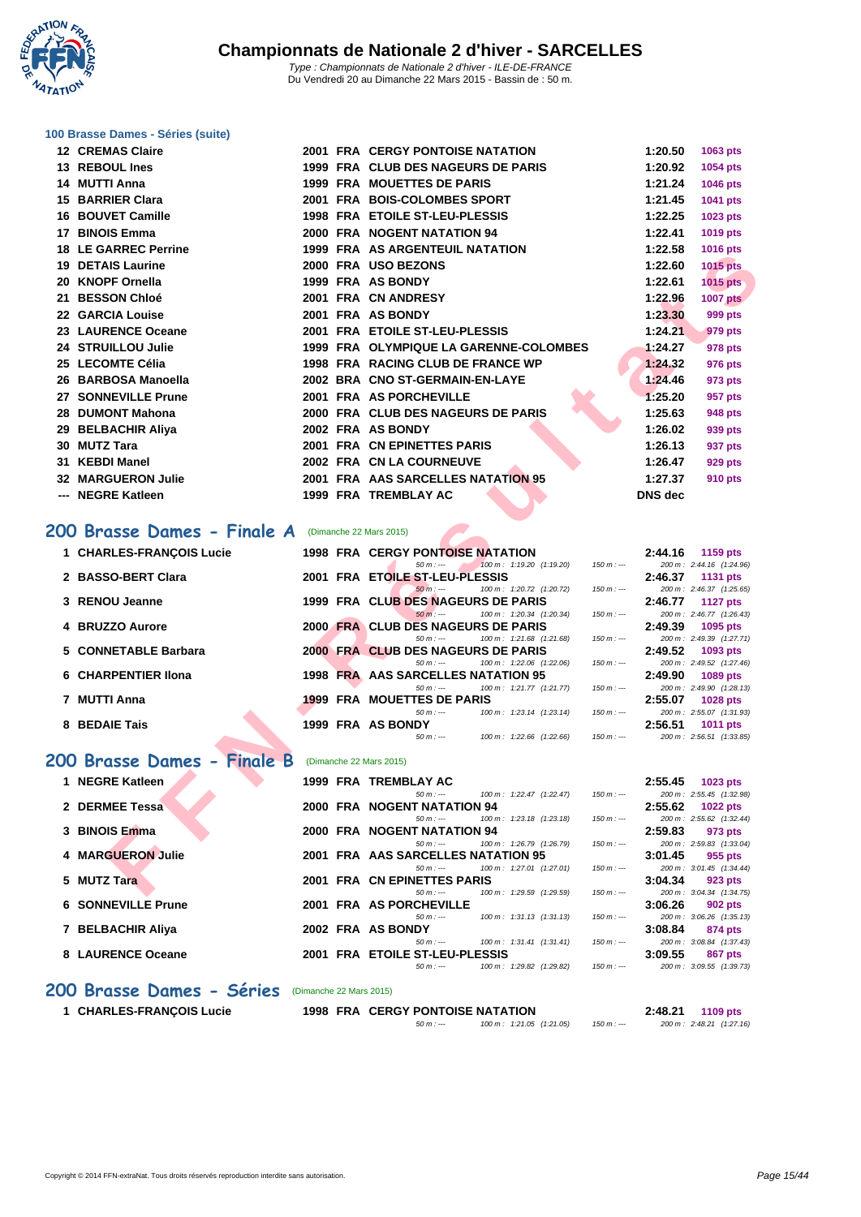# Championnats de Nationale 2 d'hiver - SARCELLES

Type : Championnats de Nationale 2 d'hiver - ILE-DE-FRANCE
Du Vendredi 20 au Dimanche 22 Mars 2015 - Bassin de : 50 m.

### 100 Brasse Dames - Séries (suite)

| Rang | Nom | Année | Nat. | Club | Temps | Points |
|---|---|---|---|---|---|---|
| 12 | CREMAS Claire | 2001 | FRA | CERGY PONTOISE NATATION | 1:20.50 | 1063 pts |
| 13 | REBOUL Ines | 1999 | FRA | CLUB DES NAGEURS DE PARIS | 1:20.92 | 1054 pts |
| 14 | MUTTI Anna | 1999 | FRA | MOUETTES DE PARIS | 1:21.24 | 1046 pts |
| 15 | BARRIER Clara | 2001 | FRA | BOIS-COLOMBES SPORT | 1:21.45 | 1041 pts |
| 16 | BOUVET Camille | 1998 | FRA | ETOILE ST-LEU-PLESSIS | 1:22.25 | 1023 pts |
| 17 | BINOIS Emma | 2000 | FRA | NOGENT NATATION 94 | 1:22.41 | 1019 pts |
| 18 | LE GARREC Perrine | 1999 | FRA | AS ARGENTEUIL NATATION | 1:22.58 | 1016 pts |
| 19 | DETAIS Laurine | 2000 | FRA | USO BEZONS | 1:22.60 | 1015 pts |
| 20 | KNOPF Ornella | 1999 | FRA | AS BONDY | 1:22.61 | 1015 pts |
| 21 | BESSON Chloé | 2001 | FRA | CN ANDRESY | 1:22.96 | 1007 pts |
| 22 | GARCIA Louise | 2001 | FRA | AS BONDY | 1:23.30 | 999 pts |
| 23 | LAURENCE Oceane | 2001 | FRA | ETOILE ST-LEU-PLESSIS | 1:24.21 | 979 pts |
| 24 | STRUILLOU Julie | 1999 | FRA | OLYMPIQUE LA GARENNE-COLOMBES | 1:24.27 | 978 pts |
| 25 | LECOMTE Célia | 1998 | FRA | RACING CLUB DE FRANCE WP | 1:24.32 | 976 pts |
| 26 | BARBOSA Manoella | 2002 | BRA | CNO ST-GERMAIN-EN-LAYE | 1:24.46 | 973 pts |
| 27 | SONNEVILLE Prune | 2001 | FRA | AS PORCHEVILLE | 1:25.20 | 957 pts |
| 28 | DUMONT Mahona | 2000 | FRA | CLUB DES NAGEURS DE PARIS | 1:25.63 | 948 pts |
| 29 | BELBACHIR Aliya | 2002 | FRA | AS BONDY | 1:26.02 | 939 pts |
| 30 | MUTZ Tara | 2001 | FRA | CN EPINETTES PARIS | 1:26.13 | 937 pts |
| 31 | KEBDI Manel | 2002 | FRA | CN LA COURNEUVE | 1:26.47 | 929 pts |
| 32 | MARGUERON Julie | 2001 | FRA | AAS SARCELLES NATATION 95 | 1:27.37 | 910 pts |
| --- | NEGRE Katleen | 1999 | FRA | TREMBLAY AC | DNS dec | |

## 200 Brasse Dames - Finale A (Dimanche 22 Mars 2015)

| Rang | Nom | Année | Nat. | Club | 50 m | 100 m | 150 m | Temps | Points |
|---|---|---|---|---|---|---|---|---|---|
| 1 | CHARLES-FRANÇOIS Lucie | 1998 | FRA | CERGY PONTOISE NATATION | --- | 1:19.20 (1:19.20) | --- | 2:44.16 (1:24.96) | 1159 pts |
| 2 | BASSO-BERT Clara | 2001 | FRA | ETOILE ST-LEU-PLESSIS | --- | 1:20.72 (1:20.72) | --- | 2:46.37 (1:25.65) | 1131 pts |
| 3 | RENOU Jeanne | 1999 | FRA | CLUB DES NAGEURS DE PARIS | --- | 1:20.34 (1:20.34) | --- | 2:46.77 (1:26.43) | 1127 pts |
| 4 | BRUZZO Aurore | 2000 | FRA | CLUB DES NAGEURS DE PARIS | --- | 1:21.68 (1:21.68) | --- | 2:49.39 (1:27.71) | 1095 pts |
| 5 | CONNETABLE Barbara | 2000 | FRA | CLUB DES NAGEURS DE PARIS | --- | 1:22.06 (1:22.06) | --- | 2:49.52 (1:27.46) | 1093 pts |
| 6 | CHARPENTIER Ilona | 1998 | FRA | AAS SARCELLES NATATION 95 | --- | 1:21.77 (1:21.77) | --- | 2:49.90 (1:28.13) | 1089 pts |
| 7 | MUTTI Anna | 1999 | FRA | MOUETTES DE PARIS | --- | 1:23.14 (1:23.14) | --- | 2:55.07 (1:31.93) | 1028 pts |
| 8 | BEDAIE Tais | 1999 | FRA | AS BONDY | --- | 1:22.66 (1:22.66) | --- | 2:56.51 (1:33.85) | 1011 pts |

## 200 Brasse Dames - Finale B (Dimanche 22 Mars 2015)

| Rang | Nom | Année | Nat. | Club | 50 m | 100 m | 150 m | Temps | Points |
|---|---|---|---|---|---|---|---|---|---|
| 1 | NEGRE Katleen | 1999 | FRA | TREMBLAY AC | --- | 1:22.47 (1:22.47) | --- | 2:55.45 (1:32.98) | 1023 pts |
| 2 | DERMEE Tessa | 2000 | FRA | NOGENT NATATION 94 | --- | 1:23.18 (1:23.18) | --- | 2:55.62 (1:32.44) | 1022 pts |
| 3 | BINOIS Emma | 2000 | FRA | NOGENT NATATION 94 | --- | 1:26.79 (1:26.79) | --- | 2:59.83 (1:33.04) | 973 pts |
| 4 | MARGUERON Julie | 2001 | FRA | AAS SARCELLES NATATION 95 | --- | 1:27.01 (1:27.01) | --- | 3:01.45 (1:34.44) | 955 pts |
| 5 | MUTZ Tara | 2001 | FRA | CN EPINETTES PARIS | --- | 1:29.59 (1:29.59) | --- | 3:04.34 (1:34.75) | 923 pts |
| 6 | SONNEVILLE Prune | 2001 | FRA | AS PORCHEVILLE | --- | 1:31.13 (1:31.13) | --- | 3:06.26 (1:35.13) | 902 pts |
| 7 | BELBACHIR Aliya | 2002 | FRA | AS BONDY | --- | 1:31.41 (1:31.41) | --- | 3:08.84 (1:37.43) | 874 pts |
| 8 | LAURENCE Oceane | 2001 | FRA | ETOILE ST-LEU-PLESSIS | --- | 1:29.82 (1:29.82) | --- | 3:09.55 (1:39.73) | 867 pts |

## 200 Brasse Dames - Séries (Dimanche 22 Mars 2015)

| Rang | Nom | Année | Nat. | Club | 50 m | 100 m | 150 m | Temps | Points |
|---|---|---|---|---|---|---|---|---|---|
| 1 | CHARLES-FRANÇOIS Lucie | 1998 | FRA | CERGY PONTOISE NATATION | --- | 1:21.05 (1:21.05) | --- | 2:48.21 (1:27.16) | 1109 pts |

Copyright © 2014 FFN-extraNat. Tous droits réservés reproduction interdite sans autorisation.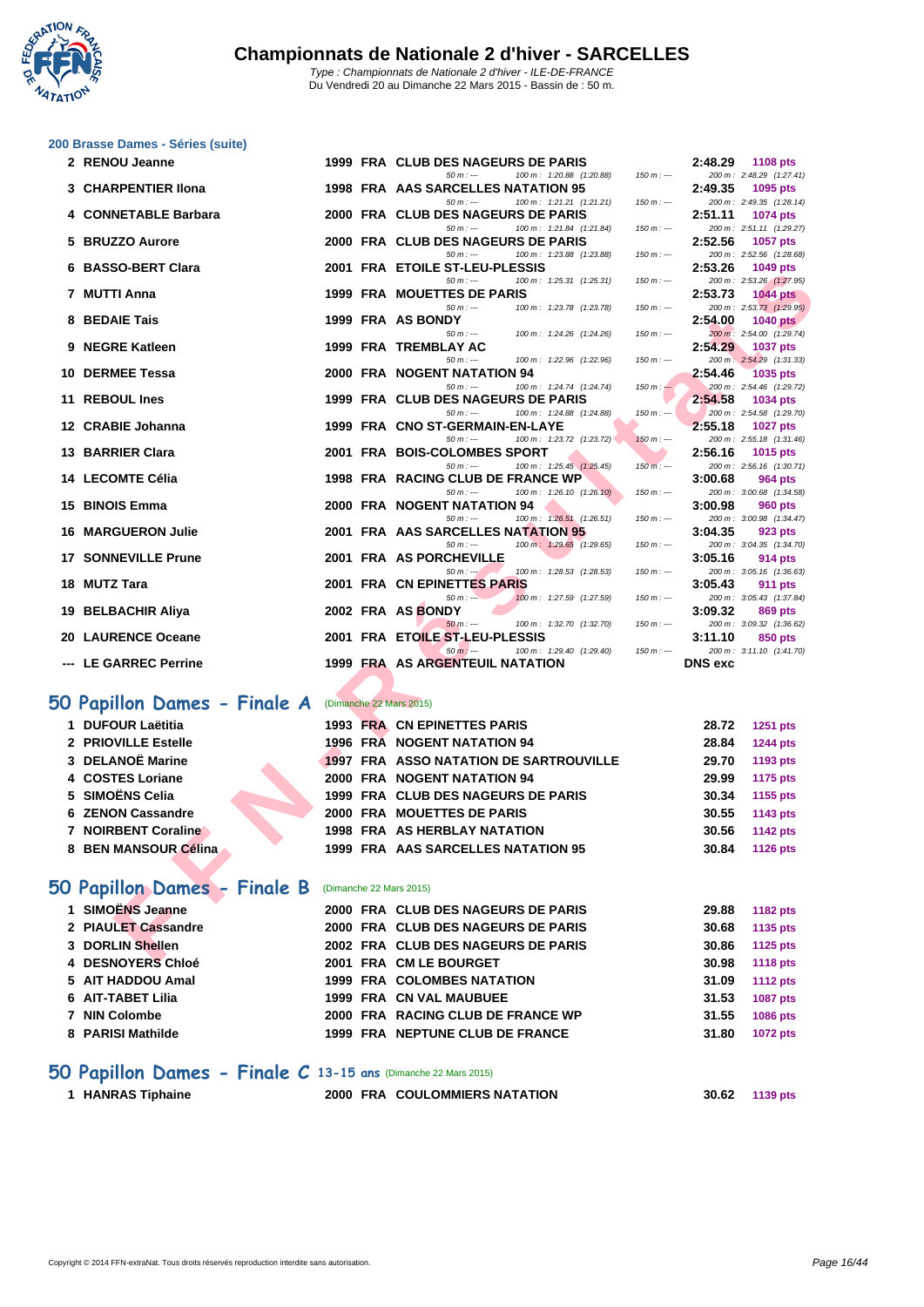# Championnats de Nationale 2 d'hiver - SARCELLES

*Type : Championnats de Nationale 2 d'hiver - ILE-DE-FRANCE*
Du Vendredi 20 au Dimanche 22 Mars 2015 - Bassin de : 50 m.

## 200 Brasse Dames - Séries (suite)

| Rang | Nom | Année | Nat | Club | Temps | Points |
|---|---|---|---|---|---|---|
| 2 | RENOU Jeanne | 1999 | FRA | CLUB DES NAGEURS DE PARIS | 2:48.29 | 1108 pts |
| | *50 m : --- 100 m : 1:20.88 (1:20.88) 150 m : --- 200 m : 2:48.29 (1:27.41)* | | | | | |
| 3 | CHARPENTIER Ilona | 1998 | FRA | AAS SARCELLES NATATION 95 | 2:49.35 | 1095 pts |
| | *50 m : --- 100 m : 1:21.21 (1:21.21) 150 m : --- 200 m : 2:49.35 (1:28.14)* | | | | | |
| 4 | CONNETABLE Barbara | 2000 | FRA | CLUB DES NAGEURS DE PARIS | 2:51.11 | 1074 pts |
| | *50 m : --- 100 m : 1:21.84 (1:21.84) 150 m : --- 200 m : 2:51.11 (1:29.27)* | | | | | |
| 5 | BRUZZO Aurore | 2000 | FRA | CLUB DES NAGEURS DE PARIS | 2:52.56 | 1057 pts |
| | *50 m : --- 100 m : 1:23.88 (1:23.88) 150 m : --- 200 m : 2:52.56 (1:28.68)* | | | | | |
| 6 | BASSO-BERT Clara | 2001 | FRA | ETOILE ST-LEU-PLESSIS | 2:53.26 | 1049 pts |
| | *50 m : --- 100 m : 1:25.31 (1:25.31) 150 m : --- 200 m : 2:53.26 (1:27.95)* | | | | | |
| 7 | MUTTI Anna | 1999 | FRA | MOUETTES DE PARIS | 2:53.73 | 1044 pts |
| | *50 m : --- 100 m : 1:23.78 (1:23.78) 150 m : --- 200 m : 2:53.73 (1:29.95)* | | | | | |
| 8 | BEDAIE Tais | 1999 | FRA | AS BONDY | 2:54.00 | 1040 pts |
| | *50 m : --- 100 m : 1:24.26 (1:24.26) 150 m : --- 200 m : 2:54.00 (1:29.74)* | | | | | |
| 9 | NEGRE Katleen | 1999 | FRA | TREMBLAY AC | 2:54.29 | 1037 pts |
| | *50 m : --- 100 m : 1:22.96 (1:22.96) 150 m : --- 200 m : 2:54.29 (1:31.33)* | | | | | |
| 10 | DERMEE Tessa | 2000 | FRA | NOGENT NATATION 94 | 2:54.46 | 1035 pts |
| | *50 m : --- 100 m : 1:24.74 (1:24.74) 150 m : --- 200 m : 2:54.46 (1:29.72)* | | | | | |
| 11 | REBOUL Ines | 1999 | FRA | CLUB DES NAGEURS DE PARIS | 2:54.58 | 1034 pts |
| | *50 m : --- 100 m : 1:24.88 (1:24.88) 150 m : --- 200 m : 2:54.58 (1:29.70)* | | | | | |
| 12 | CRABIE Johanna | 1999 | FRA | CNO ST-GERMAIN-EN-LAYE | 2:55.18 | 1027 pts |
| | *50 m : --- 100 m : 1:23.72 (1:23.72) 150 m : --- 200 m : 2:55.18 (1:31.46)* | | | | | |
| 13 | BARRIER Clara | 2001 | FRA | BOIS-COLOMBES SPORT | 2:56.16 | 1015 pts |
| | *50 m : --- 100 m : 1:25.45 (1:25.45) 150 m : --- 200 m : 2:56.16 (1:30.71)* | | | | | |
| 14 | LECOMTE Célia | 1998 | FRA | RACING CLUB DE FRANCE WP | 3:00.68 | 964 pts |
| | *50 m : --- 100 m : 1:26.10 (1:26.10) 150 m : --- 200 m : 3:00.68 (1:34.58)* | | | | | |
| 15 | BINOIS Emma | 2000 | FRA | NOGENT NATATION 94 | 3:00.98 | 960 pts |
| | *50 m : --- 100 m : 1:26.51 (1:26.51) 150 m : --- 200 m : 3:00.98 (1:34.47)* | | | | | |
| 16 | MARGUERON Julie | 2001 | FRA | AAS SARCELLES NATATION 95 | 3:04.35 | 923 pts |
| | *50 m : --- 100 m : 1:29.65 (1:29.65) 150 m : --- 200 m : 3:04.35 (1:34.70)* | | | | | |
| 17 | SONNEVILLE Prune | 2001 | FRA | AS PORCHEVILLE | 3:05.16 | 914 pts |
| | *50 m : --- 100 m : 1:28.53 (1:28.53) 150 m : --- 200 m : 3:05.16 (1:36.63)* | | | | | |
| 18 | MUTZ Tara | 2001 | FRA | CN EPINETTES PARIS | 3:05.43 | 911 pts |
| | *50 m : --- 100 m : 1:27.59 (1:27.59) 150 m : --- 200 m : 3:05.43 (1:37.84)* | | | | | |
| 19 | BELBACHIR Aliya | 2002 | FRA | AS BONDY | 3:09.32 | 869 pts |
| | *50 m : --- 100 m : 1:32.70 (1:32.70) 150 m : --- 200 m : 3:09.32 (1:36.62)* | | | | | |
| 20 | LAURENCE Oceane | 2001 | FRA | ETOILE ST-LEU-PLESSIS | 3:11.10 | 850 pts |
| | *50 m : --- 100 m : 1:29.40 (1:29.40) 150 m : --- 200 m : 3:11.10 (1:41.70)* | | | | | |
| --- | LE GARREC Perrine | 1999 | FRA | AS ARGENTEUIL NATATION | DNS exc | |

## 50 Papillon Dames - Finale A (Dimanche 22 Mars 2015)

| Rang | Nom | Année | Nat | Club | Temps | Points |
|---|---|---|---|---|---|---|
| 1 | DUFOUR Laëtitia | 1993 | FRA | CN EPINETTES PARIS | 28.72 | 1251 pts |
| 2 | PRIOVILLE Estelle | 1996 | FRA | NOGENT NATATION 94 | 28.84 | 1244 pts |
| 3 | DELANOË Marine | 1997 | FRA | ASSO NATATION DE SARTROUVILLE | 29.70 | 1193 pts |
| 4 | COSTES Loriane | 2000 | FRA | NOGENT NATATION 94 | 29.99 | 1175 pts |
| 5 | SIMOËNS Celia | 1999 | FRA | CLUB DES NAGEURS DE PARIS | 30.34 | 1155 pts |
| 6 | ZENON Cassandre | 2000 | FRA | MOUETTES DE PARIS | 30.55 | 1143 pts |
| 7 | NOIRBENT Coraline | 1998 | FRA | AS HERBLAY NATATION | 30.56 | 1142 pts |
| 8 | BEN MANSOUR Célina | 1999 | FRA | AAS SARCELLES NATATION 95 | 30.84 | 1126 pts |

## 50 Papillon Dames - Finale B (Dimanche 22 Mars 2015)

| Rang | Nom | Année | Nat | Club | Temps | Points |
|---|---|---|---|---|---|---|
| 1 | SIMOËNS Jeanne | 2000 | FRA | CLUB DES NAGEURS DE PARIS | 29.88 | 1182 pts |
| 2 | PIAULET Cassandre | 2000 | FRA | CLUB DES NAGEURS DE PARIS | 30.68 | 1135 pts |
| 3 | DORLIN Shellen | 2002 | FRA | CLUB DES NAGEURS DE PARIS | 30.86 | 1125 pts |
| 4 | DESNOYERS Chloé | 2001 | FRA | CM LE BOURGET | 30.98 | 1118 pts |
| 5 | AIT HADDOU Amal | 1999 | FRA | COLOMBES NATATION | 31.09 | 1112 pts |
| 6 | AIT-TABET Lilia | 1999 | FRA | CN VAL MAUBUEE | 31.53 | 1087 pts |
| 7 | NIN Colombe | 2000 | FRA | RACING CLUB DE FRANCE WP | 31.55 | 1086 pts |
| 8 | PARISI Mathilde | 1999 | FRA | NEPTUNE CLUB DE FRANCE | 31.80 | 1072 pts |

## 50 Papillon Dames - Finale C 13-15 ans (Dimanche 22 Mars 2015)

| Rang | Nom | Année | Nat | Club | Temps | Points |
|---|---|---|---|---|---|---|
| 1 | HANRAS Tiphaine | 2000 | FRA | COULOMMIERS NATATION | 30.62 | 1139 pts |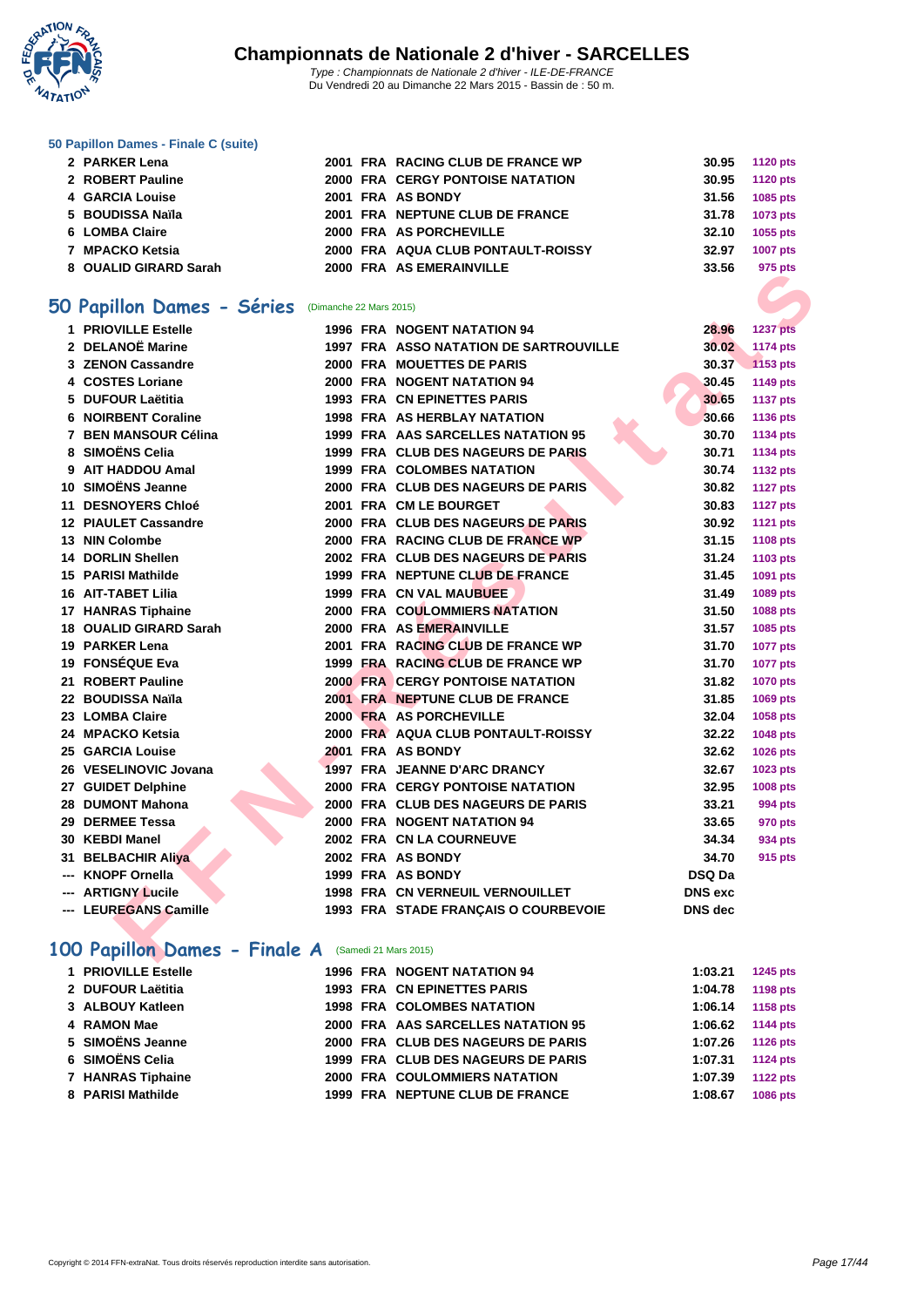### 50 Papillon Dames - Finale C (suite)

| | | | | | | |
|---|---|---|---|---|---|---|
| 2 | PARKER Lena | 2001 | FRA | RACING CLUB DE FRANCE WP | 30.95 | 1120 pts |
| 2 | ROBERT Pauline | 2000 | FRA | CERGY PONTOISE NATATION | 30.95 | 1120 pts |
| 4 | GARCIA Louise | 2001 | FRA | AS BONDY | 31.56 | 1085 pts |
| 5 | BOUDISSA Naïla | 2001 | FRA | NEPTUNE CLUB DE FRANCE | 31.78 | 1073 pts |
| 6 | LOMBA Claire | 2000 | FRA | AS PORCHEVILLE | 32.10 | 1055 pts |
| 7 | MPACKO Ketsia | 2000 | FRA | AQUA CLUB PONTAULT-ROISSY | 32.97 | 1007 pts |
| 8 | OUALID GIRARD Sarah | 2000 | FRA | AS EMERAINVILLE | 33.56 | 975 pts |

## 50 Papillon Dames - Séries (Dimanche 22 Mars 2015)

| | | | | | | |
|---|---|---|---|---|---|---|
| 1 | PRIOVILLE Estelle | 1996 | FRA | NOGENT NATATION 94 | 28.96 | 1237 pts |
| 2 | DELANOË Marine | 1997 | FRA | ASSO NATATION DE SARTROUVILLE | 30.02 | 1174 pts |
| 3 | ZENON Cassandre | 2000 | FRA | MOUETTES DE PARIS | 30.37 | 1153 pts |
| 4 | COSTES Loriane | 2000 | FRA | NOGENT NATATION 94 | 30.45 | 1149 pts |
| 5 | DUFOUR Laëtitia | 1993 | FRA | CN EPINETTES PARIS | 30.65 | 1137 pts |
| 6 | NOIRBENT Coraline | 1998 | FRA | AS HERBLAY NATATION | 30.66 | 1136 pts |
| 7 | BEN MANSOUR Célina | 1999 | FRA | AAS SARCELLES NATATION 95 | 30.70 | 1134 pts |
| 8 | SIMOËNS Celia | 1999 | FRA | CLUB DES NAGEURS DE PARIS | 30.71 | 1134 pts |
| 9 | AIT HADDOU Amal | 1999 | FRA | COLOMBES NATATION | 30.74 | 1132 pts |
| 10 | SIMOËNS Jeanne | 2000 | FRA | CLUB DES NAGEURS DE PARIS | 30.82 | 1127 pts |
| 11 | DESNOYERS Chloé | 2001 | FRA | CM LE BOURGET | 30.83 | 1127 pts |
| 12 | PIAULET Cassandre | 2000 | FRA | CLUB DES NAGEURS DE PARIS | 30.92 | 1121 pts |
| 13 | NIN Colombe | 2000 | FRA | RACING CLUB DE FRANCE WP | 31.15 | 1108 pts |
| 14 | DORLIN Shellen | 2002 | FRA | CLUB DES NAGEURS DE PARIS | 31.24 | 1103 pts |
| 15 | PARISI Mathilde | 1999 | FRA | NEPTUNE CLUB DE FRANCE | 31.45 | 1091 pts |
| 16 | AIT-TABET Lilia | 1999 | FRA | CN VAL MAUBUEE | 31.49 | 1089 pts |
| 17 | HANRAS Tiphaine | 2000 | FRA | COULOMMIERS NATATION | 31.50 | 1088 pts |
| 18 | OUALID GIRARD Sarah | 2000 | FRA | AS EMERAINVILLE | 31.57 | 1085 pts |
| 19 | PARKER Lena | 2001 | FRA | RACING CLUB DE FRANCE WP | 31.70 | 1077 pts |
| 19 | FONSÉQUE Eva | 1999 | FRA | RACING CLUB DE FRANCE WP | 31.70 | 1077 pts |
| 21 | ROBERT Pauline | 2000 | FRA | CERGY PONTOISE NATATION | 31.82 | 1070 pts |
| 22 | BOUDISSA Naïla | 2001 | FRA | NEPTUNE CLUB DE FRANCE | 31.85 | 1069 pts |
| 23 | LOMBA Claire | 2000 | FRA | AS PORCHEVILLE | 32.04 | 1058 pts |
| 24 | MPACKO Ketsia | 2000 | FRA | AQUA CLUB PONTAULT-ROISSY | 32.22 | 1048 pts |
| 25 | GARCIA Louise | 2001 | FRA | AS BONDY | 32.62 | 1026 pts |
| 26 | VESELINOVIC Jovana | 1997 | FRA | JEANNE D'ARC DRANCY | 32.67 | 1023 pts |
| 27 | GUIDET Delphine | 2000 | FRA | CERGY PONTOISE NATATION | 32.95 | 1008 pts |
| 28 | DUMONT Mahona | 2000 | FRA | CLUB DES NAGEURS DE PARIS | 33.21 | 994 pts |
| 29 | DERMEE Tessa | 2000 | FRA | NOGENT NATATION 94 | 33.65 | 970 pts |
| 30 | KEBDI Manel | 2002 | FRA | CN LA COURNEUVE | 34.34 | 934 pts |
| 31 | BELBACHIR Aliya | 2002 | FRA | AS BONDY | 34.70 | 915 pts |
| --- | KNOPF Ornella | 1999 | FRA | AS BONDY | DSQ Da | |
| --- | ARTIGNY Lucile | 1998 | FRA | CN VERNEUIL VERNOUILLET | DNS exc | |
| --- | LEUREGANS Camille | 1993 | FRA | STADE FRANÇAIS O COURBEVOIE | DNS dec | |

## 100 Papillon Dames - Finale A (Samedi 21 Mars 2015)

| | | | | | | |
|---|---|---|---|---|---|---|
| 1 | PRIOVILLE Estelle | 1996 | FRA | NOGENT NATATION 94 | 1:03.21 | 1245 pts |
| 2 | DUFOUR Laëtitia | 1993 | FRA | CN EPINETTES PARIS | 1:04.78 | 1198 pts |
| 3 | ALBOUY Katleen | 1998 | FRA | COLOMBES NATATION | 1:06.14 | 1158 pts |
| 4 | RAMON Mae | 2000 | FRA | AAS SARCELLES NATATION 95 | 1:06.62 | 1144 pts |
| 5 | SIMOËNS Jeanne | 2000 | FRA | CLUB DES NAGEURS DE PARIS | 1:07.26 | 1126 pts |
| 6 | SIMOËNS Celia | 1999 | FRA | CLUB DES NAGEURS DE PARIS | 1:07.31 | 1124 pts |
| 7 | HANRAS Tiphaine | 2000 | FRA | COULOMMIERS NATATION | 1:07.39 | 1122 pts |
| 8 | PARISI Mathilde | 1999 | FRA | NEPTUNE CLUB DE FRANCE | 1:08.67 | 1086 pts |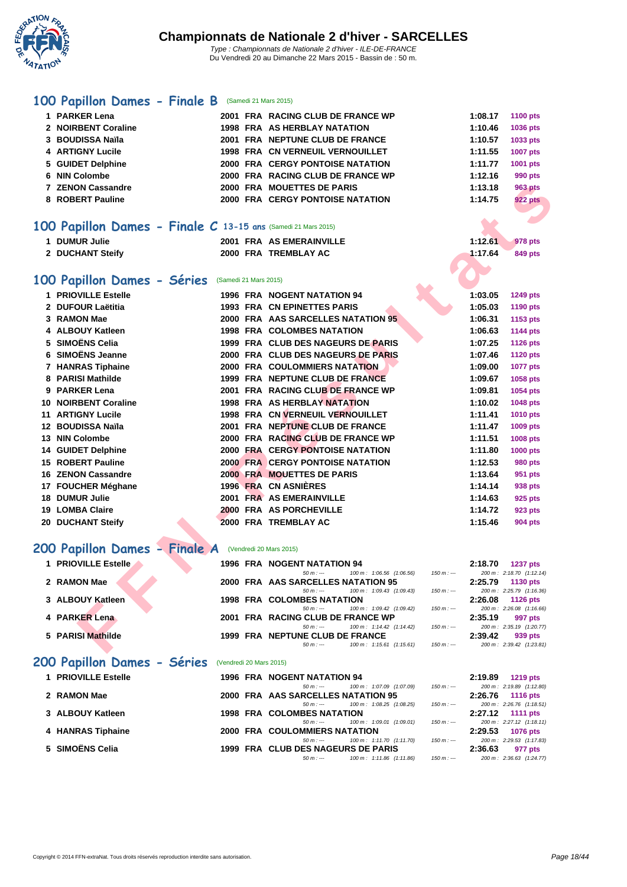# Championnats de Nationale 2 d'hiver - SARCELLES

*Type : Championnats de Nationale 2 d'hiver - ILE-DE-FRANCE*
*Du Vendredi 20 au Dimanche 22 Mars 2015 - Bassin de : 50 m.*

## 100 Papillon Dames - Finale B (Samedi 21 Mars 2015)

| | Nom | Année | Nat. | Club | Temps | Points |
|---|---|---|---|---|---|---|
| 1 | PARKER Lena | 2001 | FRA | RACING CLUB DE FRANCE WP | 1:08.17 | 1100 pts |
| 2 | NOIRBENT Coraline | 1998 | FRA | AS HERBLAY NATATION | 1:10.46 | 1036 pts |
| 3 | BOUDISSA Naïla | 2001 | FRA | NEPTUNE CLUB DE FRANCE | 1:10.57 | 1033 pts |
| 4 | ARTIGNY Lucile | 1998 | FRA | CN VERNEUIL VERNOUILLET | 1:11.55 | 1007 pts |
| 5 | GUIDET Delphine | 2000 | FRA | CERGY PONTOISE NATATION | 1:11.77 | 1001 pts |
| 6 | NIN Colombe | 2000 | FRA | RACING CLUB DE FRANCE WP | 1:12.16 | 990 pts |
| 7 | ZENON Cassandre | 2000 | FRA | MOUETTES DE PARIS | 1:13.18 | 963 pts |
| 8 | ROBERT Pauline | 2000 | FRA | CERGY PONTOISE NATATION | 1:14.75 | 922 pts |

## 100 Papillon Dames - Finale C 13-15 ans (Samedi 21 Mars 2015)

| | Nom | Année | Nat. | Club | Temps | Points |
|---|---|---|---|---|---|---|
| 1 | DUMUR Julie | 2001 | FRA | AS EMERAINVILLE | 1:12.61 | 978 pts |
| 2 | DUCHANT Steify | 2000 | FRA | TREMBLAY AC | 1:17.64 | 849 pts |

## 100 Papillon Dames - Séries (Samedi 21 Mars 2015)

| | Nom | Année | Nat. | Club | Temps | Points |
|---|---|---|---|---|---|---|
| 1 | PRIOVILLE Estelle | 1996 | FRA | NOGENT NATATION 94 | 1:03.05 | 1249 pts |
| 2 | DUFOUR Laëtitia | 1993 | FRA | CN EPINETTES PARIS | 1:05.03 | 1190 pts |
| 3 | RAMON Mae | 2000 | FRA | AAS SARCELLES NATATION 95 | 1:06.31 | 1153 pts |
| 4 | ALBOUY Katleen | 1998 | FRA | COLOMBES NATATION | 1:06.63 | 1144 pts |
| 5 | SIMOËNS Celia | 1999 | FRA | CLUB DES NAGEURS DE PARIS | 1:07.25 | 1126 pts |
| 6 | SIMOËNS Jeanne | 2000 | FRA | CLUB DES NAGEURS DE PARIS | 1:07.46 | 1120 pts |
| 7 | HANRAS Tiphaine | 2000 | FRA | COULOMMIERS NATATION | 1:09.00 | 1077 pts |
| 8 | PARISI Mathilde | 1999 | FRA | NEPTUNE CLUB DE FRANCE | 1:09.67 | 1058 pts |
| 9 | PARKER Lena | 2001 | FRA | RACING CLUB DE FRANCE WP | 1:09.81 | 1054 pts |
| 10 | NOIRBENT Coraline | 1998 | FRA | AS HERBLAY NATATION | 1:10.02 | 1048 pts |
| 11 | ARTIGNY Lucile | 1998 | FRA | CN VERNEUIL VERNOUILLET | 1:11.41 | 1010 pts |
| 12 | BOUDISSA Naïla | 2001 | FRA | NEPTUNE CLUB DE FRANCE | 1:11.47 | 1009 pts |
| 13 | NIN Colombe | 2000 | FRA | RACING CLUB DE FRANCE WP | 1:11.51 | 1008 pts |
| 14 | GUIDET Delphine | 2000 | FRA | CERGY PONTOISE NATATION | 1:11.80 | 1000 pts |
| 15 | ROBERT Pauline | 2000 | FRA | CERGY PONTOISE NATATION | 1:12.53 | 980 pts |
| 16 | ZENON Cassandre | 2000 | FRA | MOUETTES DE PARIS | 1:13.64 | 951 pts |
| 17 | FOUCHER Méghane | 1996 | FRA | CN ASNIÈRES | 1:14.14 | 938 pts |
| 18 | DUMUR Julie | 2001 | FRA | AS EMERAINVILLE | 1:14.63 | 925 pts |
| 19 | LOMBA Claire | 2000 | FRA | AS PORCHEVILLE | 1:14.72 | 923 pts |
| 20 | DUCHANT Steify | 2000 | FRA | TREMBLAY AC | 1:15.46 | 904 pts |

## 200 Papillon Dames - Finale A (Vendredi 20 Mars 2015)

| | Nom | Année | Nat. | Club | Temps | Points |
|---|---|---|---|---|---|---|
| 1 | PRIOVILLE Estelle | 1996 | FRA | NOGENT NATATION 94 | 2:18.70 | 1237 pts |
| | | | | 50 m : --- · 100 m : 1:06.56 (1:06.56) · 150 m : --- | 200 m : 2:18.70 (1:12.14) | |
| 2 | RAMON Mae | 2000 | FRA | AAS SARCELLES NATATION 95 | 2:25.79 | 1130 pts |
| | | | | 50 m : --- · 100 m : 1:09.43 (1:09.43) · 150 m : --- | 200 m : 2:25.79 (1:16.36) | |
| 3 | ALBOUY Katleen | 1998 | FRA | COLOMBES NATATION | 2:26.08 | 1126 pts |
| | | | | 50 m : --- · 100 m : 1:09.42 (1:09.42) · 150 m : --- | 200 m : 2:26.08 (1:16.66) | |
| 4 | PARKER Lena | 2001 | FRA | RACING CLUB DE FRANCE WP | 2:35.19 | 997 pts |
| | | | | 50 m : --- · 100 m : 1:14.42 (1:14.42) · 150 m : --- | 200 m : 2:35.19 (1:20.77) | |
| 5 | PARISI Mathilde | 1999 | FRA | NEPTUNE CLUB DE FRANCE | 2:39.42 | 939 pts |
| | | | | 50 m : --- · 100 m : 1:15.61 (1:15.61) · 150 m : --- | 200 m : 2:39.42 (1:23.81) | |

## 200 Papillon Dames - Séries (Vendredi 20 Mars 2015)

| | Nom | Année | Nat. | Club | Temps | Points |
|---|---|---|---|---|---|---|
| 1 | PRIOVILLE Estelle | 1996 | FRA | NOGENT NATATION 94 | 2:19.89 | 1219 pts |
| | | | | 50 m : --- · 100 m : 1:07.09 (1:07.09) · 150 m : --- | 200 m : 2:19.89 (1:12.80) | |
| 2 | RAMON Mae | 2000 | FRA | AAS SARCELLES NATATION 95 | 2:26.76 | 1116 pts |
| | | | | 50 m : --- · 100 m : 1:08.25 (1:08.25) · 150 m : --- | 200 m : 2:26.76 (1:18.51) | |
| 3 | ALBOUY Katleen | 1998 | FRA | COLOMBES NATATION | 2:27.12 | 1111 pts |
| | | | | 50 m : --- · 100 m : 1:09.01 (1:09.01) · 150 m : --- | 200 m : 2:27.12 (1:18.11) | |
| 4 | HANRAS Tiphaine | 2000 | FRA | COULOMMIERS NATATION | 2:29.53 | 1076 pts |
| | | | | 50 m : --- · 100 m : 1:11.70 (1:11.70) · 150 m : --- | 200 m : 2:29.53 (1:17.83) | |
| 5 | SIMOËNS Celia | 1999 | FRA | CLUB DES NAGEURS DE PARIS | 2:36.63 | 977 pts |
| | | | | 50 m : --- · 100 m : 1:11.86 (1:11.86) · 150 m : --- | 200 m : 2:36.63 (1:24.77) | |

Copyright © 2014 FFN-extraNat. Tous droits réservés reproduction interdite sans autorisation.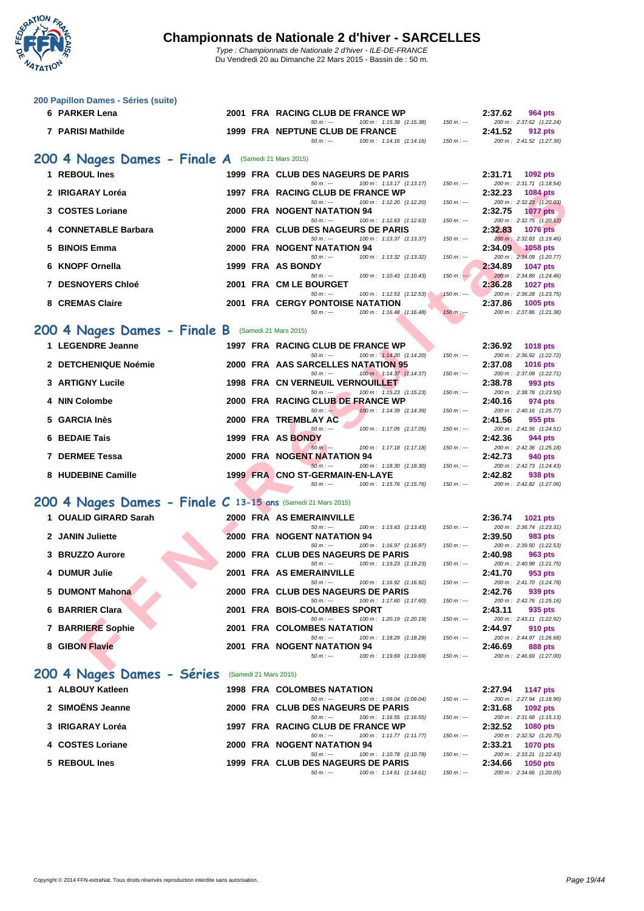# Championnats de Nationale 2 d'hiver - SARCELLES

*Type : Championnats de Nationale 2 d'hiver - ILE-DE-FRANCE*
Du Vendredi 20 au Dimanche 22 Mars 2015 - Bassin de : 50 m.

### 200 Papillon Dames - Séries (suite)

| Place | Nom | Année | Nat. | Club | Temps | Points |
|---|---|---|---|---|---|---|
| 6 | PARKER Lena | 2001 | FRA | RACING CLUB DE FRANCE WP | 2:37.62 | 964 pts |
| | | | | 50 m : --- / 100 m : 1:15.38 (1:15.38) / 150 m : --- | 200 m : 2:37.62 (1:22.24) | |
| 7 | PARISI Mathilde | 1999 | FRA | NEPTUNE CLUB DE FRANCE | 2:41.52 | 912 pts |
| | | | | 50 m : --- / 100 m : 1:14.16 (1:14.16) / 150 m : --- | 200 m : 2:41.52 (1:27.36) | |

## 200 4 Nages Dames - Finale A (Samedi 21 Mars 2015)

| Place | Nom | Année | Nat. | Club | Temps | Points |
|---|---|---|---|---|---|---|
| 1 | REBOUL Ines | 1999 | FRA | CLUB DES NAGEURS DE PARIS | 2:31.71 | 1092 pts |
| | | | | 50 m : --- / 100 m : 1:13.17 (1:13.17) / 150 m : --- | 200 m : 2:31.71 (1:18.54) | |
| 2 | IRIGARAY Loréa | 1997 | FRA | RACING CLUB DE FRANCE WP | 2:32.23 | 1084 pts |
| | | | | 50 m : --- / 100 m : 1:12.20 (1:12.20) / 150 m : --- | 200 m : 2:32.23 (1:20.03) | |
| 3 | COSTES Loriane | 2000 | FRA | NOGENT NATATION 94 | 2:32.75 | 1077 pts |
| | | | | 50 m : --- / 100 m : 1:12.63 (1:12.63) / 150 m : --- | 200 m : 2:32.75 (1:20.12) | |
| 4 | CONNETABLE Barbara | 2000 | FRA | CLUB DES NAGEURS DE PARIS | 2:32.83 | 1076 pts |
| | | | | 50 m : --- / 100 m : 1:13.37 (1:13.37) / 150 m : --- | 200 m : 2:32.83 (1:19.46) | |
| 5 | BINOIS Emma | 2000 | FRA | NOGENT NATATION 94 | 2:34.09 | 1058 pts |
| | | | | 50 m : --- / 100 m : 1:13.32 (1:13.32) / 150 m : --- | 200 m : 2:34.09 (1:20.77) | |
| 6 | KNOPF Ornella | 1999 | FRA | AS BONDY | 2:34.89 | 1047 pts |
| | | | | 50 m : --- / 100 m : 1:10.43 (1:10.43) / 150 m : --- | 200 m : 2:34.89 (1:24.46) | |
| 7 | DESNOYERS Chloé | 2001 | FRA | CM LE BOURGET | 2:36.28 | 1027 pts |
| | | | | 50 m : --- / 100 m : 1:12.53 (1:12.53) / 150 m : --- | 200 m : 2:36.28 (1:23.75) | |
| 8 | CREMAS Claire | 2001 | FRA | CERGY PONTOISE NATATION | 2:37.86 | 1005 pts |
| | | | | 50 m : --- / 100 m : 1:16.48 (1:16.48) / 150 m : --- | 200 m : 2:37.86 (1:21.38) | |

## 200 4 Nages Dames - Finale B (Samedi 21 Mars 2015)

| Place | Nom | Année | Nat. | Club | Temps | Points |
|---|---|---|---|---|---|---|
| 1 | LEGENDRE Jeanne | 1997 | FRA | RACING CLUB DE FRANCE WP | 2:36.92 | 1018 pts |
| | | | | 50 m : --- / 100 m : 1:14.20 (1:14.20) / 150 m : --- | 200 m : 2:36.92 (1:22.72) | |
| 2 | DETCHENIQUE Noémie | 2000 | FRA | AAS SARCELLES NATATION 95 | 2:37.08 | 1016 pts |
| | | | | 50 m : --- / 100 m : 1:14.37 (1:14.37) / 150 m : --- | 200 m : 2:37.08 (1:22.71) | |
| 3 | ARTIGNY Lucile | 1998 | FRA | CN VERNEUIL VERNOUILLET | 2:38.78 | 993 pts |
| | | | | 50 m : --- / 100 m : 1:15.23 (1:15.23) / 150 m : --- | 200 m : 2:38.78 (1:23.55) | |
| 4 | NIN Colombe | 2000 | FRA | RACING CLUB DE FRANCE WP | 2:40.16 | 974 pts |
| | | | | 50 m : --- / 100 m : 1:14.39 (1:14.39) / 150 m : --- | 200 m : 2:40.16 (1:25.77) | |
| 5 | GARCIA Inès | 2000 | FRA | TREMBLAY AC | 2:41.56 | 955 pts |
| | | | | 50 m : --- / 100 m : 1:17.05 (1:17.05) / 150 m : --- | 200 m : 2:41.56 (1:24.51) | |
| 6 | BEDAIE Tais | 1999 | FRA | AS BONDY | 2:42.36 | 944 pts |
| | | | | 50 m : --- / 100 m : 1:17.18 (1:17.18) / 150 m : --- | 200 m : 2:42.36 (1:25.18) | |
| 7 | DERMEE Tessa | 2000 | FRA | NOGENT NATATION 94 | 2:42.73 | 940 pts |
| | | | | 50 m : --- / 100 m : 1:18.30 (1:18.30) / 150 m : --- | 200 m : 2:42.73 (1:24.43) | |
| 8 | HUDEBINE Camille | 1999 | FRA | CNO ST-GERMAIN-EN-LAYE | 2:42.82 | 938 pts |
| | | | | 50 m : --- / 100 m : 1:15.76 (1:15.76) / 150 m : --- | 200 m : 2:42.82 (1:27.06) | |

## 200 4 Nages Dames - Finale C 13-15 ans (Samedi 21 Mars 2015)

| Place | Nom | Année | Nat. | Club | Temps | Points |
|---|---|---|---|---|---|---|
| 1 | OUALID GIRARD Sarah | 2000 | FRA | AS EMERAINVILLE | 2:36.74 | 1021 pts |
| | | | | 50 m : --- / 100 m : 1:13.43 (1:13.43) / 150 m : --- | 200 m : 2:36.74 (1:23.31) | |
| 2 | JANIN Juliette | 2000 | FRA | NOGENT NATATION 94 | 2:39.50 | 983 pts |
| | | | | 50 m : --- / 100 m : 1:16.97 (1:16.97) / 150 m : --- | 200 m : 2:39.50 (1:22.53) | |
| 3 | BRUZZO Aurore | 2000 | FRA | CLUB DES NAGEURS DE PARIS | 2:40.98 | 963 pts |
| | | | | 50 m : --- / 100 m : 1:19.23 (1:19.23) / 150 m : --- | 200 m : 2:40.98 (1:21.75) | |
| 4 | DUMUR Julie | 2001 | FRA | AS EMERAINVILLE | 2:41.70 | 953 pts |
| | | | | 50 m : --- / 100 m : 1:16.92 (1:16.92) / 150 m : --- | 200 m : 2:41.70 (1:24.78) | |
| 5 | DUMONT Mahona | 2000 | FRA | CLUB DES NAGEURS DE PARIS | 2:42.76 | 939 pts |
| | | | | 50 m : --- / 100 m : 1:17.60 (1:17.60) / 150 m : --- | 200 m : 2:42.76 (1:25.16) | |
| 6 | BARRIER Clara | 2001 | FRA | BOIS-COLOMBES SPORT | 2:43.11 | 935 pts |
| | | | | 50 m : --- / 100 m : 1:20.19 (1:20.19) / 150 m : --- | 200 m : 2:43.11 (1:22.92) | |
| 7 | BARRIERE Sophie | 2001 | FRA | COLOMBES NATATION | 2:44.97 | 910 pts |
| | | | | 50 m : --- / 100 m : 1:18.29 (1:18.29) / 150 m : --- | 200 m : 2:44.97 (1:26.68) | |
| 8 | GIBON Flavie | 2001 | FRA | NOGENT NATATION 94 | 2:46.69 | 888 pts |
| | | | | 50 m : --- / 100 m : 1:19.69 (1:19.69) / 150 m : --- | 200 m : 2:46.69 (1:27.00) | |

## 200 4 Nages Dames - Séries (Samedi 21 Mars 2015)

| Place | Nom | Année | Nat. | Club | Temps | Points |
|---|---|---|---|---|---|---|
| 1 | ALBOUY Katleen | 1998 | FRA | COLOMBES NATATION | 2:27.94 | 1147 pts |
| | | | | 50 m : --- / 100 m : 1:09.04 (1:09.04) / 150 m : --- | 200 m : 2:27.94 (1:18.90) | |
| 2 | SIMOËNS Jeanne | 2000 | FRA | CLUB DES NAGEURS DE PARIS | 2:31.68 | 1092 pts |
| | | | | 50 m : --- / 100 m : 1:16.55 (1:16.55) / 150 m : --- | 200 m : 2:31.68 (1:15.13) | |
| 3 | IRIGARAY Loréa | 1997 | FRA | RACING CLUB DE FRANCE WP | 2:32.52 | 1080 pts |
| | | | | 50 m : --- / 100 m : 1:11.77 (1:11.77) / 150 m : --- | 200 m : 2:32.52 (1:20.75) | |
| 4 | COSTES Loriane | 2000 | FRA | NOGENT NATATION 94 | 2:33.21 | 1070 pts |
| | | | | 50 m : --- / 100 m : 1:10.78 (1:10.78) / 150 m : --- | 200 m : 2:33.21 (1:22.43) | |
| 5 | REBOUL Ines | 1999 | FRA | CLUB DES NAGEURS DE PARIS | 2:34.66 | 1050 pts |
| | | | | 50 m : --- / 100 m : 1:14.61 (1:14.61) / 150 m : --- | 200 m : 2:34.66 (1:20.05) | |

Copyright © 2014 FFN-extraNat. Tous droits réservés reproduction interdite sans autorisation.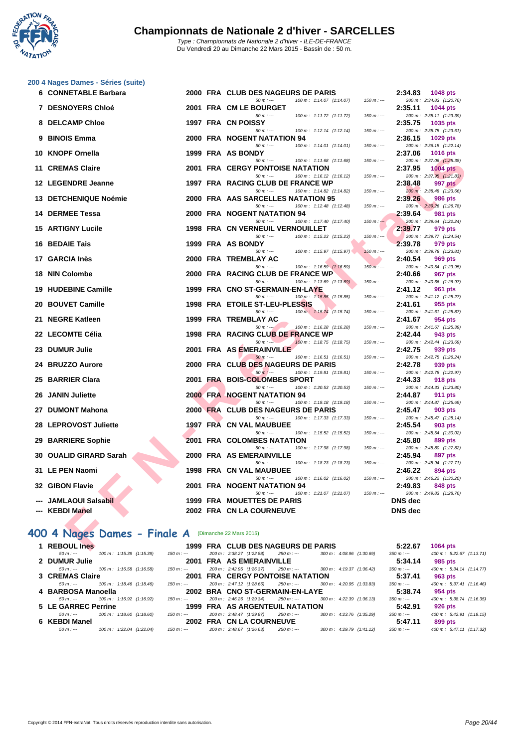# Championnats de Nationale 2 d'hiver - SARCELLES

Type : Championnats de Nationale 2 d'hiver - ILE-DE-FRANCE
Du Vendredi 20 au Dimanche 22 Mars 2015 - Bassin de : 50 m.

## 200 4 Nages Dames - Séries (suite)

| Rang | Nom | Année | Nat | Club | Temps | Points |
|---|---|---|---|---|---|---|
| 6 | CONNETABLE Barbara | 2000 | FRA | CLUB DES NAGEURS DE PARIS | 2:34.83 | 1048 pts |
| | 50 m : --- | | | 100 m : 1:14.07 (1:14.07) / 150 m : --- | 200 m : 2:34.83 (1:20.76) | |
| 7 | DESNOYERS Chloé | 2001 | FRA | CM LE BOURGET | 2:35.11 | 1044 pts |
| | 50 m : --- | | | 100 m : 1:11.72 (1:11.72) / 150 m : --- | 200 m : 2:35.11 (1:23.39) | |
| 8 | DELCAMP Chloe | 1997 | FRA | CN POISSY | 2:35.75 | 1035 pts |
| | 50 m : --- | | | 100 m : 1:12.14 (1:12.14) / 150 m : --- | 200 m : 2:35.75 (1:23.61) | |
| 9 | BINOIS Emma | 2000 | FRA | NOGENT NATATION 94 | 2:36.15 | 1029 pts |
| | 50 m : --- | | | 100 m : 1:14.01 (1:14.01) / 150 m : --- | 200 m : 2:36.15 (1:22.14) | |
| 10 | KNOPF Ornella | 1999 | FRA | AS BONDY | 2:37.06 | 1016 pts |
| | 50 m : --- | | | 100 m : 1:11.68 (1:11.68) / 150 m : --- | 200 m : 2:37.06 (1:25.38) | |
| 11 | CREMAS Claire | 2001 | FRA | CERGY PONTOISE NATATION | 2:37.95 | 1004 pts |
| | 50 m : --- | | | 100 m : 1:16.12 (1:16.12) / 150 m : --- | 200 m : 2:37.95 (1:21.83) | |
| 12 | LEGENDRE Jeanne | 1997 | FRA | RACING CLUB DE FRANCE WP | 2:38.48 | 997 pts |
| | 50 m : --- | | | 100 m : 1:14.82 (1:14.82) / 150 m : --- | 200 m : 2:38.48 (1:23.66) | |
| 13 | DETCHENIQUE Noémie | 2000 | FRA | AAS SARCELLES NATATION 95 | 2:39.26 | 986 pts |
| | 50 m : --- | | | 100 m : 1:12.48 (1:12.48) / 150 m : --- | 200 m : 2:39.26 (1:26.78) | |
| 14 | DERMEE Tessa | 2000 | FRA | NOGENT NATATION 94 | 2:39.64 | 981 pts |
| | 50 m : --- | | | 100 m : 1:17.40 (1:17.40) / 150 m : --- | 200 m : 2:39.64 (1:22.24) | |
| 15 | ARTIGNY Lucile | 1998 | FRA | CN VERNEUIL VERNOUILLET | 2:39.77 | 979 pts |
| | 50 m : --- | | | 100 m : 1:15.23 (1:15.23) / 150 m : --- | 200 m : 2:39.77 (1:24.54) | |
| 16 | BEDAIE Tais | 1999 | FRA | AS BONDY | 2:39.78 | 979 pts |
| | 50 m : --- | | | 100 m : 1:15.97 (1:15.97) / 150 m : --- | 200 m : 2:39.78 (1:23.81) | |
| 17 | GARCIA Inès | 2000 | FRA | TREMBLAY AC | 2:40.54 | 969 pts |
| | 50 m : --- | | | 100 m : 1:16.59 (1:16.59) / 150 m : --- | 200 m : 2:40.54 (1:23.95) | |
| 18 | NIN Colombe | 2000 | FRA | RACING CLUB DE FRANCE WP | 2:40.66 | 967 pts |
| | 50 m : --- | | | 100 m : 1:13.69 (1:13.69) / 150 m : --- | 200 m : 2:40.66 (1:26.97) | |
| 19 | HUDEBINE Camille | 1999 | FRA | CNO ST-GERMAIN-EN-LAYE | 2:41.12 | 961 pts |
| | 50 m : --- | | | 100 m : 1:15.85 (1:15.85) / 150 m : --- | 200 m : 2:41.12 (1:25.27) | |
| 20 | BOUVET Camille | 1998 | FRA | ETOILE ST-LEU-PLESSIS | 2:41.61 | 955 pts |
| | 50 m : --- | | | 100 m : 1:15.74 (1:15.74) / 150 m : --- | 200 m : 2:41.61 (1:25.87) | |
| 21 | NEGRE Katleen | 1999 | FRA | TREMBLAY AC | 2:41.67 | 954 pts |
| | 50 m : --- | | | 100 m : 1:16.28 (1:16.28) / 150 m : --- | 200 m : 2:41.67 (1:25.39) | |
| 22 | LECOMTE Célia | 1998 | FRA | RACING CLUB DE FRANCE WP | 2:42.44 | 943 pts |
| | 50 m : --- | | | 100 m : 1:18.75 (1:18.75) / 150 m : --- | 200 m : 2:42.44 (1:23.69) | |
| 23 | DUMUR Julie | 2001 | FRA | AS EMERAINVILLE | 2:42.75 | 939 pts |
| | 50 m : --- | | | 100 m : 1:16.51 (1:16.51) / 150 m : --- | 200 m : 2:42.75 (1:26.24) | |
| 24 | BRUZZO Aurore | 2000 | FRA | CLUB DES NAGEURS DE PARIS | 2:42.78 | 939 pts |
| | 50 m : --- | | | 100 m : 1:19.81 (1:19.81) / 150 m : --- | 200 m : 2:42.78 (1:22.97) | |
| 25 | BARRIER Clara | 2001 | FRA | BOIS-COLOMBES SPORT | 2:44.33 | 918 pts |
| | 50 m : --- | | | 100 m : 1:20.53 (1:20.53) / 150 m : --- | 200 m : 2:44.33 (1:23.80) | |
| 26 | JANIN Juliette | 2000 | FRA | NOGENT NATATION 94 | 2:44.87 | 911 pts |
| | 50 m : --- | | | 100 m : 1:19.18 (1:19.18) / 150 m : --- | 200 m : 2:44.87 (1:25.69) | |
| 27 | DUMONT Mahona | 2000 | FRA | CLUB DES NAGEURS DE PARIS | 2:45.47 | 903 pts |
| | 50 m : --- | | | 100 m : 1:17.33 (1:17.33) / 150 m : --- | 200 m : 2:45.47 (1:28.14) | |
| 28 | LEPROVOST Juliette | 1997 | FRA | CN VAL MAUBUEE | 2:45.54 | 903 pts |
| | 50 m : --- | | | 100 m : 1:15.52 (1:15.52) / 150 m : --- | 200 m : 2:45.54 (1:30.02) | |
| 29 | BARRIERE Sophie | 2001 | FRA | COLOMBES NATATION | 2:45.80 | 899 pts |
| | 50 m : --- | | | 100 m : 1:17.98 (1:17.98) / 150 m : --- | 200 m : 2:45.80 (1:27.82) | |
| 30 | OUALID GIRARD Sarah | 2000 | FRA | AS EMERAINVILLE | 2:45.94 | 897 pts |
| | 50 m : --- | | | 100 m : 1:18.23 (1:18.23) / 150 m : --- | 200 m : 2:45.94 (1:27.71) | |
| 31 | LE PEN Naomi | 1998 | FRA | CN VAL MAUBUEE | 2:46.22 | 894 pts |
| | 50 m : --- | | | 100 m : 1:16.02 (1:16.02) / 150 m : --- | 200 m : 2:46.22 (1:30.20) | |
| 32 | GIBON Flavie | 2001 | FRA | NOGENT NATATION 94 | 2:49.83 | 848 pts |
| | 50 m : --- | | | 100 m : 1:21.07 (1:21.07) / 150 m : --- | 200 m : 2:49.83 (1:28.76) | |
| --- | JAMLAOUI Salsabil | 1999 | FRA | MOUETTES DE PARIS | DNS dec | |
| --- | KEBDI Manel | 2002 | FRA | CN LA COURNEUVE | DNS dec | |

## 400 4 Nages Dames - Finale A (Dimanche 22 Mars 2015)

| Rang | Nom | Année | Nat | Club | Temps | Points |
|---|---|---|---|---|---|---|
| 1 | REBOUL Ines | 1999 | FRA | CLUB DES NAGEURS DE PARIS | 5:22.67 | 1064 pts |
| | 50 m : --- / 100 m : 1:15.39 (1:15.39) / 150 m : --- | | | 200 m : 2:38.27 (1:22.88) / 250 m : --- / 300 m : 4:08.96 (1:30.69) | 350 m : --- | 400 m : 5:22.67 (1:13.71) |
| 2 | DUMUR Julie | 2001 | FRA | AS EMERAINVILLE | 5:34.14 | 985 pts |
| | 50 m : --- / 100 m : 1:16.58 (1:16.58) / 150 m : --- | | | 200 m : 2:42.95 (1:26.37) / 250 m : --- / 300 m : 4:19.37 (1:36.42) | 350 m : --- | 400 m : 5:34.14 (1:14.77) |
| 3 | CREMAS Claire | 2001 | FRA | CERGY PONTOISE NATATION | 5:37.41 | 963 pts |
| | 50 m : --- / 100 m : 1:18.46 (1:18.46) / 150 m : --- | | | 200 m : 2:47.12 (1:28.66) / 250 m : --- / 300 m : 4:20.95 (1:33.83) | 350 m : --- | 400 m : 5:37.41 (1:16.46) |
| 4 | BARBOSA Manoella | 2002 | BRA | CNO ST-GERMAIN-EN-LAYE | 5:38.74 | 954 pts |
| | 50 m : --- / 100 m : 1:16.92 (1:16.92) / 150 m : --- | | | 200 m : 2:46.26 (1:29.34) / 250 m : --- / 300 m : 4:22.39 (1:36.13) | 350 m : --- | 400 m : 5:38.74 (1:16.35) |
| 5 | LE GARREC Perrine | 1999 | FRA | AS ARGENTEUIL NATATION | 5:42.91 | 926 pts |
| | 50 m : --- / 100 m : 1:18.60 (1:18.60) / 150 m : --- | | | 200 m : 2:48.47 (1:29.87) / 250 m : --- / 300 m : 4:23.76 (1:35.29) | 350 m : --- | 400 m : 5:42.91 (1:19.15) |
| 6 | KEBDI Manel | 2002 | FRA | CN LA COURNEUVE | 5:47.11 | 899 pts |
| | 50 m : --- / 100 m : 1:22.04 (1:22.04) / 150 m : --- | | | 200 m : 2:48.67 (1:26.63) / 250 m : --- / 300 m : 4:29.79 (1:41.12) | 350 m : --- | 400 m : 5:47.11 (1:17.32) |

Copyright © 2014 FFN-extraNat. Tous droits réservés reproduction interdite sans autorisation.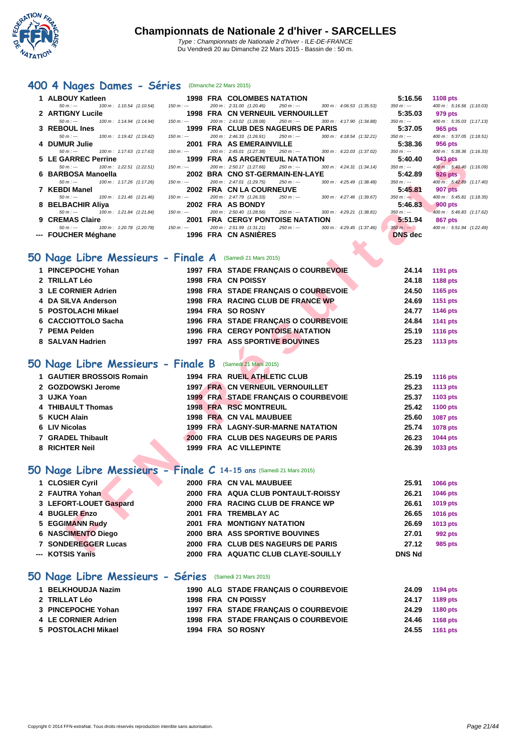# Championnats de Nationale 2 d'hiver - SARCELLES

*Type : Championnats de Nationale 2 d'hiver - ILE-DE-FRANCE*
Du Vendredi 20 au Dimanche 22 Mars 2015 - Bassin de : 50 m.

## 400 4 Nages Dames - Séries (Dimanche 22 Mars 2015)

| Pl. | Nom | Année | Nat. | Club | Temps | Points |
|---|---|---|---|---|---|---|
| 1 | ALBOUY Katleen | 1998 | FRA | COLOMBES NATATION | 5:16.56 | 1108 pts |
| | 50 m : --- / 100 m : 1:10.54 (1:10.54) / 150 m : --- / 200 m : 2:31.00 (1:20.46) / 250 m : --- / 300 m : 4:06.53 (1:35.53) / 350 m : --- / 400 m : 5:16.56 (1:10.03) | | | | | |
| 2 | ARTIGNY Lucile | 1998 | FRA | CN VERNEUIL VERNOUILLET | 5:35.03 | 979 pts |
| | 50 m : --- / 100 m : 1:14.94 (1:14.94) / 150 m : --- / 200 m : 2:43.02 (1:28.08) / 250 m : --- / 300 m : 4:17.90 (1:34.88) / 350 m : --- / 400 m : 5:35.03 (1:17.13) | | | | | |
| 3 | REBOUL Ines | 1999 | FRA | CLUB DES NAGEURS DE PARIS | 5:37.05 | 965 pts |
| | 50 m : --- / 100 m : 1:19.42 (1:19.42) / 150 m : --- / 200 m : 2:46.33 (1:26.91) / 250 m : --- / 300 m : 4:18.54 (1:32.21) / 350 m : --- / 400 m : 5:37.05 (1:18.51) | | | | | |
| 4 | DUMUR Julie | 2001 | FRA | AS EMERAINVILLE | 5:38.36 | 956 pts |
| | 50 m : --- / 100 m : 1:17.63 (1:17.63) / 150 m : --- / 200 m : 2:45.01 (1:27.38) / 250 m : --- / 300 m : 4:22.03 (1:37.02) / 350 m : --- / 400 m : 5:38.36 (1:16.33) | | | | | |
| 5 | LE GARREC Perrine | 1999 | FRA | AS ARGENTEUIL NATATION | 5:40.40 | 943 pts |
| | 50 m : --- / 100 m : 1:22.51 (1:22.51) / 150 m : --- / 200 m : 2:50.17 (1:27.66) / 250 m : --- / 300 m : 4:24.31 (1:34.14) / 350 m : --- / 400 m : 5:40.40 (1:16.09) | | | | | |
| 6 | BARBOSA Manoella | 2002 | BRA | CNO ST-GERMAIN-EN-LAYE | 5:42.89 | 926 pts |
| | 50 m : --- / 100 m : 1:17.26 (1:17.26) / 150 m : --- / 200 m : 2:47.01 (1:29.75) / 250 m : --- / 300 m : 4:25.49 (1:38.48) / 350 m : --- / 400 m : 5:42.89 (1:17.40) | | | | | |
| 7 | KEBDI Manel | 2002 | FRA | CN LA COURNEUVE | 5:45.81 | 907 pts |
| | 50 m : --- / 100 m : 1:21.46 (1:21.46) / 150 m : --- / 200 m : 2:47.79 (1:26.33) / 250 m : --- / 300 m : 4:27.46 (1:39.67) / 350 m : --- / 400 m : 5:45.81 (1:18.35) | | | | | |
| 8 | BELBACHIR Aliya | 2002 | FRA | AS BONDY | 5:46.83 | 900 pts |
| | 50 m : --- / 100 m : 1:21.84 (1:21.84) / 150 m : --- / 200 m : 2:50.40 (1:28.56) / 250 m : --- / 300 m : 4:29.21 (1:38.81) / 350 m : --- / 400 m : 5:46.83 (1:17.62) | | | | | |
| 9 | CREMAS Claire | 2001 | FRA | CERGY PONTOISE NATATION | 5:51.94 | 867 pts |
| | 50 m : --- / 100 m : 1:20.78 (1:20.78) / 150 m : --- / 200 m : 2:51.99 (1:31.21) / 250 m : --- / 300 m : 4:29.45 (1:37.46) / 350 m : --- / 400 m : 5:51.94 (1:22.49) | | | | | |
| --- | FOUCHER Méghane | 1996 | FRA | CN ASNIÈRES | DNS dec | |

## 50 Nage Libre Messieurs - Finale A (Samedi 21 Mars 2015)

| Pl. | Nom | Année | Nat. | Club | Temps | Points |
|---|---|---|---|---|---|---|
| 1 | PINCEPOCHE Yohan | 1997 | FRA | STADE FRANÇAIS O COURBEVOIE | 24.14 | 1191 pts |
| 2 | TRILLAT Léo | 1998 | FRA | CN POISSY | 24.18 | 1188 pts |
| 3 | LE CORNIER Adrien | 1998 | FRA | STADE FRANÇAIS O COURBEVOIE | 24.50 | 1165 pts |
| 4 | DA SILVA Anderson | 1998 | FRA | RACING CLUB DE FRANCE WP | 24.69 | 1151 pts |
| 5 | POSTOLACHI Mikael | 1994 | FRA | SO ROSNY | 24.77 | 1146 pts |
| 6 | CACCIOTTOLO Sacha | 1996 | FRA | STADE FRANÇAIS O COURBEVOIE | 24.84 | 1141 pts |
| 7 | PEMA Pelden | 1996 | FRA | CERGY PONTOISE NATATION | 25.19 | 1116 pts |
| 8 | SALVAN Hadrien | 1997 | FRA | ASS SPORTIVE BOUVINES | 25.23 | 1113 pts |

## 50 Nage Libre Messieurs - Finale B (Samedi 21 Mars 2015)

| Pl. | Nom | Année | Nat. | Club | Temps | Points |
|---|---|---|---|---|---|---|
| 1 | GAUTIER BROSSOIS Romain | 1994 | FRA | RUEIL ATHLETIC CLUB | 25.19 | 1116 pts |
| 2 | GOZDOWSKI Jerome | 1997 | FRA | CN VERNEUIL VERNOUILLET | 25.23 | 1113 pts |
| 3 | UJKA Yoan | 1999 | FRA | STADE FRANÇAIS O COURBEVOIE | 25.37 | 1103 pts |
| 4 | THIBAULT Thomas | 1998 | FRA | RSC MONTREUIL | 25.42 | 1100 pts |
| 5 | KUCH Alain | 1998 | FRA | CN VAL MAUBUEE | 25.60 | 1087 pts |
| 6 | LIV Nicolas | 1999 | FRA | LAGNY-SUR-MARNE NATATION | 25.74 | 1078 pts |
| 7 | GRADEL Thibault | 2000 | FRA | CLUB DES NAGEURS DE PARIS | 26.23 | 1044 pts |
| 8 | RICHTER Neil | 1999 | FRA | AC VILLEPINTE | 26.39 | 1033 pts |

## 50 Nage Libre Messieurs - Finale C 14-15 ans (Samedi 21 Mars 2015)

| Pl. | Nom | Année | Nat. | Club | Temps | Points |
|---|---|---|---|---|---|---|
| 1 | CLOSIER Cyril | 2000 | FRA | CN VAL MAUBUEE | 25.91 | 1066 pts |
| 2 | FAUTRA Yohan | 2000 | FRA | AQUA CLUB PONTAULT-ROISSY | 26.21 | 1046 pts |
| 3 | LEFORT-LOUET Gaspard | 2000 | FRA | RACING CLUB DE FRANCE WP | 26.61 | 1019 pts |
| 4 | BUGLER Enzo | 2001 | FRA | TREMBLAY AC | 26.65 | 1016 pts |
| 5 | EGGIMANN Rudy | 2001 | FRA | MONTIGNY NATATION | 26.69 | 1013 pts |
| 6 | NASCIMENTO Diego | 2000 | BRA | ASS SPORTIVE BOUVINES | 27.01 | 992 pts |
| 7 | SONDEREGGER Lucas | 2000 | FRA | CLUB DES NAGEURS DE PARIS | 27.12 | 985 pts |
| --- | KOTSIS Yanis | 2000 | FRA | AQUATIC CLUB CLAYE-SOUILLY | DNS Nd | |

## 50 Nage Libre Messieurs - Séries (Samedi 21 Mars 2015)

| Pl. | Nom | Année | Nat. | Club | Temps | Points |
|---|---|---|---|---|---|---|
| 1 | BELKHOUDJA Nazim | 1990 | ALG | STADE FRANÇAIS O COURBEVOIE | 24.09 | 1194 pts |
| 2 | TRILLAT Léo | 1998 | FRA | CN POISSY | 24.17 | 1189 pts |
| 3 | PINCEPOCHE Yohan | 1997 | FRA | STADE FRANÇAIS O COURBEVOIE | 24.29 | 1180 pts |
| 4 | LE CORNIER Adrien | 1998 | FRA | STADE FRANÇAIS O COURBEVOIE | 24.46 | 1168 pts |
| 5 | POSTOLACHI Mikael | 1994 | FRA | SO ROSNY | 24.55 | 1161 pts |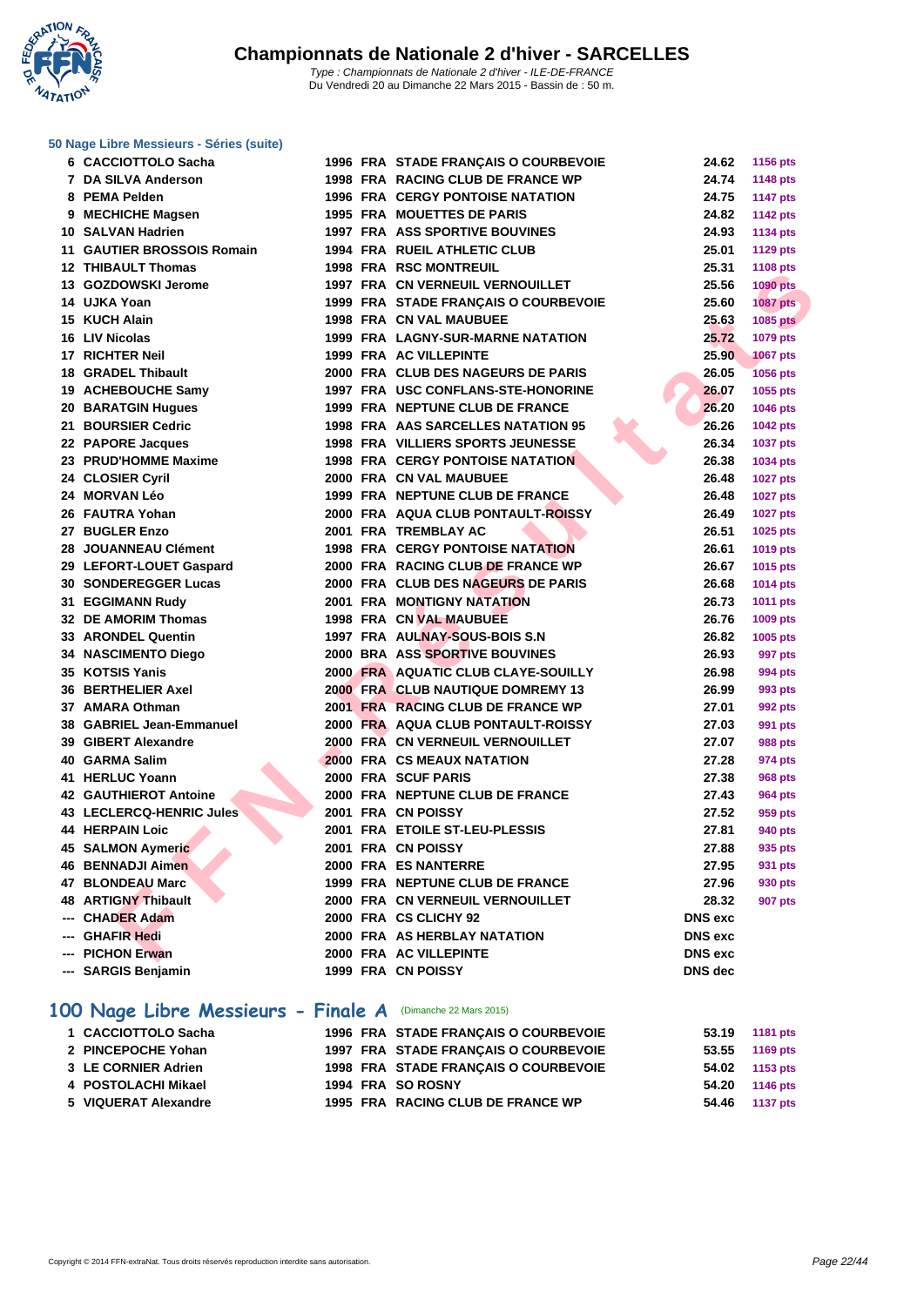# Championnats de Nationale 2 d'hiver - SARCELLES

*Type : Championnats de Nationale 2 d'hiver - ILE-DE-FRANCE*
*Du Vendredi 20 au Dimanche 22 Mars 2015 - Bassin de : 50 m.*

### 50 Nage Libre Messieurs - Séries (suite)

| Rg | Nom | Année | Nat | Club | Temps | Points |
|---|---|---|---|---|---|---|
| 6 | CACCIOTTOLO Sacha | 1996 | FRA | STADE FRANÇAIS O COURBEVOIE | 24.62 | 1156 pts |
| 7 | DA SILVA Anderson | 1998 | FRA | RACING CLUB DE FRANCE WP | 24.74 | 1148 pts |
| 8 | PEMA Pelden | 1996 | FRA | CERGY PONTOISE NATATION | 24.75 | 1147 pts |
| 9 | MECHICHE Magsen | 1995 | FRA | MOUETTES DE PARIS | 24.82 | 1142 pts |
| 10 | SALVAN Hadrien | 1997 | FRA | ASS SPORTIVE BOUVINES | 24.93 | 1134 pts |
| 11 | GAUTIER BROSSOIS Romain | 1994 | FRA | RUEIL ATHLETIC CLUB | 25.01 | 1129 pts |
| 12 | THIBAULT Thomas | 1998 | FRA | RSC MONTREUIL | 25.31 | 1108 pts |
| 13 | GOZDOWSKI Jerome | 1997 | FRA | CN VERNEUIL VERNOUILLET | 25.56 | 1090 pts |
| 14 | UJKA Yoan | 1999 | FRA | STADE FRANÇAIS O COURBEVOIE | 25.60 | 1087 pts |
| 15 | KUCH Alain | 1998 | FRA | CN VAL MAUBUEE | 25.63 | 1085 pts |
| 16 | LIV Nicolas | 1999 | FRA | LAGNY-SUR-MARNE NATATION | 25.72 | 1079 pts |
| 17 | RICHTER Neil | 1999 | FRA | AC VILLEPINTE | 25.90 | 1067 pts |
| 18 | GRADEL Thibault | 2000 | FRA | CLUB DES NAGEURS DE PARIS | 26.05 | 1056 pts |
| 19 | ACHEBOUCHE Samy | 1997 | FRA | USC CONFLANS-STE-HONORINE | 26.07 | 1055 pts |
| 20 | BARATGIN Hugues | 1999 | FRA | NEPTUNE CLUB DE FRANCE | 26.20 | 1046 pts |
| 21 | BOURSIER Cedric | 1998 | FRA | AAS SARCELLES NATATION 95 | 26.26 | 1042 pts |
| 22 | PAPORE Jacques | 1998 | FRA | VILLIERS SPORTS JEUNESSE | 26.34 | 1037 pts |
| 23 | PRUD'HOMME Maxime | 1998 | FRA | CERGY PONTOISE NATATION | 26.38 | 1034 pts |
| 24 | CLOSIER Cyril | 2000 | FRA | CN VAL MAUBUEE | 26.48 | 1027 pts |
| 24 | MORVAN Léo | 1999 | FRA | NEPTUNE CLUB DE FRANCE | 26.48 | 1027 pts |
| 26 | FAUTRA Yohan | 2000 | FRA | AQUA CLUB PONTAULT-ROISSY | 26.49 | 1027 pts |
| 27 | BUGLER Enzo | 2001 | FRA | TREMBLAY AC | 26.51 | 1025 pts |
| 28 | JOUANNEAU Clément | 1998 | FRA | CERGY PONTOISE NATATION | 26.61 | 1019 pts |
| 29 | LEFORT-LOUET Gaspard | 2000 | FRA | RACING CLUB DE FRANCE WP | 26.67 | 1015 pts |
| 30 | SONDEREGGER Lucas | 2000 | FRA | CLUB DES NAGEURS DE PARIS | 26.68 | 1014 pts |
| 31 | EGGIMANN Rudy | 2001 | FRA | MONTIGNY NATATION | 26.73 | 1011 pts |
| 32 | DE AMORIM Thomas | 1998 | FRA | CN VAL MAUBUEE | 26.76 | 1009 pts |
| 33 | ARONDEL Quentin | 1997 | FRA | AULNAY-SOUS-BOIS S.N | 26.82 | 1005 pts |
| 34 | NASCIMENTO Diego | 2000 | BRA | ASS SPORTIVE BOUVINES | 26.93 | 997 pts |
| 35 | KOTSIS Yanis | 2000 | FRA | AQUATIC CLUB CLAYE-SOUILLY | 26.98 | 994 pts |
| 36 | BERTHELIER Axel | 2000 | FRA | CLUB NAUTIQUE DOMREMY 13 | 26.99 | 993 pts |
| 37 | AMARA Othman | 2001 | FRA | RACING CLUB DE FRANCE WP | 27.01 | 992 pts |
| 38 | GABRIEL Jean-Emmanuel | 2000 | FRA | AQUA CLUB PONTAULT-ROISSY | 27.03 | 991 pts |
| 39 | GIBERT Alexandre | 2000 | FRA | CN VERNEUIL VERNOUILLET | 27.07 | 988 pts |
| 40 | GARMA Salim | 2000 | FRA | CS MEAUX NATATION | 27.28 | 974 pts |
| 41 | HERLUC Yoann | 2000 | FRA | SCUF PARIS | 27.38 | 968 pts |
| 42 | GAUTHIEROT Antoine | 2000 | FRA | NEPTUNE CLUB DE FRANCE | 27.43 | 964 pts |
| 43 | LECLERCQ-HENRIC Jules | 2001 | FRA | CN POISSY | 27.52 | 959 pts |
| 44 | HERPAIN Loic | 2001 | FRA | ETOILE ST-LEU-PLESSIS | 27.81 | 940 pts |
| 45 | SALMON Aymeric | 2001 | FRA | CN POISSY | 27.88 | 935 pts |
| 46 | BENNADJI Aimen | 2000 | FRA | ES NANTERRE | 27.95 | 931 pts |
| 47 | BLONDEAU Marc | 1999 | FRA | NEPTUNE CLUB DE FRANCE | 27.96 | 930 pts |
| 48 | ARTIGNY Thibault | 2000 | FRA | CN VERNEUIL VERNOUILLET | 28.32 | 907 pts |
| --- | CHADER Adam | 2000 | FRA | CS CLICHY 92 | DNS exc | |
| --- | GHAFIR Hedi | 2000 | FRA | AS HERBLAY NATATION | DNS exc | |
| --- | PICHON Erwan | 2000 | FRA | AC VILLEPINTE | DNS exc | |
| --- | SARGIS Benjamin | 1999 | FRA | CN POISSY | DNS dec | |

## 100 Nage Libre Messieurs - Finale A (Dimanche 22 Mars 2015)

| Rg | Nom | Année | Nat | Club | Temps | Points |
|---|---|---|---|---|---|---|
| 1 | CACCIOTTOLO Sacha | 1996 | FRA | STADE FRANÇAIS O COURBEVOIE | 53.19 | 1181 pts |
| 2 | PINCEPOCHE Yohan | 1997 | FRA | STADE FRANÇAIS O COURBEVOIE | 53.55 | 1169 pts |
| 3 | LE CORNIER Adrien | 1998 | FRA | STADE FRANÇAIS O COURBEVOIE | 54.02 | 1153 pts |
| 4 | POSTOLACHI Mikael | 1994 | FRA | SO ROSNY | 54.20 | 1146 pts |
| 5 | VIQUERAT Alexandre | 1995 | FRA | RACING CLUB DE FRANCE WP | 54.46 | 1137 pts |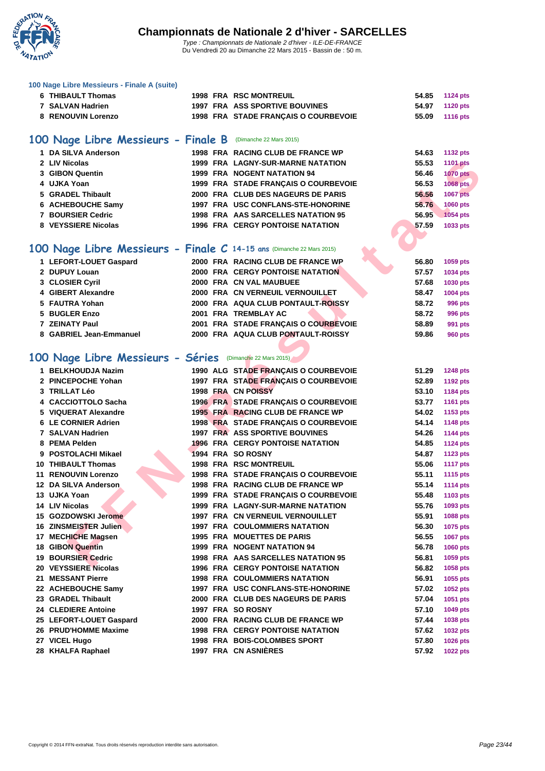**100 Nage Libre Messieurs - Finale A (suite)**

| | | | | | | |
|---|---|---|---|---|---|---|
| 6 | THIBAULT Thomas | 1998 | FRA | RSC MONTREUIL | 54.85 | 1124 pts |
| 7 | SALVAN Hadrien | 1997 | FRA | ASS SPORTIVE BOUVINES | 54.97 | 1120 pts |
| 8 | RENOUVIN Lorenzo | 1998 | FRA | STADE FRANÇAIS O COURBEVOIE | 55.09 | 1116 pts |

## 100 Nage Libre Messieurs - Finale B (Dimanche 22 Mars 2015)

| | | | | | | |
|---|---|---|---|---|---|---|
| 1 | DA SILVA Anderson | 1998 | FRA | RACING CLUB DE FRANCE WP | 54.63 | 1132 pts |
| 2 | LIV Nicolas | 1999 | FRA | LAGNY-SUR-MARNE NATATION | 55.53 | 1101 pts |
| 3 | GIBON Quentin | 1999 | FRA | NOGENT NATATION 94 | 56.46 | 1070 pts |
| 4 | UJKA Yoan | 1999 | FRA | STADE FRANÇAIS O COURBEVOIE | 56.53 | 1068 pts |
| 5 | GRADEL Thibault | 2000 | FRA | CLUB DES NAGEURS DE PARIS | 56.56 | 1067 pts |
| 6 | ACHEBOUCHE Samy | 1997 | FRA | USC CONFLANS-STE-HONORINE | 56.76 | 1060 pts |
| 7 | BOURSIER Cedric | 1998 | FRA | AAS SARCELLES NATATION 95 | 56.95 | 1054 pts |
| 8 | VEYSSIERE Nicolas | 1996 | FRA | CERGY PONTOISE NATATION | 57.59 | 1033 pts |

## 100 Nage Libre Messieurs - Finale C 14-15 ans (Dimanche 22 Mars 2015)

| | | | | | | |
|---|---|---|---|---|---|---|
| 1 | LEFORT-LOUET Gaspard | 2000 | FRA | RACING CLUB DE FRANCE WP | 56.80 | 1059 pts |
| 2 | DUPUY Louan | 2000 | FRA | CERGY PONTOISE NATATION | 57.57 | 1034 pts |
| 3 | CLOSIER Cyril | 2000 | FRA | CN VAL MAUBUEE | 57.68 | 1030 pts |
| 4 | GIBERT Alexandre | 2000 | FRA | CN VERNEUIL VERNOUILLET | 58.47 | 1004 pts |
| 5 | FAUTRA Yohan | 2000 | FRA | AQUA CLUB PONTAULT-ROISSY | 58.72 | 996 pts |
| 5 | BUGLER Enzo | 2001 | FRA | TREMBLAY AC | 58.72 | 996 pts |
| 7 | ZEINATY Paul | 2001 | FRA | STADE FRANÇAIS O COURBEVOIE | 58.89 | 991 pts |
| 8 | GABRIEL Jean-Emmanuel | 2000 | FRA | AQUA CLUB PONTAULT-ROISSY | 59.86 | 960 pts |

## 100 Nage Libre Messieurs - Séries (Dimanche 22 Mars 2015)

| | | | | | | |
|---|---|---|---|---|---|---|
| 1 | BELKHOUDJA Nazim | 1990 | ALG | STADE FRANÇAIS O COURBEVOIE | 51.29 | 1248 pts |
| 2 | PINCEPOCHE Yohan | 1997 | FRA | STADE FRANÇAIS O COURBEVOIE | 52.89 | 1192 pts |
| 3 | TRILLAT Léo | 1998 | FRA | CN POISSY | 53.10 | 1184 pts |
| 4 | CACCIOTTOLO Sacha | 1996 | FRA | STADE FRANÇAIS O COURBEVOIE | 53.77 | 1161 pts |
| 5 | VIQUERAT Alexandre | 1995 | FRA | RACING CLUB DE FRANCE WP | 54.02 | 1153 pts |
| 6 | LE CORNIER Adrien | 1998 | FRA | STADE FRANÇAIS O COURBEVOIE | 54.14 | 1148 pts |
| 7 | SALVAN Hadrien | 1997 | FRA | ASS SPORTIVE BOUVINES | 54.26 | 1144 pts |
| 8 | PEMA Pelden | 1996 | FRA | CERGY PONTOISE NATATION | 54.85 | 1124 pts |
| 9 | POSTOLACHI Mikael | 1994 | FRA | SO ROSNY | 54.87 | 1123 pts |
| 10 | THIBAULT Thomas | 1998 | FRA | RSC MONTREUIL | 55.06 | 1117 pts |
| 11 | RENOUVIN Lorenzo | 1998 | FRA | STADE FRANÇAIS O COURBEVOIE | 55.11 | 1115 pts |
| 12 | DA SILVA Anderson | 1998 | FRA | RACING CLUB DE FRANCE WP | 55.14 | 1114 pts |
| 13 | UJKA Yoan | 1999 | FRA | STADE FRANÇAIS O COURBEVOIE | 55.48 | 1103 pts |
| 14 | LIV Nicolas | 1999 | FRA | LAGNY-SUR-MARNE NATATION | 55.76 | 1093 pts |
| 15 | GOZDOWSKI Jerome | 1997 | FRA | CN VERNEUIL VERNOUILLET | 55.91 | 1088 pts |
| 16 | ZINSMEISTER Julien | 1997 | FRA | COULOMMIERS NATATION | 56.30 | 1075 pts |
| 17 | MECHICHE Magsen | 1995 | FRA | MOUETTES DE PARIS | 56.55 | 1067 pts |
| 18 | GIBON Quentin | 1999 | FRA | NOGENT NATATION 94 | 56.78 | 1060 pts |
| 19 | BOURSIER Cedric | 1998 | FRA | AAS SARCELLES NATATION 95 | 56.81 | 1059 pts |
| 20 | VEYSSIERE Nicolas | 1996 | FRA | CERGY PONTOISE NATATION | 56.82 | 1058 pts |
| 21 | MESSANT Pierre | 1998 | FRA | COULOMMIERS NATATION | 56.91 | 1055 pts |
| 22 | ACHEBOUCHE Samy | 1997 | FRA | USC CONFLANS-STE-HONORINE | 57.02 | 1052 pts |
| 23 | GRADEL Thibault | 2000 | FRA | CLUB DES NAGEURS DE PARIS | 57.04 | 1051 pts |
| 24 | CLEDIERE Antoine | 1997 | FRA | SO ROSNY | 57.10 | 1049 pts |
| 25 | LEFORT-LOUET Gaspard | 2000 | FRA | RACING CLUB DE FRANCE WP | 57.44 | 1038 pts |
| 26 | PRUD'HOMME Maxime | 1998 | FRA | CERGY PONTOISE NATATION | 57.62 | 1032 pts |
| 27 | VICEL Hugo | 1998 | FRA | BOIS-COLOMBES SPORT | 57.80 | 1026 pts |
| 28 | KHALFA Raphael | 1997 | FRA | CN ASNIÈRES | 57.92 | 1022 pts |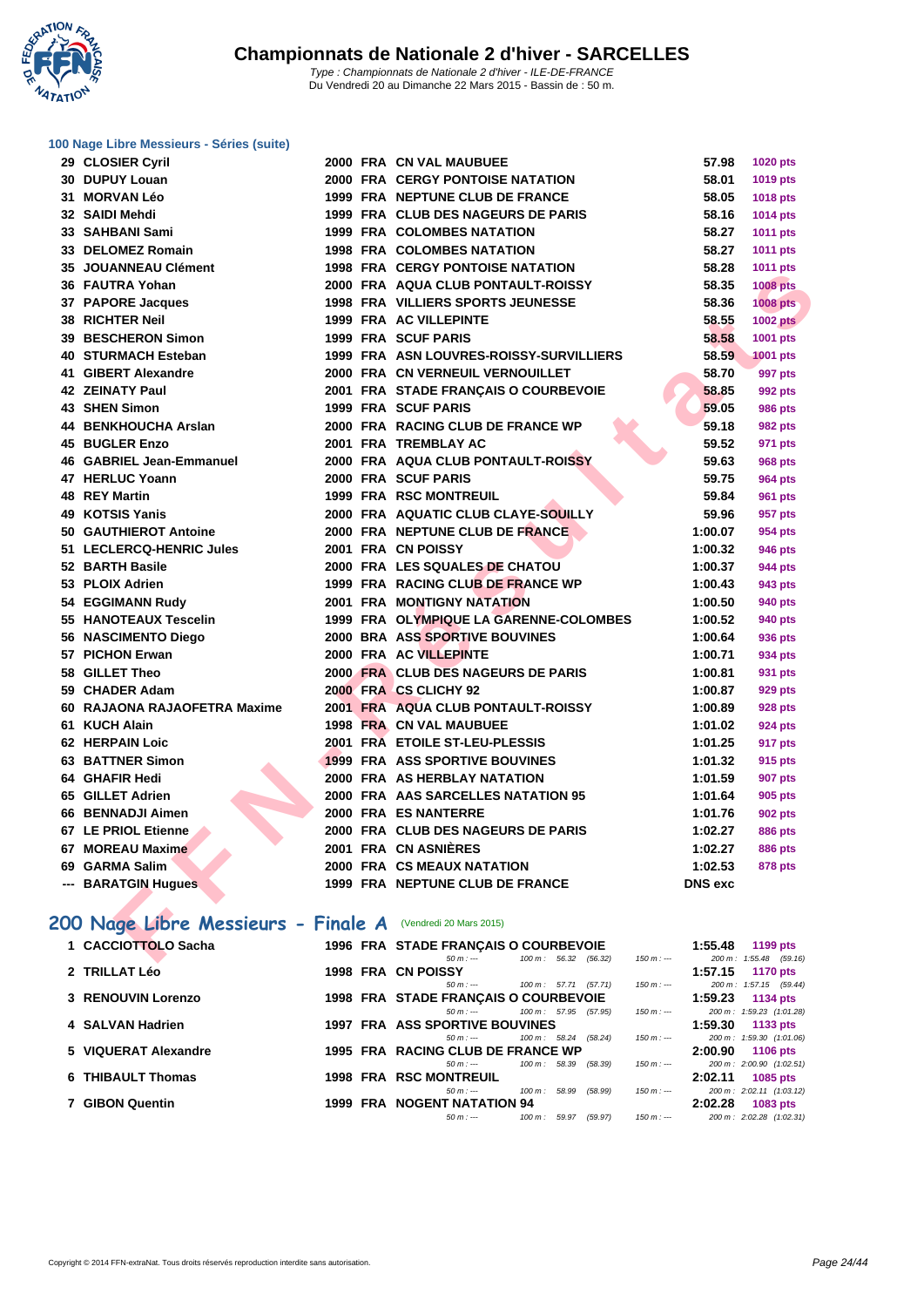# Championnats de Nationale 2 d'hiver - SARCELLES

*Type : Championnats de Nationale 2 d'hiver - ILE-DE-FRANCE*
*Du Vendredi 20 au Dimanche 22 Mars 2015 - Bassin de : 50 m.*

### 100 Nage Libre Messieurs - Séries (suite)

| Rang | Nom | Année | Nat. | Club | Temps | Points |
|---|---|---|---|---|---|---|
| 29 | CLOSIER Cyril | 2000 | FRA | CN VAL MAUBUEE | 57.98 | 1020 pts |
| 30 | DUPUY Louan | 2000 | FRA | CERGY PONTOISE NATATION | 58.01 | 1019 pts |
| 31 | MORVAN Léo | 1999 | FRA | NEPTUNE CLUB DE FRANCE | 58.05 | 1018 pts |
| 32 | SAIDI Mehdi | 1999 | FRA | CLUB DES NAGEURS DE PARIS | 58.16 | 1014 pts |
| 33 | SAHBANI Sami | 1999 | FRA | COLOMBES NATATION | 58.27 | 1011 pts |
| 33 | DELOMEZ Romain | 1998 | FRA | COLOMBES NATATION | 58.27 | 1011 pts |
| 35 | JOUANNEAU Clément | 1998 | FRA | CERGY PONTOISE NATATION | 58.28 | 1011 pts |
| 36 | FAUTRA Yohan | 2000 | FRA | AQUA CLUB PONTAULT-ROISSY | 58.35 | 1008 pts |
| 37 | PAPORE Jacques | 1998 | FRA | VILLIERS SPORTS JEUNESSE | 58.36 | 1008 pts |
| 38 | RICHTER Neil | 1999 | FRA | AC VILLEPINTE | 58.55 | 1002 pts |
| 39 | BESCHERON Simon | 1999 | FRA | SCUF PARIS | 58.58 | 1001 pts |
| 40 | STURMACH Esteban | 1999 | FRA | ASN LOUVRES-ROISSY-SURVILLIERS | 58.59 | 1001 pts |
| 41 | GIBERT Alexandre | 2000 | FRA | CN VERNEUIL VERNOUILLET | 58.70 | 997 pts |
| 42 | ZEINATY Paul | 2001 | FRA | STADE FRANÇAIS O COURBEVOIE | 58.85 | 992 pts |
| 43 | SHEN Simon | 1999 | FRA | SCUF PARIS | 59.05 | 986 pts |
| 44 | BENKHOUCHA Arslan | 2000 | FRA | RACING CLUB DE FRANCE WP | 59.18 | 982 pts |
| 45 | BUGLER Enzo | 2001 | FRA | TREMBLAY AC | 59.52 | 971 pts |
| 46 | GABRIEL Jean-Emmanuel | 2000 | FRA | AQUA CLUB PONTAULT-ROISSY | 59.63 | 968 pts |
| 47 | HERLUC Yoann | 2000 | FRA | SCUF PARIS | 59.75 | 964 pts |
| 48 | REY Martin | 1999 | FRA | RSC MONTREUIL | 59.84 | 961 pts |
| 49 | KOTSIS Yanis | 2000 | FRA | AQUATIC CLUB CLAYE-SOUILLY | 59.96 | 957 pts |
| 50 | GAUTHIEROT Antoine | 2000 | FRA | NEPTUNE CLUB DE FRANCE | 1:00.07 | 954 pts |
| 51 | LECLERCQ-HENRIC Jules | 2001 | FRA | CN POISSY | 1:00.32 | 946 pts |
| 52 | BARTH Basile | 2000 | FRA | LES SQUALES DE CHATOU | 1:00.37 | 944 pts |
| 53 | PLOIX Adrien | 1999 | FRA | RACING CLUB DE FRANCE WP | 1:00.43 | 943 pts |
| 54 | EGGIMANN Rudy | 2001 | FRA | MONTIGNY NATATION | 1:00.50 | 940 pts |
| 55 | HANOTEAUX Tescelin | 1999 | FRA | OLYMPIQUE LA GARENNE-COLOMBES | 1:00.52 | 940 pts |
| 56 | NASCIMENTO Diego | 2000 | BRA | ASS SPORTIVE BOUVINES | 1:00.64 | 936 pts |
| 57 | PICHON Erwan | 2000 | FRA | AC VILLEPINTE | 1:00.71 | 934 pts |
| 58 | GILLET Theo | 2000 | FRA | CLUB DES NAGEURS DE PARIS | 1:00.81 | 931 pts |
| 59 | CHADER Adam | 2000 | FRA | CS CLICHY 92 | 1:00.87 | 929 pts |
| 60 | RAJAONA RAJAOFETRA Maxime | 2001 | FRA | AQUA CLUB PONTAULT-ROISSY | 1:00.89 | 928 pts |
| 61 | KUCH Alain | 1998 | FRA | CN VAL MAUBUEE | 1:01.02 | 924 pts |
| 62 | HERPAIN Loic | 2001 | FRA | ETOILE ST-LEU-PLESSIS | 1:01.25 | 917 pts |
| 63 | BATTNER Simon | 1999 | FRA | ASS SPORTIVE BOUVINES | 1:01.32 | 915 pts |
| 64 | GHAFIR Hedi | 2000 | FRA | AS HERBLAY NATATION | 1:01.59 | 907 pts |
| 65 | GILLET Adrien | 2000 | FRA | AAS SARCELLES NATATION 95 | 1:01.64 | 905 pts |
| 66 | BENNADJI Aimen | 2000 | FRA | ES NANTERRE | 1:01.76 | 902 pts |
| 67 | LE PRIOL Etienne | 2000 | FRA | CLUB DES NAGEURS DE PARIS | 1:02.27 | 886 pts |
| 67 | MOREAU Maxime | 2001 | FRA | CN ASNIÈRES | 1:02.27 | 886 pts |
| 69 | GARMA Salim | 2000 | FRA | CS MEAUX NATATION | 1:02.53 | 878 pts |
| --- | BARATGIN Hugues | 1999 | FRA | NEPTUNE CLUB DE FRANCE | DNS exc | |

## 200 Nage Libre Messieurs - Finale A (Vendredi 20 Mars 2015)

| Rang | Nom | Année | Nat. | Club | Temps | Points |
|---|---|---|---|---|---|---|
| 1 | CACCIOTTOLO Sacha | 1996 | FRA | STADE FRANÇAIS O COURBEVOIE | 1:55.48 | 1199 pts |
| | | | | 50 m : --- / 100 m : 56.32 (56.32) / 150 m : --- | 200 m : 1:55.48 (59.16) | |
| 2 | TRILLAT Léo | 1998 | FRA | CN POISSY | 1:57.15 | 1170 pts |
| | | | | 50 m : --- / 100 m : 57.71 (57.71) / 150 m : --- | 200 m : 1:57.15 (59.44) | |
| 3 | RENOUVIN Lorenzo | 1998 | FRA | STADE FRANÇAIS O COURBEVOIE | 1:59.23 | 1134 pts |
| | | | | 50 m : --- / 100 m : 57.95 (57.95) / 150 m : --- | 200 m : 1:59.23 (1:01.28) | |
| 4 | SALVAN Hadrien | 1997 | FRA | ASS SPORTIVE BOUVINES | 1:59.30 | 1133 pts |
| | | | | 50 m : --- / 100 m : 58.24 (58.24) / 150 m : --- | 200 m : 1:59.30 (1:01.06) | |
| 5 | VIQUERAT Alexandre | 1995 | FRA | RACING CLUB DE FRANCE WP | 2:00.90 | 1106 pts |
| | | | | 50 m : --- / 100 m : 58.39 (58.39) / 150 m : --- | 200 m : 2:00.90 (1:02.51) | |
| 6 | THIBAULT Thomas | 1998 | FRA | RSC MONTREUIL | 2:02.11 | 1085 pts |
| | | | | 50 m : --- / 100 m : 58.99 (58.99) / 150 m : --- | 200 m : 2:02.11 (1:03.12) | |
| 7 | GIBON Quentin | 1999 | FRA | NOGENT NATATION 94 | 2:02.28 | 1083 pts |
| | | | | 50 m : --- / 100 m : 59.97 (59.97) / 150 m : --- | 200 m : 2:02.28 (1:02.31) | |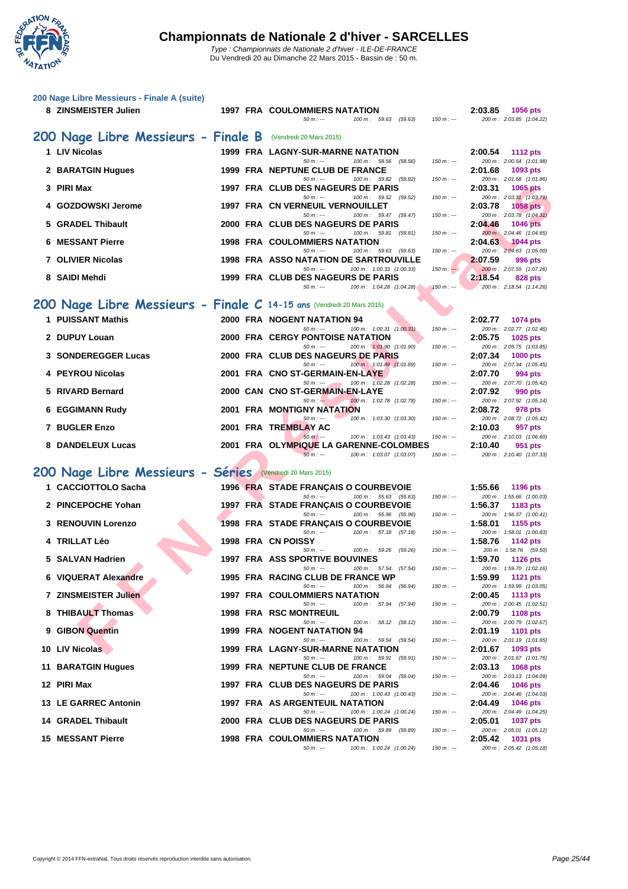# Championnats de Nationale 2 d'hiver - SARCELLES

*Type : Championnats de Nationale 2 d'hiver - ILE-DE-FRANCE*
Du Vendredi 20 au Dimanche 22 Mars 2015 - Bassin de : 50 m.

### 200 Nage Libre Messieurs - Finale A (suite)

| Rang | Nom | Année | Nat | Club | Temps | Points |
|---|---|---|---|---|---|---|
| 8 | ZINSMEISTER Julien | 1997 | FRA | COULOMMIERS NATATION | 2:03.85 | 1056 pts |
| | | | | 50 m : --- / 100 m : 59.63 (59.63) / 150 m : --- | 200 m : 2:03.85 (1:04.22) | |

## 200 Nage Libre Messieurs - Finale B (Vendredi 20 Mars 2015)

| Rang | Nom | Année | Nat | Club | Temps | Points |
|---|---|---|---|---|---|---|
| 1 | LIV Nicolas | 1999 | FRA | LAGNY-SUR-MARNE NATATION | 2:00.54 | 1112 pts |
| | | | | 50 m : --- / 100 m : 58.56 (58.56) / 150 m : --- | 200 m : 2:00.54 (1:01.98) | |
| 2 | BARATGIN Hugues | 1999 | FRA | NEPTUNE CLUB DE FRANCE | 2:01.68 | 1093 pts |
| | | | | 50 m : --- / 100 m : 59.82 (59.82) / 150 m : --- | 200 m : 2:01.68 (1:01.86) | |
| 3 | PIRI Max | 1997 | FRA | CLUB DES NAGEURS DE PARIS | 2:03.31 | 1065 pts |
| | | | | 50 m : --- / 100 m : 59.52 (59.52) / 150 m : --- | 200 m : 2:03.31 (1:03.79) | |
| 4 | GOZDOWSKI Jerome | 1997 | FRA | CN VERNEUIL VERNOUILLET | 2:03.78 | 1058 pts |
| | | | | 50 m : --- / 100 m : 59.47 (59.47) / 150 m : --- | 200 m : 2:03.78 (1:04.31) | |
| 5 | GRADEL Thibault | 2000 | FRA | CLUB DES NAGEURS DE PARIS | 2:04.46 | 1046 pts |
| | | | | 50 m : --- / 100 m : 59.81 (59.81) / 150 m : --- | 200 m : 2:04.46 (1:04.65) | |
| 6 | MESSANT Pierre | 1998 | FRA | COULOMMIERS NATATION | 2:04.63 | 1044 pts |
| | | | | 50 m : --- / 100 m : 59.63 (59.63) / 150 m : --- | 200 m : 2:04.63 (1:05.00) | |
| 7 | OLIVIER Nicolas | 1998 | FRA | ASSO NATATION DE SARTROUVILLE | 2:07.59 | 996 pts |
| | | | | 50 m : --- / 100 m : 1:00.33 (1:00.33) / 150 m : --- | 200 m : 2:07.59 (1:07.26) | |
| 8 | SAIDI Mehdi | 1999 | FRA | CLUB DES NAGEURS DE PARIS | 2:18.54 | 828 pts |
| | | | | 50 m : --- / 100 m : 1:04.28 (1:04.28) / 150 m : --- | 200 m : 2:18.54 (1:14.26) | |

## 200 Nage Libre Messieurs - Finale C 14-15 ans (Vendredi 20 Mars 2015)

| Rang | Nom | Année | Nat | Club | Temps | Points |
|---|---|---|---|---|---|---|
| 1 | PUISSANT Mathis | 2000 | FRA | NOGENT NATATION 94 | 2:02.77 | 1074 pts |
| | | | | 50 m : --- / 100 m : 1:00.31 (1:00.31) / 150 m : --- | 200 m : 2:02.77 (1:02.46) | |
| 2 | DUPUY Louan | 2000 | FRA | CERGY PONTOISE NATATION | 2:05.75 | 1025 pts |
| | | | | 50 m : --- / 100 m : 1:01.90 (1:01.90) / 150 m : --- | 200 m : 2:05.75 (1:03.85) | |
| 3 | SONDEREGGER Lucas | 2000 | FRA | CLUB DES NAGEURS DE PARIS | 2:07.34 | 1000 pts |
| | | | | 50 m : --- / 100 m : 1:01.89 (1:01.89) / 150 m : --- | 200 m : 2:07.34 (1:05.45) | |
| 4 | PEYROU Nicolas | 2001 | FRA | CNO ST-GERMAIN-EN-LAYE | 2:07.70 | 994 pts |
| | | | | 50 m : --- / 100 m : 1:02.28 (1:02.28) / 150 m : --- | 200 m : 2:07.70 (1:05.42) | |
| 5 | RIVARD Bernard | 2000 | CAN | CNO ST-GERMAIN-EN-LAYE | 2:07.92 | 990 pts |
| | | | | 50 m : --- / 100 m : 1:02.78 (1:02.78) / 150 m : --- | 200 m : 2:07.92 (1:05.14) | |
| 6 | EGGIMANN Rudy | 2001 | FRA | MONTIGNY NATATION | 2:08.72 | 978 pts |
| | | | | 50 m : --- / 100 m : 1:03.30 (1:03.30) / 150 m : --- | 200 m : 2:08.72 (1:05.42) | |
| 7 | BUGLER Enzo | 2001 | FRA | TREMBLAY AC | 2:10.03 | 957 pts |
| | | | | 50 m : --- / 100 m : 1:03.43 (1:03.43) / 150 m : --- | 200 m : 2:10.03 (1:06.60) | |
| 8 | DANDELEUX Lucas | 2001 | FRA | OLYMPIQUE LA GARENNE-COLOMBES | 2:10.40 | 951 pts |
| | | | | 50 m : --- / 100 m : 1:03.07 (1:03.07) / 150 m : --- | 200 m : 2:10.40 (1:07.33) | |

## 200 Nage Libre Messieurs - Séries (Vendredi 20 Mars 2015)

| Rang | Nom | Année | Nat | Club | Temps | Points |
|---|---|---|---|---|---|---|
| 1 | CACCIOTTOLO Sacha | 1996 | FRA | STADE FRANÇAIS O COURBEVOIE | 1:55.66 | 1196 pts |
| | | | | 50 m : --- / 100 m : 55.63 (55.63) / 150 m : --- | 200 m : 1:55.66 (1:00.03) | |
| 2 | PINCEPOCHE Yohan | 1997 | FRA | STADE FRANÇAIS O COURBEVOIE | 1:56.37 | 1183 pts |
| | | | | 50 m : --- / 100 m : 55.96 (55.96) / 150 m : --- | 200 m : 1:56.37 (1:00.41) | |
| 3 | RENOUVIN Lorenzo | 1998 | FRA | STADE FRANÇAIS O COURBEVOIE | 1:58.01 | 1155 pts |
| | | | | 50 m : --- / 100 m : 57.18 (57.18) / 150 m : --- | 200 m : 1:58.01 (1:00.83) | |
| 4 | TRILLAT Léo | 1998 | FRA | CN POISSY | 1:58.76 | 1142 pts |
| | | | | 50 m : --- / 100 m : 59.26 (59.26) / 150 m : --- | 200 m : 1:58.76 (59.50) | |
| 5 | SALVAN Hadrien | 1997 | FRA | ASS SPORTIVE BOUVINES | 1:59.70 | 1126 pts |
| | | | | 50 m : --- / 100 m : 57.54 (57.54) / 150 m : --- | 200 m : 1:59.70 (1:02.16) | |
| 6 | VIQUERAT Alexandre | 1995 | FRA | RACING CLUB DE FRANCE WP | 1:59.99 | 1121 pts |
| | | | | 50 m : --- / 100 m : 56.94 (56.94) / 150 m : --- | 200 m : 1:59.99 (1:03.05) | |
| 7 | ZINSMEISTER Julien | 1997 | FRA | COULOMMIERS NATATION | 2:00.45 | 1113 pts |
| | | | | 50 m : --- / 100 m : 57.94 (57.94) / 150 m : --- | 200 m : 2:00.45 (1:02.51) | |
| 8 | THIBAULT Thomas | 1998 | FRA | RSC MONTREUIL | 2:00.79 | 1108 pts |
| | | | | 50 m : --- / 100 m : 58.12 (58.12) / 150 m : --- | 200 m : 2:00.79 (1:02.67) | |
| 9 | GIBON Quentin | 1999 | FRA | NOGENT NATATION 94 | 2:01.19 | 1101 pts |
| | | | | 50 m : --- / 100 m : 59.54 (59.54) / 150 m : --- | 200 m : 2:01.19 (1:01.65) | |
| 10 | LIV Nicolas | 1999 | FRA | LAGNY-SUR-MARNE NATATION | 2:01.67 | 1093 pts |
| | | | | 50 m : --- / 100 m : 59.91 (59.91) / 150 m : --- | 200 m : 2:01.67 (1:01.76) | |
| 11 | BARATGIN Hugues | 1999 | FRA | NEPTUNE CLUB DE FRANCE | 2:03.13 | 1068 pts |
| | | | | 50 m : --- / 100 m : 59.04 (59.04) / 150 m : --- | 200 m : 2:03.13 (1:04.09) | |
| 12 | PIRI Max | 1997 | FRA | CLUB DES NAGEURS DE PARIS | 2:04.46 | 1046 pts |
| | | | | 50 m : --- / 100 m : 1:00.43 (1:00.43) / 150 m : --- | 200 m : 2:04.46 (1:04.03) | |
| 13 | LE GARREC Antonin | 1997 | FRA | AS ARGENTEUIL NATATION | 2:04.49 | 1046 pts |
| | | | | 50 m : --- / 100 m : 1:00.24 (1:00.24) / 150 m : --- | 200 m : 2:04.49 (1:04.25) | |
| 14 | GRADEL Thibault | 2000 | FRA | CLUB DES NAGEURS DE PARIS | 2:05.01 | 1037 pts |
| | | | | 50 m : --- / 100 m : 59.89 (59.89) / 150 m : --- | 200 m : 2:05.01 (1:05.12) | |
| 15 | MESSANT Pierre | 1998 | FRA | COULOMMIERS NATATION | 2:05.42 | 1031 pts |
| | | | | 50 m : --- / 100 m : 1:00.24 (1:00.24) / 150 m : --- | 200 m : 2:05.42 (1:05.18) | |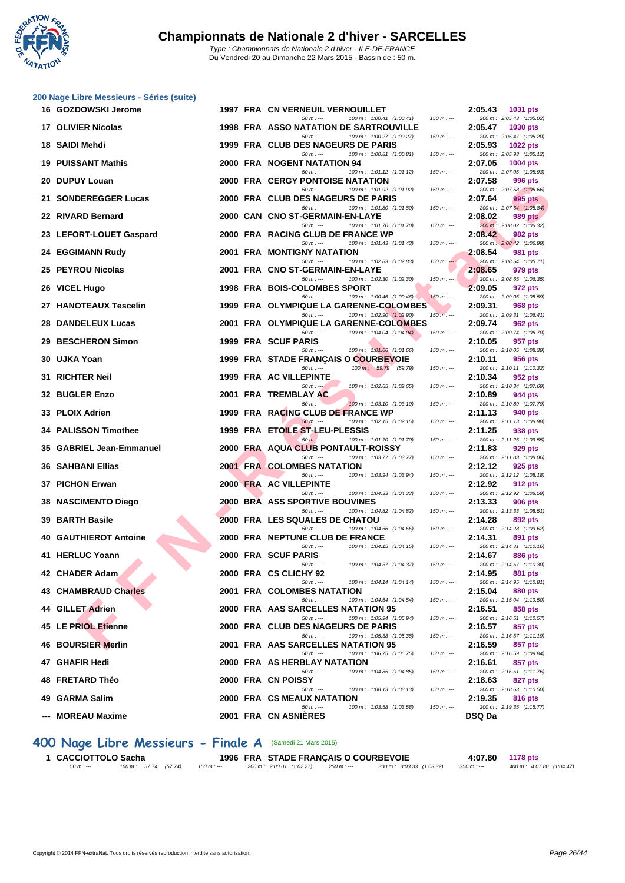# Championnats de Nationale 2 d'hiver - SARCELLES

Type : Championnats de Nationale 2 d'hiver - ILE-DE-FRANCE
Du Vendredi 20 au Dimanche 22 Mars 2015 - Bassin de : 50 m.

## 200 Nage Libre Messieurs - Séries (suite)

| Rang | Nom | Année | Nat | Club | Temps | Points |
|---|---|---|---|---|---|---|
| 16 | GOZDOWSKI Jerome | 1997 | FRA | CN VERNEUIL VERNOUILLET | 2:05.43 | 1031 pts |
| | 50 m : --- | | | 100 m : 1:00.41 (1:00.41) — 150 m : --- | 200 m : 2:05.43 (1:05.02) | |
| 17 | OLIVIER Nicolas | 1998 | FRA | ASSO NATATION DE SARTROUVILLE | 2:05.47 | 1030 pts |
| | 50 m : --- | | | 100 m : 1:00.27 (1:00.27) — 150 m : --- | 200 m : 2:05.47 (1:05.20) | |
| 18 | SAIDI Mehdi | 1999 | FRA | CLUB DES NAGEURS DE PARIS | 2:05.93 | 1022 pts |
| | 50 m : --- | | | 100 m : 1:00.81 (1:00.81) — 150 m : --- | 200 m : 2:05.93 (1:05.12) | |
| 19 | PUISSANT Mathis | 2000 | FRA | NOGENT NATATION 94 | 2:07.05 | 1004 pts |
| | 50 m : --- | | | 100 m : 1:01.12 (1:01.12) — 150 m : --- | 200 m : 2:07.05 (1:05.93) | |
| 20 | DUPUY Louan | 2000 | FRA | CERGY PONTOISE NATATION | 2:07.58 | 996 pts |
| | 50 m : --- | | | 100 m : 1:01.92 (1:01.92) — 150 m : --- | 200 m : 2:07.58 (1:05.66) | |
| 21 | SONDEREGGER Lucas | 2000 | FRA | CLUB DES NAGEURS DE PARIS | 2:07.64 | 995 pts |
| | 50 m : --- | | | 100 m : 1:01.80 (1:01.80) — 150 m : --- | 200 m : 2:07.64 (1:05.84) | |
| 22 | RIVARD Bernard | 2000 | CAN | CNO ST-GERMAIN-EN-LAYE | 2:08.02 | 989 pts |
| | 50 m : --- | | | 100 m : 1:01.70 (1:01.70) — 150 m : --- | 200 m : 2:08.02 (1:06.32) | |
| 23 | LEFORT-LOUET Gaspard | 2000 | FRA | RACING CLUB DE FRANCE WP | 2:08.42 | 982 pts |
| | 50 m : --- | | | 100 m : 1:01.43 (1:01.43) — 150 m : --- | 200 m : 2:08.42 (1:06.99) | |
| 24 | EGGIMANN Rudy | 2001 | FRA | MONTIGNY NATATION | 2:08.54 | 981 pts |
| | 50 m : --- | | | 100 m : 1:02.83 (1:02.83) — 150 m : --- | 200 m : 2:08.54 (1:05.71) | |
| 25 | PEYROU Nicolas | 2001 | FRA | CNO ST-GERMAIN-EN-LAYE | 2:08.65 | 979 pts |
| | 50 m : --- | | | 100 m : 1:02.30 (1:02.30) — 150 m : --- | 200 m : 2:08.65 (1:06.35) | |
| 26 | VICEL Hugo | 1998 | FRA | BOIS-COLOMBES SPORT | 2:09.05 | 972 pts |
| | 50 m : --- | | | 100 m : 1:00.46 (1:00.46) — 150 m : --- | 200 m : 2:09.05 (1:08.59) | |
| 27 | HANOTEAUX Tescelin | 1999 | FRA | OLYMPIQUE LA GARENNE-COLOMBES | 2:09.31 | 968 pts |
| | 50 m : --- | | | 100 m : 1:02.90 (1:02.90) — 150 m : --- | 200 m : 2:09.31 (1:06.41) | |
| 28 | DANDELEUX Lucas | 2001 | FRA | OLYMPIQUE LA GARENNE-COLOMBES | 2:09.74 | 962 pts |
| | 50 m : --- | | | 100 m : 1:04.04 (1:04.04) — 150 m : --- | 200 m : 2:09.74 (1:05.70) | |
| 29 | BESCHERON Simon | 1999 | FRA | SCUF PARIS | 2:10.05 | 957 pts |
| | 50 m : --- | | | 100 m : 1:01.66 (1:01.66) — 150 m : --- | 200 m : 2:10.05 (1:08.39) | |
| 30 | UJKA Yoan | 1999 | FRA | STADE FRANÇAIS O COURBEVOIE | 2:10.11 | 956 pts |
| | 50 m : --- | | | 100 m : 59.79 (59.79) — 150 m : --- | 200 m : 2:10.11 (1:10.32) | |
| 31 | RICHTER Neil | 1999 | FRA | AC VILLEPINTE | 2:10.34 | 952 pts |
| | 50 m : --- | | | 100 m : 1:02.65 (1:02.65) — 150 m : --- | 200 m : 2:10.34 (1:07.69) | |
| 32 | BUGLER Enzo | 2001 | FRA | TREMBLAY AC | 2:10.89 | 944 pts |
| | 50 m : --- | | | 100 m : 1:03.10 (1:03.10) — 150 m : --- | 200 m : 2:10.89 (1:07.79) | |
| 33 | PLOIX Adrien | 1999 | FRA | RACING CLUB DE FRANCE WP | 2:11.13 | 940 pts |
| | 50 m : --- | | | 100 m : 1:02.15 (1:02.15) — 150 m : --- | 200 m : 2:11.13 (1:08.98) | |
| 34 | PALISSON Timothee | 1999 | FRA | ETOILE ST-LEU-PLESSIS | 2:11.25 | 938 pts |
| | 50 m : --- | | | 100 m : 1:01.70 (1:01.70) — 150 m : --- | 200 m : 2:11.25 (1:09.55) | |
| 35 | GABRIEL Jean-Emmanuel | 2000 | FRA | AQUA CLUB PONTAULT-ROISSY | 2:11.83 | 929 pts |
| | 50 m : --- | | | 100 m : 1:03.77 (1:03.77) — 150 m : --- | 200 m : 2:11.83 (1:08.06) | |
| 36 | SAHBANI Ellias | 2001 | FRA | COLOMBES NATATION | 2:12.12 | 925 pts |
| | 50 m : --- | | | 100 m : 1:03.94 (1:03.94) — 150 m : --- | 200 m : 2:12.12 (1:08.18) | |
| 37 | PICHON Erwan | 2000 | FRA | AC VILLEPINTE | 2:12.92 | 912 pts |
| | 50 m : --- | | | 100 m : 1:04.33 (1:04.33) — 150 m : --- | 200 m : 2:12.92 (1:08.59) | |
| 38 | NASCIMENTO Diego | 2000 | BRA | ASS SPORTIVE BOUVINES | 2:13.33 | 906 pts |
| | 50 m : --- | | | 100 m : 1:04.82 (1:04.82) — 150 m : --- | 200 m : 2:13.33 (1:08.51) | |
| 39 | BARTH Basile | 2000 | FRA | LES SQUALES DE CHATOU | 2:14.28 | 892 pts |
| | 50 m : --- | | | 100 m : 1:04.66 (1:04.66) — 150 m : --- | 200 m : 2:14.28 (1:09.62) | |
| 40 | GAUTHIEROT Antoine | 2000 | FRA | NEPTUNE CLUB DE FRANCE | 2:14.31 | 891 pts |
| | 50 m : --- | | | 100 m : 1:04.15 (1:04.15) — 150 m : --- | 200 m : 2:14.31 (1:10.16) | |
| 41 | HERLUC Yoann | 2000 | FRA | SCUF PARIS | 2:14.67 | 886 pts |
| | 50 m : --- | | | 100 m : 1:04.37 (1:04.37) — 150 m : --- | 200 m : 2:14.67 (1:10.30) | |
| 42 | CHADER Adam | 2000 | FRA | CS CLICHY 92 | 2:14.95 | 881 pts |
| | 50 m : --- | | | 100 m : 1:04.14 (1:04.14) — 150 m : --- | 200 m : 2:14.95 (1:10.81) | |
| 43 | CHAMBRAUD Charles | 2001 | FRA | COLOMBES NATATION | 2:15.04 | 880 pts |
| | 50 m : --- | | | 100 m : 1:04.54 (1:04.54) — 150 m : --- | 200 m : 2:15.04 (1:10.50) | |
| 44 | GILLET Adrien | 2000 | FRA | AAS SARCELLES NATATION 95 | 2:16.51 | 858 pts |
| | 50 m : --- | | | 100 m : 1:05.94 (1:05.94) — 150 m : --- | 200 m : 2:16.51 (1:10.57) | |
| 45 | LE PRIOL Etienne | 2000 | FRA | CLUB DES NAGEURS DE PARIS | 2:16.57 | 857 pts |
| | 50 m : --- | | | 100 m : 1:05.38 (1:05.38) — 150 m : --- | 200 m : 2:16.57 (1:11.19) | |
| 46 | BOURSIER Merlin | 2001 | FRA | AAS SARCELLES NATATION 95 | 2:16.59 | 857 pts |
| | 50 m : --- | | | 100 m : 1:06.75 (1:06.75) — 150 m : --- | 200 m : 2:16.59 (1:09.84) | |
| 47 | GHAFIR Hedi | 2000 | FRA | AS HERBLAY NATATION | 2:16.61 | 857 pts |
| | 50 m : --- | | | 100 m : 1:04.85 (1:04.85) — 150 m : --- | 200 m : 2:16.61 (1:11.76) | |
| 48 | FRETARD Théo | 2000 | FRA | CN POISSY | 2:18.63 | 827 pts |
| | 50 m : --- | | | 100 m : 1:08.13 (1:08.13) — 150 m : --- | 200 m : 2:18.63 (1:10.50) | |
| 49 | GARMA Salim | 2000 | FRA | CS MEAUX NATATION | 2:19.35 | 816 pts |
| | 50 m : --- | | | 100 m : 1:03.58 (1:03.58) — 150 m : --- | 200 m : 2:19.35 (1:15.77) | |
| --- | MOREAU Maxime | 2001 | FRA | CN ASNIÈRES | DSQ Da | |

## 400 Nage Libre Messieurs - Finale A (Samedi 21 Mars 2015)

| Rang | Nom | Année | Nat | Club | Temps | Points |
|---|---|---|---|---|---|---|
| 1 | CACCIOTTOLO Sacha | 1996 | FRA | STADE FRANÇAIS O COURBEVOIE | 4:07.80 | 1178 pts |

50 m : --- | 100 m : 57.74 (57.74) | 150 m : --- | 200 m : 2:00.01 (1:02.27) | 250 m : --- | 300 m : 3:03.33 (1:03.32) | 350 m : --- | 400 m : 4:07.80 (1:04.47)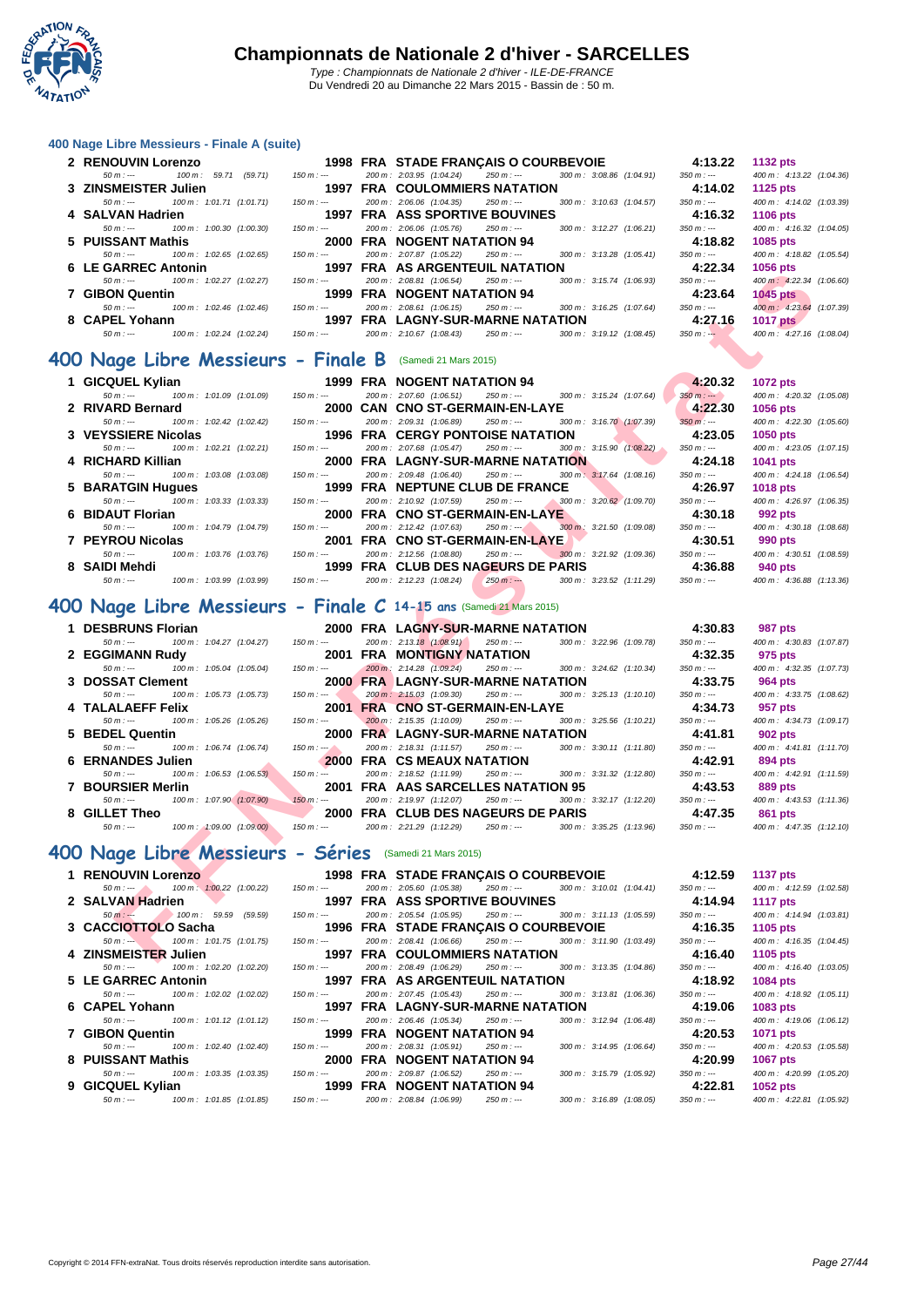### 400 Nage Libre Messieurs - Finale A (suite)

| Place | Nom | Année | Nat | Club | Temps | Points |
|---|---|---|---|---|---|---|
| 2 | RENOUVIN Lorenzo | 1998 | FRA | STADE FRANÇAIS O COURBEVOIE | 4:13.22 | 1132 pts |
| | 50 m : --- · 100 m : 59.71 (59.71) · 150 m : --- · 200 m : 2:03.95 (1:04.24) · 250 m : --- · 300 m : 3:08.86 (1:04.91) · 350 m : --- · 400 m : 4:13.22 (1:04.36) | | | | | |
| 3 | ZINSMEISTER Julien | 1997 | FRA | COULOMMIERS NATATION | 4:14.02 | 1125 pts |
| | 50 m : --- · 100 m : 1:01.71 (1:01.71) · 150 m : --- · 200 m : 2:06.06 (1:04.35) · 250 m : --- · 300 m : 3:10.63 (1:04.57) · 350 m : --- · 400 m : 4:14.02 (1:03.39) | | | | | |
| 4 | SALVAN Hadrien | 1997 | FRA | ASS SPORTIVE BOUVINES | 4:16.32 | 1106 pts |
| | 50 m : --- · 100 m : 1:00.30 (1:00.30) · 150 m : --- · 200 m : 2:06.06 (1:05.76) · 250 m : --- · 300 m : 3:12.27 (1:06.21) · 350 m : --- · 400 m : 4:16.32 (1:04.05) | | | | | |
| 5 | PUISSANT Mathis | 2000 | FRA | NOGENT NATATION 94 | 4:18.82 | 1085 pts |
| | 50 m : --- · 100 m : 1:02.65 (1:02.65) · 150 m : --- · 200 m : 2:07.87 (1:05.22) · 250 m : --- · 300 m : 3:13.28 (1:05.41) · 350 m : --- · 400 m : 4:18.82 (1:05.54) | | | | | |
| 6 | LE GARREC Antonin | 1997 | FRA | AS ARGENTEUIL NATATION | 4:22.34 | 1056 pts |
| | 50 m : --- · 100 m : 1:02.27 (1:02.27) · 150 m : --- · 200 m : 2:08.81 (1:06.54) · 250 m : --- · 300 m : 3:15.74 (1:06.93) · 350 m : --- · 400 m : 4:22.34 (1:06.60) | | | | | |
| 7 | GIBON Quentin | 1999 | FRA | NOGENT NATATION 94 | 4:23.64 | 1045 pts |
| | 50 m : --- · 100 m : 1:02.46 (1:02.46) · 150 m : --- · 200 m : 2:08.61 (1:06.15) · 250 m : --- · 300 m : 3:16.25 (1:07.64) · 350 m : --- · 400 m : 4:23.64 (1:07.39) | | | | | |
| 8 | CAPEL Yohann | 1997 | FRA | LAGNY-SUR-MARNE NATATION | 4:27.16 | 1017 pts |
| | 50 m : --- · 100 m : 1:02.24 (1:02.24) · 150 m : --- · 200 m : 2:10.67 (1:08.43) · 250 m : --- · 300 m : 3:19.12 (1:08.45) · 350 m : --- · 400 m : 4:27.16 (1:08.04) | | | | | |

## 400 Nage Libre Messieurs - Finale B (Samedi 21 Mars 2015)

| Place | Nom | Année | Nat | Club | Temps | Points |
|---|---|---|---|---|---|---|
| 1 | GICQUEL Kylian | 1999 | FRA | NOGENT NATATION 94 | 4:20.32 | 1072 pts |
| | 50 m : --- · 100 m : 1:01.09 (1:01.09) · 150 m : --- · 200 m : 2:07.60 (1:06.51) · 250 m : --- · 300 m : 3:15.24 (1:07.64) · 350 m : --- · 400 m : 4:20.32 (1:05.08) | | | | | |
| 2 | RIVARD Bernard | 2000 | CAN | CNO ST-GERMAIN-EN-LAYE | 4:22.30 | 1056 pts |
| | 50 m : --- · 100 m : 1:02.42 (1:02.42) · 150 m : --- · 200 m : 2:09.31 (1:06.89) · 250 m : --- · 300 m : 3:16.70 (1:07.39) · 350 m : --- · 400 m : 4:22.30 (1:05.60) | | | | | |
| 3 | VEYSSIERE Nicolas | 1996 | FRA | CERGY PONTOISE NATATION | 4:23.05 | 1050 pts |
| | 50 m : --- · 100 m : 1:02.21 (1:02.21) · 150 m : --- · 200 m : 2:07.68 (1:05.47) · 250 m : --- · 300 m : 3:15.90 (1:08.22) · 350 m : --- · 400 m : 4:23.05 (1:07.15) | | | | | |
| 4 | RICHARD Killian | 2000 | FRA | LAGNY-SUR-MARNE NATATION | 4:24.18 | 1041 pts |
| | 50 m : --- · 100 m : 1:03.08 (1:03.08) · 150 m : --- · 200 m : 2:09.48 (1:06.40) · 250 m : --- · 300 m : 3:17.64 (1:08.16) · 350 m : --- · 400 m : 4:24.18 (1:06.54) | | | | | |
| 5 | BARATGIN Hugues | 1999 | FRA | NEPTUNE CLUB DE FRANCE | 4:26.97 | 1018 pts |
| | 50 m : --- · 100 m : 1:03.33 (1:03.33) · 150 m : --- · 200 m : 2:10.92 (1:07.59) · 250 m : --- · 300 m : 3:20.62 (1:09.70) · 350 m : --- · 400 m : 4:26.97 (1:06.35) | | | | | |
| 6 | BIDAUT Florian | 2000 | FRA | CNO ST-GERMAIN-EN-LAYE | 4:30.18 | 992 pts |
| | 50 m : --- · 100 m : 1:04.79 (1:04.79) · 150 m : --- · 200 m : 2:12.42 (1:07.63) · 250 m : --- · 300 m : 3:21.50 (1:09.08) · 350 m : --- · 400 m : 4:30.18 (1:08.68) | | | | | |
| 7 | PEYROU Nicolas | 2001 | FRA | CNO ST-GERMAIN-EN-LAYE | 4:30.51 | 990 pts |
| | 50 m : --- · 100 m : 1:03.76 (1:03.76) · 150 m : --- · 200 m : 2:12.56 (1:08.80) · 250 m : --- · 300 m : 3:21.92 (1:09.36) · 350 m : --- · 400 m : 4:30.51 (1:08.59) | | | | | |
| 8 | SAIDI Mehdi | 1999 | FRA | CLUB DES NAGEURS DE PARIS | 4:36.88 | 940 pts |
| | 50 m : --- · 100 m : 1:03.99 (1:03.99) · 150 m : --- · 200 m : 2:12.23 (1:08.24) · 250 m : --- · 300 m : 3:23.52 (1:11.29) · 350 m : --- · 400 m : 4:36.88 (1:13.36) | | | | | |

## 400 Nage Libre Messieurs - Finale C 14-15 ans (Samedi 21 Mars 2015)

| Place | Nom | Année | Nat | Club | Temps | Points |
|---|---|---|---|---|---|---|
| 1 | DESBRUNS Florian | 2000 | FRA | LAGNY-SUR-MARNE NATATION | 4:30.83 | 987 pts |
| | 50 m : --- · 100 m : 1:04.27 (1:04.27) · 150 m : --- · 200 m : 2:13.18 (1:08.91) · 250 m : --- · 300 m : 3:22.96 (1:09.78) · 350 m : --- · 400 m : 4:30.83 (1:07.87) | | | | | |
| 2 | EGGIMANN Rudy | 2001 | FRA | MONTIGNY NATATION | 4:32.35 | 975 pts |
| | 50 m : --- · 100 m : 1:05.04 (1:05.04) · 150 m : --- · 200 m : 2:14.28 (1:09.24) · 250 m : --- · 300 m : 3:24.62 (1:10.34) · 350 m : --- · 400 m : 4:32.35 (1:07.73) | | | | | |
| 3 | DOSSAT Clement | 2000 | FRA | LAGNY-SUR-MARNE NATATION | 4:33.75 | 964 pts |
| | 50 m : --- · 100 m : 1:05.73 (1:05.73) · 150 m : --- · 200 m : 2:15.03 (1:09.30) · 250 m : --- · 300 m : 3:25.13 (1:10.10) · 350 m : --- · 400 m : 4:33.75 (1:08.62) | | | | | |
| 4 | TALALAEFF Felix | 2001 | FRA | CNO ST-GERMAIN-EN-LAYE | 4:34.73 | 957 pts |
| | 50 m : --- · 100 m : 1:05.26 (1:05.26) · 150 m : --- · 200 m : 2:15.35 (1:10.09) · 250 m : --- · 300 m : 3:25.56 (1:10.21) · 350 m : --- · 400 m : 4:34.73 (1:09.17) | | | | | |
| 5 | BEDEL Quentin | 2000 | FRA | LAGNY-SUR-MARNE NATATION | 4:41.81 | 902 pts |
| | 50 m : --- · 100 m : 1:06.74 (1:06.74) · 150 m : --- · 200 m : 2:18.31 (1:11.57) · 250 m : --- · 300 m : 3:30.11 (1:11.80) · 350 m : --- · 400 m : 4:41.81 (1:11.70) | | | | | |
| 6 | ERNANDES Julien | 2000 | FRA | CS MEAUX NATATION | 4:42.91 | 894 pts |
| | 50 m : --- · 100 m : 1:06.53 (1:06.53) · 150 m : --- · 200 m : 2:18.52 (1:11.99) · 250 m : --- · 300 m : 3:31.32 (1:12.80) · 350 m : --- · 400 m : 4:42.91 (1:11.59) | | | | | |
| 7 | BOURSIER Merlin | 2001 | FRA | AAS SARCELLES NATATION 95 | 4:43.53 | 889 pts |
| | 50 m : --- · 100 m : 1:07.90 (1:07.90) · 150 m : --- · 200 m : 2:19.97 (1:12.07) · 250 m : --- · 300 m : 3:32.17 (1:12.20) · 350 m : --- · 400 m : 4:43.53 (1:11.36) | | | | | |
| 8 | GILLET Theo | 2000 | FRA | CLUB DES NAGEURS DE PARIS | 4:47.35 | 861 pts |
| | 50 m : --- · 100 m : 1:09.00 (1:09.00) · 150 m : --- · 200 m : 2:21.29 (1:12.29) · 250 m : --- · 300 m : 3:35.25 (1:13.96) · 350 m : --- · 400 m : 4:47.35 (1:12.10) | | | | | |

## 400 Nage Libre Messieurs - Séries (Samedi 21 Mars 2015)

| Place | Nom | Année | Nat | Club | Temps | Points |
|---|---|---|---|---|---|---|
| 1 | RENOUVIN Lorenzo | 1998 | FRA | STADE FRANÇAIS O COURBEVOIE | 4:12.59 | 1137 pts |
| | 50 m : --- · 100 m : 1:00.22 (1:00.22) · 150 m : --- · 200 m : 2:05.60 (1:05.38) · 250 m : --- · 300 m : 3:10.01 (1:04.41) · 350 m : --- · 400 m : 4:12.59 (1:02.58) | | | | | |
| 2 | SALVAN Hadrien | 1997 | FRA | ASS SPORTIVE BOUVINES | 4:14.94 | 1117 pts |
| | 50 m : --- · 100 m : 59.59 (59.59) · 150 m : --- · 200 m : 2:05.54 (1:05.95) · 250 m : --- · 300 m : 3:11.13 (1:05.59) · 350 m : --- · 400 m : 4:14.94 (1:03.81) | | | | | |
| 3 | CACCIOTTOLO Sacha | 1996 | FRA | STADE FRANÇAIS O COURBEVOIE | 4:16.35 | 1105 pts |
| | 50 m : --- · 100 m : 1:01.75 (1:01.75) · 150 m : --- · 200 m : 2:08.41 (1:06.66) · 250 m : --- · 300 m : 3:11.90 (1:03.49) · 350 m : --- · 400 m : 4:16.35 (1:04.45) | | | | | |
| 4 | ZINSMEISTER Julien | 1997 | FRA | COULOMMIERS NATATION | 4:16.40 | 1105 pts |
| | 50 m : --- · 100 m : 1:02.20 (1:02.20) · 150 m : --- · 200 m : 2:08.49 (1:06.29) · 250 m : --- · 300 m : 3:13.35 (1:04.86) · 350 m : --- · 400 m : 4:16.40 (1:03.05) | | | | | |
| 5 | LE GARREC Antonin | 1997 | FRA | AS ARGENTEUIL NATATION | 4:18.92 | 1084 pts |
| | 50 m : --- · 100 m : 1:02.02 (1:02.02) · 150 m : --- · 200 m : 2:07.45 (1:05.43) · 250 m : --- · 300 m : 3:13.81 (1:06.36) · 350 m : --- · 400 m : 4:18.92 (1:05.11) | | | | | |
| 6 | CAPEL Yohann | 1997 | FRA | LAGNY-SUR-MARNE NATATION | 4:19.06 | 1083 pts |
| | 50 m : --- · 100 m : 1:01.12 (1:01.12) · 150 m : --- · 200 m : 2:06.46 (1:05.34) · 250 m : --- · 300 m : 3:12.94 (1:06.48) · 350 m : --- · 400 m : 4:19.06 (1:06.12) | | | | | |
| 7 | GIBON Quentin | 1999 | FRA | NOGENT NATATION 94 | 4:20.53 | 1071 pts |
| | 50 m : --- · 100 m : 1:02.40 (1:02.40) · 150 m : --- · 200 m : 2:08.31 (1:05.91) · 250 m : --- · 300 m : 3:14.95 (1:06.64) · 350 m : --- · 400 m : 4:20.53 (1:05.58) | | | | | |
| 8 | PUISSANT Mathis | 2000 | FRA | NOGENT NATATION 94 | 4:20.99 | 1067 pts |
| | 50 m : --- · 100 m : 1:03.35 (1:03.35) · 150 m : --- · 200 m : 2:09.87 (1:06.52) · 250 m : --- · 300 m : 3:15.79 (1:05.92) · 350 m : --- · 400 m : 4:20.99 (1:05.20) | | | | | |
| 9 | GICQUEL Kylian | 1999 | FRA | NOGENT NATATION 94 | 4:22.81 | 1052 pts |
| | 50 m : --- · 100 m : 1:01.85 (1:01.85) · 150 m : --- · 200 m : 2:08.84 (1:06.99) · 250 m : --- · 300 m : 3:16.89 (1:08.05) · 350 m : --- · 400 m : 4:22.81 (1:05.92) | | | | | |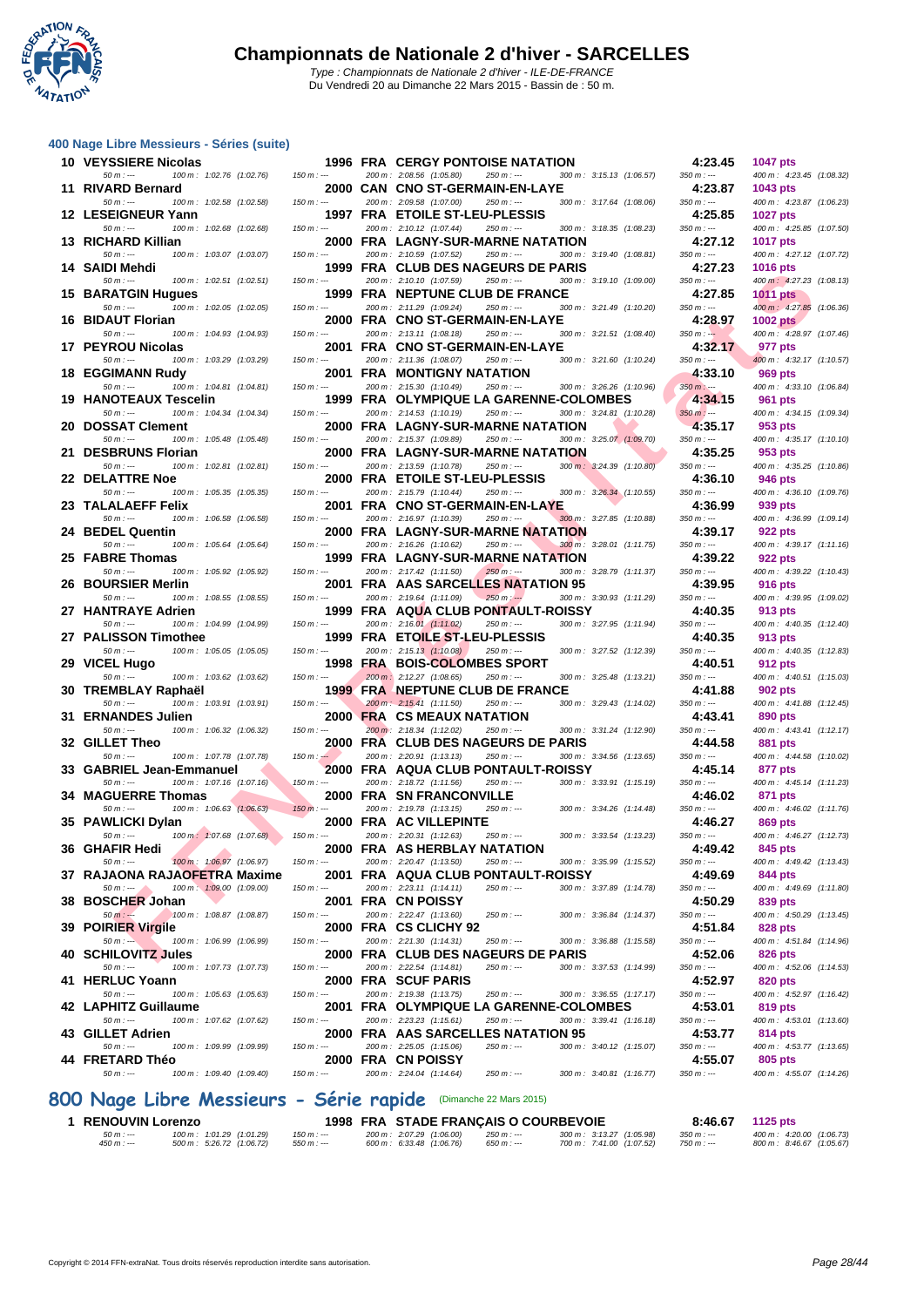## 400 Nage Libre Messieurs - Séries (suite)

| Rang | Nom | Année | Nat | Club | Temps | Points |
|---|---|---|---|---|---|---|
| 10 | VEYSSIERE Nicolas | 1996 | FRA | CERGY PONTOISE NATATION | 4:23.45 | 1047 pts |
| | 50 m : --- / 100 m : 1:02.76 (1:02.76) / 150 m : --- / 200 m : 2:08.56 (1:05.80) / 250 m : --- / 300 m : 3:15.13 (1:06.57) / 350 m : --- / 400 m : 4:23.45 (1:08.32) | | | | | |
| 11 | RIVARD Bernard | 2000 | CAN | CNO ST-GERMAIN-EN-LAYE | 4:23.87 | 1043 pts |
| | 50 m : --- / 100 m : 1:02.58 (1:02.58) / 150 m : --- / 200 m : 2:09.58 (1:07.00) / 250 m : --- / 300 m : 3:17.64 (1:08.06) / 350 m : --- / 400 m : 4:23.87 (1:06.23) | | | | | |
| 12 | LESEIGNEUR Yann | 1997 | FRA | ETOILE ST-LEU-PLESSIS | 4:25.85 | 1027 pts |
| | 50 m : --- / 100 m : 1:02.68 (1:02.68) / 150 m : --- / 200 m : 2:10.12 (1:07.44) / 250 m : --- / 300 m : 3:18.35 (1:08.23) / 350 m : --- / 400 m : 4:25.85 (1:07.50) | | | | | |
| 13 | RICHARD Killian | 2000 | FRA | LAGNY-SUR-MARNE NATATION | 4:27.12 | 1017 pts |
| | 50 m : --- / 100 m : 1:03.07 (1:03.07) / 150 m : --- / 200 m : 2:10.59 (1:07.52) / 250 m : --- / 300 m : 3:19.40 (1:08.81) / 350 m : --- / 400 m : 4:27.12 (1:07.72) | | | | | |
| 14 | SAIDI Mehdi | 1999 | FRA | CLUB DES NAGEURS DE PARIS | 4:27.23 | 1016 pts |
| | 50 m : --- / 100 m : 1:02.51 (1:02.51) / 150 m : --- / 200 m : 2:10.10 (1:07.59) / 250 m : --- / 300 m : 3:19.10 (1:09.00) / 350 m : --- / 400 m : 4:27.23 (1:08.13) | | | | | |
| 15 | BARATGIN Hugues | 1999 | FRA | NEPTUNE CLUB DE FRANCE | 4:27.85 | 1011 pts |
| | 50 m : --- / 100 m : 1:02.05 (1:02.05) / 150 m : --- / 200 m : 2:11.29 (1:09.24) / 250 m : --- / 300 m : 3:21.49 (1:10.20) / 350 m : --- / 400 m : 4:27.85 (1:06.36) | | | | | |
| 16 | BIDAUT Florian | 2000 | FRA | CNO ST-GERMAIN-EN-LAYE | 4:28.97 | 1002 pts |
| | 50 m : --- / 100 m : 1:04.93 (1:04.93) / 150 m : --- / 200 m : 2:13.11 (1:08.18) / 250 m : --- / 300 m : 3:21.51 (1:08.40) / 350 m : --- / 400 m : 4:28.97 (1:07.46) | | | | | |
| 17 | PEYROU Nicolas | 2001 | FRA | CNO ST-GERMAIN-EN-LAYE | 4:32.17 | 977 pts |
| | 50 m : --- / 100 m : 1:03.29 (1:03.29) / 150 m : --- / 200 m : 2:11.36 (1:08.07) / 250 m : --- / 300 m : 3:21.60 (1:10.24) / 350 m : --- / 400 m : 4:32.17 (1:10.57) | | | | | |
| 18 | EGGIMANN Rudy | 2001 | FRA | MONTIGNY NATATION | 4:33.10 | 969 pts |
| | 50 m : --- / 100 m : 1:04.81 (1:04.81) / 150 m : --- / 200 m : 2:15.30 (1:10.49) / 250 m : --- / 300 m : 3:26.26 (1:10.96) / 350 m : --- / 400 m : 4:33.10 (1:06.84) | | | | | |
| 19 | HANOTEAUX Tescelin | 1999 | FRA | OLYMPIQUE LA GARENNE-COLOMBES | 4:34.15 | 961 pts |
| | 50 m : --- / 100 m : 1:04.34 (1:04.34) / 150 m : --- / 200 m : 2:14.53 (1:10.19) / 250 m : --- / 300 m : 3:24.81 (1:10.28) / 350 m : --- / 400 m : 4:34.15 (1:09.34) | | | | | |
| 20 | DOSSAT Clement | 2000 | FRA | LAGNY-SUR-MARNE NATATION | 4:35.17 | 953 pts |
| | 50 m : --- / 100 m : 1:05.48 (1:05.48) / 150 m : --- / 200 m : 2:15.37 (1:09.89) / 250 m : --- / 300 m : 3:25.07 (1:09.70) / 350 m : --- / 400 m : 4:35.17 (1:10.10) | | | | | |
| 21 | DESBRUNS Florian | 2000 | FRA | LAGNY-SUR-MARNE NATATION | 4:35.25 | 953 pts |
| | 50 m : --- / 100 m : 1:02.81 (1:02.81) / 150 m : --- / 200 m : 2:13.59 (1:10.78) / 250 m : --- / 300 m : 3:24.39 (1:10.80) / 350 m : --- / 400 m : 4:35.25 (1:10.86) | | | | | |
| 22 | DELATTRE Noe | 2000 | FRA | ETOILE ST-LEU-PLESSIS | 4:36.10 | 946 pts |
| | 50 m : --- / 100 m : 1:05.35 (1:05.35) / 150 m : --- / 200 m : 2:15.79 (1:10.44) / 250 m : --- / 300 m : 3:26.34 (1:10.55) / 350 m : --- / 400 m : 4:36.10 (1:09.76) | | | | | |
| 23 | TALALAEFF Felix | 2001 | FRA | CNO ST-GERMAIN-EN-LAYE | 4:36.99 | 939 pts |
| | 50 m : --- / 100 m : 1:06.58 (1:06.58) / 150 m : --- / 200 m : 2:16.97 (1:10.39) / 250 m : --- / 300 m : 3:27.85 (1:10.88) / 350 m : --- / 400 m : 4:36.99 (1:09.14) | | | | | |
| 24 | BEDEL Quentin | 2000 | FRA | LAGNY-SUR-MARNE NATATION | 4:39.17 | 922 pts |
| | 50 m : --- / 100 m : 1:05.64 (1:05.64) / 150 m : --- / 200 m : 2:16.26 (1:10.62) / 250 m : --- / 300 m : 3:28.01 (1:11.75) / 350 m : --- / 400 m : 4:39.17 (1:11.16) | | | | | |
| 25 | FABRE Thomas | 1999 | FRA | LAGNY-SUR-MARNE NATATION | 4:39.22 | 922 pts |
| | 50 m : --- / 100 m : 1:05.92 (1:05.92) / 150 m : --- / 200 m : 2:17.42 (1:11.50) / 250 m : --- / 300 m : 3:28.79 (1:11.37) / 350 m : --- / 400 m : 4:39.22 (1:10.43) | | | | | |
| 26 | BOURSIER Merlin | 2001 | FRA | AAS SARCELLES NATATION 95 | 4:39.95 | 916 pts |
| | 50 m : --- / 100 m : 1:08.55 (1:08.55) / 150 m : --- / 200 m : 2:19.64 (1:11.09) / 250 m : --- / 300 m : 3:30.93 (1:11.29) / 350 m : --- / 400 m : 4:39.95 (1:09.02) | | | | | |
| 27 | HANTRAYE Adrien | 1999 | FRA | AQUA CLUB PONTAULT-ROISSY | 4:40.35 | 913 pts |
| | 50 m : --- / 100 m : 1:04.99 (1:04.99) / 150 m : --- / 200 m : 2:16.01 (1:11.02) / 250 m : --- / 300 m : 3:27.95 (1:11.94) / 350 m : --- / 400 m : 4:40.35 (1:12.40) | | | | | |
| 27 | PALISSON Timothee | 1999 | FRA | ETOILE ST-LEU-PLESSIS | 4:40.35 | 913 pts |
| | 50 m : --- / 100 m : 1:05.05 (1:05.05) / 150 m : --- / 200 m : 2:15.13 (1:10.08) / 250 m : --- / 300 m : 3:27.52 (1:12.39) / 350 m : --- / 400 m : 4:40.35 (1:12.83) | | | | | |
| 29 | VICEL Hugo | 1998 | FRA | BOIS-COLOMBES SPORT | 4:40.51 | 912 pts |
| | 50 m : --- / 100 m : 1:03.62 (1:03.62) / 150 m : --- / 200 m : 2:12.27 (1:08.65) / 250 m : --- / 300 m : 3:25.48 (1:13.21) / 350 m : --- / 400 m : 4:40.51 (1:15.03) | | | | | |
| 30 | TREMBLAY Raphaël | 1999 | FRA | NEPTUNE CLUB DE FRANCE | 4:41.88 | 902 pts |
| | 50 m : --- / 100 m : 1:03.91 (1:03.91) / 150 m : --- / 200 m : 2:15.41 (1:11.50) / 250 m : --- / 300 m : 3:29.43 (1:14.02) / 350 m : --- / 400 m : 4:41.88 (1:12.45) | | | | | |
| 31 | ERNANDES Julien | 2000 | FRA | CS MEAUX NATATION | 4:43.41 | 890 pts |
| | 50 m : --- / 100 m : 1:06.32 (1:06.32) / 150 m : --- / 200 m : 2:18.34 (1:12.02) / 250 m : --- / 300 m : 3:31.24 (1:12.90) / 350 m : --- / 400 m : 4:43.41 (1:12.17) | | | | | |
| 32 | GILLET Theo | 2000 | FRA | CLUB DES NAGEURS DE PARIS | 4:44.58 | 881 pts |
| | 50 m : --- / 100 m : 1:07.78 (1:07.78) / 150 m : --- / 200 m : 2:20.91 (1:13.13) / 250 m : --- / 300 m : 3:34.56 (1:13.65) / 350 m : --- / 400 m : 4:44.58 (1:10.02) | | | | | |
| 33 | GABRIEL Jean-Emmanuel | 2000 | FRA | AQUA CLUB PONTAULT-ROISSY | 4:45.14 | 877 pts |
| | 50 m : --- / 100 m : 1:07.16 (1:07.16) / 150 m : --- / 200 m : 2:18.72 (1:11.56) / 250 m : --- / 300 m : 3:33.91 (1:15.19) / 350 m : --- / 400 m : 4:45.14 (1:11.23) | | | | | |
| 34 | MAGUERRE Thomas | 2000 | FRA | SN FRANCONVILLE | 4:46.02 | 871 pts |
| | 50 m : --- / 100 m : 1:06.63 (1:06.63) / 150 m : --- / 200 m : 2:19.78 (1:13.15) / 250 m : --- / 300 m : 3:34.26 (1:14.48) / 350 m : --- / 400 m : 4:46.02 (1:11.76) | | | | | |
| 35 | PAWLICKI Dylan | 2000 | FRA | AC VILLEPINTE | 4:46.27 | 869 pts |
| | 50 m : --- / 100 m : 1:07.68 (1:07.68) / 150 m : --- / 200 m : 2:20.31 (1:12.63) / 250 m : --- / 300 m : 3:33.54 (1:13.23) / 350 m : --- / 400 m : 4:46.27 (1:12.73) | | | | | |
| 36 | GHAFIR Hedi | 2000 | FRA | AS HERBLAY NATATION | 4:49.42 | 845 pts |
| | 50 m : --- / 100 m : 1:06.97 (1:06.97) / 150 m : --- / 200 m : 2:20.47 (1:13.50) / 250 m : --- / 300 m : 3:35.99 (1:15.52) / 350 m : --- / 400 m : 4:49.42 (1:13.43) | | | | | |
| 37 | RAJAONA RAJAOFETRA Maxime | 2001 | FRA | AQUA CLUB PONTAULT-ROISSY | 4:49.69 | 844 pts |
| | 50 m : --- / 100 m : 1:09.00 (1:09.00) / 150 m : --- / 200 m : 2:23.11 (1:14.11) / 250 m : --- / 300 m : 3:37.89 (1:14.78) / 350 m : --- / 400 m : 4:49.69 (1:11.80) | | | | | |
| 38 | BOSCHER Johan | 2001 | FRA | CN POISSY | 4:50.29 | 839 pts |
| | 50 m : --- / 100 m : 1:08.87 (1:08.87) / 150 m : --- / 200 m : 2:22.47 (1:13.60) / 250 m : --- / 300 m : 3:36.84 (1:14.37) / 350 m : --- / 400 m : 4:50.29 (1:13.45) | | | | | |
| 39 | POIRIER Virgile | 2000 | FRA | CS CLICHY 92 | 4:51.84 | 828 pts |
| | 50 m : --- / 100 m : 1:06.99 (1:06.99) / 150 m : --- / 200 m : 2:21.30 (1:14.31) / 250 m : --- / 300 m : 3:36.88 (1:15.58) / 350 m : --- / 400 m : 4:51.84 (1:14.96) | | | | | |
| 40 | SCHILOVITZ Jules | 2000 | FRA | CLUB DES NAGEURS DE PARIS | 4:52.06 | 826 pts |
| | 50 m : --- / 100 m : 1:07.73 (1:07.73) / 150 m : --- / 200 m : 2:22.54 (1:14.81) / 250 m : --- / 300 m : 3:37.53 (1:14.99) / 350 m : --- / 400 m : 4:52.06 (1:14.53) | | | | | |
| 41 | HERLUC Yoann | 2000 | FRA | SCUF PARIS | 4:52.97 | 820 pts |
| | 50 m : --- / 100 m : 1:05.63 (1:05.63) / 150 m : --- / 200 m : 2:19.38 (1:13.75) / 250 m : --- / 300 m : 3:36.55 (1:17.17) / 350 m : --- / 400 m : 4:52.97 (1:16.42) | | | | | |
| 42 | LAPHITZ Guillaume | 2001 | FRA | OLYMPIQUE LA GARENNE-COLOMBES | 4:53.01 | 819 pts |
| | 50 m : --- / 100 m : 1:07.62 (1:07.62) / 150 m : --- / 200 m : 2:23.23 (1:15.61) / 250 m : --- / 300 m : 3:39.41 (1:16.18) / 350 m : --- / 400 m : 4:53.01 (1:13.60) | | | | | |
| 43 | GILLET Adrien | 2000 | FRA | AAS SARCELLES NATATION 95 | 4:53.77 | 814 pts |
| | 50 m : --- / 100 m : 1:09.99 (1:09.99) / 150 m : --- / 200 m : 2:25.05 (1:15.06) / 250 m : --- / 300 m : 3:40.12 (1:15.07) / 350 m : --- / 400 m : 4:53.77 (1:13.65) | | | | | |
| 44 | FRETARD Théo | 2000 | FRA | CN POISSY | 4:55.07 | 805 pts |
| | 50 m : --- / 100 m : 1:09.40 (1:09.40) / 150 m : --- / 200 m : 2:24.04 (1:14.64) / 250 m : --- / 300 m : 3:40.81 (1:16.77) / 350 m : --- / 400 m : 4:55.07 (1:14.26) | | | | | |

## 800 Nage Libre Messieurs - Série rapide (Dimanche 22 Mars 2015)

| Rang | Nom | Année | Nat | Club | Temps | Points |
|---|---|---|---|---|---|---|
| 1 | RENOUVIN Lorenzo | 1998 | FRA | STADE FRANÇAIS O COURBEVOIE | 8:46.67 | 1125 pts |
| | 50 m : --- / 100 m : 1:01.29 (1:01.29) / 150 m : --- / 200 m : 2:07.29 (1:06.00) / 250 m : --- / 300 m : 3:13.27 (1:05.98) / 350 m : --- / 400 m : 4:20.00 (1:06.73) | | | | | |
| | 450 m : --- / 500 m : 5:26.72 (1:06.72) / 550 m : --- / 600 m : 6:33.48 (1:06.76) / 650 m : --- / 700 m : 7:41.00 (1:07.52) / 750 m : --- / 800 m : 8:46.67 (1:05.67) | | | | | |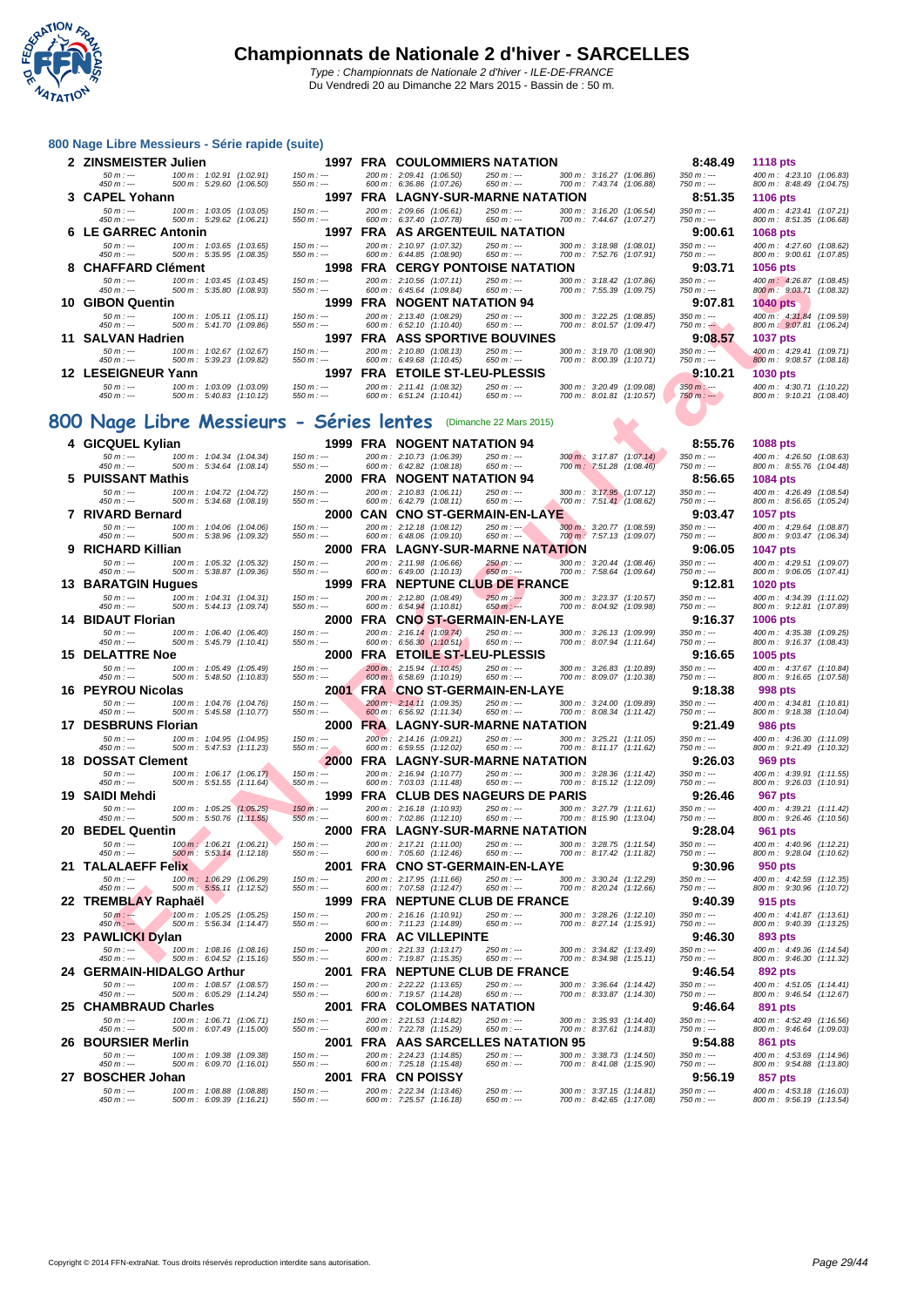# Championnats de Nationale 2 d'hiver - SARCELLES

Type : Championnats de Nationale 2 d'hiver - ILE-DE-FRANCE
Du Vendredi 20 au Dimanche 22 Mars 2015 - Bassin de : 50 m.

## 800 Nage Libre Messieurs - Série rapide (suite)

**2 ZINSMEISTER Julien** 1997 FRA COULOMMIERS NATATION 8:48.49 1118 pts
50 m : --- | 100 m : 1:02.91 (1:02.91) | 150 m : --- | 200 m : 2:09.41 (1:06.50) | 250 m : --- | 300 m : 3:16.27 (1:06.86) | 350 m : --- | 400 m : 4:23.10 (1:06.83)
450 m : --- | 500 m : 5:29.60 (1:06.50) | 550 m : --- | 600 m : 6:36.86 (1:07.26) | 650 m : --- | 700 m : 7:43.74 (1:06.88) | 750 m : --- | 800 m : 8:48.49 (1:04.75)

**3 CAPEL Yohann** 1997 FRA LAGNY-SUR-MARNE NATATION 8:51.35 1106 pts
50 m : --- | 100 m : 1:03.05 (1:03.05) | 150 m : --- | 200 m : 2:09.66 (1:06.61) | 250 m : --- | 300 m : 3:16.20 (1:06.54) | 350 m : --- | 400 m : 4:23.41 (1:07.21)
450 m : --- | 500 m : 5:29.62 (1:06.21) | 550 m : --- | 600 m : 6:37.40 (1:07.78) | 650 m : --- | 700 m : 7:44.67 (1:07.27) | 750 m : --- | 800 m : 8:51.35 (1:06.68)

**6 LE GARREC Antonin** 1997 FRA AS ARGENTEUIL NATATION 9:00.61 1068 pts
50 m : --- | 100 m : 1:03.65 (1:03.65) | 150 m : --- | 200 m : 2:10.97 (1:07.32) | 250 m : --- | 300 m : 3:18.98 (1:08.01) | 350 m : --- | 400 m : 4:27.60 (1:08.62)
450 m : --- | 500 m : 5:35.95 (1:08.35) | 550 m : --- | 600 m : 6:44.85 (1:08.90) | 650 m : --- | 700 m : 7:52.76 (1:07.91) | 750 m : --- | 800 m : 9:00.61 (1:07.85)

**8 CHAFFARD Clément** 1998 FRA CERGY PONTOISE NATATION 9:03.71 1056 pts
50 m : --- | 100 m : 1:03.45 (1:03.45) | 150 m : --- | 200 m : 2:10.56 (1:07.11) | 250 m : --- | 300 m : 3:18.42 (1:07.86) | 350 m : --- | 400 m : 4:26.87 (1:08.45)
450 m : --- | 500 m : 5:35.80 (1:08.93) | 550 m : --- | 600 m : 6:45.64 (1:09.84) | 650 m : --- | 700 m : 7:55.39 (1:09.75) | 750 m : --- | 800 m : 9:03.71 (1:08.32)

**10 GIBON Quentin** 1999 FRA NOGENT NATATION 94 9:07.81 1040 pts
50 m : --- | 100 m : 1:05.11 (1:05.11) | 150 m : --- | 200 m : 2:13.40 (1:08.29) | 250 m : --- | 300 m : 3:22.25 (1:08.85) | 350 m : --- | 400 m : 4:31.84 (1:09.59)
450 m : --- | 500 m : 5:41.70 (1:09.86) | 550 m : --- | 600 m : 6:52.10 (1:10.40) | 650 m : --- | 700 m : 8:01.57 (1:09.47) | 750 m : --- | 800 m : 9:07.81 (1:06.24)

**11 SALVAN Hadrien** 1997 FRA ASS SPORTIVE BOUVINES 9:08.57 1037 pts
50 m : --- | 100 m : 1:02.67 (1:02.67) | 150 m : --- | 200 m : 2:10.80 (1:08.13) | 250 m : --- | 300 m : 3:19.70 (1:08.90) | 350 m : --- | 400 m : 4:29.41 (1:09.71)
450 m : --- | 500 m : 5:39.23 (1:09.82) | 550 m : --- | 600 m : 6:49.68 (1:10.45) | 650 m : --- | 700 m : 8:00.39 (1:10.71) | 750 m : --- | 800 m : 9:08.57 (1:08.18)

**12 LESEIGNEUR Yann** 1997 FRA ETOILE ST-LEU-PLESSIS 9:10.21 1030 pts
50 m : --- | 100 m : 1:03.09 (1:03.09) | 150 m : --- | 200 m : 2:11.41 (1:08.32) | 250 m : --- | 300 m : 3:20.49 (1:09.08) | 350 m : --- | 400 m : 4:30.71 (1:10.22)
450 m : --- | 500 m : 5:40.83 (1:10.12) | 550 m : --- | 600 m : 6:51.24 (1:10.41) | 650 m : --- | 700 m : 8:01.81 (1:10.57) | 750 m : --- | 800 m : 9:10.21 (1:08.40)

## 800 Nage Libre Messieurs - Séries lentes (Dimanche 22 Mars 2015)

**4 GICQUEL Kylian** 1999 FRA NOGENT NATATION 94 8:55.76 1088 pts
50 m : --- | 100 m : 1:04.34 (1:04.34) | 150 m : --- | 200 m : 2:10.73 (1:06.39) | 250 m : --- | 300 m : 3:17.87 (1:07.14) | 350 m : --- | 400 m : 4:26.50 (1:08.63)
450 m : --- | 500 m : 5:34.64 (1:08.14) | 550 m : --- | 600 m : 6:42.82 (1:08.18) | 650 m : --- | 700 m : 7:51.28 (1:08.46) | 750 m : --- | 800 m : 8:55.76 (1:04.48)

**5 PUISSANT Mathis** 2000 FRA NOGENT NATATION 94 8:56.65 1084 pts
50 m : --- | 100 m : 1:04.72 (1:04.72) | 150 m : --- | 200 m : 2:10.83 (1:06.11) | 250 m : --- | 300 m : 3:17.95 (1:07.12) | 350 m : --- | 400 m : 4:26.49 (1:08.54)
450 m : --- | 500 m : 5:34.68 (1:08.19) | 550 m : --- | 600 m : 6:42.79 (1:08.11) | 650 m : --- | 700 m : 7:51.41 (1:08.62) | 750 m : --- | 800 m : 8:56.65 (1:05.24)

**7 RIVARD Bernard** 2000 CAN CNO ST-GERMAIN-EN-LAYE 9:03.47 1057 pts
50 m : --- | 100 m : 1:04.06 (1:04.06) | 150 m : --- | 200 m : 2:12.18 (1:08.12) | 250 m : --- | 300 m : 3:20.77 (1:08.59) | 350 m : --- | 400 m : 4:29.64 (1:08.87)
450 m : --- | 500 m : 5:38.96 (1:09.32) | 550 m : --- | 600 m : 6:48.06 (1:09.10) | 650 m : --- | 700 m : 7:57.13 (1:09.07) | 750 m : --- | 800 m : 9:03.47 (1:06.34)

**9 RICHARD Killian** 2000 FRA LAGNY-SUR-MARNE NATATION 9:06.05 1047 pts
50 m : --- | 100 m : 1:05.32 (1:05.32) | 150 m : --- | 200 m : 2:11.98 (1:06.66) | 250 m : --- | 300 m : 3:20.44 (1:08.46) | 350 m : --- | 400 m : 4:29.51 (1:09.07)
450 m : --- | 500 m : 5:38.87 (1:09.36) | 550 m : --- | 600 m : 6:49.00 (1:10.13) | 650 m : --- | 700 m : 7:58.64 (1:09.64) | 750 m : --- | 800 m : 9:06.05 (1:07.41)

**13 BARATGIN Hugues** 1999 FRA NEPTUNE CLUB DE FRANCE 9:12.81 1020 pts
50 m : --- | 100 m : 1:04.31 (1:04.31) | 150 m : --- | 200 m : 2:12.80 (1:08.49) | 250 m : --- | 300 m : 3:23.37 (1:10.57) | 350 m : --- | 400 m : 4:34.39 (1:11.02)
450 m : --- | 500 m : 5:44.13 (1:09.74) | 550 m : --- | 600 m : 6:54.94 (1:10.81) | 650 m : --- | 700 m : 8:04.92 (1:09.98) | 750 m : --- | 800 m : 9:12.81 (1:07.89)

**14 BIDAUT Florian** 2000 FRA CNO ST-GERMAIN-EN-LAYE 9:16.37 1006 pts
50 m : --- | 100 m : 1:06.40 (1:06.40) | 150 m : --- | 200 m : 2:16.14 (1:09.74) | 250 m : --- | 300 m : 3:26.13 (1:09.99) | 350 m : --- | 400 m : 4:35.38 (1:09.25)
450 m : --- | 500 m : 5:45.79 (1:10.41) | 550 m : --- | 600 m : 6:56.30 (1:10.51) | 650 m : --- | 700 m : 8:07.94 (1:11.64) | 750 m : --- | 800 m : 9:16.37 (1:08.43)

**15 DELATTRE Noe** 2000 FRA ETOILE ST-LEU-PLESSIS 9:16.65 1005 pts
50 m : --- | 100 m : 1:05.49 (1:05.49) | 150 m : --- | 200 m : 2:15.94 (1:10.45) | 250 m : --- | 300 m : 3:26.83 (1:10.89) | 350 m : --- | 400 m : 4:37.67 (1:10.84)
450 m : --- | 500 m : 5:48.50 (1:10.83) | 550 m : --- | 600 m : 6:58.69 (1:10.19) | 650 m : --- | 700 m : 8:09.07 (1:10.38) | 750 m : --- | 800 m : 9:16.65 (1:07.58)

**16 PEYROU Nicolas** 2001 FRA CNO ST-GERMAIN-EN-LAYE 9:18.38 998 pts
50 m : --- | 100 m : 1:04.76 (1:04.76) | 150 m : --- | 200 m : 2:14.11 (1:09.35) | 250 m : --- | 300 m : 3:24.00 (1:09.89) | 350 m : --- | 400 m : 4:34.81 (1:10.81)
450 m : --- | 500 m : 5:45.58 (1:10.77) | 550 m : --- | 600 m : 6:56.92 (1:11.34) | 650 m : --- | 700 m : 8:08.34 (1:11.42) | 750 m : --- | 800 m : 9:18.38 (1:10.04)

**17 DESBRUNS Florian** 2000 FRA LAGNY-SUR-MARNE NATATION 9:21.49 986 pts
50 m : --- | 100 m : 1:04.95 (1:04.95) | 150 m : --- | 200 m : 2:14.16 (1:09.21) | 250 m : --- | 300 m : 3:25.21 (1:11.05) | 350 m : --- | 400 m : 4:36.30 (1:11.09)
450 m : --- | 500 m : 5:47.53 (1:11.23) | 550 m : --- | 600 m : 6:59.55 (1:12.02) | 650 m : --- | 700 m : 8:11.17 (1:11.62) | 750 m : --- | 800 m : 9:21.49 (1:10.32)

**18 DOSSAT Clement** 2000 FRA LAGNY-SUR-MARNE NATATION 9:26.03 969 pts
50 m : --- | 100 m : 1:06.17 (1:06.17) | 150 m : --- | 200 m : 2:16.94 (1:10.77) | 250 m : --- | 300 m : 3:28.36 (1:11.42) | 350 m : --- | 400 m : 4:39.91 (1:11.55)
450 m : --- | 500 m : 5:51.55 (1:11.64) | 550 m : --- | 600 m : 7:03.03 (1:11.48) | 650 m : --- | 700 m : 8:15.12 (1:12.09) | 750 m : --- | 800 m : 9:26.03 (1:10.91)

**19 SAIDI Mehdi** 1999 FRA CLUB DES NAGEURS DE PARIS 9:26.46 967 pts
50 m : --- | 100 m : 1:05.25 (1:05.25) | 150 m : --- | 200 m : 2:16.18 (1:10.93) | 250 m : --- | 300 m : 3:27.79 (1:11.61) | 350 m : --- | 400 m : 4:39.21 (1:11.42)
450 m : --- | 500 m : 5:50.76 (1:11.55) | 550 m : --- | 600 m : 7:02.86 (1:12.10) | 650 m : --- | 700 m : 8:15.90 (1:13.04) | 750 m : --- | 800 m : 9:26.46 (1:10.56)

**20 BEDEL Quentin** 2000 FRA LAGNY-SUR-MARNE NATATION 9:28.04 961 pts
50 m : --- | 100 m : 1:06.21 (1:06.21) | 150 m : --- | 200 m : 2:17.21 (1:11.00) | 250 m : --- | 300 m : 3:28.75 (1:11.54) | 350 m : --- | 400 m : 4:40.96 (1:12.21)
450 m : --- | 500 m : 5:53.14 (1:12.18) | 550 m : --- | 600 m : 7:05.60 (1:12.46) | 650 m : --- | 700 m : 8:17.42 (1:11.82) | 750 m : --- | 800 m : 9:28.04 (1:10.62)

**21 TALALAEFF Felix** 2001 FRA CNO ST-GERMAIN-EN-LAYE 9:30.96 950 pts
50 m : --- | 100 m : 1:06.29 (1:06.29) | 150 m : --- | 200 m : 2:17.95 (1:11.66) | 250 m : --- | 300 m : 3:30.24 (1:12.29) | 350 m : --- | 400 m : 4:42.59 (1:12.35)
450 m : --- | 500 m : 5:55.11 (1:12.52) | 550 m : --- | 600 m : 7:07.58 (1:12.47) | 650 m : --- | 700 m : 8:20.24 (1:12.66) | 750 m : --- | 800 m : 9:30.96 (1:10.72)

**22 TREMBLAY Raphaël** 1999 FRA NEPTUNE CLUB DE FRANCE 9:40.39 915 pts
50 m : --- | 100 m : 1:05.25 (1:05.25) | 150 m : --- | 200 m : 2:16.16 (1:10.91) | 250 m : --- | 300 m : 3:28.26 (1:12.10) | 350 m : --- | 400 m : 4:41.87 (1:13.61)
450 m : --- | 500 m : 5:56.34 (1:14.47) | 550 m : --- | 600 m : 7:11.23 (1:14.89) | 650 m : --- | 700 m : 8:27.14 (1:15.91) | 750 m : --- | 800 m : 9:40.39 (1:13.25)

**23 PAWLICKI Dylan** 2000 FRA AC VILLEPINTE 9:46.30 893 pts
50 m : --- | 100 m : 1:08.16 (1:08.16) | 150 m : --- | 200 m : 2:21.33 (1:13.17) | 250 m : --- | 300 m : 3:34.82 (1:13.49) | 350 m : --- | 400 m : 4:49.36 (1:14.54)
450 m : --- | 500 m : 6:04.52 (1:15.16) | 550 m : --- | 600 m : 7:19.87 (1:15.35) | 650 m : --- | 700 m : 8:34.98 (1:15.11) | 750 m : --- | 800 m : 9:46.30 (1:11.32)

**24 GERMAIN-HIDALGO Arthur** 2001 FRA NEPTUNE CLUB DE FRANCE 9:46.54 892 pts
50 m : --- | 100 m : 1:08.57 (1:08.57) | 150 m : --- | 200 m : 2:22.22 (1:13.65) | 250 m : --- | 300 m : 3:36.64 (1:14.42) | 350 m : --- | 400 m : 4:51.05 (1:14.41)
450 m : --- | 500 m : 6:05.29 (1:14.24) | 550 m : --- | 600 m : 7:19.57 (1:14.28) | 650 m : --- | 700 m : 8:33.87 (1:14.30) | 750 m : --- | 800 m : 9:46.54 (1:12.67)

**25 CHAMBRAUD Charles** 2001 FRA COLOMBES NATATION 9:46.64 891 pts
50 m : --- | 100 m : 1:06.71 (1:06.71) | 150 m : --- | 200 m : 2:21.53 (1:14.82) | 250 m : --- | 300 m : 3:35.93 (1:14.40) | 350 m : --- | 400 m : 4:52.49 (1:16.56)
450 m : --- | 500 m : 6:07.49 (1:15.00) | 550 m : --- | 600 m : 7:22.78 (1:15.29) | 650 m : --- | 700 m : 8:37.61 (1:14.83) | 750 m : --- | 800 m : 9:46.64 (1:09.03)

**26 BOURSIER Merlin** 2001 FRA AAS SARCELLES NATATION 95 9:54.88 861 pts
50 m : --- | 100 m : 1:09.38 (1:09.38) | 150 m : --- | 200 m : 2:24.23 (1:14.85) | 250 m : --- | 300 m : 3:38.73 (1:14.50) | 350 m : --- | 400 m : 4:53.69 (1:14.96)
450 m : --- | 500 m : 6:09.70 (1:16.01) | 550 m : --- | 600 m : 7:25.18 (1:15.48) | 650 m : --- | 700 m : 8:41.08 (1:15.90) | 750 m : --- | 800 m : 9:54.88 (1:13.80)

**27 BOSCHER Johan** 2001 FRA CN POISSY 9:56.19 857 pts
50 m : --- | 100 m : 1:08.88 (1:08.88) | 150 m : --- | 200 m : 2:22.34 (1:13.46) | 250 m : --- | 300 m : 3:37.15 (1:14.81) | 350 m : --- | 400 m : 4:53.18 (1:16.03)
450 m : --- | 500 m : 6:09.39 (1:16.21) | 550 m : --- | 600 m : 7:25.57 (1:16.18) | 650 m : --- | 700 m : 8:42.65 (1:17.08) | 750 m : --- | 800 m : 9:56.19 (1:13.54)

Copyright © 2014 FFN-extraNat. Tous droits réservés reproduction interdite sans autorisation.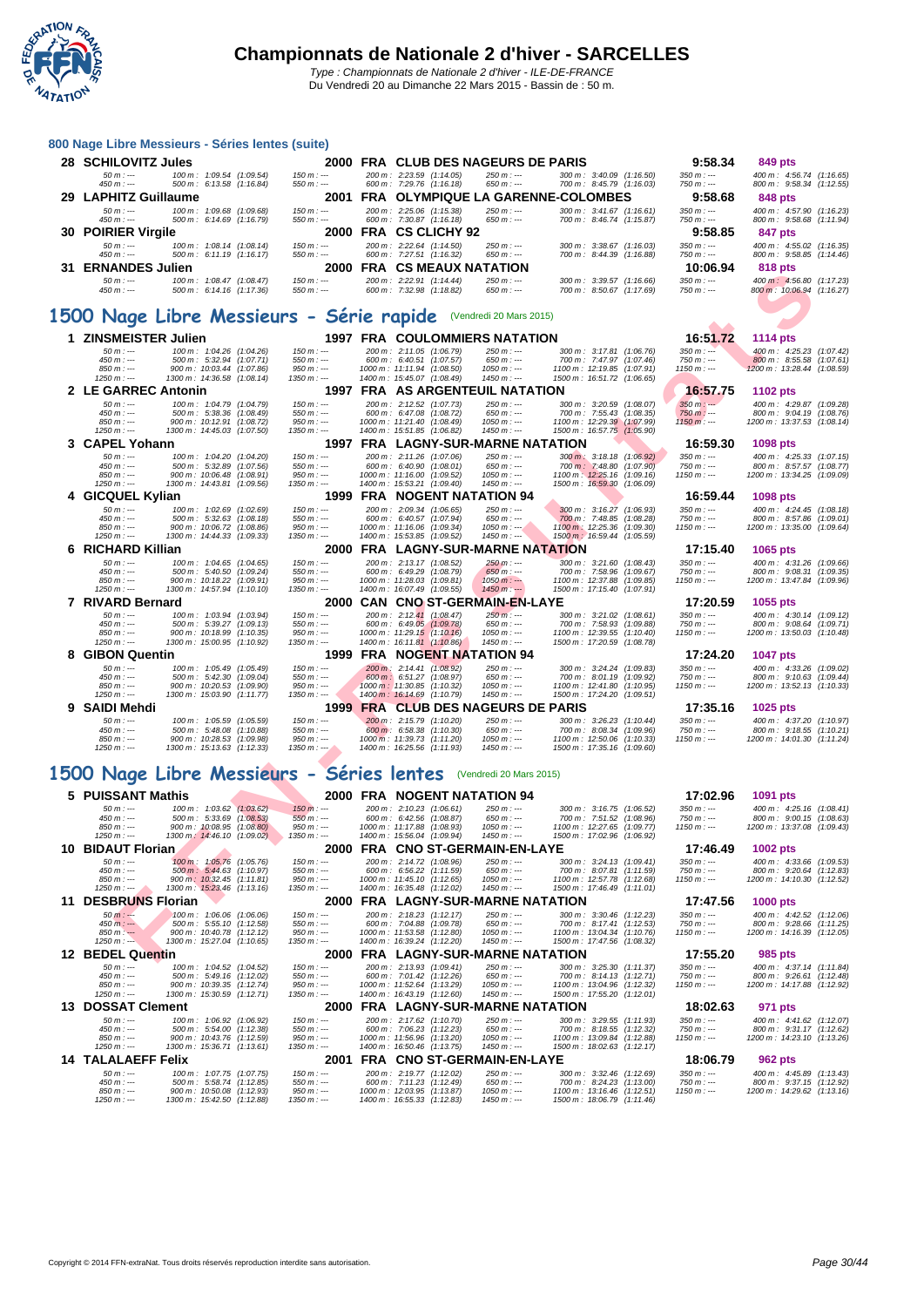# Championnats de Nationale 2 d'hiver - SARCELLES

Type : Championnats de Nationale 2 d'hiver - ILE-DE-FRANCE
Du Vendredi 20 au Dimanche 22 Mars 2015 - Bassin de : 50 m.

## 800 Nage Libre Messieurs - Séries lentes (suite)

**28 SCHILOVITZ Jules** — 2000 FRA CLUB DES NAGEURS DE PARIS — 9:58.34 — 849 pts
50 m : --- | 100 m : 1:09.54 (1:09.54) | 150 m : --- | 200 m : 2:23.59 (1:14.05) | 250 m : --- | 300 m : 3:40.09 (1:16.50) | 350 m : --- | 400 m : 4:56.74 (1:16.65)
450 m : --- | 500 m : 6:13.58 (1:16.84) | 550 m : --- | 600 m : 7:29.76 (1:16.18) | 650 m : --- | 700 m : 8:45.79 (1:16.03) | 750 m : --- | 800 m : 9:58.34 (1:12.55)

**29 LAPHITZ Guillaume** — 2001 FRA OLYMPIQUE LA GARENNE-COLOMBES — 9:58.68 — 848 pts
50 m : --- | 100 m : 1:09.68 (1:09.68) | 150 m : --- | 200 m : 2:25.06 (1:15.38) | 250 m : --- | 300 m : 3:41.67 (1:16.61) | 350 m : --- | 400 m : 4:57.90 (1:16.23)
450 m : --- | 500 m : 6:14.69 (1:16.79) | 550 m : --- | 600 m : 7:30.87 (1:16.18) | 650 m : --- | 700 m : 8:46.74 (1:15.87) | 750 m : --- | 800 m : 9:58.68 (1:11.94)

**30 POIRIER Virgile** — 2000 FRA CS CLICHY 92 — 9:58.85 — 847 pts
50 m : --- | 100 m : 1:08.14 (1:08.14) | 150 m : --- | 200 m : 2:22.64 (1:14.50) | 250 m : --- | 300 m : 3:38.67 (1:16.03) | 350 m : --- | 400 m : 4:55.02 (1:16.35)
450 m : --- | 500 m : 6:11.19 (1:16.17) | 550 m : --- | 600 m : 7:27.51 (1:16.32) | 650 m : --- | 700 m : 8:44.39 (1:16.88) | 750 m : --- | 800 m : 9:58.85 (1:14.46)

**31 ERNANDES Julien** — 2000 FRA CS MEAUX NATATION — 10:06.94 — 818 pts
50 m : --- | 100 m : 1:08.47 (1:08.47) | 150 m : --- | 200 m : 2:22.91 (1:14.44) | 250 m : --- | 300 m : 3:39.57 (1:16.66) | 350 m : --- | 400 m : 4:56.80 (1:17.23)
450 m : --- | 500 m : 6:14.16 (1:17.36) | 550 m : --- | 600 m : 7:32.98 (1:18.82) | 650 m : --- | 700 m : 8:50.67 (1:17.69) | 750 m : --- | 800 m : 10:06.94 (1:16.27)

## 1500 Nage Libre Messieurs - Série rapide (Vendredi 20 Mars 2015)

**1 ZINSMEISTER Julien** — 1997 FRA COULOMMIERS NATATION — 16:51.72 — 1114 pts
100 m : 1:04.26 (1:04.26) | 200 m : 2:11.05 (1:06.79) | 300 m : 3:17.81 (1:06.76) | 400 m : 4:25.23 (1:07.42)
500 m : 5:32.94 (1:07.71) | 600 m : 6:40.51 (1:07.57) | 700 m : 7:47.97 (1:07.46) | 800 m : 8:55.58 (1:07.61)
900 m : 10:03.44 (1:07.86) | 1000 m : 11:11.94 (1:08.50) | 1100 m : 12:19.85 (1:07.91) | 1200 m : 13:28.44 (1:08.59)
1300 m : 14:36.58 (1:08.14) | 1400 m : 15:45.07 (1:08.49) | 1500 m : 16:51.72 (1:06.65)

**2 LE GARREC Antonin** — 1997 FRA AS ARGENTEUIL NATATION — 16:57.75 — 1102 pts
100 m : 1:04.79 (1:04.79) | 200 m : 2:12.52 (1:07.73) | 300 m : 3:20.59 (1:08.07) | 400 m : 4:29.87 (1:09.28)
500 m : 5:38.36 (1:08.49) | 600 m : 6:47.08 (1:08.72) | 700 m : 7:55.43 (1:08.35) | 800 m : 9:04.19 (1:08.76)
900 m : 10:12.91 (1:08.72) | 1000 m : 11:21.40 (1:08.49) | 1100 m : 12:29.39 (1:07.99) | 1200 m : 13:37.53 (1:08.14)
1300 m : 14:45.03 (1:07.50) | 1400 m : 15:51.85 (1:06.82) | 1500 m : 16:57.75 (1:05.90)

**3 CAPEL Yohann** — 1997 FRA LAGNY-SUR-MARNE NATATION — 16:59.30 — 1098 pts
100 m : 1:04.20 (1:04.20) | 200 m : 2:11.26 (1:07.06) | 300 m : 3:18.18 (1:06.92) | 400 m : 4:25.33 (1:07.15)
500 m : 5:32.89 (1:07.56) | 600 m : 6:40.90 (1:08.01) | 700 m : 7:48.80 (1:07.90) | 800 m : 8:57.57 (1:08.77)
900 m : 10:06.48 (1:08.91) | 1000 m : 11:16.00 (1:09.52) | 1100 m : 12:25.16 (1:09.16) | 1200 m : 13:34.25 (1:09.09)
1300 m : 14:43.81 (1:09.56) | 1400 m : 15:53.21 (1:09.40) | 1500 m : 16:59.30 (1:06.09)

**4 GICQUEL Kylian** — 1999 FRA NOGENT NATATION 94 — 16:59.44 — 1098 pts
100 m : 1:02.69 (1:02.69) | 200 m : 2:09.34 (1:06.65) | 300 m : 3:16.27 (1:06.93) | 400 m : 4:24.45 (1:08.18)
500 m : 5:32.63 (1:08.18) | 600 m : 6:40.57 (1:07.94) | 700 m : 7:48.85 (1:08.28) | 800 m : 8:57.86 (1:09.01)
900 m : 10:06.72 (1:08.86) | 1000 m : 11:16.06 (1:09.34) | 1100 m : 12:25.36 (1:09.30) | 1200 m : 13:35.00 (1:09.64)
1300 m : 14:44.33 (1:09.33) | 1400 m : 15:53.85 (1:09.52) | 1500 m : 16:59.44 (1:05.59)

**6 RICHARD Killian** — 2000 FRA LAGNY-SUR-MARNE NATATION — 17:15.40 — 1065 pts
100 m : 1:04.65 (1:04.65) | 200 m : 2:13.17 (1:08.52) | 300 m : 3:21.60 (1:08.43) | 400 m : 4:31.26 (1:09.66)
500 m : 5:40.50 (1:09.24) | 600 m : 6:49.29 (1:08.79) | 700 m : 7:58.96 (1:09.67) | 800 m : 9:08.31 (1:09.35)
900 m : 10:18.22 (1:09.91) | 1000 m : 11:28.03 (1:09.81) | 1100 m : 12:37.88 (1:09.85) | 1200 m : 13:47.84 (1:09.96)
1300 m : 14:57.94 (1:10.10) | 1400 m : 16:07.49 (1:09.55) | 1500 m : 17:15.40 (1:07.91)

**7 RIVARD Bernard** — 2000 CAN CNO ST-GERMAIN-EN-LAYE — 17:20.59 — 1055 pts
100 m : 1:03.94 (1:03.94) | 200 m : 2:12.41 (1:08.47) | 300 m : 3:21.02 (1:08.61) | 400 m : 4:30.14 (1:09.12)
500 m : 5:39.27 (1:09.13) | 600 m : 6:49.05 (1:09.78) | 700 m : 7:58.93 (1:09.88) | 800 m : 9:08.64 (1:09.71)
900 m : 10:18.99 (1:10.35) | 1000 m : 11:29.15 (1:10.16) | 1100 m : 12:39.55 (1:10.40) | 1200 m : 13:50.03 (1:10.48)
1300 m : 15:00.95 (1:10.92) | 1400 m : 16:11.81 (1:10.86) | 1500 m : 17:20.59 (1:08.78)

**8 GIBON Quentin** — 1999 FRA NOGENT NATATION 94 — 17:24.20 — 1047 pts
100 m : 1:05.49 (1:05.49) | 200 m : 2:14.41 (1:08.92) | 300 m : 3:24.24 (1:09.83) | 400 m : 4:33.26 (1:09.02)
500 m : 5:42.30 (1:09.04) | 600 m : 6:51.27 (1:08.97) | 700 m : 8:01.19 (1:09.92) | 800 m : 9:10.63 (1:09.44)
900 m : 10:20.53 (1:09.90) | 1000 m : 11:30.85 (1:10.32) | 1100 m : 12:41.80 (1:10.95) | 1200 m : 13:52.13 (1:10.33)
1300 m : 15:03.90 (1:11.77) | 1400 m : 16:14.69 (1:10.79) | 1500 m : 17:24.20 (1:09.51)

**9 SAIDI Mehdi** — 1999 FRA CLUB DES NAGEURS DE PARIS — 17:35.16 — 1025 pts
100 m : 1:05.59 (1:05.59) | 200 m : 2:15.79 (1:10.20) | 300 m : 3:26.23 (1:10.44) | 400 m : 4:37.20 (1:10.97)
500 m : 5:48.08 (1:10.88) | 600 m : 6:58.38 (1:10.30) | 700 m : 8:08.34 (1:09.96) | 800 m : 9:18.55 (1:10.21)
900 m : 10:28.53 (1:09.98) | 1000 m : 11:39.73 (1:11.20) | 1100 m : 12:50.06 (1:10.33) | 1200 m : 14:01.30 (1:11.24)
1300 m : 15:13.63 (1:12.33) | 1400 m : 16:25.56 (1:11.93) | 1500 m : 17:35.16 (1:09.60)

## 1500 Nage Libre Messieurs - Séries lentes (Vendredi 20 Mars 2015)

**5 PUISSANT Mathis** — 2000 FRA NOGENT NATATION 94 — 17:02.96 — 1091 pts
100 m : 1:03.62 (1:03.62) | 200 m : 2:10.23 (1:06.61) | 300 m : 3:16.75 (1:06.52) | 400 m : 4:25.16 (1:08.41)
500 m : 5:33.69 (1:08.53) | 600 m : 6:42.56 (1:08.87) | 700 m : 7:51.52 (1:08.96) | 800 m : 9:00.15 (1:08.63)
900 m : 10:08.95 (1:08.80) | 1000 m : 11:17.88 (1:08.93) | 1100 m : 12:27.65 (1:09.77) | 1200 m : 13:37.08 (1:09.43)
1300 m : 14:46.10 (1:09.02) | 1400 m : 15:56.04 (1:09.94) | 1500 m : 17:02.96 (1:06.92)

**10 BIDAUT Florian** — 2000 FRA CNO ST-GERMAIN-EN-LAYE — 17:46.49 — 1002 pts
100 m : 1:05.76 (1:05.76) | 200 m : 2:14.72 (1:08.96) | 300 m : 3:24.13 (1:09.41) | 400 m : 4:33.66 (1:09.53)
500 m : 5:44.63 (1:10.97) | 600 m : 6:56.22 (1:11.59) | 700 m : 8:07.81 (1:11.59) | 800 m : 9:20.64 (1:12.83)
900 m : 10:32.45 (1:11.81) | 1000 m : 11:45.10 (1:12.65) | 1100 m : 12:57.78 (1:12.68) | 1200 m : 14:10.30 (1:12.52)
1300 m : 15:23.46 (1:13.16) | 1400 m : 16:35.48 (1:12.02) | 1500 m : 17:46.49 (1:11.01)

**11 DESBRUNS Florian** — 2000 FRA LAGNY-SUR-MARNE NATATION — 17:47.56 — 1000 pts
100 m : 1:06.06 (1:06.06) | 200 m : 2:18.23 (1:12.17) | 300 m : 3:30.46 (1:12.23) | 400 m : 4:42.52 (1:12.06)
500 m : 5:55.10 (1:12.58) | 600 m : 7:04.88 (1:09.78) | 700 m : 8:17.41 (1:12.53) | 800 m : 9:28.66 (1:11.25)
900 m : 10:40.78 (1:12.12) | 1000 m : 11:53.58 (1:12.80) | 1100 m : 13:04.34 (1:10.76) | 1200 m : 14:16.39 (1:12.05)
1300 m : 15:27.04 (1:10.65) | 1400 m : 16:39.24 (1:12.20) | 1500 m : 17:47.56 (1:08.32)

**12 BEDEL Quentin** — 2000 FRA LAGNY-SUR-MARNE NATATION — 17:55.20 — 985 pts
100 m : 1:04.52 (1:04.52) | 200 m : 2:13.93 (1:09.41) | 300 m : 3:25.30 (1:11.37) | 400 m : 4:37.14 (1:11.84)
500 m : 5:49.16 (1:12.02) | 600 m : 7:01.42 (1:12.26) | 700 m : 8:14.13 (1:12.71) | 800 m : 9:26.61 (1:12.48)
900 m : 10:39.35 (1:12.74) | 1000 m : 11:52.64 (1:13.29) | 1100 m : 13:04.96 (1:12.32) | 1200 m : 14:17.88 (1:12.92)
1300 m : 15:30.59 (1:12.71) | 1400 m : 16:43.19 (1:12.60) | 1500 m : 17:55.20 (1:12.01)

**13 DOSSAT Clement** — 2000 FRA LAGNY-SUR-MARNE NATATION — 18:02.63 — 971 pts
100 m : 1:06.92 (1:06.92) | 200 m : 2:17.62 (1:10.70) | 300 m : 3:29.55 (1:11.93) | 400 m : 4:41.62 (1:12.07)
500 m : 5:54.00 (1:12.38) | 600 m : 7:06.23 (1:12.23) | 700 m : 8:18.55 (1:12.32) | 800 m : 9:31.17 (1:12.62)
900 m : 10:43.76 (1:12.59) | 1000 m : 11:56.96 (1:13.20) | 1100 m : 13:09.84 (1:12.88) | 1200 m : 14:23.10 (1:13.26)
1300 m : 15:36.71 (1:13.61) | 1400 m : 16:50.46 (1:13.75) | 1500 m : 18:02.63 (1:12.17)

**14 TALALAEFF Felix** — 2001 FRA CNO ST-GERMAIN-EN-LAYE — 18:06.79 — 962 pts
100 m : 1:07.75 (1:07.75) | 200 m : 2:19.77 (1:12.02) | 300 m : 3:32.46 (1:12.69) | 400 m : 4:45.89 (1:13.43)
500 m : 5:58.74 (1:12.85) | 600 m : 7:11.23 (1:12.49) | 700 m : 8:24.23 (1:13.00) | 800 m : 9:37.15 (1:12.92)
900 m : 10:50.08 (1:12.93) | 1000 m : 12:03.95 (1:13.87) | 1100 m : 13:16.46 (1:12.51) | 1200 m : 14:29.62 (1:13.16)
1300 m : 15:42.50 (1:12.88) | 1400 m : 16:55.33 (1:12.83) | 1500 m : 18:06.79 (1:11.46)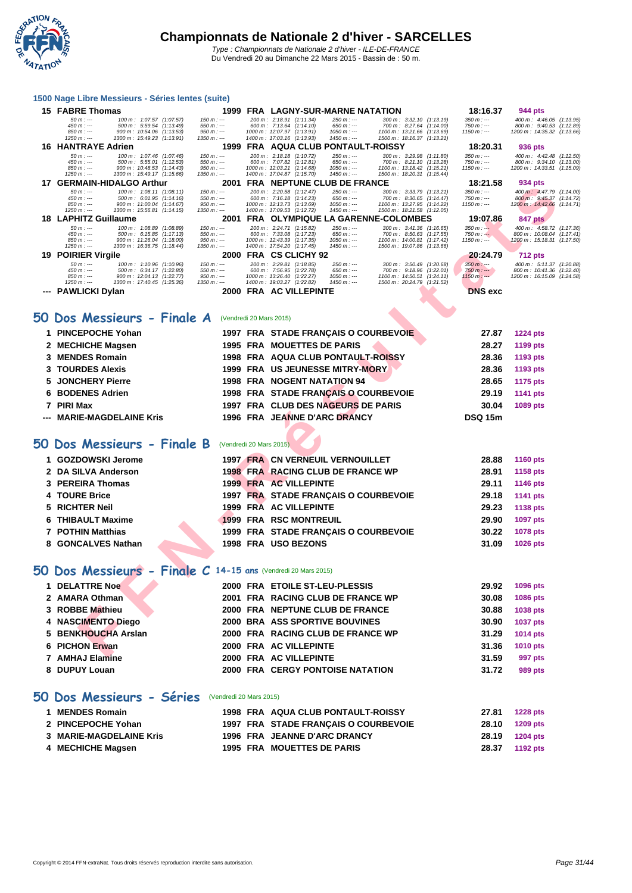# Championnats de Nationale 2 d'hiver - SARCELLES

*Type : Championnats de Nationale 2 d'hiver - ILE-DE-FRANCE*
Du Vendredi 20 au Dimanche 22 Mars 2015 - Bassin de : 50 m.

## 1500 Nage Libre Messieurs - Séries lentes (suite)

**15 FABRE Thomas** — 1999 FRA LAGNY-SUR-MARNE NATATION — 18:16.37 — 944 pts

| | | | | | |
|---|---|---|---|---|---|
| 50 m : --- | 100 m : 1:07.57 (1:07.57) | 150 m : --- | 200 m : 2:18.91 (1:11.34) | 250 m : --- | 300 m : 3:32.10 (1:13.19) |
| 350 m : --- | 400 m : 4:46.05 (1:13.95) | 450 m : --- | 500 m : 5:59.54 (1:13.49) | 550 m : --- | 600 m : 7:13.64 (1:14.10) |
| 650 m : --- | 700 m : 8:27.64 (1:14.00) | 750 m : --- | 800 m : 9:40.53 (1:12.89) | 850 m : --- | 900 m : 10:54.06 (1:13.53) |
| 950 m : --- | 1000 m : 12:07.97 (1:13.91) | 1050 m : --- | 1100 m : 13:21.66 (1:13.69) | 1150 m : --- | 1200 m : 14:35.32 (1:13.66) |
| 1250 m : --- | 1300 m : 15:49.23 (1:13.91) | 1350 m : --- | 1400 m : 17:03.16 (1:13.93) | 1450 m : --- | 1500 m : 18:16.37 (1:13.21) |

**16 HANTRAYE Adrien** — 1999 FRA AQUA CLUB PONTAULT-ROISSY — 18:20.31 — 936 pts

| | | | | | |
|---|---|---|---|---|---|
| 50 m : --- | 100 m : 1:07.46 (1:07.46) | 150 m : --- | 200 m : 2:18.18 (1:10.72) | 250 m : --- | 300 m : 3:29.98 (1:11.80) |
| 350 m : --- | 400 m : 4:42.48 (1:12.50) | 450 m : --- | 500 m : 5:55.01 (1:12.53) | 550 m : --- | 600 m : 7:07.82 (1:12.81) |
| 650 m : --- | 700 m : 8:21.10 (1:13.28) | 750 m : --- | 800 m : 9:34.10 (1:13.00) | 850 m : --- | 900 m : 10:48.53 (1:14.43) |
| 950 m : --- | 1000 m : 12:03.21 (1:14.68) | 1050 m : --- | 1100 m : 13:18.42 (1:15.21) | 1150 m : --- | 1200 m : 14:33.51 (1:15.09) |
| 1250 m : --- | 1300 m : 15:49.17 (1:15.66) | 1350 m : --- | 1400 m : 17:04.87 (1:15.70) | 1450 m : --- | 1500 m : 18:20.31 (1:15.44) |

**17 GERMAIN-HIDALGO Arthur** — 2001 FRA NEPTUNE CLUB DE FRANCE — 18:21.58 — 934 pts

| | | | | | |
|---|---|---|---|---|---|
| 50 m : --- | 100 m : 1:08.11 (1:08.11) | 150 m : --- | 200 m : 2:20.58 (1:12.47) | 250 m : --- | 300 m : 3:33.79 (1:13.21) |
| 350 m : --- | 400 m : 4:47.79 (1:14.00) | 450 m : --- | 500 m : 6:01.95 (1:14.16) | 550 m : --- | 600 m : 7:16.18 (1:14.23) |
| 650 m : --- | 700 m : 8:30.65 (1:14.47) | 750 m : --- | 800 m : 9:45.37 (1:14.72) | 850 m : --- | 900 m : 11:00.04 (1:14.67) |
| 950 m : --- | 1000 m : 12:13.73 (1:13.69) | 1050 m : --- | 1100 m : 13:27.95 (1:14.22) | 1150 m : --- | 1200 m : 14:42.66 (1:14.71) |
| 1250 m : --- | 1300 m : 15:56.81 (1:14.15) | 1350 m : --- | 1400 m : 17:09.53 (1:12.72) | 1450 m : --- | 1500 m : 18:21.58 (1:12.05) |

**18 LAPHITZ Guillaume** — 2001 FRA OLYMPIQUE LA GARENNE-COLOMBES — 19:07.86 — 847 pts

| | | | | | |
|---|---|---|---|---|---|
| 50 m : --- | 100 m : 1:08.89 (1:08.89) | 150 m : --- | 200 m : 2:24.71 (1:15.82) | 250 m : --- | 300 m : 3:41.36 (1:16.65) |
| 350 m : --- | 400 m : 4:58.72 (1:17.36) | 450 m : --- | 500 m : 6:15.85 (1:17.13) | 550 m : --- | 600 m : 7:33.08 (1:17.23) |
| 650 m : --- | 700 m : 8:50.63 (1:17.55) | 750 m : --- | 800 m : 10:08.04 (1:17.41) | 850 m : --- | 900 m : 11:26.04 (1:18.00) |
| 950 m : --- | 1000 m : 12:43.39 (1:17.35) | 1050 m : --- | 1100 m : 14:00.81 (1:17.42) | 1150 m : --- | 1200 m : 15:18.31 (1:17.50) |
| 1250 m : --- | 1300 m : 16:36.75 (1:18.44) | 1350 m : --- | 1400 m : 17:54.20 (1:17.45) | 1450 m : --- | 1500 m : 19:07.86 (1:13.66) |

**19 POIRIER Virgile** — 2000 FRA CS CLICHY 92 — 20:24.79 — 712 pts

| | | | | | |
|---|---|---|---|---|---|
| 50 m : --- | 100 m : 1:10.96 (1:10.96) | 150 m : --- | 200 m : 2:29.81 (1:18.85) | 250 m : --- | 300 m : 3:50.49 (1:20.68) |
| 350 m : --- | 400 m : 5:11.37 (1:20.88) | 450 m : --- | 500 m : 6:34.17 (1:22.80) | 550 m : --- | 600 m : 7:56.95 (1:22.78) |
| 650 m : --- | 700 m : 9:18.96 (1:22.01) | 750 m : --- | 800 m : 10:41.36 (1:22.40) | 850 m : --- | 900 m : 12:04.13 (1:22.77) |
| 950 m : --- | 1000 m : 13:26.40 (1:22.27) | 1050 m : --- | 1100 m : 14:50.51 (1:24.11) | 1150 m : --- | 1200 m : 16:15.09 (1:24.58) |
| 1250 m : --- | 1300 m : 17:40.45 (1:25.36) | 1350 m : --- | 1400 m : 19:03.27 (1:22.82) | 1450 m : --- | 1500 m : 20:24.79 (1:21.52) |

**--- PAWLICKI Dylan** — 2000 FRA AC VILLEPINTE — DNS exc

## 50 Dos Messieurs - Finale A (Vendredi 20 Mars 2015)

| Rang | Nom | Année | Nat. | Club | Temps | Points |
|---|---|---|---|---|---|---|
| 1 | PINCEPOCHE Yohan | 1997 | FRA | STADE FRANÇAIS O COURBEVOIE | 27.87 | 1224 pts |
| 2 | MECHICHE Magsen | 1995 | FRA | MOUETTES DE PARIS | 28.27 | 1199 pts |
| 3 | MENDES Romain | 1998 | FRA | AQUA CLUB PONTAULT-ROISSY | 28.36 | 1193 pts |
| 3 | TOURDES Alexis | 1999 | FRA | US JEUNESSE MITRY-MORY | 28.36 | 1193 pts |
| 5 | JONCHERY Pierre | 1998 | FRA | NOGENT NATATION 94 | 28.65 | 1175 pts |
| 6 | BODENES Adrien | 1998 | FRA | STADE FRANÇAIS O COURBEVOIE | 29.19 | 1141 pts |
| 7 | PIRI Max | 1997 | FRA | CLUB DES NAGEURS DE PARIS | 30.04 | 1089 pts |
| --- | MARIE-MAGDELAINE Kris | 1996 | FRA | JEANNE D'ARC DRANCY | DSQ 15m | |

## 50 Dos Messieurs - Finale B (Vendredi 20 Mars 2015)

| Rang | Nom | Année | Nat. | Club | Temps | Points |
|---|---|---|---|---|---|---|
| 1 | GOZDOWSKI Jerome | 1997 | FRA | CN VERNEUIL VERNOUILLET | 28.88 | 1160 pts |
| 2 | DA SILVA Anderson | 1998 | FRA | RACING CLUB DE FRANCE WP | 28.91 | 1158 pts |
| 3 | PEREIRA Thomas | 1999 | FRA | AC VILLEPINTE | 29.11 | 1146 pts |
| 4 | TOURE Brice | 1997 | FRA | STADE FRANÇAIS O COURBEVOIE | 29.18 | 1141 pts |
| 5 | RICHTER Neil | 1999 | FRA | AC VILLEPINTE | 29.23 | 1138 pts |
| 6 | THIBAULT Maxime | 1999 | FRA | RSC MONTREUIL | 29.90 | 1097 pts |
| 7 | POTHIN Matthias | 1999 | FRA | STADE FRANÇAIS O COURBEVOIE | 30.22 | 1078 pts |
| 8 | GONCALVES Nathan | 1998 | FRA | USO BEZONS | 31.09 | 1026 pts |

## 50 Dos Messieurs - Finale C 14-15 ans (Vendredi 20 Mars 2015)

| Rang | Nom | Année | Nat. | Club | Temps | Points |
|---|---|---|---|---|---|---|
| 1 | DELATTRE Noe | 2000 | FRA | ETOILE ST-LEU-PLESSIS | 29.92 | 1096 pts |
| 2 | AMARA Othman | 2001 | FRA | RACING CLUB DE FRANCE WP | 30.08 | 1086 pts |
| 3 | ROBBE Mathieu | 2000 | FRA | NEPTUNE CLUB DE FRANCE | 30.88 | 1038 pts |
| 4 | NASCIMENTO Diego | 2000 | BRA | ASS SPORTIVE BOUVINES | 30.90 | 1037 pts |
| 5 | BENKHOUCHA Arslan | 2000 | FRA | RACING CLUB DE FRANCE WP | 31.29 | 1014 pts |
| 6 | PICHON Erwan | 2000 | FRA | AC VILLEPINTE | 31.36 | 1010 pts |
| 7 | AMHAJ Elamine | 2000 | FRA | AC VILLEPINTE | 31.59 | 997 pts |
| 8 | DUPUY Louan | 2000 | FRA | CERGY PONTOISE NATATION | 31.72 | 989 pts |

## 50 Dos Messieurs - Séries (Vendredi 20 Mars 2015)

| Rang | Nom | Année | Nat. | Club | Temps | Points |
|---|---|---|---|---|---|---|
| 1 | MENDES Romain | 1998 | FRA | AQUA CLUB PONTAULT-ROISSY | 27.81 | 1228 pts |
| 2 | PINCEPOCHE Yohan | 1997 | FRA | STADE FRANÇAIS O COURBEVOIE | 28.10 | 1209 pts |
| 3 | MARIE-MAGDELAINE Kris | 1996 | FRA | JEANNE D'ARC DRANCY | 28.19 | 1204 pts |
| 4 | MECHICHE Magsen | 1995 | FRA | MOUETTES DE PARIS | 28.37 | 1192 pts |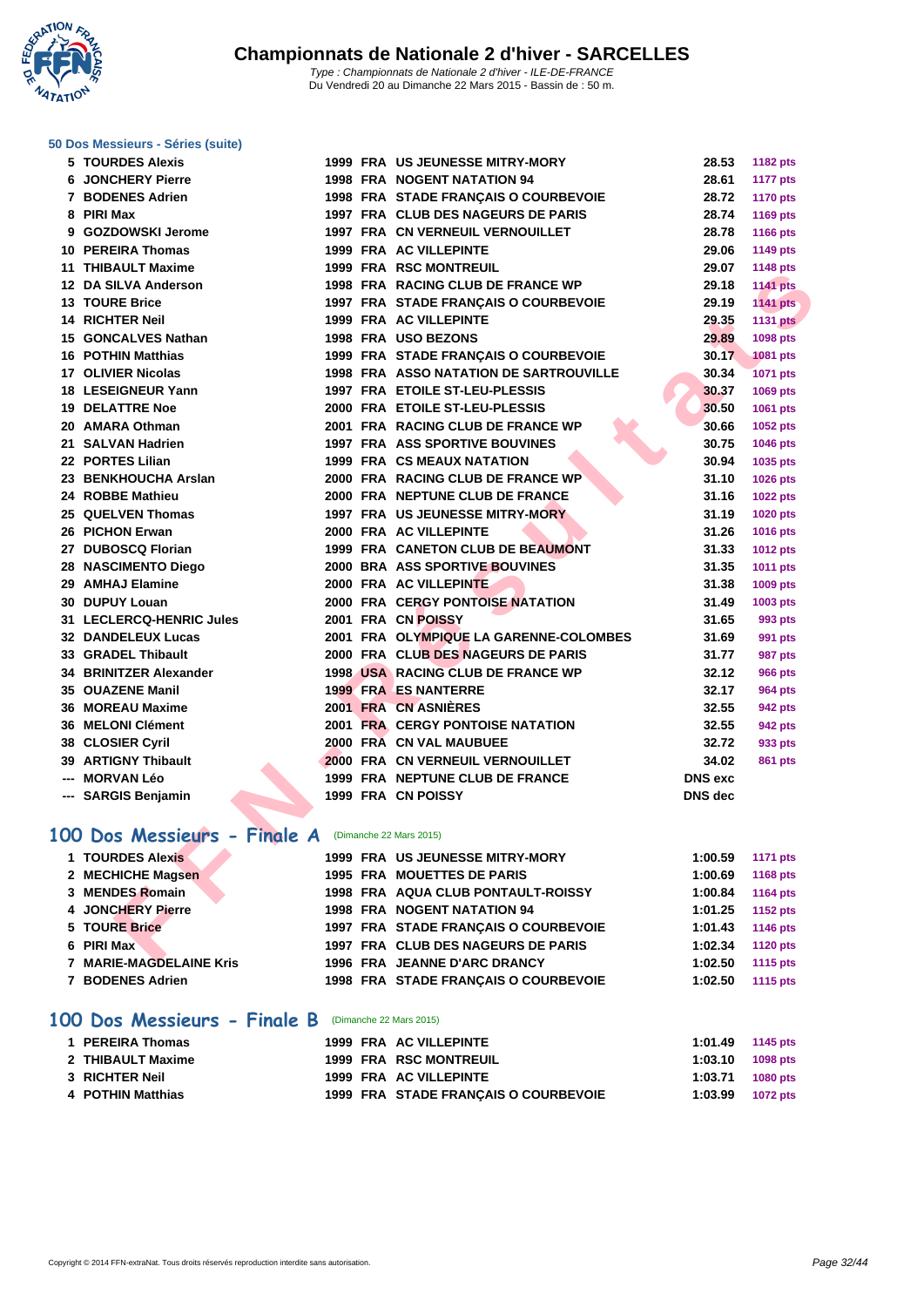# Championnats de Nationale 2 d'hiver - SARCELLES

*Type : Championnats de Nationale 2 d'hiver - ILE-DE-FRANCE*
Du Vendredi 20 au Dimanche 22 Mars 2015 - Bassin de : 50 m.

### 50 Dos Messieurs - Séries (suite)

| Rang | Nom | Année | Nat. | Club | Temps | Points |
|---|---|---|---|---|---|---|
| 5 | TOURDES Alexis | 1999 | FRA | US JEUNESSE MITRY-MORY | 28.53 | 1182 pts |
| 6 | JONCHERY Pierre | 1998 | FRA | NOGENT NATATION 94 | 28.61 | 1177 pts |
| 7 | BODENES Adrien | 1998 | FRA | STADE FRANÇAIS O COURBEVOIE | 28.72 | 1170 pts |
| 8 | PIRI Max | 1997 | FRA | CLUB DES NAGEURS DE PARIS | 28.74 | 1169 pts |
| 9 | GOZDOWSKI Jerome | 1997 | FRA | CN VERNEUIL VERNOUILLET | 28.78 | 1166 pts |
| 10 | PEREIRA Thomas | 1999 | FRA | AC VILLEPINTE | 29.06 | 1149 pts |
| 11 | THIBAULT Maxime | 1999 | FRA | RSC MONTREUIL | 29.07 | 1148 pts |
| 12 | DA SILVA Anderson | 1998 | FRA | RACING CLUB DE FRANCE WP | 29.18 | 1141 pts |
| 13 | TOURE Brice | 1997 | FRA | STADE FRANÇAIS O COURBEVOIE | 29.19 | 1141 pts |
| 14 | RICHTER Neil | 1999 | FRA | AC VILLEPINTE | 29.35 | 1131 pts |
| 15 | GONCALVES Nathan | 1998 | FRA | USO BEZONS | 29.89 | 1098 pts |
| 16 | POTHIN Matthias | 1999 | FRA | STADE FRANÇAIS O COURBEVOIE | 30.17 | 1081 pts |
| 17 | OLIVIER Nicolas | 1998 | FRA | ASSO NATATION DE SARTROUVILLE | 30.34 | 1071 pts |
| 18 | LESEIGNEUR Yann | 1997 | FRA | ETOILE ST-LEU-PLESSIS | 30.37 | 1069 pts |
| 19 | DELATTRE Noe | 2000 | FRA | ETOILE ST-LEU-PLESSIS | 30.50 | 1061 pts |
| 20 | AMARA Othman | 2001 | FRA | RACING CLUB DE FRANCE WP | 30.66 | 1052 pts |
| 21 | SALVAN Hadrien | 1997 | FRA | ASS SPORTIVE BOUVINES | 30.75 | 1046 pts |
| 22 | PORTES Lilian | 1999 | FRA | CS MEAUX NATATION | 30.94 | 1035 pts |
| 23 | BENKHOUCHA Arslan | 2000 | FRA | RACING CLUB DE FRANCE WP | 31.10 | 1026 pts |
| 24 | ROBBE Mathieu | 2000 | FRA | NEPTUNE CLUB DE FRANCE | 31.16 | 1022 pts |
| 25 | QUELVEN Thomas | 1997 | FRA | US JEUNESSE MITRY-MORY | 31.19 | 1020 pts |
| 26 | PICHON Erwan | 2000 | FRA | AC VILLEPINTE | 31.26 | 1016 pts |
| 27 | DUBOSCQ Florian | 1999 | FRA | CANETON CLUB DE BEAUMONT | 31.33 | 1012 pts |
| 28 | NASCIMENTO Diego | 2000 | BRA | ASS SPORTIVE BOUVINES | 31.35 | 1011 pts |
| 29 | AMHAJ Elamine | 2000 | FRA | AC VILLEPINTE | 31.38 | 1009 pts |
| 30 | DUPUY Louan | 2000 | FRA | CERGY PONTOISE NATATION | 31.49 | 1003 pts |
| 31 | LECLERCQ-HENRIC Jules | 2001 | FRA | CN POISSY | 31.65 | 993 pts |
| 32 | DANDELEUX Lucas | 2001 | FRA | OLYMPIQUE LA GARENNE-COLOMBES | 31.69 | 991 pts |
| 33 | GRADEL Thibault | 2000 | FRA | CLUB DES NAGEURS DE PARIS | 31.77 | 987 pts |
| 34 | BRINITZER Alexander | 1998 | USA | RACING CLUB DE FRANCE WP | 32.12 | 966 pts |
| 35 | OUAZENE Manil | 1999 | FRA | ES NANTERRE | 32.17 | 964 pts |
| 36 | MOREAU Maxime | 2001 | FRA | CN ASNIÈRES | 32.55 | 942 pts |
| 36 | MELONI Clément | 2001 | FRA | CERGY PONTOISE NATATION | 32.55 | 942 pts |
| 38 | CLOSIER Cyril | 2000 | FRA | CN VAL MAUBUEE | 32.72 | 933 pts |
| 39 | ARTIGNY Thibault | 2000 | FRA | CN VERNEUIL VERNOUILLET | 34.02 | 861 pts |
| --- | MORVAN Léo | 1999 | FRA | NEPTUNE CLUB DE FRANCE | DNS exc | |
| --- | SARGIS Benjamin | 1999 | FRA | CN POISSY | DNS dec | |

## 100 Dos Messieurs - Finale A (Dimanche 22 Mars 2015)

| Rang | Nom | Année | Nat. | Club | Temps | Points |
|---|---|---|---|---|---|---|
| 1 | TOURDES Alexis | 1999 | FRA | US JEUNESSE MITRY-MORY | 1:00.59 | 1171 pts |
| 2 | MECHICHE Magsen | 1995 | FRA | MOUETTES DE PARIS | 1:00.69 | 1168 pts |
| 3 | MENDES Romain | 1998 | FRA | AQUA CLUB PONTAULT-ROISSY | 1:00.84 | 1164 pts |
| 4 | JONCHERY Pierre | 1998 | FRA | NOGENT NATATION 94 | 1:01.25 | 1152 pts |
| 5 | TOURE Brice | 1997 | FRA | STADE FRANÇAIS O COURBEVOIE | 1:01.43 | 1146 pts |
| 6 | PIRI Max | 1997 | FRA | CLUB DES NAGEURS DE PARIS | 1:02.34 | 1120 pts |
| 7 | MARIE-MAGDELAINE Kris | 1996 | FRA | JEANNE D'ARC DRANCY | 1:02.50 | 1115 pts |
| 7 | BODENES Adrien | 1998 | FRA | STADE FRANÇAIS O COURBEVOIE | 1:02.50 | 1115 pts |

## 100 Dos Messieurs - Finale B (Dimanche 22 Mars 2015)

| Rang | Nom | Année | Nat. | Club | Temps | Points |
|---|---|---|---|---|---|---|
| 1 | PEREIRA Thomas | 1999 | FRA | AC VILLEPINTE | 1:01.49 | 1145 pts |
| 2 | THIBAULT Maxime | 1999 | FRA | RSC MONTREUIL | 1:03.10 | 1098 pts |
| 3 | RICHTER Neil | 1999 | FRA | AC VILLEPINTE | 1:03.71 | 1080 pts |
| 4 | POTHIN Matthias | 1999 | FRA | STADE FRANÇAIS O COURBEVOIE | 1:03.99 | 1072 pts |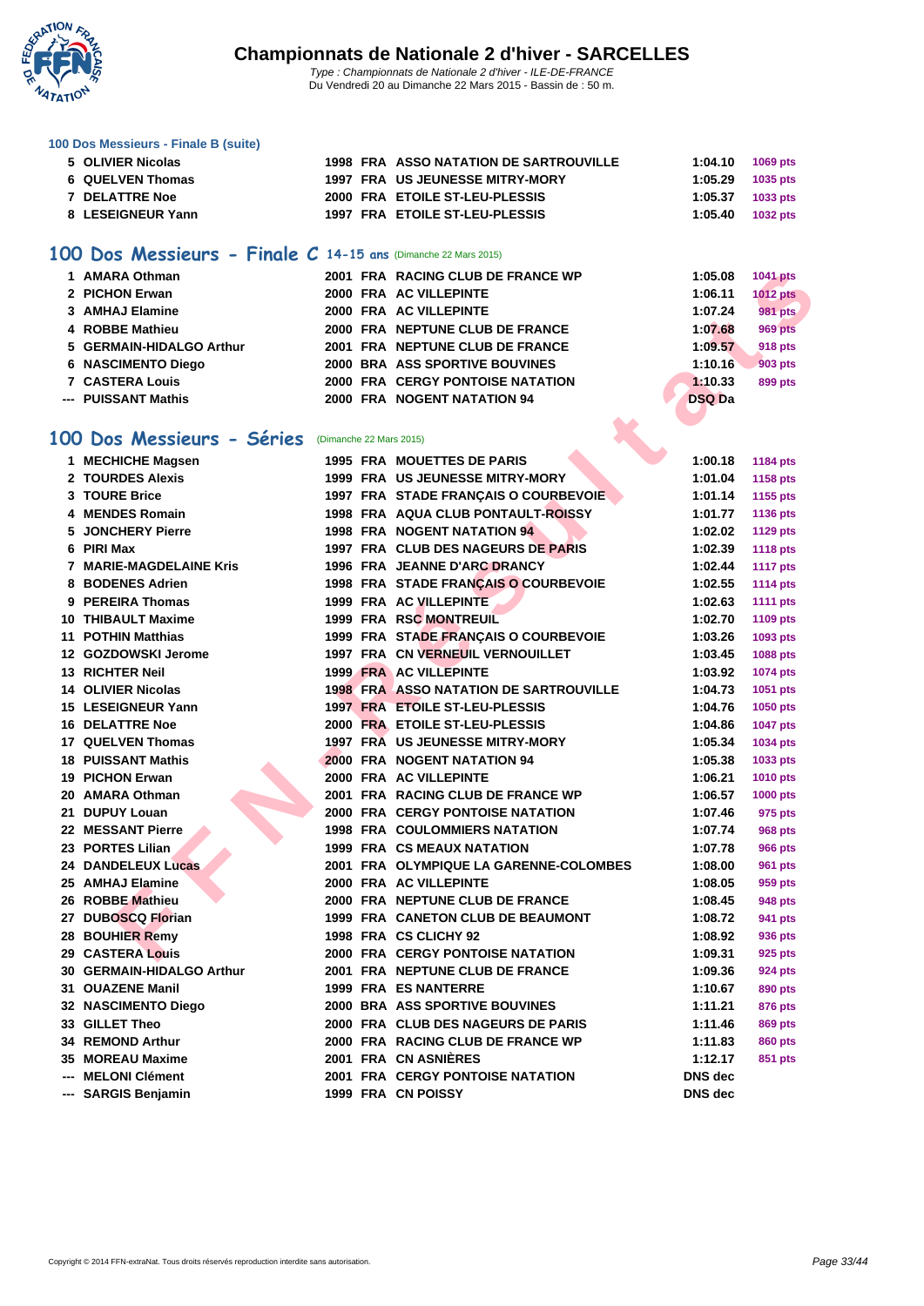### 100 Dos Messieurs - Finale B (suite)

| | | | | | | |
|---|---|---|---|---|---|---|
| 5 | OLIVIER Nicolas | 1998 | FRA | ASSO NATATION DE SARTROUVILLE | 1:04.10 | 1069 pts |
| 6 | QUELVEN Thomas | 1997 | FRA | US JEUNESSE MITRY-MORY | 1:05.29 | 1035 pts |
| 7 | DELATTRE Noe | 2000 | FRA | ETOILE ST-LEU-PLESSIS | 1:05.37 | 1033 pts |
| 8 | LESEIGNEUR Yann | 1997 | FRA | ETOILE ST-LEU-PLESSIS | 1:05.40 | 1032 pts |

## 100 Dos Messieurs - Finale C 14-15 ans (Dimanche 22 Mars 2015)

| | | | | | | |
|---|---|---|---|---|---|---|
| 1 | AMARA Othman | 2001 | FRA | RACING CLUB DE FRANCE WP | 1:05.08 | 1041 pts |
| 2 | PICHON Erwan | 2000 | FRA | AC VILLEPINTE | 1:06.11 | 1012 pts |
| 3 | AMHAJ Elamine | 2000 | FRA | AC VILLEPINTE | 1:07.24 | 981 pts |
| 4 | ROBBE Mathieu | 2000 | FRA | NEPTUNE CLUB DE FRANCE | 1:07.68 | 969 pts |
| 5 | GERMAIN-HIDALGO Arthur | 2001 | FRA | NEPTUNE CLUB DE FRANCE | 1:09.57 | 918 pts |
| 6 | NASCIMENTO Diego | 2000 | BRA | ASS SPORTIVE BOUVINES | 1:10.16 | 903 pts |
| 7 | CASTERA Louis | 2000 | FRA | CERGY PONTOISE NATATION | 1:10.33 | 899 pts |
| --- | PUISSANT Mathis | 2000 | FRA | NOGENT NATATION 94 | DSQ Da | |

## 100 Dos Messieurs - Séries (Dimanche 22 Mars 2015)

| | | | | | | |
|---|---|---|---|---|---|---|
| 1 | MECHICHE Magsen | 1995 | FRA | MOUETTES DE PARIS | 1:00.18 | 1184 pts |
| 2 | TOURDES Alexis | 1999 | FRA | US JEUNESSE MITRY-MORY | 1:01.04 | 1158 pts |
| 3 | TOURE Brice | 1997 | FRA | STADE FRANÇAIS O COURBEVOIE | 1:01.14 | 1155 pts |
| 4 | MENDES Romain | 1998 | FRA | AQUA CLUB PONTAULT-ROISSY | 1:01.77 | 1136 pts |
| 5 | JONCHERY Pierre | 1998 | FRA | NOGENT NATATION 94 | 1:02.02 | 1129 pts |
| 6 | PIRI Max | 1997 | FRA | CLUB DES NAGEURS DE PARIS | 1:02.39 | 1118 pts |
| 7 | MARIE-MAGDELAINE Kris | 1996 | FRA | JEANNE D'ARC DRANCY | 1:02.44 | 1117 pts |
| 8 | BODENES Adrien | 1998 | FRA | STADE FRANÇAIS O COURBEVOIE | 1:02.55 | 1114 pts |
| 9 | PEREIRA Thomas | 1999 | FRA | AC VILLEPINTE | 1:02.63 | 1111 pts |
| 10 | THIBAULT Maxime | 1999 | FRA | RSC MONTREUIL | 1:02.70 | 1109 pts |
| 11 | POTHIN Matthias | 1999 | FRA | STADE FRANÇAIS O COURBEVOIE | 1:03.26 | 1093 pts |
| 12 | GOZDOWSKI Jerome | 1997 | FRA | CN VERNEUIL VERNOUILLET | 1:03.45 | 1088 pts |
| 13 | RICHTER Neil | 1999 | FRA | AC VILLEPINTE | 1:03.92 | 1074 pts |
| 14 | OLIVIER Nicolas | 1998 | FRA | ASSO NATATION DE SARTROUVILLE | 1:04.73 | 1051 pts |
| 15 | LESEIGNEUR Yann | 1997 | FRA | ETOILE ST-LEU-PLESSIS | 1:04.76 | 1050 pts |
| 16 | DELATTRE Noe | 2000 | FRA | ETOILE ST-LEU-PLESSIS | 1:04.86 | 1047 pts |
| 17 | QUELVEN Thomas | 1997 | FRA | US JEUNESSE MITRY-MORY | 1:05.34 | 1034 pts |
| 18 | PUISSANT Mathis | 2000 | FRA | NOGENT NATATION 94 | 1:05.38 | 1033 pts |
| 19 | PICHON Erwan | 2000 | FRA | AC VILLEPINTE | 1:06.21 | 1010 pts |
| 20 | AMARA Othman | 2001 | FRA | RACING CLUB DE FRANCE WP | 1:06.57 | 1000 pts |
| 21 | DUPUY Louan | 2000 | FRA | CERGY PONTOISE NATATION | 1:07.46 | 975 pts |
| 22 | MESSANT Pierre | 1998 | FRA | COULOMMIERS NATATION | 1:07.74 | 968 pts |
| 23 | PORTES Lilian | 1999 | FRA | CS MEAUX NATATION | 1:07.78 | 966 pts |
| 24 | DANDELEUX Lucas | 2001 | FRA | OLYMPIQUE LA GARENNE-COLOMBES | 1:08.00 | 961 pts |
| 25 | AMHAJ Elamine | 2000 | FRA | AC VILLEPINTE | 1:08.05 | 959 pts |
| 26 | ROBBE Mathieu | 2000 | FRA | NEPTUNE CLUB DE FRANCE | 1:08.45 | 948 pts |
| 27 | DUBOSCQ Florian | 1999 | FRA | CANETON CLUB DE BEAUMONT | 1:08.72 | 941 pts |
| 28 | BOUHIER Remy | 1998 | FRA | CS CLICHY 92 | 1:08.92 | 936 pts |
| 29 | CASTERA Louis | 2000 | FRA | CERGY PONTOISE NATATION | 1:09.31 | 925 pts |
| 30 | GERMAIN-HIDALGO Arthur | 2001 | FRA | NEPTUNE CLUB DE FRANCE | 1:09.36 | 924 pts |
| 31 | OUAZENE Manil | 1999 | FRA | ES NANTERRE | 1:10.67 | 890 pts |
| 32 | NASCIMENTO Diego | 2000 | BRA | ASS SPORTIVE BOUVINES | 1:11.21 | 876 pts |
| 33 | GILLET Theo | 2000 | FRA | CLUB DES NAGEURS DE PARIS | 1:11.46 | 869 pts |
| 34 | REMOND Arthur | 2000 | FRA | RACING CLUB DE FRANCE WP | 1:11.83 | 860 pts |
| 35 | MOREAU Maxime | 2001 | FRA | CN ASNIÈRES | 1:12.17 | 851 pts |
| --- | MELONI Clément | 2001 | FRA | CERGY PONTOISE NATATION | DNS dec | |
| --- | SARGIS Benjamin | 1999 | FRA | CN POISSY | DNS dec | |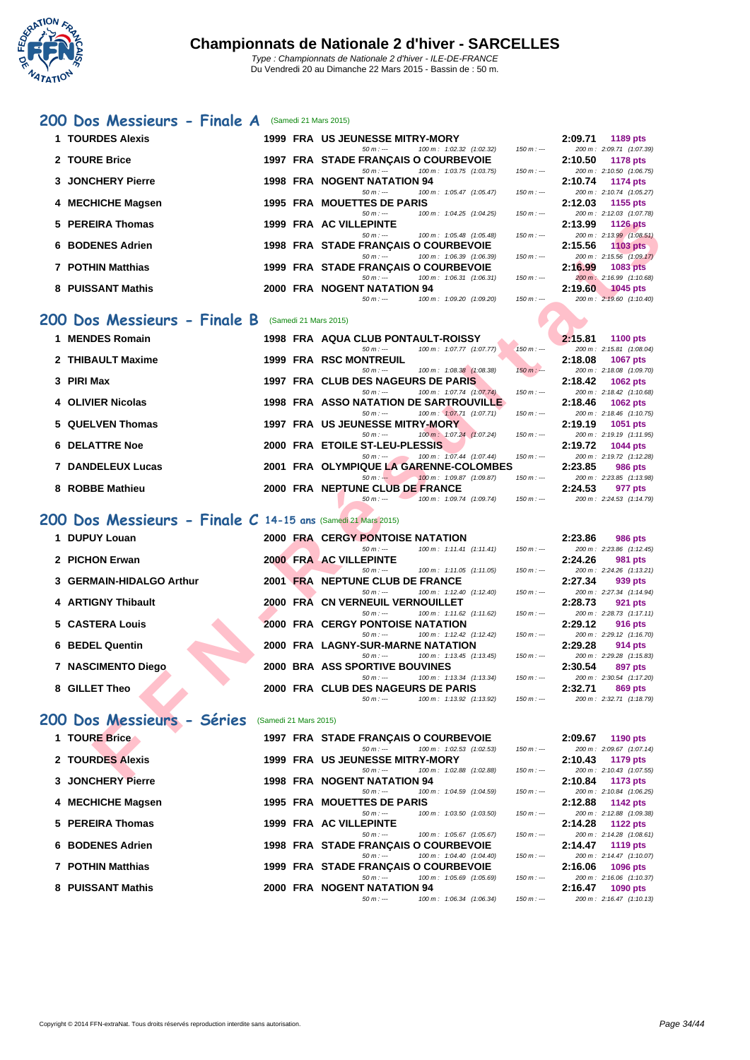# Championnats de Nationale 2 d'hiver - SARCELLES

*Type : Championnats de Nationale 2 d'hiver - ILE-DE-FRANCE*
Du Vendredi 20 au Dimanche 22 Mars 2015 - Bassin de : 50 m.

## 200 Dos Messieurs - Finale A (Samedi 21 Mars 2015)

| Rg | Nom | Année | Nat | Club | 50 m | 100 m | 150 m | Temps | Points | 200 m |
|---|---|---|---|---|---|---|---|---|---|---|
| 1 | TOURDES Alexis | 1999 | FRA | US JEUNESSE MITRY-MORY | --- | 1:02.32 (1:02.32) | --- | 2:09.71 | 1189 pts | 2:09.71 (1:07.39) |
| 2 | TOURE Brice | 1997 | FRA | STADE FRANÇAIS O COURBEVOIE | --- | 1:03.75 (1:03.75) | --- | 2:10.50 | 1178 pts | 2:10.50 (1:06.75) |
| 3 | JONCHERY Pierre | 1998 | FRA | NOGENT NATATION 94 | --- | 1:05.47 (1:05.47) | --- | 2:10.74 | 1174 pts | 2:10.74 (1:05.27) |
| 4 | MECHICHE Magsen | 1995 | FRA | MOUETTES DE PARIS | --- | 1:04.25 (1:04.25) | --- | 2:12.03 | 1155 pts | 2:12.03 (1:07.78) |
| 5 | PEREIRA Thomas | 1999 | FRA | AC VILLEPINTE | --- | 1:05.48 (1:05.48) | --- | 2:13.99 | 1126 pts | 2:13.99 (1:08.51) |
| 6 | BODENES Adrien | 1998 | FRA | STADE FRANÇAIS O COURBEVOIE | --- | 1:06.39 (1:06.39) | --- | 2:15.56 | 1103 pts | 2:15.56 (1:09.17) |
| 7 | POTHIN Matthias | 1999 | FRA | STADE FRANÇAIS O COURBEVOIE | --- | 1:06.31 (1:06.31) | --- | 2:16.99 | 1083 pts | 2:16.99 (1:10.68) |
| 8 | PUISSANT Mathis | 2000 | FRA | NOGENT NATATION 94 | --- | 1:09.20 (1:09.20) | --- | 2:19.60 | 1045 pts | 2:19.60 (1:10.40) |

## 200 Dos Messieurs - Finale B (Samedi 21 Mars 2015)

| Rg | Nom | Année | Nat | Club | 50 m | 100 m | 150 m | Temps | Points | 200 m |
|---|---|---|---|---|---|---|---|---|---|---|
| 1 | MENDES Romain | 1998 | FRA | AQUA CLUB PONTAULT-ROISSY | --- | 1:07.77 (1:07.77) | --- | 2:15.81 | 1100 pts | 2:15.81 (1:08.04) |
| 2 | THIBAULT Maxime | 1999 | FRA | RSC MONTREUIL | --- | 1:08.38 (1:08.38) | --- | 2:18.08 | 1067 pts | 2:18.08 (1:09.70) |
| 3 | PIRI Max | 1997 | FRA | CLUB DES NAGEURS DE PARIS | --- | 1:07.74 (1:07.74) | --- | 2:18.42 | 1062 pts | 2:18.42 (1:10.68) |
| 4 | OLIVIER Nicolas | 1998 | FRA | ASSO NATATION DE SARTROUVILLE | --- | 1:07.71 (1:07.71) | --- | 2:18.46 | 1062 pts | 2:18.46 (1:10.75) |
| 5 | QUELVEN Thomas | 1997 | FRA | US JEUNESSE MITRY-MORY | --- | 1:07.24 (1:07.24) | --- | 2:19.19 | 1051 pts | 2:19.19 (1:11.95) |
| 6 | DELATTRE Noe | 2000 | FRA | ETOILE ST-LEU-PLESSIS | --- | 1:07.44 (1:07.44) | --- | 2:19.72 | 1044 pts | 2:19.72 (1:12.28) |
| 7 | DANDELEUX Lucas | 2001 | FRA | OLYMPIQUE LA GARENNE-COLOMBES | --- | 1:09.87 (1:09.87) | --- | 2:23.85 | 986 pts | 2:23.85 (1:13.98) |
| 8 | ROBBE Mathieu | 2000 | FRA | NEPTUNE CLUB DE FRANCE | --- | 1:09.74 (1:09.74) | --- | 2:24.53 | 977 pts | 2:24.53 (1:14.79) |

## 200 Dos Messieurs - Finale C 14-15 ans (Samedi 21 Mars 2015)

| Rg | Nom | Année | Nat | Club | 50 m | 100 m | 150 m | Temps | Points | 200 m |
|---|---|---|---|---|---|---|---|---|---|---|
| 1 | DUPUY Louan | 2000 | FRA | CERGY PONTOISE NATATION | --- | 1:11.41 (1:11.41) | --- | 2:23.86 | 986 pts | 2:23.86 (1:12.45) |
| 2 | PICHON Erwan | 2000 | FRA | AC VILLEPINTE | --- | 1:11.05 (1:11.05) | --- | 2:24.26 | 981 pts | 2:24.26 (1:13.21) |
| 3 | GERMAIN-HIDALGO Arthur | 2001 | FRA | NEPTUNE CLUB DE FRANCE | --- | 1:12.40 (1:12.40) | --- | 2:27.34 | 939 pts | 2:27.34 (1:14.94) |
| 4 | ARTIGNY Thibault | 2000 | FRA | CN VERNEUIL VERNOUILLET | --- | 1:11.62 (1:11.62) | --- | 2:28.73 | 921 pts | 2:28.73 (1:17.11) |
| 5 | CASTERA Louis | 2000 | FRA | CERGY PONTOISE NATATION | --- | 1:12.42 (1:12.42) | --- | 2:29.12 | 916 pts | 2:29.12 (1:16.70) |
| 6 | BEDEL Quentin | 2000 | FRA | LAGNY-SUR-MARNE NATATION | --- | 1:13.45 (1:13.45) | --- | 2:29.28 | 914 pts | 2:29.28 (1:15.83) |
| 7 | NASCIMENTO Diego | 2000 | BRA | ASS SPORTIVE BOUVINES | --- | 1:13.34 (1:13.34) | --- | 2:30.54 | 897 pts | 2:30.54 (1:17.20) |
| 8 | GILLET Theo | 2000 | FRA | CLUB DES NAGEURS DE PARIS | --- | 1:13.92 (1:13.92) | --- | 2:32.71 | 869 pts | 2:32.71 (1:18.79) |

## 200 Dos Messieurs - Séries (Samedi 21 Mars 2015)

| Rg | Nom | Année | Nat | Club | 50 m | 100 m | 150 m | Temps | Points | 200 m |
|---|---|---|---|---|---|---|---|---|---|---|
| 1 | TOURE Brice | 1997 | FRA | STADE FRANÇAIS O COURBEVOIE | --- | 1:02.53 (1:02.53) | --- | 2:09.67 | 1190 pts | 2:09.67 (1:07.14) |
| 2 | TOURDES Alexis | 1999 | FRA | US JEUNESSE MITRY-MORY | --- | 1:02.88 (1:02.88) | --- | 2:10.43 | 1179 pts | 2:10.43 (1:07.55) |
| 3 | JONCHERY Pierre | 1998 | FRA | NOGENT NATATION 94 | --- | 1:04.59 (1:04.59) | --- | 2:10.84 | 1173 pts | 2:10.84 (1:06.25) |
| 4 | MECHICHE Magsen | 1995 | FRA | MOUETTES DE PARIS | --- | 1:03.50 (1:03.50) | --- | 2:12.88 | 1142 pts | 2:12.88 (1:09.38) |
| 5 | PEREIRA Thomas | 1999 | FRA | AC VILLEPINTE | --- | 1:05.67 (1:05.67) | --- | 2:14.28 | 1122 pts | 2:14.28 (1:08.61) |
| 6 | BODENES Adrien | 1998 | FRA | STADE FRANÇAIS O COURBEVOIE | --- | 1:04.40 (1:04.40) | --- | 2:14.47 | 1119 pts | 2:14.47 (1:10.07) |
| 7 | POTHIN Matthias | 1999 | FRA | STADE FRANÇAIS O COURBEVOIE | --- | 1:05.69 (1:05.69) | --- | 2:16.06 | 1096 pts | 2:16.06 (1:10.37) |
| 8 | PUISSANT Mathis | 2000 | FRA | NOGENT NATATION 94 | --- | 1:06.34 (1:06.34) | --- | 2:16.47 | 1090 pts | 2:16.47 (1:10.13) |

Copyright © 2014 FFN-extraNat. Tous droits réservés reproduction interdite sans autorisation.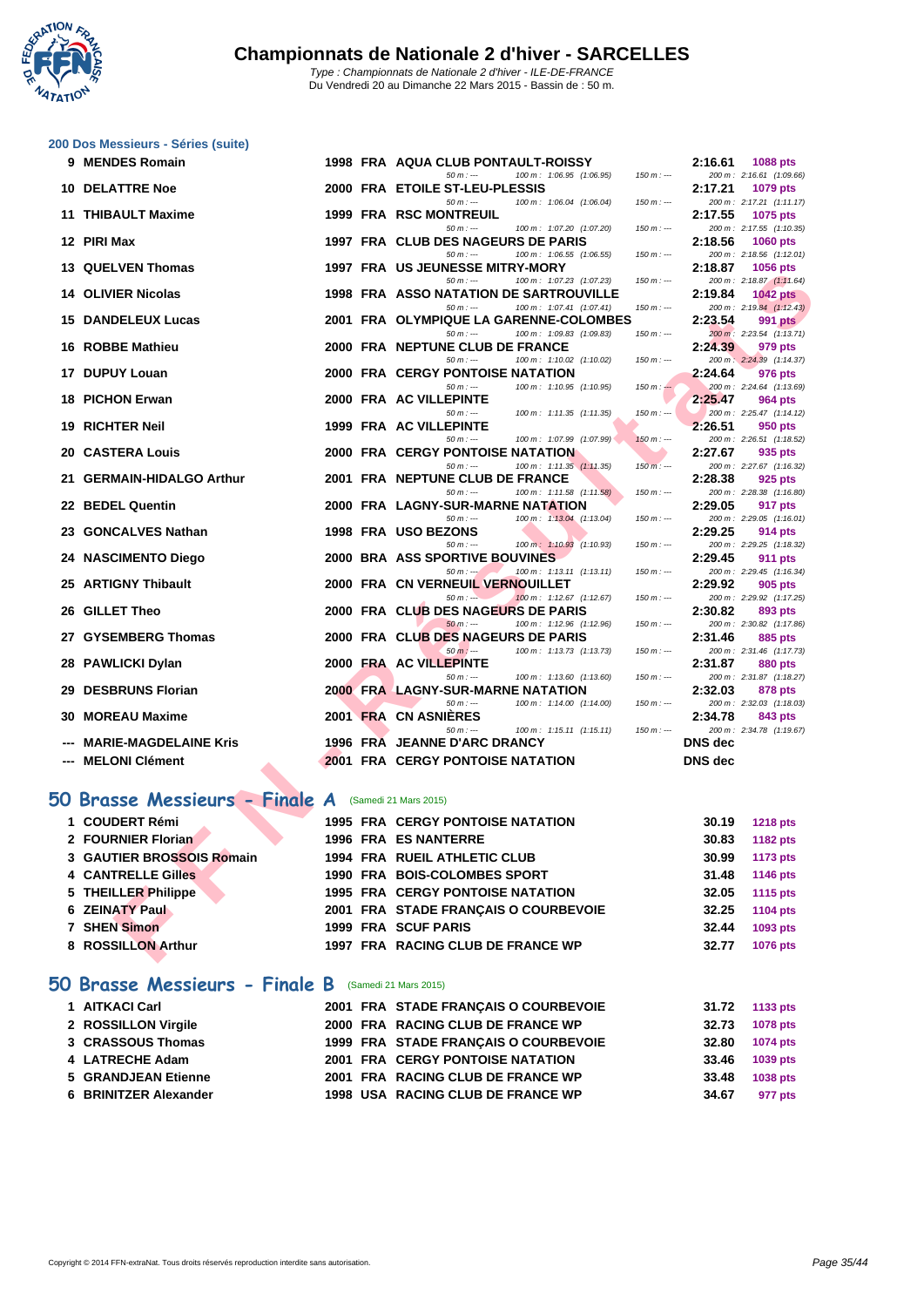# Championnats de Nationale 2 d'hiver - SARCELLES

*Type : Championnats de Nationale 2 d'hiver - ILE-DE-FRANCE*
Du Vendredi 20 au Dimanche 22 Mars 2015 - Bassin de : 50 m.

## 200 Dos Messieurs - Séries (suite)

| Pl. | Nom | Année | Nat. | Club | Temps | Points | Splits |
|---|---|---|---|---|---|---|---|
| 9 | MENDES Romain | 1998 | FRA | AQUA CLUB PONTAULT-ROISSY | 2:16.61 | 1088 pts | 50 m : --- 100 m : 1:06.95 (1:06.95) 150 m : --- 200 m : 2:16.61 (1:09.66) |
| 10 | DELATTRE Noe | 2000 | FRA | ETOILE ST-LEU-PLESSIS | 2:17.21 | 1079 pts | 50 m : --- 100 m : 1:06.04 (1:06.04) 150 m : --- 200 m : 2:17.21 (1:11.17) |
| 11 | THIBAULT Maxime | 1999 | FRA | RSC MONTREUIL | 2:17.55 | 1075 pts | 50 m : --- 100 m : 1:07.20 (1:07.20) 150 m : --- 200 m : 2:17.55 (1:10.35) |
| 12 | PIRI Max | 1997 | FRA | CLUB DES NAGEURS DE PARIS | 2:18.56 | 1060 pts | 50 m : --- 100 m : 1:06.55 (1:06.55) 150 m : --- 200 m : 2:18.56 (1:12.01) |
| 13 | QUELVEN Thomas | 1997 | FRA | US JEUNESSE MITRY-MORY | 2:18.87 | 1056 pts | 50 m : --- 100 m : 1:07.23 (1:07.23) 150 m : --- 200 m : 2:18.87 (1:11.64) |
| 14 | OLIVIER Nicolas | 1998 | FRA | ASSO NATATION DE SARTROUVILLE | 2:19.84 | 1042 pts | 50 m : --- 100 m : 1:07.41 (1:07.41) 150 m : --- 200 m : 2:19.84 (1:12.43) |
| 15 | DANDELEUX Lucas | 2001 | FRA | OLYMPIQUE LA GARENNE-COLOMBES | 2:23.54 | 991 pts | 50 m : --- 100 m : 1:09.83 (1:09.83) 150 m : --- 200 m : 2:23.54 (1:13.71) |
| 16 | ROBBE Mathieu | 2000 | FRA | NEPTUNE CLUB DE FRANCE | 2:24.39 | 979 pts | 50 m : --- 100 m : 1:10.02 (1:10.02) 150 m : --- 200 m : 2:24.39 (1:14.37) |
| 17 | DUPUY Louan | 2000 | FRA | CERGY PONTOISE NATATION | 2:24.64 | 976 pts | 50 m : --- 100 m : 1:10.95 (1:10.95) 150 m : --- 200 m : 2:24.64 (1:13.69) |
| 18 | PICHON Erwan | 2000 | FRA | AC VILLEPINTE | 2:25.47 | 964 pts | 50 m : --- 100 m : 1:11.35 (1:11.35) 150 m : --- 200 m : 2:25.47 (1:14.12) |
| 19 | RICHTER Neil | 1999 | FRA | AC VILLEPINTE | 2:26.51 | 950 pts | 50 m : --- 100 m : 1:07.99 (1:07.99) 150 m : --- 200 m : 2:26.51 (1:18.52) |
| 20 | CASTERA Louis | 2000 | FRA | CERGY PONTOISE NATATION | 2:27.67 | 935 pts | 50 m : --- 100 m : 1:11.35 (1:11.35) 150 m : --- 200 m : 2:27.67 (1:16.32) |
| 21 | GERMAIN-HIDALGO Arthur | 2001 | FRA | NEPTUNE CLUB DE FRANCE | 2:28.38 | 925 pts | 50 m : --- 100 m : 1:11.58 (1:11.58) 150 m : --- 200 m : 2:28.38 (1:16.80) |
| 22 | BEDEL Quentin | 2000 | FRA | LAGNY-SUR-MARNE NATATION | 2:29.05 | 917 pts | 50 m : --- 100 m : 1:13.04 (1:13.04) 150 m : --- 200 m : 2:29.05 (1:16.01) |
| 23 | GONCALVES Nathan | 1998 | FRA | USO BEZONS | 2:29.25 | 914 pts | 50 m : --- 100 m : 1:10.93 (1:10.93) 150 m : --- 200 m : 2:29.25 (1:18.32) |
| 24 | NASCIMENTO Diego | 2000 | BRA | ASS SPORTIVE BOUVINES | 2:29.45 | 911 pts | 50 m : --- 100 m : 1:13.11 (1:13.11) 150 m : --- 200 m : 2:29.45 (1:16.34) |
| 25 | ARTIGNY Thibault | 2000 | FRA | CN VERNEUIL VERNOUILLET | 2:29.92 | 905 pts | 50 m : --- 100 m : 1:12.67 (1:12.67) 150 m : --- 200 m : 2:29.92 (1:17.25) |
| 26 | GILLET Theo | 2000 | FRA | CLUB DES NAGEURS DE PARIS | 2:30.82 | 893 pts | 50 m : --- 100 m : 1:12.96 (1:12.96) 150 m : --- 200 m : 2:30.82 (1:17.86) |
| 27 | GYSEMBERG Thomas | 2000 | FRA | CLUB DES NAGEURS DE PARIS | 2:31.46 | 885 pts | 50 m : --- 100 m : 1:13.73 (1:13.73) 150 m : --- 200 m : 2:31.46 (1:17.73) |
| 28 | PAWLICKI Dylan | 2000 | FRA | AC VILLEPINTE | 2:31.87 | 880 pts | 50 m : --- 100 m : 1:13.60 (1:13.60) 150 m : --- 200 m : 2:31.87 (1:18.27) |
| 29 | DESBRUNS Florian | 2000 | FRA | LAGNY-SUR-MARNE NATATION | 2:32.03 | 878 pts | 50 m : --- 100 m : 1:14.00 (1:14.00) 150 m : --- 200 m : 2:32.03 (1:18.03) |
| 30 | MOREAU Maxime | 2001 | FRA | CN ASNIÈRES | 2:34.78 | 843 pts | 50 m : --- 100 m : 1:15.11 (1:15.11) 150 m : --- 200 m : 2:34.78 (1:19.67) |
| --- | MARIE-MAGDELAINE Kris | 1996 | FRA | JEANNE D'ARC DRANCY | DNS dec | | |
| --- | MELONI Clément | 2001 | FRA | CERGY PONTOISE NATATION | DNS dec | | |

## 50 Brasse Messieurs - Finale A (Samedi 21 Mars 2015)

| Pl. | Nom | Année | Nat. | Club | Temps | Points |
|---|---|---|---|---|---|---|
| 1 | COUDERT Rémi | 1995 | FRA | CERGY PONTOISE NATATION | 30.19 | 1218 pts |
| 2 | FOURNIER Florian | 1996 | FRA | ES NANTERRE | 30.83 | 1182 pts |
| 3 | GAUTIER BROSSOIS Romain | 1994 | FRA | RUEIL ATHLETIC CLUB | 30.99 | 1173 pts |
| 4 | CANTRELLE Gilles | 1990 | FRA | BOIS-COLOMBES SPORT | 31.48 | 1146 pts |
| 5 | THEILLER Philippe | 1995 | FRA | CERGY PONTOISE NATATION | 32.05 | 1115 pts |
| 6 | ZEINATY Paul | 2001 | FRA | STADE FRANÇAIS O COURBEVOIE | 32.25 | 1104 pts |
| 7 | SHEN Simon | 1999 | FRA | SCUF PARIS | 32.44 | 1093 pts |
| 8 | ROSSILLON Arthur | 1997 | FRA | RACING CLUB DE FRANCE WP | 32.77 | 1076 pts |

## 50 Brasse Messieurs - Finale B (Samedi 21 Mars 2015)

| Pl. | Nom | Année | Nat. | Club | Temps | Points |
|---|---|---|---|---|---|---|
| 1 | AITKACI Carl | 2001 | FRA | STADE FRANÇAIS O COURBEVOIE | 31.72 | 1133 pts |
| 2 | ROSSILLON Virgile | 2000 | FRA | RACING CLUB DE FRANCE WP | 32.73 | 1078 pts |
| 3 | CRASSOUS Thomas | 1999 | FRA | STADE FRANÇAIS O COURBEVOIE | 32.80 | 1074 pts |
| 4 | LATRECHE Adam | 2001 | FRA | CERGY PONTOISE NATATION | 33.46 | 1039 pts |
| 5 | GRANDJEAN Etienne | 2001 | FRA | RACING CLUB DE FRANCE WP | 33.48 | 1038 pts |
| 6 | BRINITZER Alexander | 1998 | USA | RACING CLUB DE FRANCE WP | 34.67 | 977 pts |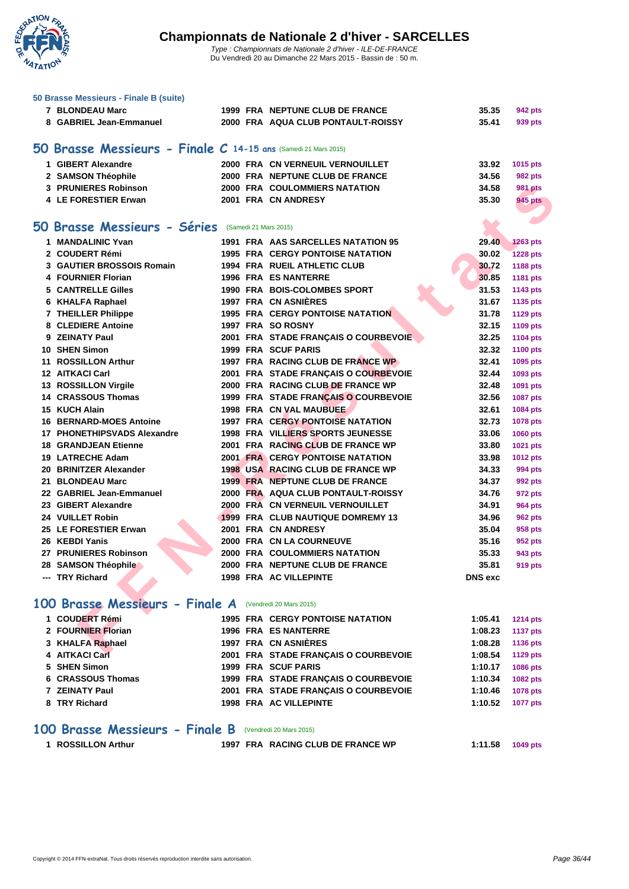# Championnats de Nationale 2 d'hiver - SARCELLES

*Type : Championnats de Nationale 2 d'hiver - ILE-DE-FRANCE*
Du Vendredi 20 au Dimanche 22 Mars 2015 - Bassin de : 50 m.

### 50 Brasse Messieurs - Finale B (suite)

| | | | | | | |
|---|---|---|---|---|---|---|
| 7 | BLONDEAU Marc | 1999 | FRA | NEPTUNE CLUB DE FRANCE | 35.35 | 942 pts |
| 8 | GABRIEL Jean-Emmanuel | 2000 | FRA | AQUA CLUB PONTAULT-ROISSY | 35.41 | 939 pts |

## 50 Brasse Messieurs - Finale C 14-15 ans (Samedi 21 Mars 2015)

| | | | | | | |
|---|---|---|---|---|---|---|
| 1 | GIBERT Alexandre | 2000 | FRA | CN VERNEUIL VERNOUILLET | 33.92 | 1015 pts |
| 2 | SAMSON Théophile | 2000 | FRA | NEPTUNE CLUB DE FRANCE | 34.56 | 982 pts |
| 3 | PRUNIERES Robinson | 2000 | FRA | COULOMMIERS NATATION | 34.58 | 981 pts |
| 4 | LE FORESTIER Erwan | 2001 | FRA | CN ANDRESY | 35.30 | 945 pts |

## 50 Brasse Messieurs - Séries (Samedi 21 Mars 2015)

| | | | | | | |
|---|---|---|---|---|---|---|
| 1 | MANDALINIC Yvan | 1991 | FRA | AAS SARCELLES NATATION 95 | 29.40 | 1263 pts |
| 2 | COUDERT Rémi | 1995 | FRA | CERGY PONTOISE NATATION | 30.02 | 1228 pts |
| 3 | GAUTIER BROSSOIS Romain | 1994 | FRA | RUEIL ATHLETIC CLUB | 30.72 | 1188 pts |
| 4 | FOURNIER Florian | 1996 | FRA | ES NANTERRE | 30.85 | 1181 pts |
| 5 | CANTRELLE Gilles | 1990 | FRA | BOIS-COLOMBES SPORT | 31.53 | 1143 pts |
| 6 | KHALFA Raphael | 1997 | FRA | CN ASNIÈRES | 31.67 | 1135 pts |
| 7 | THEILLER Philippe | 1995 | FRA | CERGY PONTOISE NATATION | 31.78 | 1129 pts |
| 8 | CLEDIERE Antoine | 1997 | FRA | SO ROSNY | 32.15 | 1109 pts |
| 9 | ZEINATY Paul | 2001 | FRA | STADE FRANÇAIS O COURBEVOIE | 32.25 | 1104 pts |
| 10 | SHEN Simon | 1999 | FRA | SCUF PARIS | 32.32 | 1100 pts |
| 11 | ROSSILLON Arthur | 1997 | FRA | RACING CLUB DE FRANCE WP | 32.41 | 1095 pts |
| 12 | AITKACI Carl | 2001 | FRA | STADE FRANÇAIS O COURBEVOIE | 32.44 | 1093 pts |
| 13 | ROSSILLON Virgile | 2000 | FRA | RACING CLUB DE FRANCE WP | 32.48 | 1091 pts |
| 14 | CRASSOUS Thomas | 1999 | FRA | STADE FRANÇAIS O COURBEVOIE | 32.56 | 1087 pts |
| 15 | KUCH Alain | 1998 | FRA | CN VAL MAUBUEE | 32.61 | 1084 pts |
| 16 | BERNARD-MOES Antoine | 1997 | FRA | CERGY PONTOISE NATATION | 32.73 | 1078 pts |
| 17 | PHONETHIPSVADS Alexandre | 1998 | FRA | VILLIERS SPORTS JEUNESSE | 33.06 | 1060 pts |
| 18 | GRANDJEAN Etienne | 2001 | FRA | RACING CLUB DE FRANCE WP | 33.80 | 1021 pts |
| 19 | LATRECHE Adam | 2001 | FRA | CERGY PONTOISE NATATION | 33.98 | 1012 pts |
| 20 | BRINITZER Alexander | 1998 | USA | RACING CLUB DE FRANCE WP | 34.33 | 994 pts |
| 21 | BLONDEAU Marc | 1999 | FRA | NEPTUNE CLUB DE FRANCE | 34.37 | 992 pts |
| 22 | GABRIEL Jean-Emmanuel | 2000 | FRA | AQUA CLUB PONTAULT-ROISSY | 34.76 | 972 pts |
| 23 | GIBERT Alexandre | 2000 | FRA | CN VERNEUIL VERNOUILLET | 34.91 | 964 pts |
| 24 | VUILLET Robin | 1999 | FRA | CLUB NAUTIQUE DOMREMY 13 | 34.96 | 962 pts |
| 25 | LE FORESTIER Erwan | 2001 | FRA | CN ANDRESY | 35.04 | 958 pts |
| 26 | KEBDI Yanis | 2000 | FRA | CN LA COURNEUVE | 35.16 | 952 pts |
| 27 | PRUNIERES Robinson | 2000 | FRA | COULOMMIERS NATATION | 35.33 | 943 pts |
| 28 | SAMSON Théophile | 2000 | FRA | NEPTUNE CLUB DE FRANCE | 35.81 | 919 pts |
| --- | TRY Richard | 1998 | FRA | AC VILLEPINTE | DNS exc | |

## 100 Brasse Messieurs - Finale A (Vendredi 20 Mars 2015)

| | | | | | | |
|---|---|---|---|---|---|---|
| 1 | COUDERT Rémi | 1995 | FRA | CERGY PONTOISE NATATION | 1:05.41 | 1214 pts |
| 2 | FOURNIER Florian | 1996 | FRA | ES NANTERRE | 1:08.23 | 1137 pts |
| 3 | KHALFA Raphael | 1997 | FRA | CN ASNIÈRES | 1:08.28 | 1136 pts |
| 4 | AITKACI Carl | 2001 | FRA | STADE FRANÇAIS O COURBEVOIE | 1:08.54 | 1129 pts |
| 5 | SHEN Simon | 1999 | FRA | SCUF PARIS | 1:10.17 | 1086 pts |
| 6 | CRASSOUS Thomas | 1999 | FRA | STADE FRANÇAIS O COURBEVOIE | 1:10.34 | 1082 pts |
| 7 | ZEINATY Paul | 2001 | FRA | STADE FRANÇAIS O COURBEVOIE | 1:10.46 | 1078 pts |
| 8 | TRY Richard | 1998 | FRA | AC VILLEPINTE | 1:10.52 | 1077 pts |

## 100 Brasse Messieurs - Finale B (Vendredi 20 Mars 2015)

| | | | | | | |
|---|---|---|---|---|---|---|
| 1 | ROSSILLON Arthur | 1997 | FRA | RACING CLUB DE FRANCE WP | 1:11.58 | 1049 pts |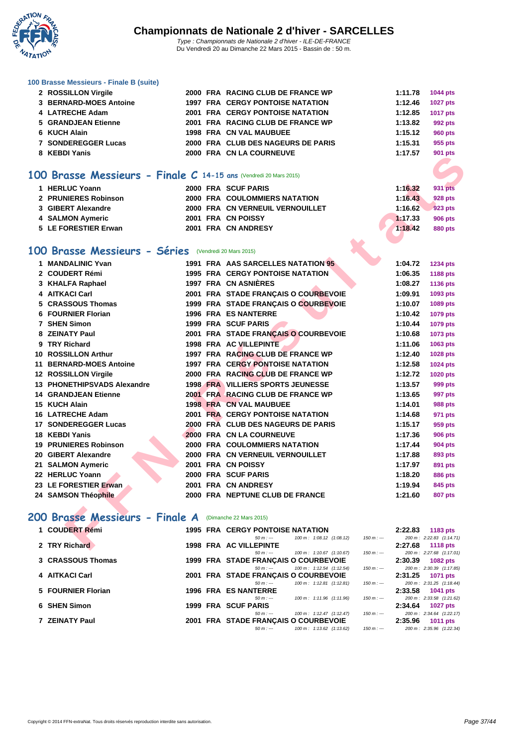### 100 Brasse Messieurs - Finale B (suite)

| | | | | | | |
|---|---|---|---|---|---|---|
| 2 | ROSSILLON Virgile | 2000 | FRA | RACING CLUB DE FRANCE WP | 1:11.78 | 1044 pts |
| 3 | BERNARD-MOES Antoine | 1997 | FRA | CERGY PONTOISE NATATION | 1:12.46 | 1027 pts |
| 4 | LATRECHE Adam | 2001 | FRA | CERGY PONTOISE NATATION | 1:12.85 | 1017 pts |
| 5 | GRANDJEAN Etienne | 2001 | FRA | RACING CLUB DE FRANCE WP | 1:13.82 | 992 pts |
| 6 | KUCH Alain | 1998 | FRA | CN VAL MAUBUEE | 1:15.12 | 960 pts |
| 7 | SONDEREGGER Lucas | 2000 | FRA | CLUB DES NAGEURS DE PARIS | 1:15.31 | 955 pts |
| 8 | KEBDI Yanis | 2000 | FRA | CN LA COURNEUVE | 1:17.57 | 901 pts |

## 100 Brasse Messieurs - Finale C 14-15 ans (Vendredi 20 Mars 2015)

| | | | | | | |
|---|---|---|---|---|---|---|
| 1 | HERLUC Yoann | 2000 | FRA | SCUF PARIS | 1:16.32 | 931 pts |
| 2 | PRUNIERES Robinson | 2000 | FRA | COULOMMIERS NATATION | 1:16.43 | 928 pts |
| 3 | GIBERT Alexandre | 2000 | FRA | CN VERNEUIL VERNOUILLET | 1:16.62 | 923 pts |
| 4 | SALMON Aymeric | 2001 | FRA | CN POISSY | 1:17.33 | 906 pts |
| 5 | LE FORESTIER Erwan | 2001 | FRA | CN ANDRESY | 1:18.42 | 880 pts |

## 100 Brasse Messieurs - Séries (Vendredi 20 Mars 2015)

| | | | | | | |
|---|---|---|---|---|---|---|
| 1 | MANDALINIC Yvan | 1991 | FRA | AAS SARCELLES NATATION 95 | 1:04.72 | 1234 pts |
| 2 | COUDERT Rémi | 1995 | FRA | CERGY PONTOISE NATATION | 1:06.35 | 1188 pts |
| 3 | KHALFA Raphael | 1997 | FRA | CN ASNIÈRES | 1:08.27 | 1136 pts |
| 4 | AITKACI Carl | 2001 | FRA | STADE FRANÇAIS O COURBEVOIE | 1:09.91 | 1093 pts |
| 5 | CRASSOUS Thomas | 1999 | FRA | STADE FRANÇAIS O COURBEVOIE | 1:10.07 | 1089 pts |
| 6 | FOURNIER Florian | 1996 | FRA | ES NANTERRE | 1:10.42 | 1079 pts |
| 7 | SHEN Simon | 1999 | FRA | SCUF PARIS | 1:10.44 | 1079 pts |
| 8 | ZEINATY Paul | 2001 | FRA | STADE FRANÇAIS O COURBEVOIE | 1:10.68 | 1073 pts |
| 9 | TRY Richard | 1998 | FRA | AC VILLEPINTE | 1:11.06 | 1063 pts |
| 10 | ROSSILLON Arthur | 1997 | FRA | RACING CLUB DE FRANCE WP | 1:12.40 | 1028 pts |
| 11 | BERNARD-MOES Antoine | 1997 | FRA | CERGY PONTOISE NATATION | 1:12.58 | 1024 pts |
| 12 | ROSSILLON Virgile | 2000 | FRA | RACING CLUB DE FRANCE WP | 1:12.72 | 1020 pts |
| 13 | PHONETHIPSVADS Alexandre | 1998 | FRA | VILLIERS SPORTS JEUNESSE | 1:13.57 | 999 pts |
| 14 | GRANDJEAN Etienne | 2001 | FRA | RACING CLUB DE FRANCE WP | 1:13.65 | 997 pts |
| 15 | KUCH Alain | 1998 | FRA | CN VAL MAUBUEE | 1:14.01 | 988 pts |
| 16 | LATRECHE Adam | 2001 | FRA | CERGY PONTOISE NATATION | 1:14.68 | 971 pts |
| 17 | SONDEREGGER Lucas | 2000 | FRA | CLUB DES NAGEURS DE PARIS | 1:15.17 | 959 pts |
| 18 | KEBDI Yanis | 2000 | FRA | CN LA COURNEUVE | 1:17.36 | 906 pts |
| 19 | PRUNIERES Robinson | 2000 | FRA | COULOMMIERS NATATION | 1:17.44 | 904 pts |
| 20 | GIBERT Alexandre | 2000 | FRA | CN VERNEUIL VERNOUILLET | 1:17.88 | 893 pts |
| 21 | SALMON Aymeric | 2001 | FRA | CN POISSY | 1:17.97 | 891 pts |
| 22 | HERLUC Yoann | 2000 | FRA | SCUF PARIS | 1:18.20 | 886 pts |
| 23 | LE FORESTIER Erwan | 2001 | FRA | CN ANDRESY | 1:19.94 | 845 pts |
| 24 | SAMSON Théophile | 2000 | FRA | NEPTUNE CLUB DE FRANCE | 1:21.60 | 807 pts |

## 200 Brasse Messieurs - Finale A (Dimanche 22 Mars 2015)

| | | | | | | |
|---|---|---|---|---|---|---|
| 1 | COUDERT Rémi | 1995 | FRA | CERGY PONTOISE NATATION | 2:22.83 | 1183 pts |
| | | | | 50 m : --- / 100 m : 1:08.12 (1:08.12) / 150 m : --- | 200 m : 2:22.83 (1:14.71) | |
| 2 | TRY Richard | 1998 | FRA | AC VILLEPINTE | 2:27.68 | 1118 pts |
| | | | | 50 m : --- / 100 m : 1:10.67 (1:10.67) / 150 m : --- | 200 m : 2:27.68 (1:17.01) | |
| 3 | CRASSOUS Thomas | 1999 | FRA | STADE FRANÇAIS O COURBEVOIE | 2:30.39 | 1082 pts |
| | | | | 50 m : --- / 100 m : 1:12.54 (1:12.54) / 150 m : --- | 200 m : 2:30.39 (1:17.85) | |
| 4 | AITKACI Carl | 2001 | FRA | STADE FRANÇAIS O COURBEVOIE | 2:31.25 | 1071 pts |
| | | | | 50 m : --- / 100 m : 1:12.81 (1:12.81) / 150 m : --- | 200 m : 2:31.25 (1:18.44) | |
| 5 | FOURNIER Florian | 1996 | FRA | ES NANTERRE | 2:33.58 | 1041 pts |
| | | | | 50 m : --- / 100 m : 1:11.96 (1:11.96) / 150 m : --- | 200 m : 2:33.58 (1:21.62) | |
| 6 | SHEN Simon | 1999 | FRA | SCUF PARIS | 2:34.64 | 1027 pts |
| | | | | 50 m : --- / 100 m : 1:12.47 (1:12.47) / 150 m : --- | 200 m : 2:34.64 (1:22.17) | |
| 7 | ZEINATY Paul | 2001 | FRA | STADE FRANÇAIS O COURBEVOIE | 2:35.96 | 1011 pts |
| | | | | 50 m : --- / 100 m : 1:13.62 (1:13.62) / 150 m : --- | 200 m : 2:35.96 (1:22.34) | |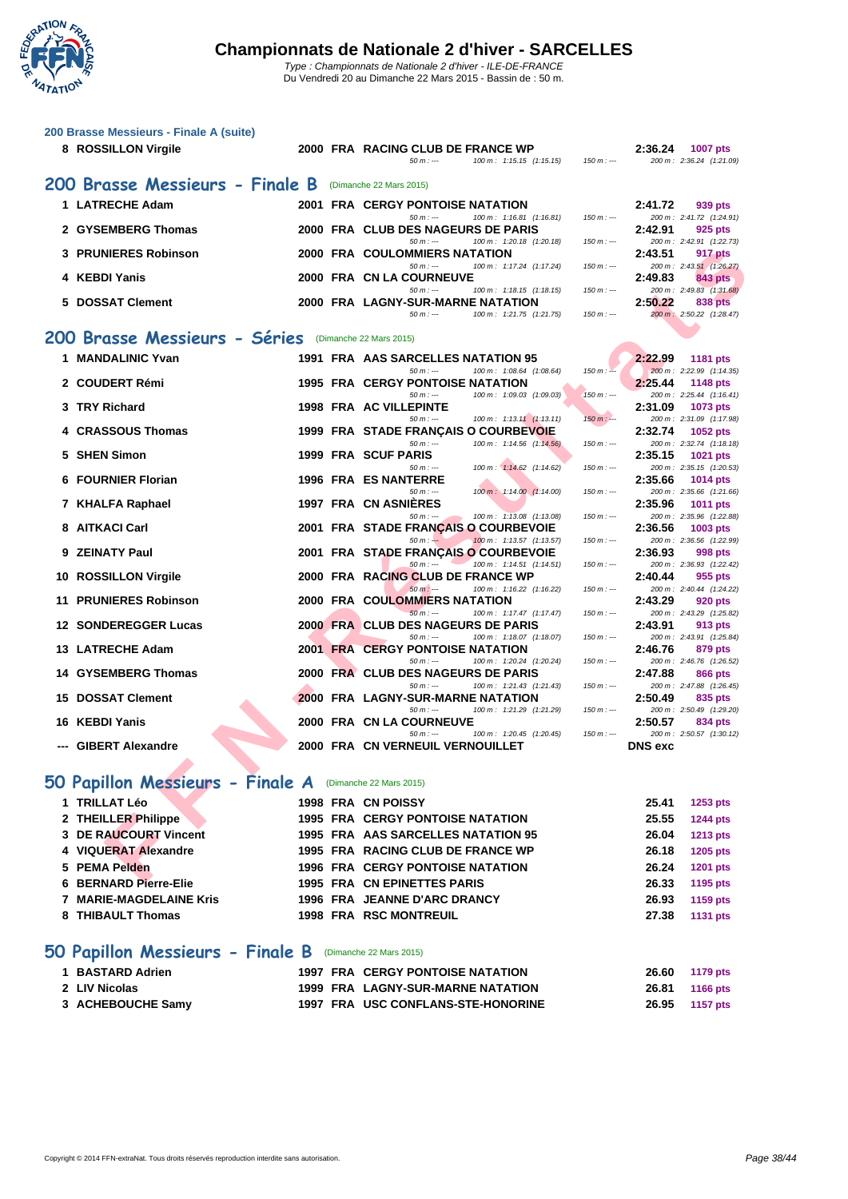### 200 Brasse Messieurs - Finale A (suite)

| Rang | Nom | Année | Nat. | Club | Temps | Points |
|---|---|---|---|---|---|---|
| 8 | ROSSILLON Virgile | 2000 | FRA | RACING CLUB DE FRANCE WP | 2:36.24 | 1007 pts |
| | | | | 50 m : --- 100 m : 1:15.15 (1:15.15) 150 m : --- | 200 m : 2:36.24 (1:21.09) | |

## 200 Brasse Messieurs - Finale B (Dimanche 22 Mars 2015)

| Rang | Nom | Année | Nat. | Club | Temps | Points |
|---|---|---|---|---|---|---|
| 1 | LATRECHE Adam | 2001 | FRA | CERGY PONTOISE NATATION | 2:41.72 | 939 pts |
| | | | | 50 m : --- 100 m : 1:16.81 (1:16.81) 150 m : --- | 200 m : 2:41.72 (1:24.91) | |
| 2 | GYSEMBERG Thomas | 2000 | FRA | CLUB DES NAGEURS DE PARIS | 2:42.91 | 925 pts |
| | | | | 50 m : --- 100 m : 1:20.18 (1:20.18) 150 m : --- | 200 m : 2:42.91 (1:22.73) | |
| 3 | PRUNIERES Robinson | 2000 | FRA | COULOMMIERS NATATION | 2:43.51 | 917 pts |
| | | | | 50 m : --- 100 m : 1:17.24 (1:17.24) 150 m : --- | 200 m : 2:43.51 (1:26.27) | |
| 4 | KEBDI Yanis | 2000 | FRA | CN LA COURNEUVE | 2:49.83 | 843 pts |
| | | | | 50 m : --- 100 m : 1:18.15 (1:18.15) 150 m : --- | 200 m : 2:49.83 (1:31.68) | |
| 5 | DOSSAT Clement | 2000 | FRA | LAGNY-SUR-MARNE NATATION | 2:50.22 | 838 pts |
| | | | | 50 m : --- 100 m : 1:21.75 (1:21.75) 150 m : --- | 200 m : 2:50.22 (1:28.47) | |

## 200 Brasse Messieurs - Séries (Dimanche 22 Mars 2015)

| Rang | Nom | Année | Nat. | Club | Temps | Points |
|---|---|---|---|---|---|---|
| 1 | MANDALINIC Yvan | 1991 | FRA | AAS SARCELLES NATATION 95 | 2:22.99 | 1181 pts |
| | | | | 50 m : --- 100 m : 1:08.64 (1:08.64) 150 m : --- | 200 m : 2:22.99 (1:14.35) | |
| 2 | COUDERT Rémi | 1995 | FRA | CERGY PONTOISE NATATION | 2:25.44 | 1148 pts |
| | | | | 50 m : --- 100 m : 1:09.03 (1:09.03) 150 m : --- | 200 m : 2:25.44 (1:16.41) | |
| 3 | TRY Richard | 1998 | FRA | AC VILLEPINTE | 2:31.09 | 1073 pts |
| | | | | 50 m : --- 100 m : 1:13.11 (1:13.11) 150 m : --- | 200 m : 2:31.09 (1:17.98) | |
| 4 | CRASSOUS Thomas | 1999 | FRA | STADE FRANÇAIS O COURBEVOIE | 2:32.74 | 1052 pts |
| | | | | 50 m : --- 100 m : 1:14.56 (1:14.56) 150 m : --- | 200 m : 2:32.74 (1:18.18) | |
| 5 | SHEN Simon | 1999 | FRA | SCUF PARIS | 2:35.15 | 1021 pts |
| | | | | 50 m : --- 100 m : 1:14.62 (1:14.62) 150 m : --- | 200 m : 2:35.15 (1:20.53) | |
| 6 | FOURNIER Florian | 1996 | FRA | ES NANTERRE | 2:35.66 | 1014 pts |
| | | | | 50 m : --- 100 m : 1:14.00 (1:14.00) 150 m : --- | 200 m : 2:35.66 (1:21.66) | |
| 7 | KHALFA Raphael | 1997 | FRA | CN ASNIÈRES | 2:35.96 | 1011 pts |
| | | | | 50 m : --- 100 m : 1:13.08 (1:13.08) 150 m : --- | 200 m : 2:35.96 (1:22.88) | |
| 8 | AITKACI Carl | 2001 | FRA | STADE FRANÇAIS O COURBEVOIE | 2:36.56 | 1003 pts |
| | | | | 50 m : --- 100 m : 1:13.57 (1:13.57) 150 m : --- | 200 m : 2:36.56 (1:22.99) | |
| 9 | ZEINATY Paul | 2001 | FRA | STADE FRANÇAIS O COURBEVOIE | 2:36.93 | 998 pts |
| | | | | 50 m : --- 100 m : 1:14.51 (1:14.51) 150 m : --- | 200 m : 2:36.93 (1:22.42) | |
| 10 | ROSSILLON Virgile | 2000 | FRA | RACING CLUB DE FRANCE WP | 2:40.44 | 955 pts |
| | | | | 50 m : --- 100 m : 1:16.22 (1:16.22) 150 m : --- | 200 m : 2:40.44 (1:24.22) | |
| 11 | PRUNIERES Robinson | 2000 | FRA | COULOMMIERS NATATION | 2:43.29 | 920 pts |
| | | | | 50 m : --- 100 m : 1:17.47 (1:17.47) 150 m : --- | 200 m : 2:43.29 (1:25.82) | |
| 12 | SONDEREGGER Lucas | 2000 | FRA | CLUB DES NAGEURS DE PARIS | 2:43.91 | 913 pts |
| | | | | 50 m : --- 100 m : 1:18.07 (1:18.07) 150 m : --- | 200 m : 2:43.91 (1:25.84) | |
| 13 | LATRECHE Adam | 2001 | FRA | CERGY PONTOISE NATATION | 2:46.76 | 879 pts |
| | | | | 50 m : --- 100 m : 1:20.24 (1:20.24) 150 m : --- | 200 m : 2:46.76 (1:26.52) | |
| 14 | GYSEMBERG Thomas | 2000 | FRA | CLUB DES NAGEURS DE PARIS | 2:47.88 | 866 pts |
| | | | | 50 m : --- 100 m : 1:21.43 (1:21.43) 150 m : --- | 200 m : 2:47.88 (1:26.45) | |
| 15 | DOSSAT Clement | 2000 | FRA | LAGNY-SUR-MARNE NATATION | 2:50.49 | 835 pts |
| | | | | 50 m : --- 100 m : 1:21.29 (1:21.29) 150 m : --- | 200 m : 2:50.49 (1:29.20) | |
| 16 | KEBDI Yanis | 2000 | FRA | CN LA COURNEUVE | 2:50.57 | 834 pts |
| | | | | 50 m : --- 100 m : 1:20.45 (1:20.45) 150 m : --- | 200 m : 2:50.57 (1:30.12) | |
| --- | GIBERT Alexandre | 2000 | FRA | CN VERNEUIL VERNOUILLET | DNS exc | |

## 50 Papillon Messieurs - Finale A (Dimanche 22 Mars 2015)

| Rang | Nom | Année | Nat. | Club | Temps | Points |
|---|---|---|---|---|---|---|
| 1 | TRILLAT Léo | 1998 | FRA | CN POISSY | 25.41 | 1253 pts |
| 2 | THEILLER Philippe | 1995 | FRA | CERGY PONTOISE NATATION | 25.55 | 1244 pts |
| 3 | DE RAUCOURT Vincent | 1995 | FRA | AAS SARCELLES NATATION 95 | 26.04 | 1213 pts |
| 4 | VIQUERAT Alexandre | 1995 | FRA | RACING CLUB DE FRANCE WP | 26.18 | 1205 pts |
| 5 | PEMA Pelden | 1996 | FRA | CERGY PONTOISE NATATION | 26.24 | 1201 pts |
| 6 | BERNARD Pierre-Elie | 1995 | FRA | CN EPINETTES PARIS | 26.33 | 1195 pts |
| 7 | MARIE-MAGDELAINE Kris | 1996 | FRA | JEANNE D'ARC DRANCY | 26.93 | 1159 pts |
| 8 | THIBAULT Thomas | 1998 | FRA | RSC MONTREUIL | 27.38 | 1131 pts |

## 50 Papillon Messieurs - Finale B (Dimanche 22 Mars 2015)

| Rang | Nom | Année | Nat. | Club | Temps | Points |
|---|---|---|---|---|---|---|
| 1 | BASTARD Adrien | 1997 | FRA | CERGY PONTOISE NATATION | 26.60 | 1179 pts |
| 2 | LIV Nicolas | 1999 | FRA | LAGNY-SUR-MARNE NATATION | 26.81 | 1166 pts |
| 3 | ACHEBOUCHE Samy | 1997 | FRA | USC CONFLANS-STE-HONORINE | 26.95 | 1157 pts |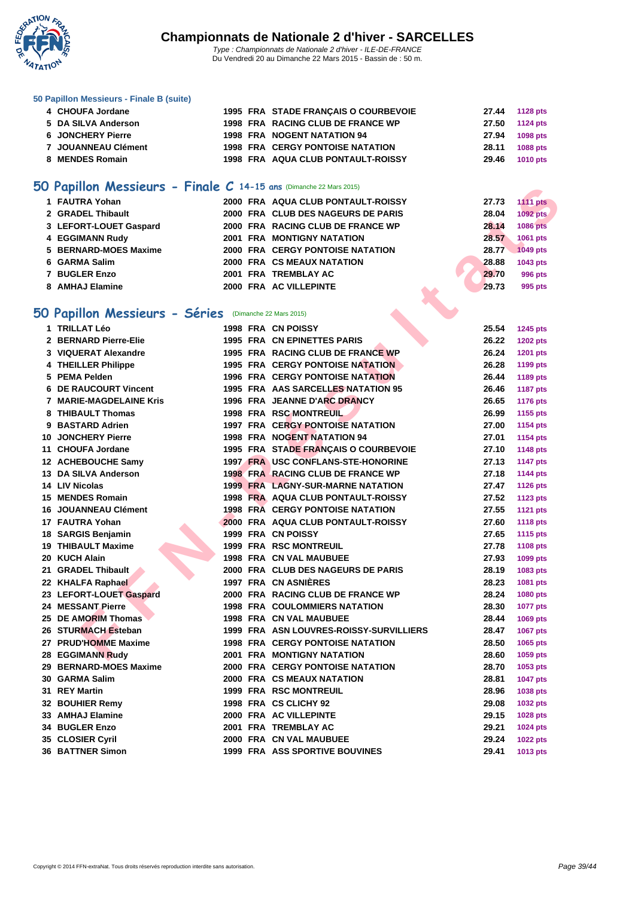#### 50 Papillon Messieurs - Finale B (suite)

| | | | | | | |
|---|---|---|---|---|---|---|
| 4 | CHOUFA Jordane | 1995 | FRA | STADE FRANÇAIS O COURBEVOIE | 27.44 | 1128 pts |
| 5 | DA SILVA Anderson | 1998 | FRA | RACING CLUB DE FRANCE WP | 27.50 | 1124 pts |
| 6 | JONCHERY Pierre | 1998 | FRA | NOGENT NATATION 94 | 27.94 | 1098 pts |
| 7 | JOUANNEAU Clément | 1998 | FRA | CERGY PONTOISE NATATION | 28.11 | 1088 pts |
| 8 | MENDES Romain | 1998 | FRA | AQUA CLUB PONTAULT-ROISSY | 29.46 | 1010 pts |

## 50 Papillon Messieurs - Finale C 14-15 ans (Dimanche 22 Mars 2015)

| | | | | | | |
|---|---|---|---|---|---|---|
| 1 | FAUTRA Yohan | 2000 | FRA | AQUA CLUB PONTAULT-ROISSY | 27.73 | 1111 pts |
| 2 | GRADEL Thibault | 2000 | FRA | CLUB DES NAGEURS DE PARIS | 28.04 | 1092 pts |
| 3 | LEFORT-LOUET Gaspard | 2000 | FRA | RACING CLUB DE FRANCE WP | 28.14 | 1086 pts |
| 4 | EGGIMANN Rudy | 2001 | FRA | MONTIGNY NATATION | 28.57 | 1061 pts |
| 5 | BERNARD-MOES Maxime | 2000 | FRA | CERGY PONTOISE NATATION | 28.77 | 1049 pts |
| 6 | GARMA Salim | 2000 | FRA | CS MEAUX NATATION | 28.88 | 1043 pts |
| 7 | BUGLER Enzo | 2001 | FRA | TREMBLAY AC | 29.70 | 996 pts |
| 8 | AMHAJ Elamine | 2000 | FRA | AC VILLEPINTE | 29.73 | 995 pts |

## 50 Papillon Messieurs - Séries (Dimanche 22 Mars 2015)

| | | | | | | |
|---|---|---|---|---|---|---|
| 1 | TRILLAT Léo | 1998 | FRA | CN POISSY | 25.54 | 1245 pts |
| 2 | BERNARD Pierre-Elie | 1995 | FRA | CN EPINETTES PARIS | 26.22 | 1202 pts |
| 3 | VIQUERAT Alexandre | 1995 | FRA | RACING CLUB DE FRANCE WP | 26.24 | 1201 pts |
| 4 | THEILLER Philippe | 1995 | FRA | CERGY PONTOISE NATATION | 26.28 | 1199 pts |
| 5 | PEMA Pelden | 1996 | FRA | CERGY PONTOISE NATATION | 26.44 | 1189 pts |
| 6 | DE RAUCOURT Vincent | 1995 | FRA | AAS SARCELLES NATATION 95 | 26.46 | 1187 pts |
| 7 | MARIE-MAGDELAINE Kris | 1996 | FRA | JEANNE D'ARC DRANCY | 26.65 | 1176 pts |
| 8 | THIBAULT Thomas | 1998 | FRA | RSC MONTREUIL | 26.99 | 1155 pts |
| 9 | BASTARD Adrien | 1997 | FRA | CERGY PONTOISE NATATION | 27.00 | 1154 pts |
| 10 | JONCHERY Pierre | 1998 | FRA | NOGENT NATATION 94 | 27.01 | 1154 pts |
| 11 | CHOUFA Jordane | 1995 | FRA | STADE FRANÇAIS O COURBEVOIE | 27.10 | 1148 pts |
| 12 | ACHEBOUCHE Samy | 1997 | FRA | USC CONFLANS-STE-HONORINE | 27.13 | 1147 pts |
| 13 | DA SILVA Anderson | 1998 | FRA | RACING CLUB DE FRANCE WP | 27.18 | 1144 pts |
| 14 | LIV Nicolas | 1999 | FRA | LAGNY-SUR-MARNE NATATION | 27.47 | 1126 pts |
| 15 | MENDES Romain | 1998 | FRA | AQUA CLUB PONTAULT-ROISSY | 27.52 | 1123 pts |
| 16 | JOUANNEAU Clément | 1998 | FRA | CERGY PONTOISE NATATION | 27.55 | 1121 pts |
| 17 | FAUTRA Yohan | 2000 | FRA | AQUA CLUB PONTAULT-ROISSY | 27.60 | 1118 pts |
| 18 | SARGIS Benjamin | 1999 | FRA | CN POISSY | 27.65 | 1115 pts |
| 19 | THIBAULT Maxime | 1999 | FRA | RSC MONTREUIL | 27.78 | 1108 pts |
| 20 | KUCH Alain | 1998 | FRA | CN VAL MAUBUEE | 27.93 | 1099 pts |
| 21 | GRADEL Thibault | 2000 | FRA | CLUB DES NAGEURS DE PARIS | 28.19 | 1083 pts |
| 22 | KHALFA Raphael | 1997 | FRA | CN ASNIÈRES | 28.23 | 1081 pts |
| 23 | LEFORT-LOUET Gaspard | 2000 | FRA | RACING CLUB DE FRANCE WP | 28.24 | 1080 pts |
| 24 | MESSANT Pierre | 1998 | FRA | COULOMMIERS NATATION | 28.30 | 1077 pts |
| 25 | DE AMORIM Thomas | 1998 | FRA | CN VAL MAUBUEE | 28.44 | 1069 pts |
| 26 | STURMACH Esteban | 1999 | FRA | ASN LOUVRES-ROISSY-SURVILLIERS | 28.47 | 1067 pts |
| 27 | PRUD'HOMME Maxime | 1998 | FRA | CERGY PONTOISE NATATION | 28.50 | 1065 pts |
| 28 | EGGIMANN Rudy | 2001 | FRA | MONTIGNY NATATION | 28.60 | 1059 pts |
| 29 | BERNARD-MOES Maxime | 2000 | FRA | CERGY PONTOISE NATATION | 28.70 | 1053 pts |
| 30 | GARMA Salim | 2000 | FRA | CS MEAUX NATATION | 28.81 | 1047 pts |
| 31 | REY Martin | 1999 | FRA | RSC MONTREUIL | 28.96 | 1038 pts |
| 32 | BOUHIER Remy | 1998 | FRA | CS CLICHY 92 | 29.08 | 1032 pts |
| 33 | AMHAJ Elamine | 2000 | FRA | AC VILLEPINTE | 29.15 | 1028 pts |
| 34 | BUGLER Enzo | 2001 | FRA | TREMBLAY AC | 29.21 | 1024 pts |
| 35 | CLOSIER Cyril | 2000 | FRA | CN VAL MAUBUEE | 29.24 | 1022 pts |
| 36 | BATTNER Simon | 1999 | FRA | ASS SPORTIVE BOUVINES | 29.41 | 1013 pts |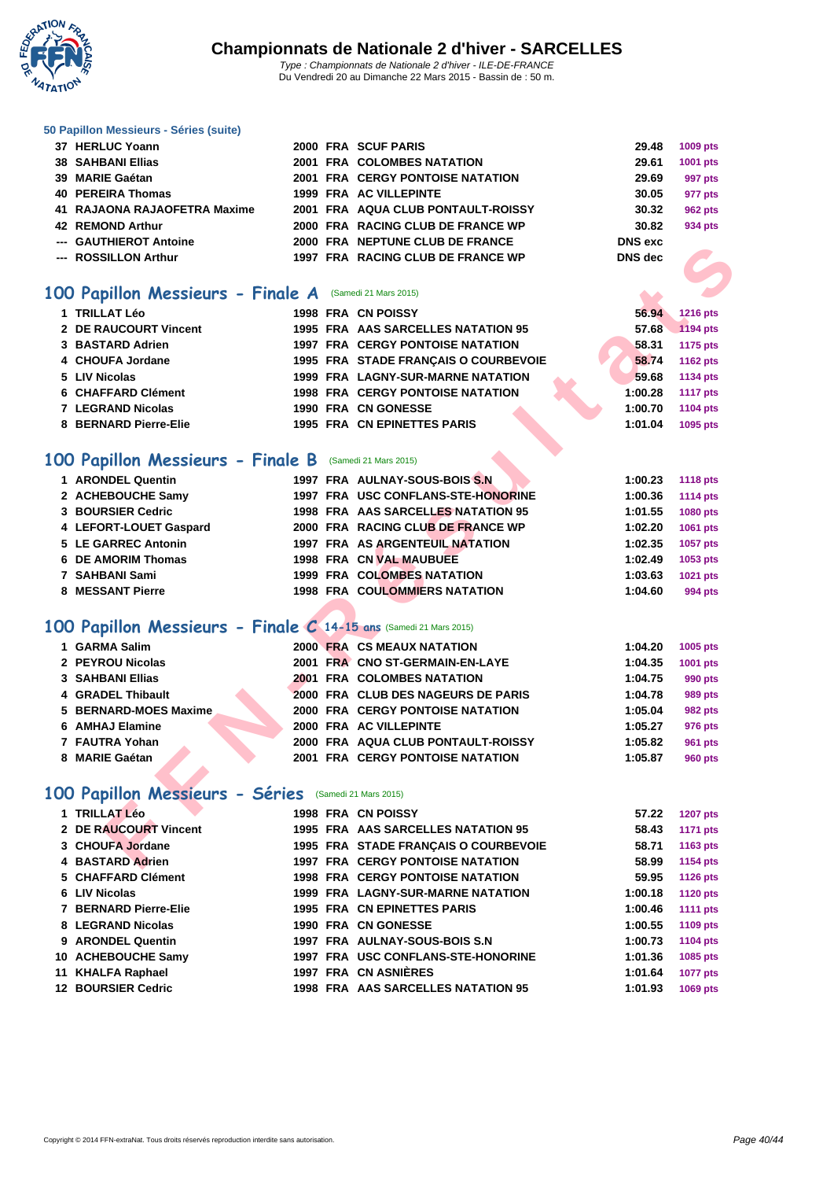# Championnats de Nationale 2 d'hiver - SARCELLES

*Type : Championnats de Nationale 2 d'hiver - ILE-DE-FRANCE*
Du Vendredi 20 au Dimanche 22 Mars 2015 - Bassin de : 50 m.

### 50 Papillon Messieurs - Séries (suite)

| | | | | | | |
|---|---|---|---|---|---|---|
| 37 | HERLUC Yoann | 2000 | FRA | SCUF PARIS | 29.48 | 1009 pts |
| 38 | SAHBANI Ellias | 2001 | FRA | COLOMBES NATATION | 29.61 | 1001 pts |
| 39 | MARIE Gaétan | 2001 | FRA | CERGY PONTOISE NATATION | 29.69 | 997 pts |
| 40 | PEREIRA Thomas | 1999 | FRA | AC VILLEPINTE | 30.05 | 977 pts |
| 41 | RAJAONA RAJAOFETRA Maxime | 2001 | FRA | AQUA CLUB PONTAULT-ROISSY | 30.32 | 962 pts |
| 42 | REMOND Arthur | 2000 | FRA | RACING CLUB DE FRANCE WP | 30.82 | 934 pts |
| --- | GAUTHIEROT Antoine | 2000 | FRA | NEPTUNE CLUB DE FRANCE | DNS exc | |
| --- | ROSSILLON Arthur | 1997 | FRA | RACING CLUB DE FRANCE WP | DNS dec | |

## 100 Papillon Messieurs - Finale A (Samedi 21 Mars 2015)

| | | | | | | |
|---|---|---|---|---|---|---|
| 1 | TRILLAT Léo | 1998 | FRA | CN POISSY | 56.94 | 1216 pts |
| 2 | DE RAUCOURT Vincent | 1995 | FRA | AAS SARCELLES NATATION 95 | 57.68 | 1194 pts |
| 3 | BASTARD Adrien | 1997 | FRA | CERGY PONTOISE NATATION | 58.31 | 1175 pts |
| 4 | CHOUFA Jordane | 1995 | FRA | STADE FRANÇAIS O COURBEVOIE | 58.74 | 1162 pts |
| 5 | LIV Nicolas | 1999 | FRA | LAGNY-SUR-MARNE NATATION | 59.68 | 1134 pts |
| 6 | CHAFFARD Clément | 1998 | FRA | CERGY PONTOISE NATATION | 1:00.28 | 1117 pts |
| 7 | LEGRAND Nicolas | 1990 | FRA | CN GONESSE | 1:00.70 | 1104 pts |
| 8 | BERNARD Pierre-Elie | 1995 | FRA | CN EPINETTES PARIS | 1:01.04 | 1095 pts |

## 100 Papillon Messieurs - Finale B (Samedi 21 Mars 2015)

| | | | | | | |
|---|---|---|---|---|---|---|
| 1 | ARONDEL Quentin | 1997 | FRA | AULNAY-SOUS-BOIS S.N | 1:00.23 | 1118 pts |
| 2 | ACHEBOUCHE Samy | 1997 | FRA | USC CONFLANS-STE-HONORINE | 1:00.36 | 1114 pts |
| 3 | BOURSIER Cedric | 1998 | FRA | AAS SARCELLES NATATION 95 | 1:01.55 | 1080 pts |
| 4 | LEFORT-LOUET Gaspard | 2000 | FRA | RACING CLUB DE FRANCE WP | 1:02.20 | 1061 pts |
| 5 | LE GARREC Antonin | 1997 | FRA | AS ARGENTEUIL NATATION | 1:02.35 | 1057 pts |
| 6 | DE AMORIM Thomas | 1998 | FRA | CN VAL MAUBUEE | 1:02.49 | 1053 pts |
| 7 | SAHBANI Sami | 1999 | FRA | COLOMBES NATATION | 1:03.63 | 1021 pts |
| 8 | MESSANT Pierre | 1998 | FRA | COULOMMIERS NATATION | 1:04.60 | 994 pts |

## 100 Papillon Messieurs - Finale C 14-15 ans (Samedi 21 Mars 2015)

| | | | | | | |
|---|---|---|---|---|---|---|
| 1 | GARMA Salim | 2000 | FRA | CS MEAUX NATATION | 1:04.20 | 1005 pts |
| 2 | PEYROU Nicolas | 2001 | FRA | CNO ST-GERMAIN-EN-LAYE | 1:04.35 | 1001 pts |
| 3 | SAHBANI Ellias | 2001 | FRA | COLOMBES NATATION | 1:04.75 | 990 pts |
| 4 | GRADEL Thibault | 2000 | FRA | CLUB DES NAGEURS DE PARIS | 1:04.78 | 989 pts |
| 5 | BERNARD-MOES Maxime | 2000 | FRA | CERGY PONTOISE NATATION | 1:05.04 | 982 pts |
| 6 | AMHAJ Elamine | 2000 | FRA | AC VILLEPINTE | 1:05.27 | 976 pts |
| 7 | FAUTRA Yohan | 2000 | FRA | AQUA CLUB PONTAULT-ROISSY | 1:05.82 | 961 pts |
| 8 | MARIE Gaétan | 2001 | FRA | CERGY PONTOISE NATATION | 1:05.87 | 960 pts |

## 100 Papillon Messieurs - Séries (Samedi 21 Mars 2015)

| | | | | | | |
|---|---|---|---|---|---|---|
| 1 | TRILLAT Léo | 1998 | FRA | CN POISSY | 57.22 | 1207 pts |
| 2 | DE RAUCOURT Vincent | 1995 | FRA | AAS SARCELLES NATATION 95 | 58.43 | 1171 pts |
| 3 | CHOUFA Jordane | 1995 | FRA | STADE FRANÇAIS O COURBEVOIE | 58.71 | 1163 pts |
| 4 | BASTARD Adrien | 1997 | FRA | CERGY PONTOISE NATATION | 58.99 | 1154 pts |
| 5 | CHAFFARD Clément | 1998 | FRA | CERGY PONTOISE NATATION | 59.95 | 1126 pts |
| 6 | LIV Nicolas | 1999 | FRA | LAGNY-SUR-MARNE NATATION | 1:00.18 | 1120 pts |
| 7 | BERNARD Pierre-Elie | 1995 | FRA | CN EPINETTES PARIS | 1:00.46 | 1111 pts |
| 8 | LEGRAND Nicolas | 1990 | FRA | CN GONESSE | 1:00.55 | 1109 pts |
| 9 | ARONDEL Quentin | 1997 | FRA | AULNAY-SOUS-BOIS S.N | 1:00.73 | 1104 pts |
| 10 | ACHEBOUCHE Samy | 1997 | FRA | USC CONFLANS-STE-HONORINE | 1:01.36 | 1085 pts |
| 11 | KHALFA Raphael | 1997 | FRA | CN ASNIÈRES | 1:01.64 | 1077 pts |
| 12 | BOURSIER Cedric | 1998 | FRA | AAS SARCELLES NATATION 95 | 1:01.93 | 1069 pts |

Copyright © 2014 FFN-extraNat. Tous droits réservés reproduction interdite sans autorisation.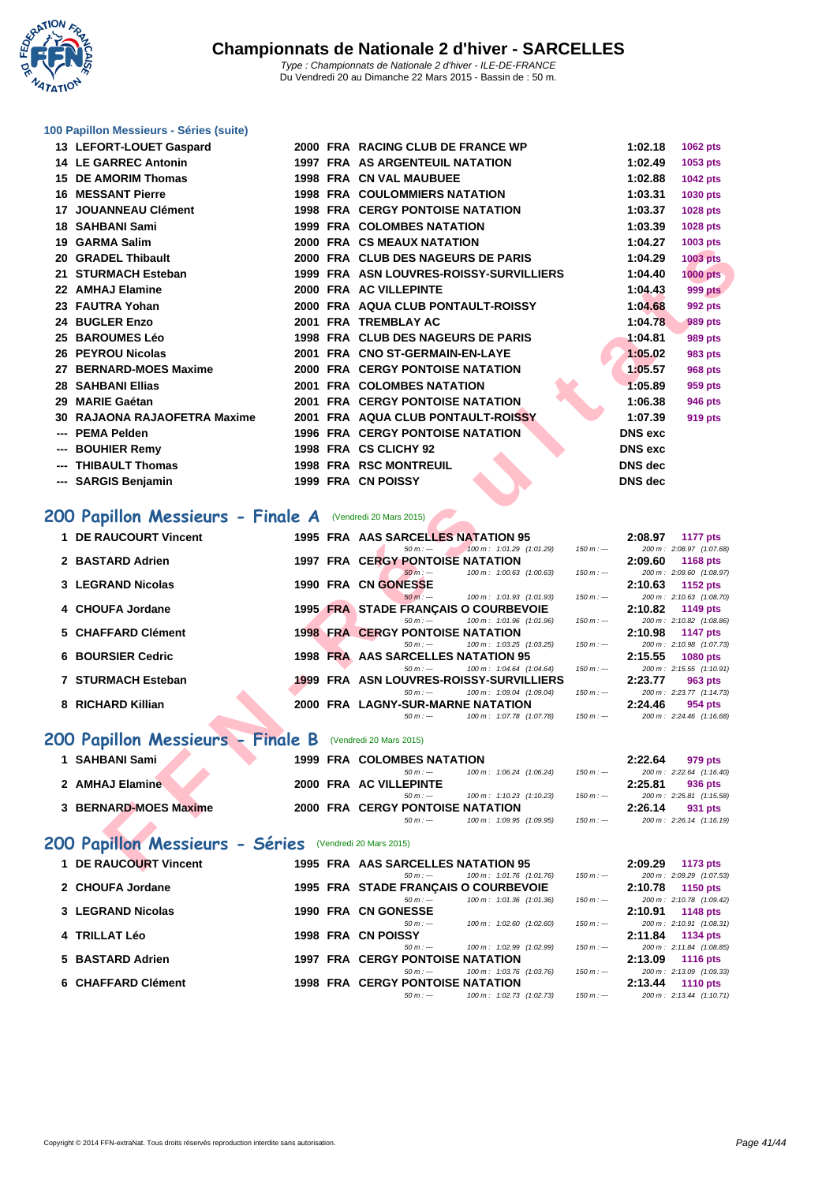# Championnats de Nationale 2 d'hiver - SARCELLES

*Type : Championnats de Nationale 2 d'hiver - ILE-DE-FRANCE*
Du Vendredi 20 au Dimanche 22 Mars 2015 - Bassin de : 50 m.

### 100 Papillon Messieurs - Séries (suite)

| Rg | Nom | Année | Nat | Club | Temps | Points |
|---|---|---|---|---|---|---|
| 13 | LEFORT-LOUET Gaspard | 2000 | FRA | RACING CLUB DE FRANCE WP | 1:02.18 | 1062 pts |
| 14 | LE GARREC Antonin | 1997 | FRA | AS ARGENTEUIL NATATION | 1:02.49 | 1053 pts |
| 15 | DE AMORIM Thomas | 1998 | FRA | CN VAL MAUBUEE | 1:02.88 | 1042 pts |
| 16 | MESSANT Pierre | 1998 | FRA | COULOMMIERS NATATION | 1:03.31 | 1030 pts |
| 17 | JOUANNEAU Clément | 1998 | FRA | CERGY PONTOISE NATATION | 1:03.37 | 1028 pts |
| 18 | SAHBANI Sami | 1999 | FRA | COLOMBES NATATION | 1:03.39 | 1028 pts |
| 19 | GARMA Salim | 2000 | FRA | CS MEAUX NATATION | 1:04.27 | 1003 pts |
| 20 | GRADEL Thibault | 2000 | FRA | CLUB DES NAGEURS DE PARIS | 1:04.29 | 1003 pts |
| 21 | STURMACH Esteban | 1999 | FRA | ASN LOUVRES-ROISSY-SURVILLIERS | 1:04.40 | 1000 pts |
| 22 | AMHAJ Elamine | 2000 | FRA | AC VILLEPINTE | 1:04.43 | 999 pts |
| 23 | FAUTRA Yohan | 2000 | FRA | AQUA CLUB PONTAULT-ROISSY | 1:04.68 | 992 pts |
| 24 | BUGLER Enzo | 2001 | FRA | TREMBLAY AC | 1:04.78 | 989 pts |
| 25 | BAROUMES Léo | 1998 | FRA | CLUB DES NAGEURS DE PARIS | 1:04.81 | 989 pts |
| 26 | PEYROU Nicolas | 2001 | FRA | CNO ST-GERMAIN-EN-LAYE | 1:05.02 | 983 pts |
| 27 | BERNARD-MOES Maxime | 2000 | FRA | CERGY PONTOISE NATATION | 1:05.57 | 968 pts |
| 28 | SAHBANI Ellias | 2001 | FRA | COLOMBES NATATION | 1:05.89 | 959 pts |
| 29 | MARIE Gaétan | 2001 | FRA | CERGY PONTOISE NATATION | 1:06.38 | 946 pts |
| 30 | RAJAONA RAJAOFETRA Maxime | 2001 | FRA | AQUA CLUB PONTAULT-ROISSY | 1:07.39 | 919 pts |
| --- | PEMA Pelden | 1996 | FRA | CERGY PONTOISE NATATION | DNS exc | |
| --- | BOUHIER Remy | 1998 | FRA | CS CLICHY 92 | DNS exc | |
| --- | THIBAULT Thomas | 1998 | FRA | RSC MONTREUIL | DNS dec | |
| --- | SARGIS Benjamin | 1999 | FRA | CN POISSY | DNS dec | |

## 200 Papillon Messieurs - Finale A (Vendredi 20 Mars 2015)

| Rg | Nom | Année | Nat | Club | 50 m | 100 m | 150 m | 200 m | Temps | Points |
|---|---|---|---|---|---|---|---|---|---|---|
| 1 | DE RAUCOURT Vincent | 1995 | FRA | AAS SARCELLES NATATION 95 | --- | 1:01.29 (1:01.29) | --- | 2:08.97 (1:07.68) | 2:08.97 | 1177 pts |
| 2 | BASTARD Adrien | 1997 | FRA | CERGY PONTOISE NATATION | --- | 1:00.63 (1:00.63) | --- | 2:09.60 (1:08.97) | 2:09.60 | 1168 pts |
| 3 | LEGRAND Nicolas | 1990 | FRA | CN GONESSE | --- | 1:01.93 (1:01.93) | --- | 2:10.63 (1:08.70) | 2:10.63 | 1152 pts |
| 4 | CHOUFA Jordane | 1995 | FRA | STADE FRANÇAIS O COURBEVOIE | --- | 1:01.96 (1:01.96) | --- | 2:10.82 (1:08.86) | 2:10.82 | 1149 pts |
| 5 | CHAFFARD Clément | 1998 | FRA | CERGY PONTOISE NATATION | --- | 1:03.25 (1:03.25) | --- | 2:10.98 (1:07.73) | 2:10.98 | 1147 pts |
| 6 | BOURSIER Cedric | 1998 | FRA | AAS SARCELLES NATATION 95 | --- | 1:04.64 (1:04.64) | --- | 2:15.55 (1:10.91) | 2:15.55 | 1080 pts |
| 7 | STURMACH Esteban | 1999 | FRA | ASN LOUVRES-ROISSY-SURVILLIERS | --- | 1:09.04 (1:09.04) | --- | 2:23.77 (1:14.73) | 2:23.77 | 963 pts |
| 8 | RICHARD Killian | 2000 | FRA | LAGNY-SUR-MARNE NATATION | --- | 1:07.78 (1:07.78) | --- | 2:24.46 (1:16.68) | 2:24.46 | 954 pts |

## 200 Papillon Messieurs - Finale B (Vendredi 20 Mars 2015)

| Rg | Nom | Année | Nat | Club | 50 m | 100 m | 150 m | 200 m | Temps | Points |
|---|---|---|---|---|---|---|---|---|---|---|
| 1 | SAHBANI Sami | 1999 | FRA | COLOMBES NATATION | --- | 1:06.24 (1:06.24) | --- | 2:22.64 (1:16.40) | 2:22.64 | 979 pts |
| 2 | AMHAJ Elamine | 2000 | FRA | AC VILLEPINTE | --- | 1:10.23 (1:10.23) | --- | 2:25.81 (1:15.58) | 2:25.81 | 936 pts |
| 3 | BERNARD-MOES Maxime | 2000 | FRA | CERGY PONTOISE NATATION | --- | 1:09.95 (1:09.95) | --- | 2:26.14 (1:16.19) | 2:26.14 | 931 pts |

## 200 Papillon Messieurs - Séries (Vendredi 20 Mars 2015)

| Rg | Nom | Année | Nat | Club | 50 m | 100 m | 150 m | 200 m | Temps | Points |
|---|---|---|---|---|---|---|---|---|---|---|
| 1 | DE RAUCOURT Vincent | 1995 | FRA | AAS SARCELLES NATATION 95 | --- | 1:01.76 (1:01.76) | --- | 2:09.29 (1:07.53) | 2:09.29 | 1173 pts |
| 2 | CHOUFA Jordane | 1995 | FRA | STADE FRANÇAIS O COURBEVOIE | --- | 1:01.36 (1:01.36) | --- | 2:10.78 (1:09.42) | 2:10.78 | 1150 pts |
| 3 | LEGRAND Nicolas | 1990 | FRA | CN GONESSE | --- | 1:02.60 (1:02.60) | --- | 2:10.91 (1:08.31) | 2:10.91 | 1148 pts |
| 4 | TRILLAT Léo | 1998 | FRA | CN POISSY | --- | 1:02.99 (1:02.99) | --- | 2:11.84 (1:08.85) | 2:11.84 | 1134 pts |
| 5 | BASTARD Adrien | 1997 | FRA | CERGY PONTOISE NATATION | --- | 1:03.76 (1:03.76) | --- | 2:13.09 (1:09.33) | 2:13.09 | 1116 pts |
| 6 | CHAFFARD Clément | 1998 | FRA | CERGY PONTOISE NATATION | --- | 1:02.73 (1:02.73) | --- | 2:13.44 (1:10.71) | 2:13.44 | 1110 pts |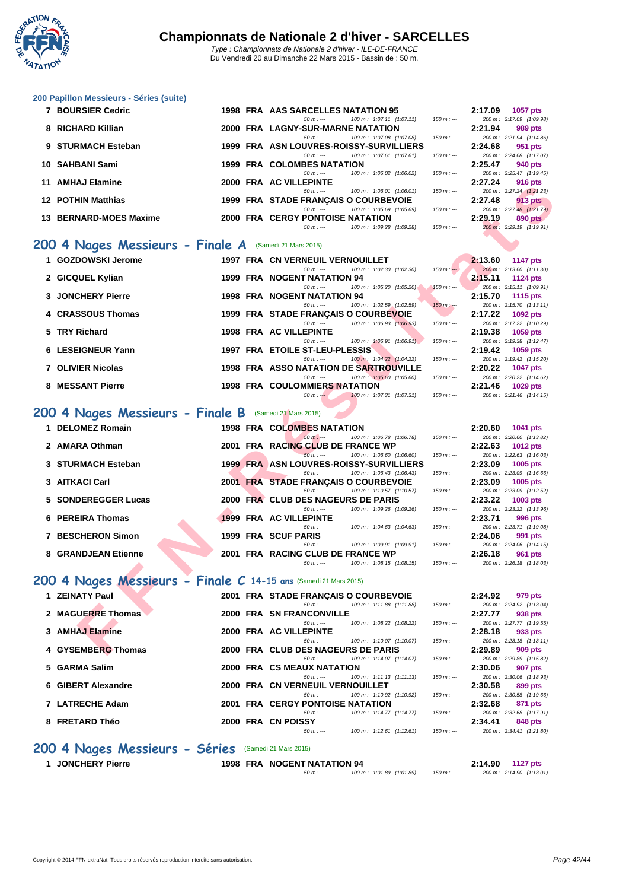# Championnats de Nationale 2 d'hiver - SARCELLES

*Type : Championnats de Nationale 2 d'hiver - ILE-DE-FRANCE*
Du Vendredi 20 au Dimanche 22 Mars 2015 - Bassin de : 50 m.

### 200 Papillon Messieurs - Séries (suite)

| Pl. | Nom | Année | Nat. | Club | 50 m | 100 m | 150 m | Temps | Points | 200 m |
|---|---|---|---|---|---|---|---|---|---|---|
| 7 | BOURSIER Cedric | 1998 | FRA | AAS SARCELLES NATATION 95 | --- | 1:07.11 (1:07.11) | --- | 2:17.09 | 1057 pts | 2:17.09 (1:09.98) |
| 8 | RICHARD Killian | 2000 | FRA | LAGNY-SUR-MARNE NATATION | --- | 1:07.08 (1:07.08) | --- | 2:21.94 | 989 pts | 2:21.94 (1:14.86) |
| 9 | STURMACH Esteban | 1999 | FRA | ASN LOUVRES-ROISSY-SURVILLIERS | --- | 1:07.61 (1:07.61) | --- | 2:24.68 | 951 pts | 2:24.68 (1:17.07) |
| 10 | SAHBANI Sami | 1999 | FRA | COLOMBES NATATION | --- | 1:06.02 (1:06.02) | --- | 2:25.47 | 940 pts | 2:25.47 (1:19.45) |
| 11 | AMHAJ Elamine | 2000 | FRA | AC VILLEPINTE | --- | 1:06.01 (1:06.01) | --- | 2:27.24 | 916 pts | 2:27.24 (1:21.23) |
| 12 | POTHIN Matthias | 1999 | FRA | STADE FRANÇAIS O COURBEVOIE | --- | 1:05.69 (1:05.69) | --- | 2:27.48 | 913 pts | 2:27.48 (1:21.79) |
| 13 | BERNARD-MOES Maxime | 2000 | FRA | CERGY PONTOISE NATATION | --- | 1:09.28 (1:09.28) | --- | 2:29.19 | 890 pts | 2:29.19 (1:19.91) |

## 200 4 Nages Messieurs - Finale A (Samedi 21 Mars 2015)

| Pl. | Nom | Année | Nat. | Club | 50 m | 100 m | 150 m | Temps | Points | 200 m |
|---|---|---|---|---|---|---|---|---|---|---|
| 1 | GOZDOWSKI Jerome | 1997 | FRA | CN VERNEUIL VERNOUILLET | --- | 1:02.30 (1:02.30) | --- | 2:13.60 | 1147 pts | 2:13.60 (1:11.30) |
| 2 | GICQUEL Kylian | 1999 | FRA | NOGENT NATATION 94 | --- | 1:05.20 (1:05.20) | --- | 2:15.11 | 1124 pts | 2:15.11 (1:09.91) |
| 3 | JONCHERY Pierre | 1998 | FRA | NOGENT NATATION 94 | --- | 1:02.59 (1:02.59) | --- | 2:15.70 | 1115 pts | 2:15.70 (1:13.11) |
| 4 | CRASSOUS Thomas | 1999 | FRA | STADE FRANÇAIS O COURBEVOIE | --- | 1:06.93 (1:06.93) | --- | 2:17.22 | 1092 pts | 2:17.22 (1:10.29) |
| 5 | TRY Richard | 1998 | FRA | AC VILLEPINTE | --- | 1:06.91 (1:06.91) | --- | 2:19.38 | 1059 pts | 2:19.38 (1:12.47) |
| 6 | LESEIGNEUR Yann | 1997 | FRA | ETOILE ST-LEU-PLESSIS | --- | 1:04.22 (1:04.22) | --- | 2:19.42 | 1059 pts | 2:19.42 (1:15.20) |
| 7 | OLIVIER Nicolas | 1998 | FRA | ASSO NATATION DE SARTROUVILLE | --- | 1:05.60 (1:05.60) | --- | 2:20.22 | 1047 pts | 2:20.22 (1:14.62) |
| 8 | MESSANT Pierre | 1998 | FRA | COULOMMIERS NATATION | --- | 1:07.31 (1:07.31) | --- | 2:21.46 | 1029 pts | 2:21.46 (1:14.15) |

## 200 4 Nages Messieurs - Finale B (Samedi 21 Mars 2015)

| Pl. | Nom | Année | Nat. | Club | 50 m | 100 m | 150 m | Temps | Points | 200 m |
|---|---|---|---|---|---|---|---|---|---|---|
| 1 | DELOMEZ Romain | 1998 | FRA | COLOMBES NATATION | --- | 1:06.78 (1:06.78) | --- | 2:20.60 | 1041 pts | 2:20.60 (1:13.82) |
| 2 | AMARA Othman | 2001 | FRA | RACING CLUB DE FRANCE WP | --- | 1:06.60 (1:06.60) | --- | 2:22.63 | 1012 pts | 2:22.63 (1:16.03) |
| 3 | STURMACH Esteban | 1999 | FRA | ASN LOUVRES-ROISSY-SURVILLIERS | --- | 1:06.43 (1:06.43) | --- | 2:23.09 | 1005 pts | 2:23.09 (1:16.66) |
| 3 | AITKACI Carl | 2001 | FRA | STADE FRANÇAIS O COURBEVOIE | --- | 1:10.57 (1:10.57) | --- | 2:23.09 | 1005 pts | 2:23.09 (1:12.52) |
| 5 | SONDEREGGER Lucas | 2000 | FRA | CLUB DES NAGEURS DE PARIS | --- | 1:09.26 (1:09.26) | --- | 2:23.22 | 1003 pts | 2:23.22 (1:13.96) |
| 6 | PEREIRA Thomas | 1999 | FRA | AC VILLEPINTE | --- | 1:04.63 (1:04.63) | --- | 2:23.71 | 996 pts | 2:23.71 (1:19.08) |
| 7 | BESCHERON Simon | 1999 | FRA | SCUF PARIS | --- | 1:09.91 (1:09.91) | --- | 2:24.06 | 991 pts | 2:24.06 (1:14.15) |
| 8 | GRANDJEAN Etienne | 2001 | FRA | RACING CLUB DE FRANCE WP | --- | 1:08.15 (1:08.15) | --- | 2:26.18 | 961 pts | 2:26.18 (1:18.03) |

## 200 4 Nages Messieurs - Finale C 14-15 ans (Samedi 21 Mars 2015)

| Pl. | Nom | Année | Nat. | Club | 50 m | 100 m | 150 m | Temps | Points | 200 m |
|---|---|---|---|---|---|---|---|---|---|---|
| 1 | ZEINATY Paul | 2001 | FRA | STADE FRANÇAIS O COURBEVOIE | --- | 1:11.88 (1:11.88) | --- | 2:24.92 | 979 pts | 2:24.92 (1:13.04) |
| 2 | MAGUERRE Thomas | 2000 | FRA | SN FRANCONVILLE | --- | 1:08.22 (1:08.22) | --- | 2:27.77 | 938 pts | 2:27.77 (1:19.55) |
| 3 | AMHAJ Elamine | 2000 | FRA | AC VILLEPINTE | --- | 1:10.07 (1:10.07) | --- | 2:28.18 | 933 pts | 2:28.18 (1:18.11) |
| 4 | GYSEMBERG Thomas | 2000 | FRA | CLUB DES NAGEURS DE PARIS | --- | 1:14.07 (1:14.07) | --- | 2:29.89 | 909 pts | 2:29.89 (1:15.82) |
| 5 | GARMA Salim | 2000 | FRA | CS MEAUX NATATION | --- | 1:11.13 (1:11.13) | --- | 2:30.06 | 907 pts | 2:30.06 (1:18.93) |
| 6 | GIBERT Alexandre | 2000 | FRA | CN VERNEUIL VERNOUILLET | --- | 1:10.92 (1:10.92) | --- | 2:30.58 | 899 pts | 2:30.58 (1:19.66) |
| 7 | LATRECHE Adam | 2001 | FRA | CERGY PONTOISE NATATION | --- | 1:14.77 (1:14.77) | --- | 2:32.68 | 871 pts | 2:32.68 (1:17.91) |
| 8 | FRETARD Théo | 2000 | FRA | CN POISSY | --- | 1:12.61 (1:12.61) | --- | 2:34.41 | 848 pts | 2:34.41 (1:21.80) |

## 200 4 Nages Messieurs - Séries (Samedi 21 Mars 2015)

| Pl. | Nom | Année | Nat. | Club | 50 m | 100 m | 150 m | Temps | Points | 200 m |
|---|---|---|---|---|---|---|---|---|---|---|
| 1 | JONCHERY Pierre | 1998 | FRA | NOGENT NATATION 94 | --- | 1:01.89 (1:01.89) | --- | 2:14.90 | 1127 pts | 2:14.90 (1:13.01) |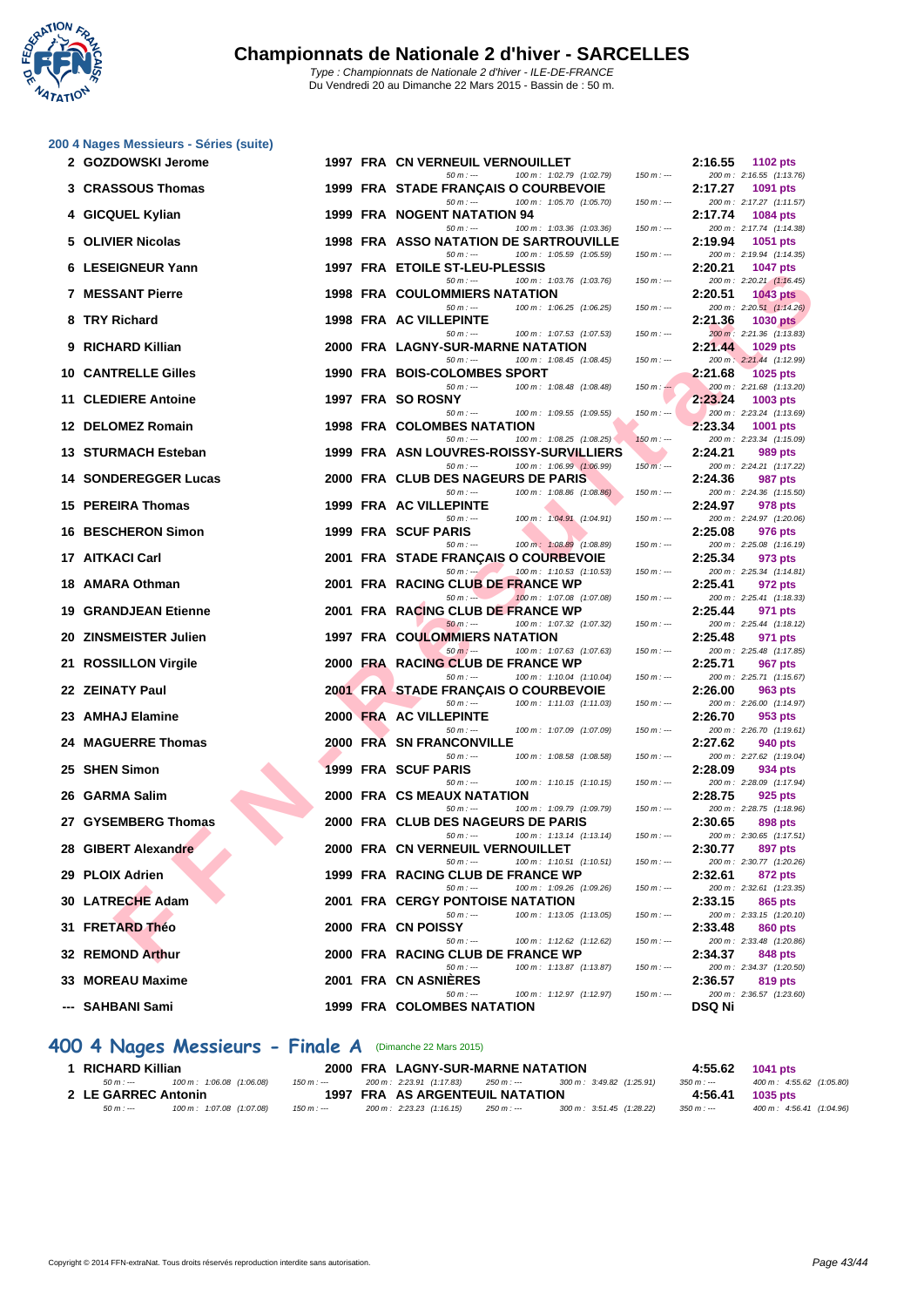# Championnats de Nationale 2 d'hiver - SARCELLES

*Type : Championnats de Nationale 2 d'hiver - ILE-DE-FRANCE*
*Du Vendredi 20 au Dimanche 22 Mars 2015 - Bassin de : 50 m.*

## 200 4 Nages Messieurs - Séries (suite)

| Rang | Nom | Année | Nat. | Club | Temps | Points | Splits |
|---|---|---|---|---|---|---|---|
| 2 | GOZDOWSKI Jerome | 1997 | FRA | CN VERNEUIL VERNOUILLET | 2:16.55 | 1102 pts | 50 m : --- / 100 m : 1:02.79 (1:02.79) / 150 m : --- / 200 m : 2:16.55 (1:13.76) |
| 3 | CRASSOUS Thomas | 1999 | FRA | STADE FRANÇAIS O COURBEVOIE | 2:17.27 | 1091 pts | 50 m : --- / 100 m : 1:05.70 (1:05.70) / 150 m : --- / 200 m : 2:17.27 (1:11.57) |
| 4 | GICQUEL Kylian | 1999 | FRA | NOGENT NATATION 94 | 2:17.74 | 1084 pts | 50 m : --- / 100 m : 1:03.36 (1:03.36) / 150 m : --- / 200 m : 2:17.74 (1:14.38) |
| 5 | OLIVIER Nicolas | 1998 | FRA | ASSO NATATION DE SARTROUVILLE | 2:19.94 | 1051 pts | 50 m : --- / 100 m : 1:05.59 (1:05.59) / 150 m : --- / 200 m : 2:19.94 (1:14.35) |
| 6 | LESEIGNEUR Yann | 1997 | FRA | ETOILE ST-LEU-PLESSIS | 2:20.21 | 1047 pts | 50 m : --- / 100 m : 1:03.76 (1:03.76) / 150 m : --- / 200 m : 2:20.21 (1:16.45) |
| 7 | MESSANT Pierre | 1998 | FRA | COULOMMIERS NATATION | 2:20.51 | 1043 pts | 50 m : --- / 100 m : 1:06.25 (1:06.25) / 150 m : --- / 200 m : 2:20.51 (1:14.26) |
| 8 | TRY Richard | 1998 | FRA | AC VILLEPINTE | 2:21.36 | 1030 pts | 50 m : --- / 100 m : 1:07.53 (1:07.53) / 150 m : --- / 200 m : 2:21.36 (1:13.83) |
| 9 | RICHARD Killian | 2000 | FRA | LAGNY-SUR-MARNE NATATION | 2:21.44 | 1029 pts | 50 m : --- / 100 m : 1:08.45 (1:08.45) / 150 m : --- / 200 m : 2:21.44 (1:12.99) |
| 10 | CANTRELLE Gilles | 1990 | FRA | BOIS-COLOMBES SPORT | 2:21.68 | 1025 pts | 50 m : --- / 100 m : 1:08.48 (1:08.48) / 150 m : --- / 200 m : 2:21.68 (1:13.20) |
| 11 | CLEDIERE Antoine | 1997 | FRA | SO ROSNY | 2:23.24 | 1003 pts | 50 m : --- / 100 m : 1:09.55 (1:09.55) / 150 m : --- / 200 m : 2:23.24 (1:13.69) |
| 12 | DELOMEZ Romain | 1998 | FRA | COLOMBES NATATION | 2:23.34 | 1001 pts | 50 m : --- / 100 m : 1:08.25 (1:08.25) / 150 m : --- / 200 m : 2:23.34 (1:15.09) |
| 13 | STURMACH Esteban | 1999 | FRA | ASN LOUVRES-ROISSY-SURVILLIERS | 2:24.21 | 989 pts | 50 m : --- / 100 m : 1:06.99 (1:06.99) / 150 m : --- / 200 m : 2:24.21 (1:17.22) |
| 14 | SONDEREGGER Lucas | 2000 | FRA | CLUB DES NAGEURS DE PARIS | 2:24.36 | 987 pts | 50 m : --- / 100 m : 1:08.86 (1:08.86) / 150 m : --- / 200 m : 2:24.36 (1:15.50) |
| 15 | PEREIRA Thomas | 1999 | FRA | AC VILLEPINTE | 2:24.97 | 978 pts | 50 m : --- / 100 m : 1:04.91 (1:04.91) / 150 m : --- / 200 m : 2:24.97 (1:20.06) |
| 16 | BESCHERON Simon | 1999 | FRA | SCUF PARIS | 2:25.08 | 976 pts | 50 m : --- / 100 m : 1:08.89 (1:08.89) / 150 m : --- / 200 m : 2:25.08 (1:16.19) |
| 17 | AITKACI Carl | 2001 | FRA | STADE FRANÇAIS O COURBEVOIE | 2:25.34 | 973 pts | 50 m : --- / 100 m : 1:10.53 (1:10.53) / 150 m : --- / 200 m : 2:25.34 (1:14.81) |
| 18 | AMARA Othman | 2001 | FRA | RACING CLUB DE FRANCE WP | 2:25.41 | 972 pts | 50 m : --- / 100 m : 1:07.08 (1:07.08) / 150 m : --- / 200 m : 2:25.41 (1:18.33) |
| 19 | GRANDJEAN Etienne | 2001 | FRA | RACING CLUB DE FRANCE WP | 2:25.44 | 971 pts | 50 m : --- / 100 m : 1:07.32 (1:07.32) / 150 m : --- / 200 m : 2:25.44 (1:18.12) |
| 20 | ZINSMEISTER Julien | 1997 | FRA | COULOMMIERS NATATION | 2:25.48 | 971 pts | 50 m : --- / 100 m : 1:07.63 (1:07.63) / 150 m : --- / 200 m : 2:25.48 (1:17.85) |
| 21 | ROSSILLON Virgile | 2000 | FRA | RACING CLUB DE FRANCE WP | 2:25.71 | 967 pts | 50 m : --- / 100 m : 1:10.04 (1:10.04) / 150 m : --- / 200 m : 2:25.71 (1:15.67) |
| 22 | ZEINATY Paul | 2001 | FRA | STADE FRANÇAIS O COURBEVOIE | 2:26.00 | 963 pts | 50 m : --- / 100 m : 1:11.03 (1:11.03) / 150 m : --- / 200 m : 2:26.00 (1:14.97) |
| 23 | AMHAJ Elamine | 2000 | FRA | AC VILLEPINTE | 2:26.70 | 953 pts | 50 m : --- / 100 m : 1:07.09 (1:07.09) / 150 m : --- / 200 m : 2:26.70 (1:19.61) |
| 24 | MAGUERRE Thomas | 2000 | FRA | SN FRANCONVILLE | 2:27.62 | 940 pts | 50 m : --- / 100 m : 1:08.58 (1:08.58) / 150 m : --- / 200 m : 2:27.62 (1:19.04) |
| 25 | SHEN Simon | 1999 | FRA | SCUF PARIS | 2:28.09 | 934 pts | 50 m : --- / 100 m : 1:10.15 (1:10.15) / 150 m : --- / 200 m : 2:28.09 (1:17.94) |
| 26 | GARMA Salim | 2000 | FRA | CS MEAUX NATATION | 2:28.75 | 925 pts | 50 m : --- / 100 m : 1:09.79 (1:09.79) / 150 m : --- / 200 m : 2:28.75 (1:18.96) |
| 27 | GYSEMBERG Thomas | 2000 | FRA | CLUB DES NAGEURS DE PARIS | 2:30.65 | 898 pts | 50 m : --- / 100 m : 1:13.14 (1:13.14) / 150 m : --- / 200 m : 2:30.65 (1:17.51) |
| 28 | GIBERT Alexandre | 2000 | FRA | CN VERNEUIL VERNOUILLET | 2:30.77 | 897 pts | 50 m : --- / 100 m : 1:10.51 (1:10.51) / 150 m : --- / 200 m : 2:30.77 (1:20.26) |
| 29 | PLOIX Adrien | 1999 | FRA | RACING CLUB DE FRANCE WP | 2:32.61 | 872 pts | 50 m : --- / 100 m : 1:09.26 (1:09.26) / 150 m : --- / 200 m : 2:32.61 (1:23.35) |
| 30 | LATRECHE Adam | 2001 | FRA | CERGY PONTOISE NATATION | 2:33.15 | 865 pts | 50 m : --- / 100 m : 1:13.05 (1:13.05) / 150 m : --- / 200 m : 2:33.15 (1:20.10) |
| 31 | FRETARD Théo | 2000 | FRA | CN POISSY | 2:33.48 | 860 pts | 50 m : --- / 100 m : 1:12.62 (1:12.62) / 150 m : --- / 200 m : 2:33.48 (1:20.86) |
| 32 | REMOND Arthur | 2000 | FRA | RACING CLUB DE FRANCE WP | 2:34.37 | 848 pts | 50 m : --- / 100 m : 1:13.87 (1:13.87) / 150 m : --- / 200 m : 2:34.37 (1:20.50) |
| 33 | MOREAU Maxime | 2001 | FRA | CN ASNIÈRES | 2:36.57 | 819 pts | 50 m : --- / 100 m : 1:12.97 (1:12.97) / 150 m : --- / 200 m : 2:36.57 (1:23.60) |
| --- | SAHBANI Sami | 1999 | FRA | COLOMBES NATATION | DSQ Ni | | |

## 400 4 Nages Messieurs - Finale A (Dimanche 22 Mars 2015)

| Rang | Nom | Année | Nat. | Club | Temps | Points | Splits |
|---|---|---|---|---|---|---|---|
| 1 | RICHARD Killian | 2000 | FRA | LAGNY-SUR-MARNE NATATION | 4:55.62 | 1041 pts | 50 m : --- / 100 m : 1:06.08 (1:06.08) / 150 m : --- / 200 m : 2:23.91 (1:17.83) / 250 m : --- / 300 m : 3:49.82 (1:25.91) / 350 m : --- / 400 m : 4:55.62 (1:05.80) |
| 2 | LE GARREC Antonin | 1997 | FRA | AS ARGENTEUIL NATATION | 4:56.41 | 1035 pts | 50 m : --- / 100 m : 1:07.08 (1:07.08) / 150 m : --- / 200 m : 2:23.23 (1:16.15) / 250 m : --- / 300 m : 3:51.45 (1:28.22) / 350 m : --- / 400 m : 4:56.41 (1:04.96) |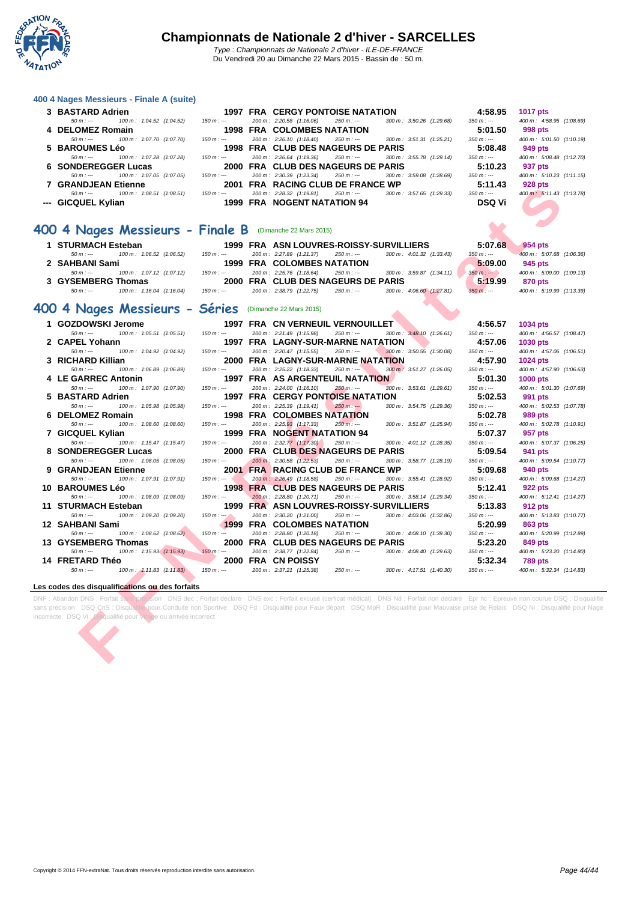# Championnats de Nationale 2 d'hiver - SARCELLES

*Type : Championnats de Nationale 2 d'hiver - ILE-DE-FRANCE*
Du Vendredi 20 au Dimanche 22 Mars 2015 - Bassin de : 50 m.

### 400 4 Nages Messieurs - Finale A (suite)

| Rang | Nom | Année | Nat. | Club | Temps | Points |
|---|---|---|---|---|---|---|
| 3 | BASTARD Adrien | 1997 | FRA | CERGY PONTOISE NATATION | 4:58.95 | 1017 pts |
| | 50 m : --- 100 m : 1:04.52 (1:04.52) 150 m : --- 200 m : 2:20.58 (1:16.06) 250 m : --- 300 m : 3:50.26 (1:29.68) 350 m : --- 400 m : 4:58.95 (1:08.69) | | | | | |
| 4 | DELOMEZ Romain | 1998 | FRA | COLOMBES NATATION | 5:01.50 | 998 pts |
| | 50 m : --- 100 m : 1:07.70 (1:07.70) 150 m : --- 200 m : 2:26.10 (1:18.40) 250 m : --- 300 m : 3:51.31 (1:25.21) 350 m : --- 400 m : 5:01.50 (1:10.19) | | | | | |
| 5 | BAROUMES Léo | 1998 | FRA | CLUB DES NAGEURS DE PARIS | 5:08.48 | 949 pts |
| | 50 m : --- 100 m : 1:07.28 (1:07.28) 150 m : --- 200 m : 2:26.64 (1:19.36) 250 m : --- 300 m : 3:55.78 (1:29.14) 350 m : --- 400 m : 5:08.48 (1:12.70) | | | | | |
| 6 | SONDEREGGER Lucas | 2000 | FRA | CLUB DES NAGEURS DE PARIS | 5:10.23 | 937 pts |
| | 50 m : --- 100 m : 1:07.05 (1:07.05) 150 m : --- 200 m : 2:30.39 (1:23.34) 250 m : --- 300 m : 3:59.08 (1:28.69) 350 m : --- 400 m : 5:10.23 (1:11.15) | | | | | |
| 7 | GRANDJEAN Etienne | 2001 | FRA | RACING CLUB DE FRANCE WP | 5:11.43 | 928 pts |
| | 50 m : --- 100 m : 1:08.51 (1:08.51) 150 m : --- 200 m : 2:28.32 (1:19.81) 250 m : --- 300 m : 3:57.65 (1:29.33) 350 m : --- 400 m : 5:11.43 (1:13.78) | | | | | |
| --- | GICQUEL Kylian | 1999 | FRA | NOGENT NATATION 94 | DSQ Vi | |

## 400 4 Nages Messieurs - Finale B (Dimanche 22 Mars 2015)

| Rang | Nom | Année | Nat. | Club | Temps | Points |
|---|---|---|---|---|---|---|
| 1 | STURMACH Esteban | 1999 | FRA | ASN LOUVRES-ROISSY-SURVILLIERS | 5:07.68 | 954 pts |
| | 50 m : --- 100 m : 1:06.52 (1:06.52) 150 m : --- 200 m : 2:27.89 (1:21.37) 250 m : --- 300 m : 4:01.32 (1:33.43) 350 m : --- 400 m : 5:07.68 (1:06.36) | | | | | |
| 2 | SAHBANI Sami | 1999 | FRA | COLOMBES NATATION | 5:09.00 | 945 pts |
| | 50 m : --- 100 m : 1:07.12 (1:07.12) 150 m : --- 200 m : 2:25.76 (1:18.64) 250 m : --- 300 m : 3:59.87 (1:34.11) 350 m : --- 400 m : 5:09.00 (1:09.13) | | | | | |
| 3 | GYSEMBERG Thomas | 2000 | FRA | CLUB DES NAGEURS DE PARIS | 5:19.99 | 870 pts |
| | 50 m : --- 100 m : 1:16.04 (1:16.04) 150 m : --- 200 m : 2:38.79 (1:22.75) 250 m : --- 300 m : 4:06.60 (1:27.81) 350 m : --- 400 m : 5:19.99 (1:13.39) | | | | | |

## 400 4 Nages Messieurs - Séries (Dimanche 22 Mars 2015)

| Rang | Nom | Année | Nat. | Club | Temps | Points |
|---|---|---|---|---|---|---|
| 1 | GOZDOWSKI Jerome | 1997 | FRA | CN VERNEUIL VERNOUILLET | 4:56.57 | 1034 pts |
| | 50 m : --- 100 m : 1:05.51 (1:05.51) 150 m : --- 200 m : 2:21.49 (1:15.98) 250 m : --- 300 m : 3:48.10 (1:26.61) 350 m : --- 400 m : 4:56.57 (1:08.47) | | | | | |
| 2 | CAPEL Yohann | 1997 | FRA | LAGNY-SUR-MARNE NATATION | 4:57.06 | 1030 pts |
| | 50 m : --- 100 m : 1:04.92 (1:04.92) 150 m : --- 200 m : 2:20.47 (1:15.55) 250 m : --- 300 m : 3:50.55 (1:30.08) 350 m : --- 400 m : 4:57.06 (1:06.51) | | | | | |
| 3 | RICHARD Killian | 2000 | FRA | LAGNY-SUR-MARNE NATATION | 4:57.90 | 1024 pts |
| | 50 m : --- 100 m : 1:06.89 (1:06.89) 150 m : --- 200 m : 2:25.22 (1:18.33) 250 m : --- 300 m : 3:51.27 (1:26.05) 350 m : --- 400 m : 4:57.90 (1:06.63) | | | | | |
| 4 | LE GARREC Antonin | 1997 | FRA | AS ARGENTEUIL NATATION | 5:01.30 | 1000 pts |
| | 50 m : --- 100 m : 1:07.90 (1:07.90) 150 m : --- 200 m : 2:24.00 (1:16.10) 250 m : --- 300 m : 3:53.61 (1:29.61) 350 m : --- 400 m : 5:01.30 (1:07.69) | | | | | |
| 5 | BASTARD Adrien | 1997 | FRA | CERGY PONTOISE NATATION | 5:02.53 | 991 pts |
| | 50 m : --- 100 m : 1:05.98 (1:05.98) 150 m : --- 200 m : 2:25.39 (1:19.41) 250 m : --- 300 m : 3:54.75 (1:29.36) 350 m : --- 400 m : 5:02.53 (1:07.78) | | | | | |
| 6 | DELOMEZ Romain | 1998 | FRA | COLOMBES NATATION | 5:02.78 | 989 pts |
| | 50 m : --- 100 m : 1:08.60 (1:08.60) 150 m : --- 200 m : 2:25.93 (1:17.33) 250 m : --- 300 m : 3:51.87 (1:25.94) 350 m : --- 400 m : 5:02.78 (1:10.91) | | | | | |
| 7 | GICQUEL Kylian | 1999 | FRA | NOGENT NATATION 94 | 5:07.37 | 957 pts |
| | 50 m : --- 100 m : 1:15.47 (1:15.47) 150 m : --- 200 m : 2:32.77 (1:17.30) 250 m : --- 300 m : 4:01.12 (1:28.35) 350 m : --- 400 m : 5:07.37 (1:06.25) | | | | | |
| 8 | SONDEREGGER Lucas | 2000 | FRA | CLUB DES NAGEURS DE PARIS | 5:09.54 | 941 pts |
| | 50 m : --- 100 m : 1:08.05 (1:08.05) 150 m : --- 200 m : 2:30.58 (1:22.53) 250 m : --- 300 m : 3:58.77 (1:28.19) 350 m : --- 400 m : 5:09.54 (1:10.77) | | | | | |
| 9 | GRANDJEAN Etienne | 2001 | FRA | RACING CLUB DE FRANCE WP | 5:09.68 | 940 pts |
| | 50 m : --- 100 m : 1:07.91 (1:07.91) 150 m : --- 200 m : 2:26.49 (1:18.58) 250 m : --- 300 m : 3:55.41 (1:28.92) 350 m : --- 400 m : 5:09.68 (1:14.27) | | | | | |
| 10 | BAROUMES Léo | 1998 | FRA | CLUB DES NAGEURS DE PARIS | 5:12.41 | 922 pts |
| | 50 m : --- 100 m : 1:08.09 (1:08.09) 150 m : --- 200 m : 2:28.80 (1:20.71) 250 m : --- 300 m : 3:58.14 (1:29.34) 350 m : --- 400 m : 5:12.41 (1:14.27) | | | | | |
| 11 | STURMACH Esteban | 1999 | FRA | ASN LOUVRES-ROISSY-SURVILLIERS | 5:13.83 | 912 pts |
| | 50 m : --- 100 m : 1:09.20 (1:09.20) 150 m : --- 200 m : 2:30.20 (1:21.00) 250 m : --- 300 m : 4:03.06 (1:32.86) 350 m : --- 400 m : 5:13.83 (1:10.77) | | | | | |
| 12 | SAHBANI Sami | 1999 | FRA | COLOMBES NATATION | 5:20.99 | 863 pts |
| | 50 m : --- 100 m : 1:08.62 (1:08.62) 150 m : --- 200 m : 2:28.80 (1:20.18) 250 m : --- 300 m : 4:08.10 (1:39.30) 350 m : --- 400 m : 5:20.99 (1:12.89) | | | | | |
| 13 | GYSEMBERG Thomas | 2000 | FRA | CLUB DES NAGEURS DE PARIS | 5:23.20 | 849 pts |
| | 50 m : --- 100 m : 1:15.93 (1:15.93) 150 m : --- 200 m : 2:38.77 (1:22.84) 250 m : --- 300 m : 4:08.40 (1:29.63) 350 m : --- 400 m : 5:23.20 (1:14.80) | | | | | |
| 14 | FRETARD Théo | 2000 | FRA | CN POISSY | 5:32.34 | 789 pts |
| | 50 m : --- 100 m : 1:11.83 (1:11.83) 150 m : --- 200 m : 2:37.21 (1:25.38) 250 m : --- 300 m : 4:17.51 (1:40.30) 350 m : --- 400 m : 5:32.34 (1:14.83) | | | | | |

### Les codes des disqualifications ou des forfaits

DNF : Abandon DNS : Forfait sans précision DNS dec : Forfait déclaré DNS exc : Forfait excusé (certficat médical) DNS Nd : Forfait non déclaré Epr nc : Epreuve non courue DSQ : Disqualifié sans précision DSQ CnS : Disqualifié pour Conduite non Sportive DSQ Fd : Disqualifié pour Faux départ DSQ MpR : Disqualifié pour Mauvaise prise de Relais DSQ Ni : Disqualifié pour Nage incorrecte DSQ Vi : Disqualifié pour Virage ou arrivée incorrect

Copyright © 2014 FFN-extraNat. Tous droits réservés reproduction interdite sans autorisation.